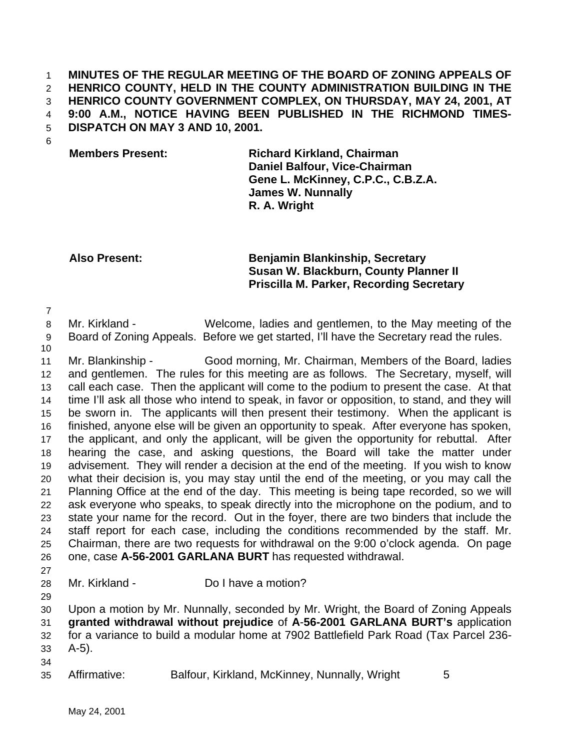**MINUTES OF THE REGULAR MEETING OF THE BOARD OF ZONING APPEALS OF HENRICO COUNTY, HELD IN THE COUNTY ADMINISTRATION BUILDING IN THE HENRICO COUNTY GOVERNMENT COMPLEX, ON THURSDAY, MAY 24, 2001, AT 9:00 A.M., NOTICE HAVING BEEN PUBLISHED IN THE RICHMOND TIMES-DISPATCH ON MAY 3 AND 10, 2001.**

| | |
|---|---|
| **Members Present:** | **Richard Kirkland, Chairman** |
| | **Daniel Balfour, Vice-Chairman** |
| | **Gene L. McKinney, C.P.C., C.B.Z.A.** |
| | **James W. Nunnally** |
| | **R. A. Wright** |
| **Also Present:** | **Benjamin Blankinship, Secretary** |
| | **Susan W. Blackburn, County Planner II** |
| | **Priscilla M. Parker, Recording Secretary** |

Mr. Kirkland - Welcome, ladies and gentlemen, to the May meeting of the Board of Zoning Appeals. Before we get started, I'll have the Secretary read the rules.

Mr. Blankinship - Good morning, Mr. Chairman, Members of the Board, ladies and gentlemen. The rules for this meeting are as follows. The Secretary, myself, will call each case. Then the applicant will come to the podium to present the case. At that time I'll ask all those who intend to speak, in favor or opposition, to stand, and they will be sworn in. The applicants will then present their testimony. When the applicant is finished, anyone else will be given an opportunity to speak. After everyone has spoken, the applicant, and only the applicant, will be given the opportunity for rebuttal. After hearing the case, and asking questions, the Board will take the matter under advisement. They will render a decision at the end of the meeting. If you wish to know what their decision is, you may stay until the end of the meeting, or you may call the Planning Office at the end of the day. This meeting is being tape recorded, so we will ask everyone who speaks, to speak directly into the microphone on the podium, and to state your name for the record. Out in the foyer, there are two binders that include the staff report for each case, including the conditions recommended by the staff. Mr. Chairman, there are two requests for withdrawal on the 9:00 o'clock agenda. On page one, case **A-56-2001 GARLANA BURT** has requested withdrawal.

Mr. Kirkland - Do I have a motion?

Upon a motion by Mr. Nunnally, seconded by Mr. Wright, the Board of Zoning Appeals **granted withdrawal without prejudice** of **A-56-2001 GARLANA BURT's** application for a variance to build a modular home at 7902 Battlefield Park Road (Tax Parcel 236-A-5).

Affirmative: Balfour, Kirkland, McKinney, Nunnally, Wright 5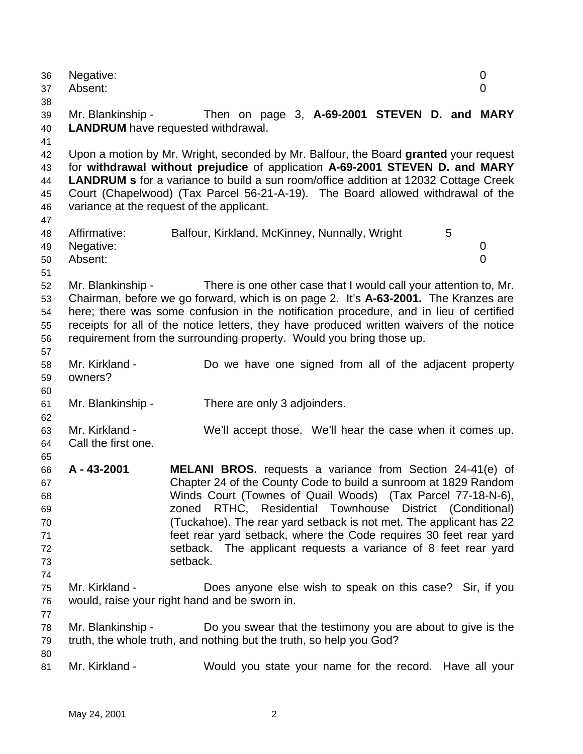Negative: 0
Absent: 0

Mr. Blankinship - Then on page 3, **A-69-2001 STEVEN D. and MARY LANDRUM** have requested withdrawal.

Upon a motion by Mr. Wright, seconded by Mr. Balfour, the Board **granted** your request for **withdrawal without prejudice** of application **A-69-2001 STEVEN D. and MARY LANDRUM s** for a variance to build a sun room/office addition at 12032 Cottage Creek Court (Chapelwood) (Tax Parcel 56-21-A-19). The Board allowed withdrawal of the variance at the request of the applicant.

Affirmative: Balfour, Kirkland, McKinney, Nunnally, Wright 5
Negative: 0
Absent: 0

Mr. Blankinship - There is one other case that I would call your attention to, Mr. Chairman, before we go forward, which is on page 2. It's **A-63-2001.** The Kranzes are here; there was some confusion in the notification procedure, and in lieu of certified receipts for all of the notice letters, they have produced written waivers of the notice requirement from the surrounding property. Would you bring those up.

Mr. Kirkland - Do we have one signed from all of the adjacent property owners?

Mr. Blankinship - There are only 3 adjoinders.

Mr. Kirkland - We'll accept those. We'll hear the case when it comes up. Call the first one.

**A - 43-2001** **MELANI BROS.** requests a variance from Section 24-41(e) of Chapter 24 of the County Code to build a sunroom at 1829 Random Winds Court (Townes of Quail Woods) (Tax Parcel 77-18-N-6), zoned RTHC, Residential Townhouse District (Conditional) (Tuckahoe). The rear yard setback is not met. The applicant has 22 feet rear yard setback, where the Code requires 30 feet rear yard setback. The applicant requests a variance of 8 feet rear yard setback.

Mr. Kirkland - Does anyone else wish to speak on this case? Sir, if you would, raise your right hand and be sworn in.

Mr. Blankinship - Do you swear that the testimony you are about to give is the truth, the whole truth, and nothing but the truth, so help you God?

Mr. Kirkland - Would you state your name for the record. Have all your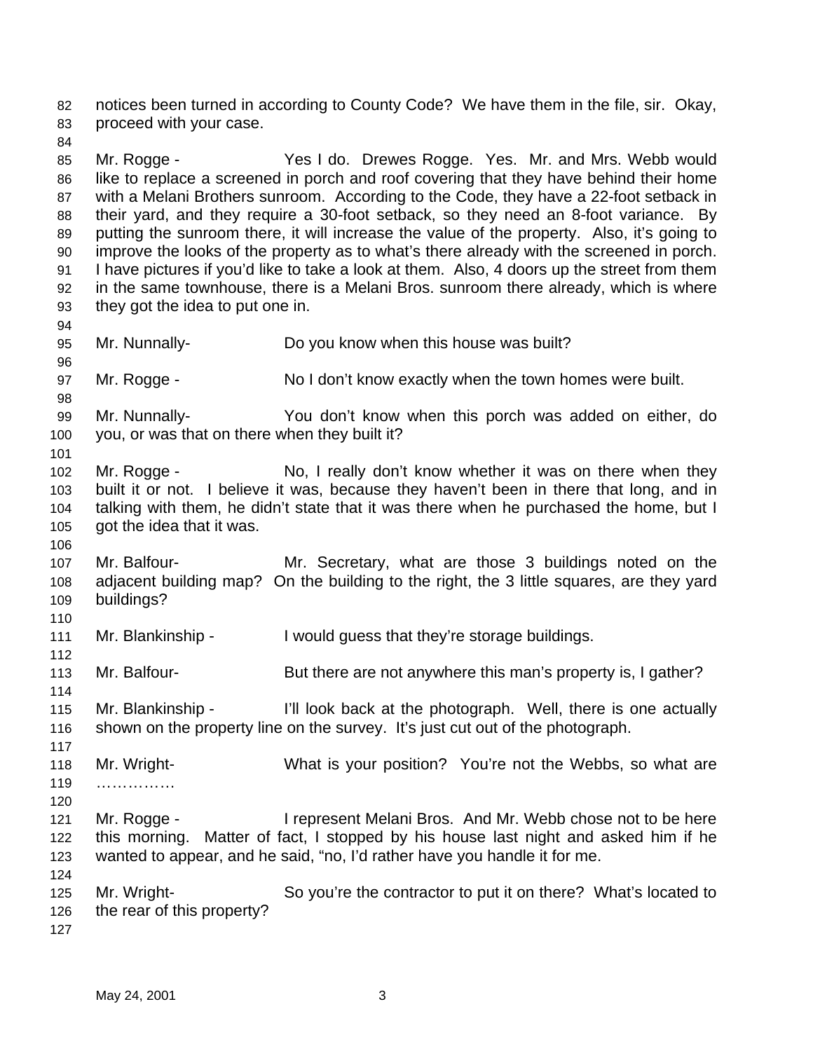notices been turned in according to County Code? We have them in the file, sir. Okay, proceed with your case.

Mr. Rogge - Yes I do. Drewes Rogge. Yes. Mr. and Mrs. Webb would like to replace a screened in porch and roof covering that they have behind their home with a Melani Brothers sunroom. According to the Code, they have a 22-foot setback in their yard, and they require a 30-foot setback, so they need an 8-foot variance. By putting the sunroom there, it will increase the value of the property. Also, it's going to improve the looks of the property as to what's there already with the screened in porch. I have pictures if you'd like to take a look at them. Also, 4 doors up the street from them in the same townhouse, there is a Melani Bros. sunroom there already, which is where they got the idea to put one in.

Mr. Nunnally- Do you know when this house was built?

Mr. Rogge - No I don't know exactly when the town homes were built.

Mr. Nunnally- You don't know when this porch was added on either, do you, or was that on there when they built it?

Mr. Rogge - No, I really don't know whether it was on there when they built it or not. I believe it was, because they haven't been in there that long, and in talking with them, he didn't state that it was there when he purchased the home, but I got the idea that it was.

Mr. Balfour- Mr. Secretary, what are those 3 buildings noted on the adjacent building map? On the building to the right, the 3 little squares, are they yard buildings?

Mr. Blankinship - I would guess that they're storage buildings.

Mr. Balfour- But there are not anywhere this man's property is, I gather?

Mr. Blankinship - I'll look back at the photograph. Well, there is one actually shown on the property line on the survey. It's just cut out of the photograph.

Mr. Wright- What is your position? You're not the Webbs, so what are ……………

Mr. Rogge - I represent Melani Bros. And Mr. Webb chose not to be here this morning. Matter of fact, I stopped by his house last night and asked him if he wanted to appear, and he said, "no, I'd rather have you handle it for me.

Mr. Wright- So you're the contractor to put it on there? What's located to the rear of this property?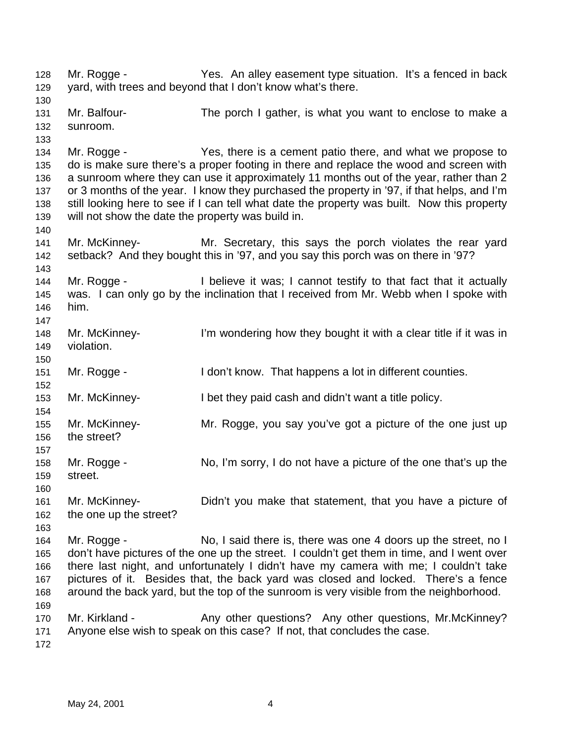Mr. Rogge - Yes. An alley easement type situation. It's a fenced in back yard, with trees and beyond that I don't know what's there.

Mr. Balfour- The porch I gather, is what you want to enclose to make a sunroom.

Mr. Rogge - Yes, there is a cement patio there, and what we propose to do is make sure there's a proper footing in there and replace the wood and screen with a sunroom where they can use it approximately 11 months out of the year, rather than 2 or 3 months of the year. I know they purchased the property in '97, if that helps, and I'm still looking here to see if I can tell what date the property was built. Now this property will not show the date the property was build in.

Mr. McKinney- Mr. Secretary, this says the porch violates the rear yard setback? And they bought this in '97, and you say this porch was on there in '97?

Mr. Rogge - I believe it was; I cannot testify to that fact that it actually was. I can only go by the inclination that I received from Mr. Webb when I spoke with him.

Mr. McKinney- I'm wondering how they bought it with a clear title if it was in violation.

Mr. Rogge - I don't know. That happens a lot in different counties.

Mr. McKinney- I bet they paid cash and didn't want a title policy.

Mr. McKinney- Mr. Rogge, you say you've got a picture of the one just up the street?

Mr. Rogge - No, I'm sorry, I do not have a picture of the one that's up the street.

Mr. McKinney- Didn't you make that statement, that you have a picture of the one up the street?

Mr. Rogge - No, I said there is, there was one 4 doors up the street, no I don't have pictures of the one up the street. I couldn't get them in time, and I went over there last night, and unfortunately I didn't have my camera with me; I couldn't take pictures of it. Besides that, the back yard was closed and locked. There's a fence around the back yard, but the top of the sunroom is very visible from the neighborhood.

Mr. Kirkland - Any other questions? Any other questions, Mr.McKinney? Anyone else wish to speak on this case? If not, that concludes the case.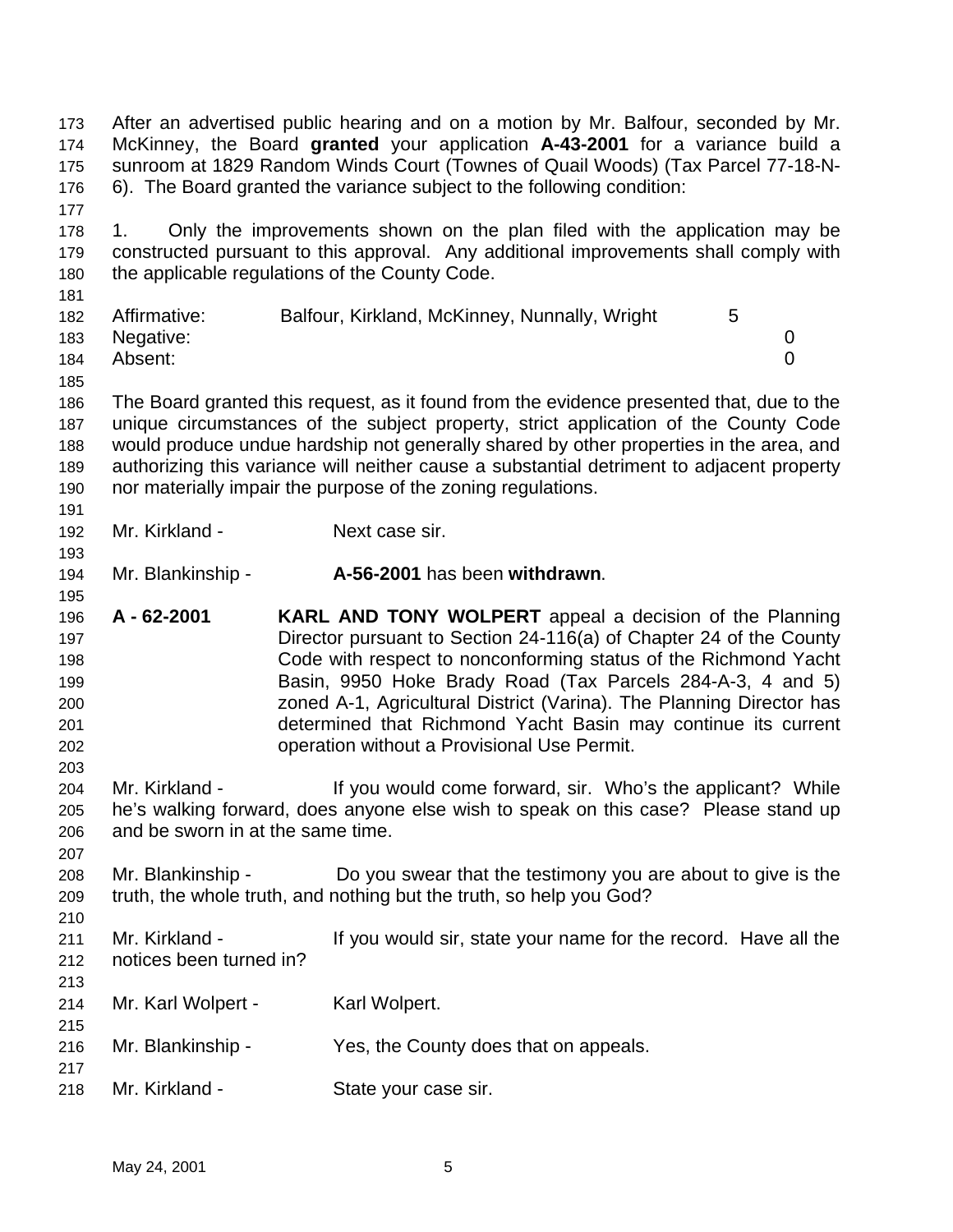After an advertised public hearing and on a motion by Mr. Balfour, seconded by Mr. McKinney, the Board **granted** your application **A-43-2001** for a variance build a sunroom at 1829 Random Winds Court (Townes of Quail Woods) (Tax Parcel 77-18-N-6). The Board granted the variance subject to the following condition:

1. Only the improvements shown on the plan filed with the application may be constructed pursuant to this approval. Any additional improvements shall comply with the applicable regulations of the County Code.

| | | |
|---|---|---|
| Affirmative: | Balfour, Kirkland, McKinney, Nunnally, Wright | 5 |
| Negative: | | 0 |
| Absent: | | 0 |

The Board granted this request, as it found from the evidence presented that, due to the unique circumstances of the subject property, strict application of the County Code would produce undue hardship not generally shared by other properties in the area, and authorizing this variance will neither cause a substantial detriment to adjacent property nor materially impair the purpose of the zoning regulations.

Mr. Kirkland - Next case sir.

Mr. Blankinship - **A-56-2001** has been **withdrawn**.

**A - 62-2001** **KARL AND TONY WOLPERT** appeal a decision of the Planning Director pursuant to Section 24-116(a) of Chapter 24 of the County Code with respect to nonconforming status of the Richmond Yacht Basin, 9950 Hoke Brady Road (Tax Parcels 284-A-3, 4 and 5) zoned A-1, Agricultural District (Varina). The Planning Director has determined that Richmond Yacht Basin may continue its current operation without a Provisional Use Permit.

Mr. Kirkland - If you would come forward, sir. Who's the applicant? While he's walking forward, does anyone else wish to speak on this case? Please stand up and be sworn in at the same time.

Mr. Blankinship - Do you swear that the testimony you are about to give is the truth, the whole truth, and nothing but the truth, so help you God?

Mr. Kirkland - If you would sir, state your name for the record. Have all the notices been turned in?

Mr. Karl Wolpert - Karl Wolpert.

Mr. Blankinship - Yes, the County does that on appeals.

Mr. Kirkland - State your case sir.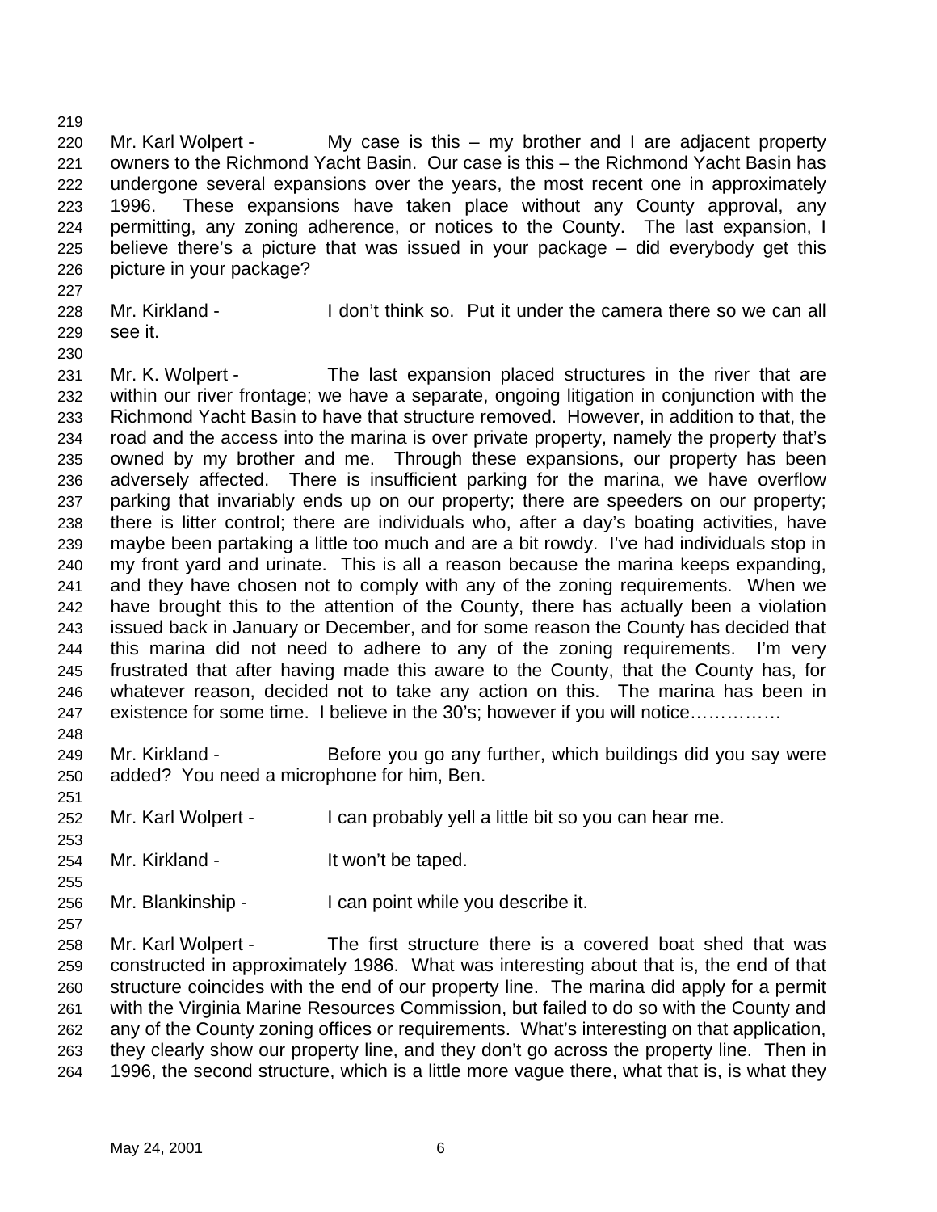Mr. Karl Wolpert - My case is this – my brother and I are adjacent property owners to the Richmond Yacht Basin. Our case is this – the Richmond Yacht Basin has undergone several expansions over the years, the most recent one in approximately 1996. These expansions have taken place without any County approval, any permitting, any zoning adherence, or notices to the County. The last expansion, I believe there's a picture that was issued in your package – did everybody get this picture in your package?

Mr. Kirkland - I don't think so. Put it under the camera there so we can all see it.

Mr. K. Wolpert - The last expansion placed structures in the river that are within our river frontage; we have a separate, ongoing litigation in conjunction with the Richmond Yacht Basin to have that structure removed. However, in addition to that, the road and the access into the marina is over private property, namely the property that's owned by my brother and me. Through these expansions, our property has been adversely affected. There is insufficient parking for the marina, we have overflow parking that invariably ends up on our property; there are speeders on our property; there is litter control; there are individuals who, after a day's boating activities, have maybe been partaking a little too much and are a bit rowdy. I've had individuals stop in my front yard and urinate. This is all a reason because the marina keeps expanding, and they have chosen not to comply with any of the zoning requirements. When we have brought this to the attention of the County, there has actually been a violation issued back in January or December, and for some reason the County has decided that this marina did not need to adhere to any of the zoning requirements. I'm very frustrated that after having made this aware to the County, that the County has, for whatever reason, decided not to take any action on this. The marina has been in existence for some time. I believe in the 30's; however if you will notice……………

Mr. Kirkland - Before you go any further, which buildings did you say were added? You need a microphone for him, Ben.

Mr. Karl Wolpert - I can probably yell a little bit so you can hear me.

Mr. Kirkland - It won't be taped.

Mr. Blankinship - I can point while you describe it.

Mr. Karl Wolpert - The first structure there is a covered boat shed that was constructed in approximately 1986. What was interesting about that is, the end of that structure coincides with the end of our property line. The marina did apply for a permit with the Virginia Marine Resources Commission, but failed to do so with the County and any of the County zoning offices or requirements. What's interesting on that application, they clearly show our property line, and they don't go across the property line. Then in 1996, the second structure, which is a little more vague there, what that is, is what they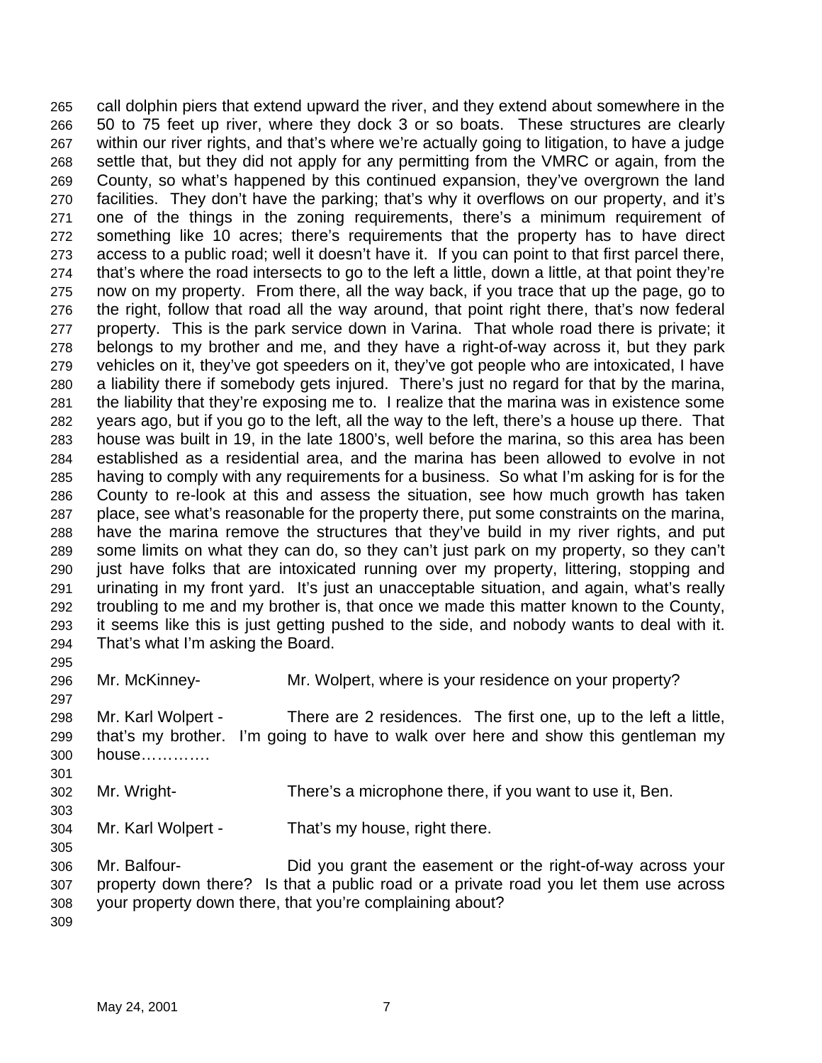call dolphin piers that extend upward the river, and they extend about somewhere in the 50 to 75 feet up river, where they dock 3 or so boats. These structures are clearly within our river rights, and that's where we're actually going to litigation, to have a judge settle that, but they did not apply for any permitting from the VMRC or again, from the County, so what's happened by this continued expansion, they've overgrown the land facilities. They don't have the parking; that's why it overflows on our property, and it's one of the things in the zoning requirements, there's a minimum requirement of something like 10 acres; there's requirements that the property has to have direct access to a public road; well it doesn't have it. If you can point to that first parcel there, that's where the road intersects to go to the left a little, down a little, at that point they're now on my property. From there, all the way back, if you trace that up the page, go to the right, follow that road all the way around, that point right there, that's now federal property. This is the park service down in Varina. That whole road there is private; it belongs to my brother and me, and they have a right-of-way across it, but they park vehicles on it, they've got speeders on it, they've got people who are intoxicated, I have a liability there if somebody gets injured. There's just no regard for that by the marina, the liability that they're exposing me to. I realize that the marina was in existence some years ago, but if you go to the left, all the way to the left, there's a house up there. That house was built in 19, in the late 1800's, well before the marina, so this area has been established as a residential area, and the marina has been allowed to evolve in not having to comply with any requirements for a business. So what I'm asking for is for the County to re-look at this and assess the situation, see how much growth has taken place, see what's reasonable for the property there, put some constraints on the marina, have the marina remove the structures that they've build in my river rights, and put some limits on what they can do, so they can't just park on my property, so they can't just have folks that are intoxicated running over my property, littering, stopping and urinating in my front yard. It's just an unacceptable situation, and again, what's really troubling to me and my brother is, that once we made this matter known to the County, it seems like this is just getting pushed to the side, and nobody wants to deal with it. That's what I'm asking the Board.

Mr. McKinney- Mr. Wolpert, where is your residence on your property?

Mr. Karl Wolpert - There are 2 residences. The first one, up to the left a little, that's my brother. I'm going to have to walk over here and show this gentleman my house………….

Mr. Wright- There's a microphone there, if you want to use it, Ben.

Mr. Karl Wolpert - That's my house, right there.

Mr. Balfour- Did you grant the easement or the right-of-way across your property down there? Is that a public road or a private road you let them use across your property down there, that you're complaining about?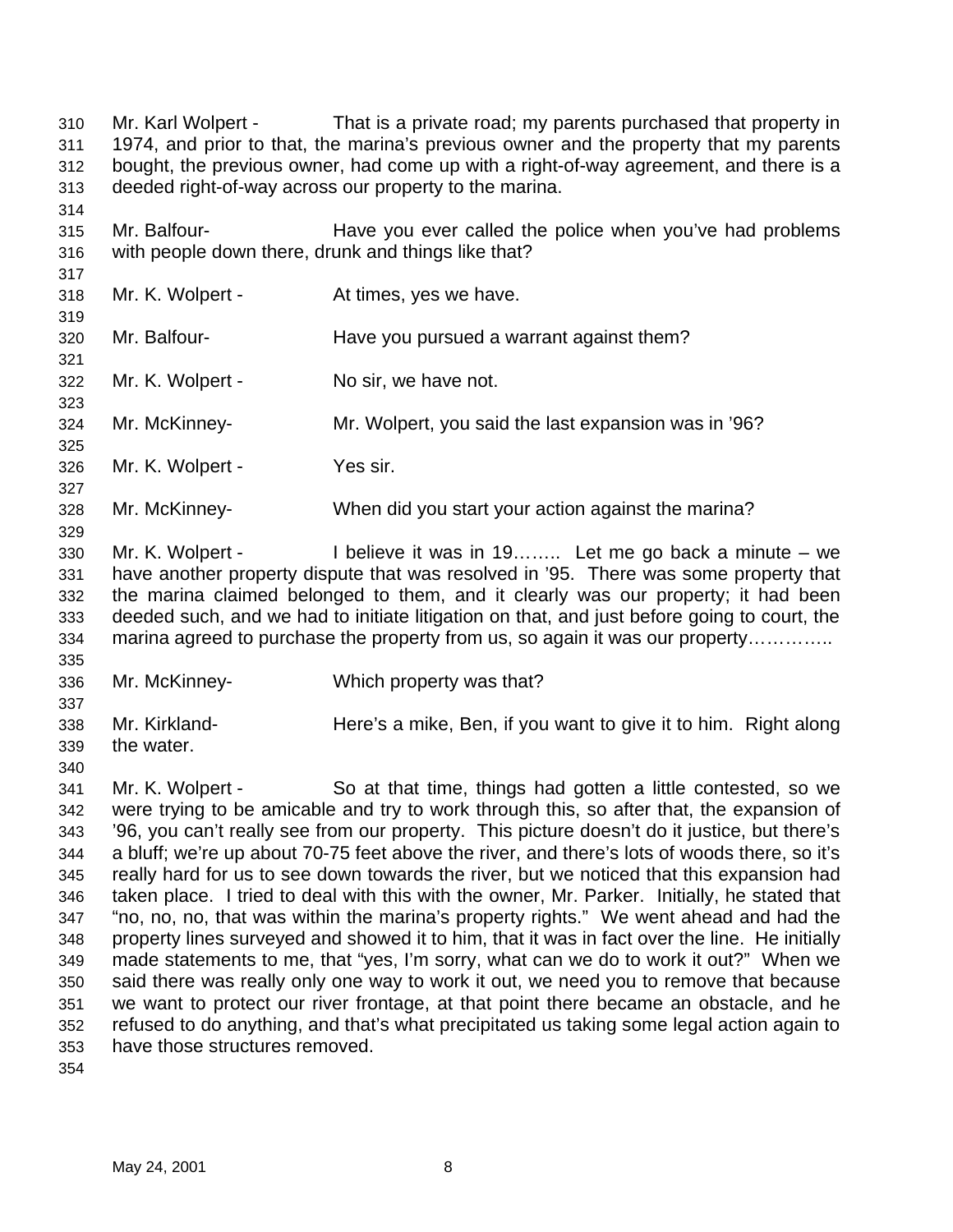Mr. Karl Wolpert - That is a private road; my parents purchased that property in 1974, and prior to that, the marina's previous owner and the property that my parents bought, the previous owner, had come up with a right-of-way agreement, and there is a deeded right-of-way across our property to the marina.

Mr. Balfour- Have you ever called the police when you've had problems with people down there, drunk and things like that?

Mr. K. Wolpert - At times, yes we have.

Mr. Balfour- Have you pursued a warrant against them?

Mr. K. Wolpert - No sir, we have not.

Mr. McKinney- Mr. Wolpert, you said the last expansion was in '96?

Mr. K. Wolpert - Yes sir.

Mr. McKinney- When did you start your action against the marina?

Mr. K. Wolpert - I believe it was in 19…….. Let me go back a minute – we have another property dispute that was resolved in '95. There was some property that the marina claimed belonged to them, and it clearly was our property; it had been deeded such, and we had to initiate litigation on that, and just before going to court, the marina agreed to purchase the property from us, so again it was our property…………..

Mr. McKinney- Which property was that?

Mr. Kirkland- Here's a mike, Ben, if you want to give it to him. Right along the water.

Mr. K. Wolpert - So at that time, things had gotten a little contested, so we were trying to be amicable and try to work through this, so after that, the expansion of '96, you can't really see from our property. This picture doesn't do it justice, but there's a bluff; we're up about 70-75 feet above the river, and there's lots of woods there, so it's really hard for us to see down towards the river, but we noticed that this expansion had taken place. I tried to deal with this with the owner, Mr. Parker. Initially, he stated that "no, no, no, that was within the marina's property rights." We went ahead and had the property lines surveyed and showed it to him, that it was in fact over the line. He initially made statements to me, that "yes, I'm sorry, what can we do to work it out?" When we said there was really only one way to work it out, we need you to remove that because we want to protect our river frontage, at that point there became an obstacle, and he refused to do anything, and that's what precipitated us taking some legal action again to have those structures removed.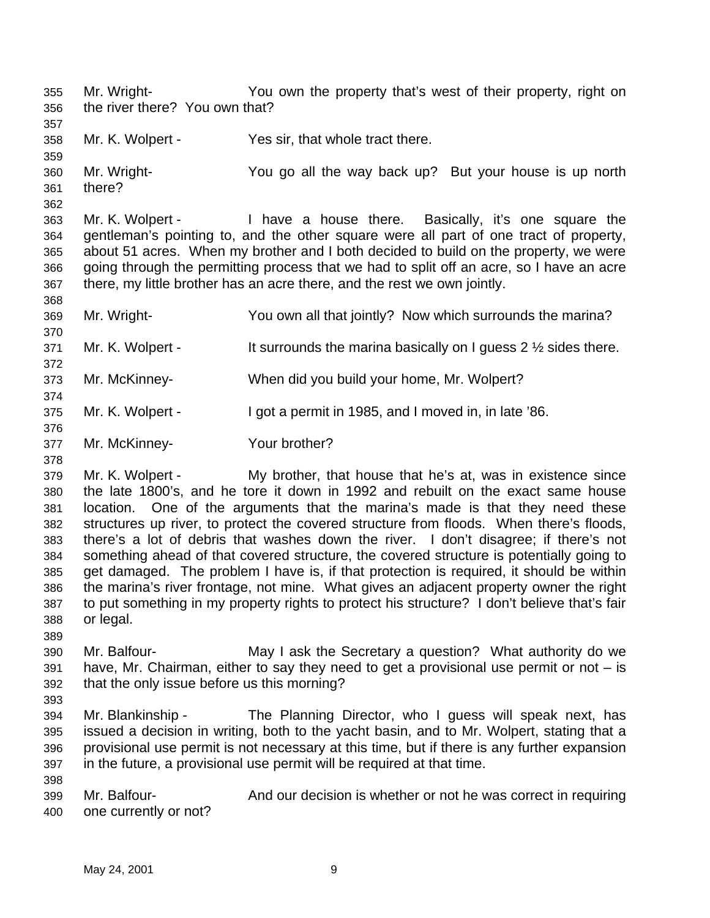Mr. Wright- You own the property that's west of their property, right on the river there? You own that?

Mr. K. Wolpert - Yes sir, that whole tract there.

Mr. Wright- You go all the way back up? But your house is up north there?

Mr. K. Wolpert - I have a house there. Basically, it's one square the gentleman's pointing to, and the other square were all part of one tract of property, about 51 acres. When my brother and I both decided to build on the property, we were going through the permitting process that we had to split off an acre, so I have an acre there, my little brother has an acre there, and the rest we own jointly.

Mr. Wright- You own all that jointly? Now which surrounds the marina?

Mr. K. Wolpert - It surrounds the marina basically on I guess 2 ½ sides there.

Mr. McKinney- When did you build your home, Mr. Wolpert?

Mr. K. Wolpert - I got a permit in 1985, and I moved in, in late '86.

Mr. McKinney- Your brother?

Mr. K. Wolpert - My brother, that house that he's at, was in existence since the late 1800's, and he tore it down in 1992 and rebuilt on the exact same house location. One of the arguments that the marina's made is that they need these structures up river, to protect the covered structure from floods. When there's floods, there's a lot of debris that washes down the river. I don't disagree; if there's not something ahead of that covered structure, the covered structure is potentially going to get damaged. The problem I have is, if that protection is required, it should be within the marina's river frontage, not mine. What gives an adjacent property owner the right to put something in my property rights to protect his structure? I don't believe that's fair or legal.

Mr. Balfour- May I ask the Secretary a question? What authority do we have, Mr. Chairman, either to say they need to get a provisional use permit or not – is that the only issue before us this morning?

Mr. Blankinship - The Planning Director, who I guess will speak next, has issued a decision in writing, both to the yacht basin, and to Mr. Wolpert, stating that a provisional use permit is not necessary at this time, but if there is any further expansion in the future, a provisional use permit will be required at that time.

Mr. Balfour- And our decision is whether or not he was correct in requiring one currently or not?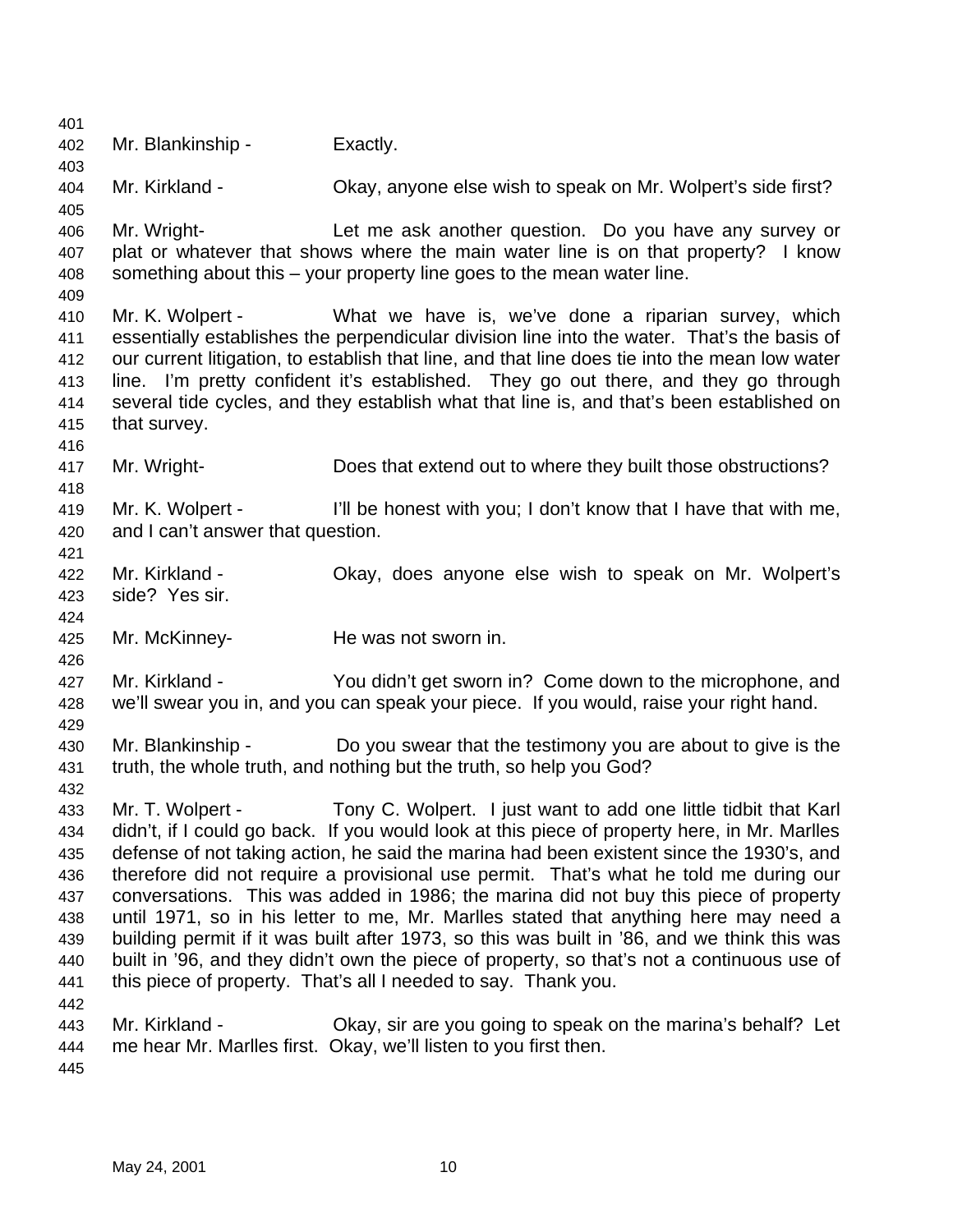Mr. Blankinship - Exactly.

Mr. Kirkland - Okay, anyone else wish to speak on Mr. Wolpert's side first?

Mr. Wright- Let me ask another question. Do you have any survey or plat or whatever that shows where the main water line is on that property? I know something about this – your property line goes to the mean water line.

Mr. K. Wolpert - What we have is, we've done a riparian survey, which essentially establishes the perpendicular division line into the water. That's the basis of our current litigation, to establish that line, and that line does tie into the mean low water line. I'm pretty confident it's established. They go out there, and they go through several tide cycles, and they establish what that line is, and that's been established on that survey.

Mr. Wright- Does that extend out to where they built those obstructions?

Mr. K. Wolpert - I'll be honest with you; I don't know that I have that with me, and I can't answer that question.

Mr. Kirkland - Okay, does anyone else wish to speak on Mr. Wolpert's side? Yes sir.

Mr. McKinney- He was not sworn in.

Mr. Kirkland - You didn't get sworn in? Come down to the microphone, and we'll swear you in, and you can speak your piece. If you would, raise your right hand.

Mr. Blankinship - Do you swear that the testimony you are about to give is the truth, the whole truth, and nothing but the truth, so help you God?

Mr. T. Wolpert - Tony C. Wolpert. I just want to add one little tidbit that Karl didn't, if I could go back. If you would look at this piece of property here, in Mr. Marlles defense of not taking action, he said the marina had been existent since the 1930's, and therefore did not require a provisional use permit. That's what he told me during our conversations. This was added in 1986; the marina did not buy this piece of property until 1971, so in his letter to me, Mr. Marlles stated that anything here may need a building permit if it was built after 1973, so this was built in '86, and we think this was built in '96, and they didn't own the piece of property, so that's not a continuous use of this piece of property. That's all I needed to say. Thank you.

Mr. Kirkland - Okay, sir are you going to speak on the marina's behalf? Let me hear Mr. Marlles first. Okay, we'll listen to you first then.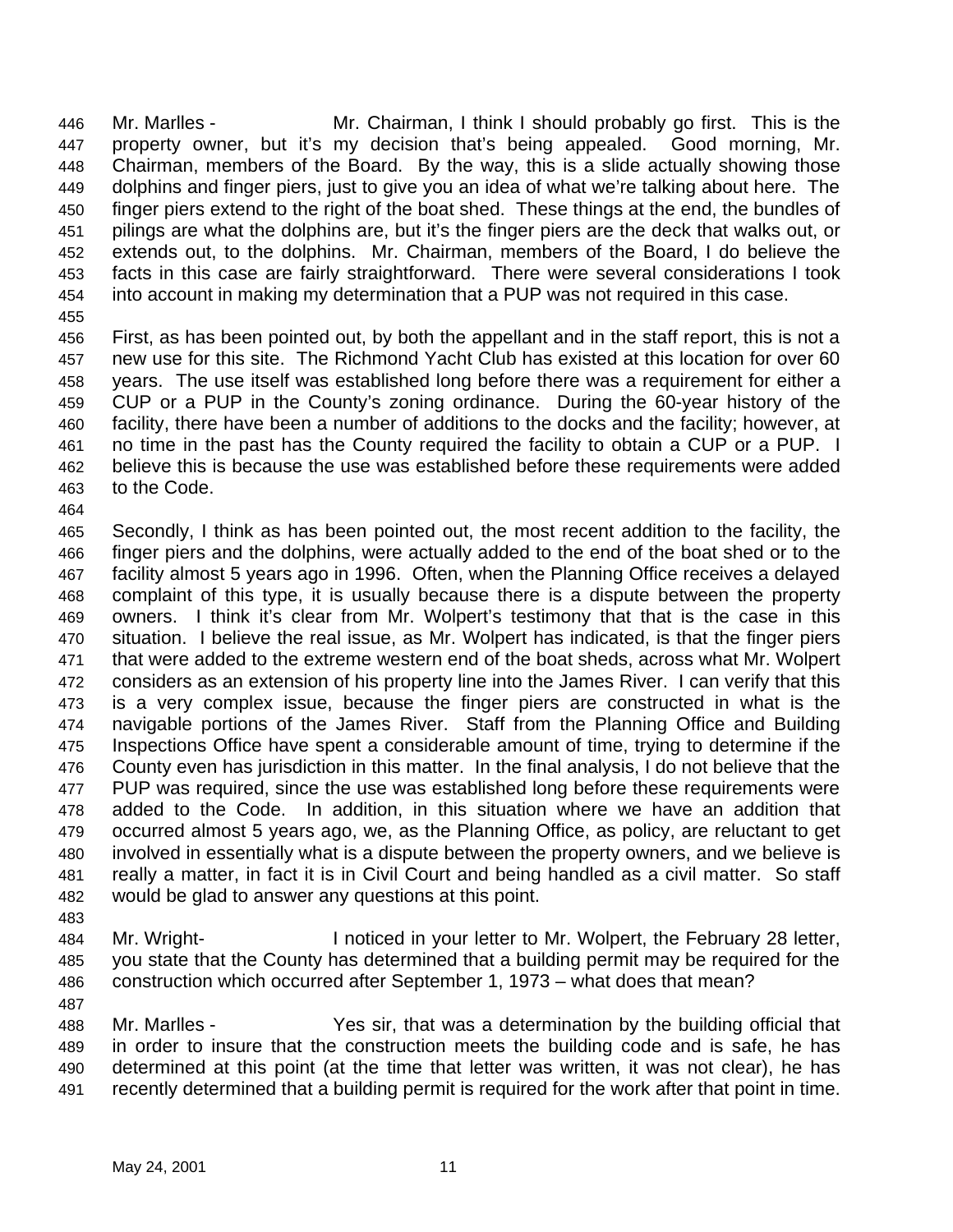Mr. Marlles - Mr. Chairman, I think I should probably go first. This is the property owner, but it's my decision that's being appealed. Good morning, Mr. Chairman, members of the Board. By the way, this is a slide actually showing those dolphins and finger piers, just to give you an idea of what we're talking about here. The finger piers extend to the right of the boat shed. These things at the end, the bundles of pilings are what the dolphins are, but it's the finger piers are the deck that walks out, or extends out, to the dolphins. Mr. Chairman, members of the Board, I do believe the facts in this case are fairly straightforward. There were several considerations I took into account in making my determination that a PUP was not required in this case.

First, as has been pointed out, by both the appellant and in the staff report, this is not a new use for this site. The Richmond Yacht Club has existed at this location for over 60 years. The use itself was established long before there was a requirement for either a CUP or a PUP in the County's zoning ordinance. During the 60-year history of the facility, there have been a number of additions to the docks and the facility; however, at no time in the past has the County required the facility to obtain a CUP or a PUP. I believe this is because the use was established before these requirements were added to the Code.

Secondly, I think as has been pointed out, the most recent addition to the facility, the finger piers and the dolphins, were actually added to the end of the boat shed or to the facility almost 5 years ago in 1996. Often, when the Planning Office receives a delayed complaint of this type, it is usually because there is a dispute between the property owners. I think it's clear from Mr. Wolpert's testimony that that is the case in this situation. I believe the real issue, as Mr. Wolpert has indicated, is that the finger piers that were added to the extreme western end of the boat sheds, across what Mr. Wolpert considers as an extension of his property line into the James River. I can verify that this is a very complex issue, because the finger piers are constructed in what is the navigable portions of the James River. Staff from the Planning Office and Building Inspections Office have spent a considerable amount of time, trying to determine if the County even has jurisdiction in this matter. In the final analysis, I do not believe that the PUP was required, since the use was established long before these requirements were added to the Code. In addition, in this situation where we have an addition that occurred almost 5 years ago, we, as the Planning Office, as policy, are reluctant to get involved in essentially what is a dispute between the property owners, and we believe is really a matter, in fact it is in Civil Court and being handled as a civil matter. So staff would be glad to answer any questions at this point.

Mr. Wright- I noticed in your letter to Mr. Wolpert, the February 28 letter, you state that the County has determined that a building permit may be required for the construction which occurred after September 1, 1973 – what does that mean?

Mr. Marlles - Yes sir, that was a determination by the building official that in order to insure that the construction meets the building code and is safe, he has determined at this point (at the time that letter was written, it was not clear), he has recently determined that a building permit is required for the work after that point in time.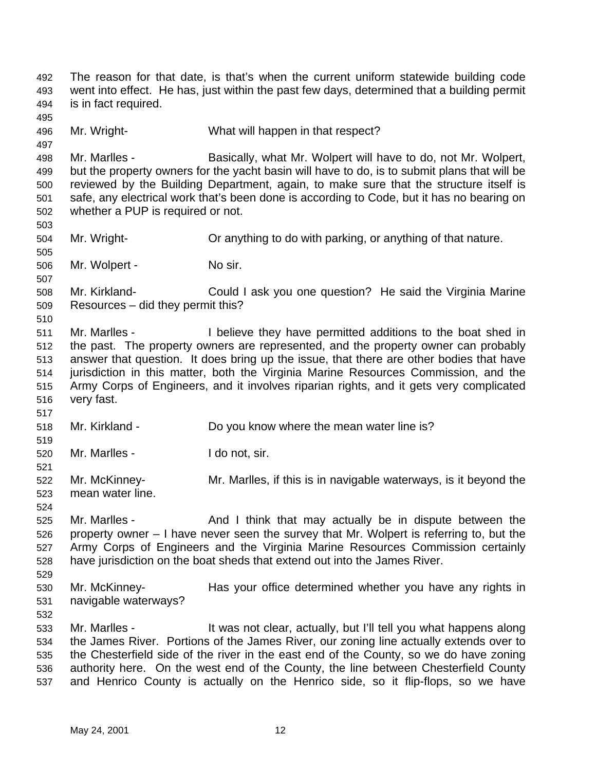The reason for that date, is that's when the current uniform statewide building code went into effect. He has, just within the past few days, determined that a building permit is in fact required.

Mr. Wright- What will happen in that respect?

Mr. Marlles - Basically, what Mr. Wolpert will have to do, not Mr. Wolpert, but the property owners for the yacht basin will have to do, is to submit plans that will be reviewed by the Building Department, again, to make sure that the structure itself is safe, any electrical work that's been done is according to Code, but it has no bearing on whether a PUP is required or not.

Mr. Wright- Or anything to do with parking, or anything of that nature.

Mr. Wolpert - No sir.

Mr. Kirkland- Could I ask you one question? He said the Virginia Marine Resources – did they permit this?

Mr. Marlles - I believe they have permitted additions to the boat shed in the past. The property owners are represented, and the property owner can probably answer that question. It does bring up the issue, that there are other bodies that have jurisdiction in this matter, both the Virginia Marine Resources Commission, and the Army Corps of Engineers, and it involves riparian rights, and it gets very complicated very fast.

Mr. Kirkland - Do you know where the mean water line is?

Mr. Marlles - I do not, sir.

Mr. McKinney- Mr. Marlles, if this is in navigable waterways, is it beyond the mean water line.

Mr. Marlles - And I think that may actually be in dispute between the property owner – I have never seen the survey that Mr. Wolpert is referring to, but the Army Corps of Engineers and the Virginia Marine Resources Commission certainly have jurisdiction on the boat sheds that extend out into the James River.

Mr. McKinney- Has your office determined whether you have any rights in navigable waterways?

Mr. Marlles - It was not clear, actually, but I'll tell you what happens along the James River. Portions of the James River, our zoning line actually extends over to the Chesterfield side of the river in the east end of the County, so we do have zoning authority here. On the west end of the County, the line between Chesterfield County and Henrico County is actually on the Henrico side, so it flip-flops, so we have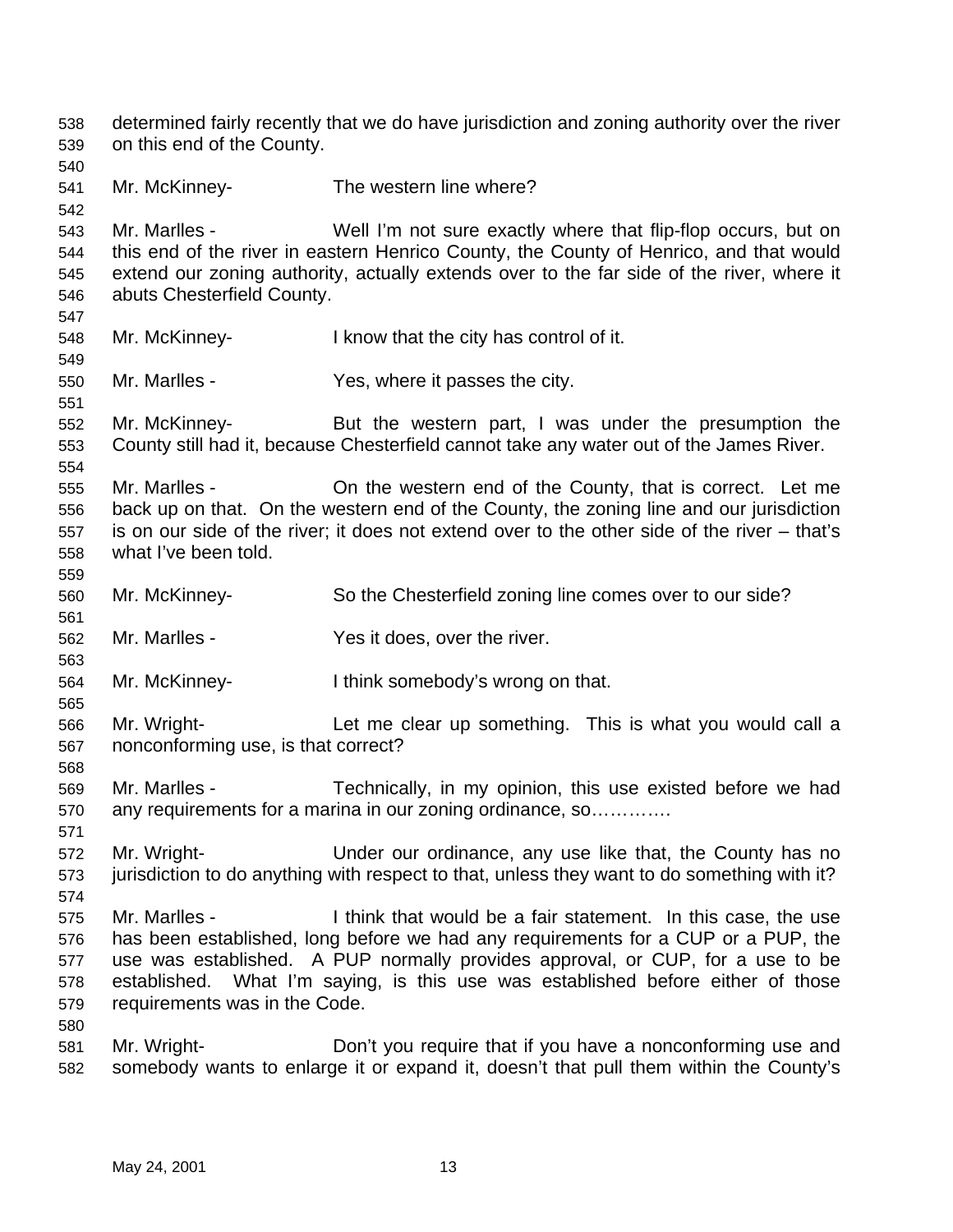determined fairly recently that we do have jurisdiction and zoning authority over the river on this end of the County.

Mr. McKinney- The western line where?

Mr. Marlles - Well I'm not sure exactly where that flip-flop occurs, but on this end of the river in eastern Henrico County, the County of Henrico, and that would extend our zoning authority, actually extends over to the far side of the river, where it abuts Chesterfield County.

Mr. McKinney- I know that the city has control of it.

Mr. Marlles - Yes, where it passes the city.

Mr. McKinney- But the western part, I was under the presumption the County still had it, because Chesterfield cannot take any water out of the James River.

Mr. Marlles - On the western end of the County, that is correct. Let me back up on that. On the western end of the County, the zoning line and our jurisdiction is on our side of the river; it does not extend over to the other side of the river – that's what I've been told.

Mr. McKinney- So the Chesterfield zoning line comes over to our side?

Mr. Marlles - Yes it does, over the river.

Mr. McKinney- I think somebody's wrong on that.

Mr. Wright- Let me clear up something. This is what you would call a nonconforming use, is that correct?

Mr. Marlles - Technically, in my opinion, this use existed before we had any requirements for a marina in our zoning ordinance, so………….

Mr. Wright- Under our ordinance, any use like that, the County has no jurisdiction to do anything with respect to that, unless they want to do something with it?

Mr. Marlles - I think that would be a fair statement. In this case, the use has been established, long before we had any requirements for a CUP or a PUP, the use was established. A PUP normally provides approval, or CUP, for a use to be established. What I'm saying, is this use was established before either of those requirements was in the Code.

Mr. Wright- Don't you require that if you have a nonconforming use and somebody wants to enlarge it or expand it, doesn't that pull them within the County's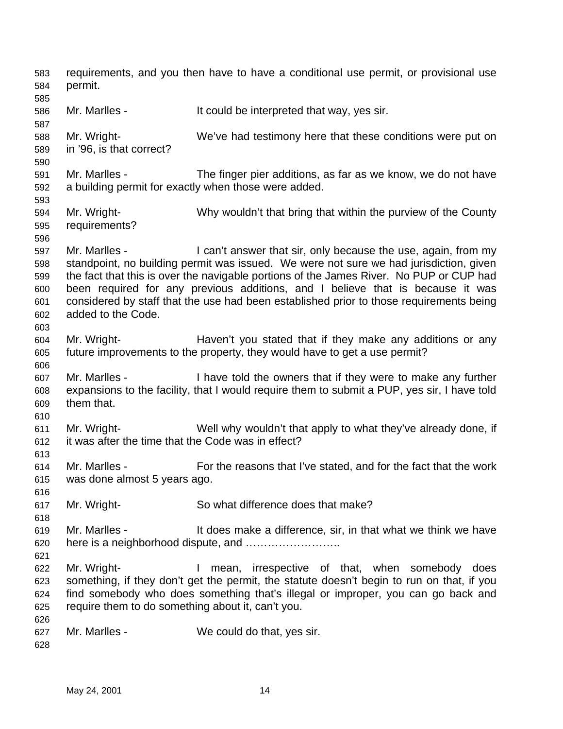requirements, and you then have to have a conditional use permit, or provisional use permit.

Mr. Marlles - It could be interpreted that way, yes sir.

Mr. Wright- We've had testimony here that these conditions were put on in '96, is that correct?

Mr. Marlles - The finger pier additions, as far as we know, we do not have a building permit for exactly when those were added.

Mr. Wright- Why wouldn't that bring that within the purview of the County requirements?

Mr. Marlles - I can't answer that sir, only because the use, again, from my standpoint, no building permit was issued. We were not sure we had jurisdiction, given the fact that this is over the navigable portions of the James River. No PUP or CUP had been required for any previous additions, and I believe that is because it was considered by staff that the use had been established prior to those requirements being added to the Code.

Mr. Wright- Haven't you stated that if they make any additions or any future improvements to the property, they would have to get a use permit?

Mr. Marlles - I have told the owners that if they were to make any further expansions to the facility, that I would require them to submit a PUP, yes sir, I have told them that.

Mr. Wright- Well why wouldn't that apply to what they've already done, if it was after the time that the Code was in effect?

Mr. Marlles - For the reasons that I've stated, and for the fact that the work was done almost 5 years ago.

Mr. Wright- So what difference does that make?

Mr. Marlles - It does make a difference, sir, in that what we think we have here is a neighborhood dispute, and ……………………..

Mr. Wright- I mean, irrespective of that, when somebody does something, if they don't get the permit, the statute doesn't begin to run on that, if you find somebody who does something that's illegal or improper, you can go back and require them to do something about it, can't you.

Mr. Marlles - We could do that, yes sir.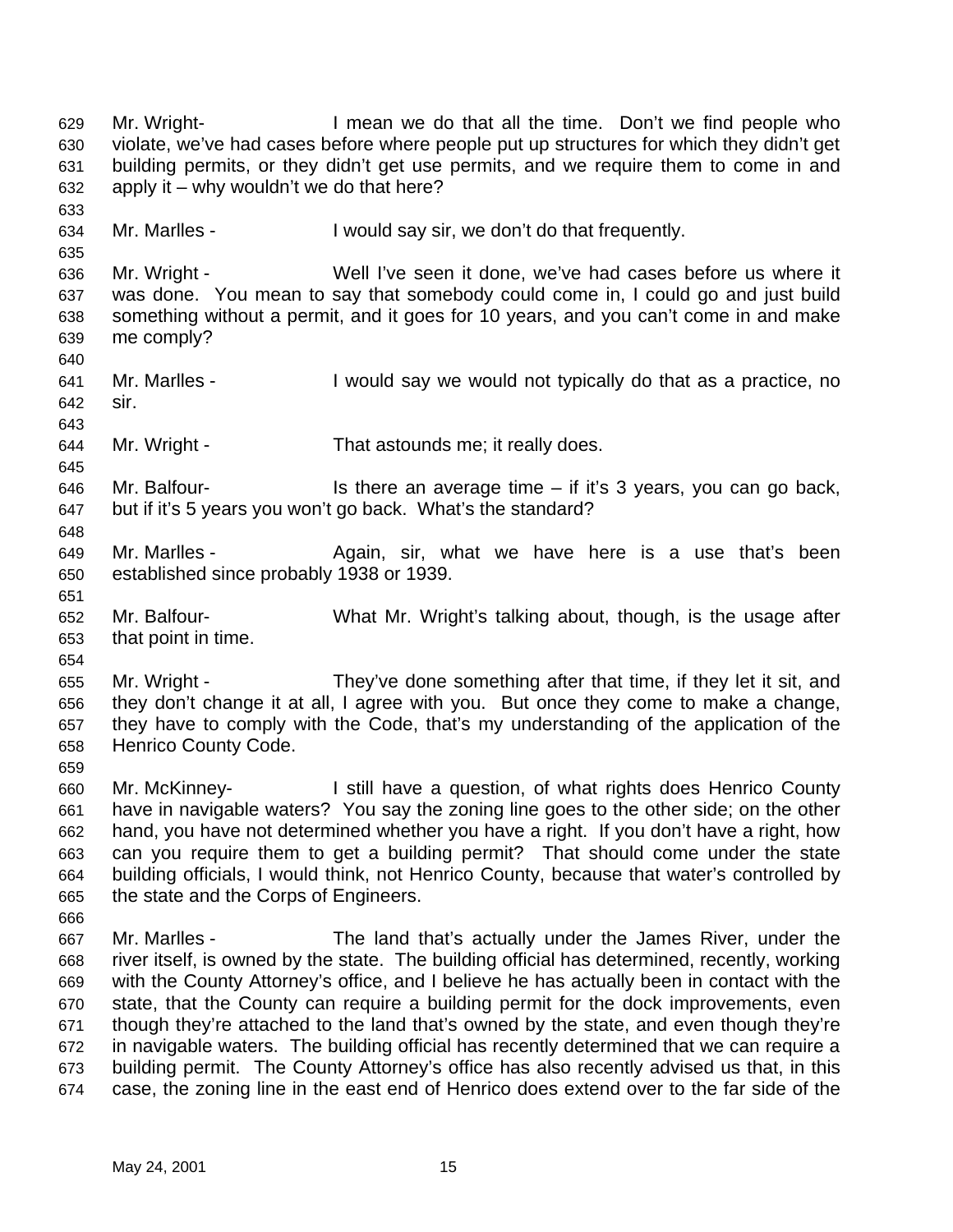Mr. Wright- I mean we do that all the time. Don't we find people who violate, we've had cases before where people put up structures for which they didn't get building permits, or they didn't get use permits, and we require them to come in and apply it – why wouldn't we do that here?

Mr. Marlles - I would say sir, we don't do that frequently.

Mr. Wright - Well I've seen it done, we've had cases before us where it was done. You mean to say that somebody could come in, I could go and just build something without a permit, and it goes for 10 years, and you can't come in and make me comply?

Mr. Marlles - I would say we would not typically do that as a practice, no sir.

Mr. Wright - That astounds me; it really does.

Mr. Balfour- Is there an average time – if it's 3 years, you can go back, but if it's 5 years you won't go back. What's the standard?

Mr. Marlles - Again, sir, what we have here is a use that's been established since probably 1938 or 1939.

Mr. Balfour- What Mr. Wright's talking about, though, is the usage after that point in time.

Mr. Wright - They've done something after that time, if they let it sit, and they don't change it at all, I agree with you. But once they come to make a change, they have to comply with the Code, that's my understanding of the application of the Henrico County Code.

Mr. McKinney- I still have a question, of what rights does Henrico County have in navigable waters? You say the zoning line goes to the other side; on the other hand, you have not determined whether you have a right. If you don't have a right, how can you require them to get a building permit? That should come under the state building officials, I would think, not Henrico County, because that water's controlled by the state and the Corps of Engineers.

Mr. Marlles - The land that's actually under the James River, under the river itself, is owned by the state. The building official has determined, recently, working with the County Attorney's office, and I believe he has actually been in contact with the state, that the County can require a building permit for the dock improvements, even though they're attached to the land that's owned by the state, and even though they're in navigable waters. The building official has recently determined that we can require a building permit. The County Attorney's office has also recently advised us that, in this case, the zoning line in the east end of Henrico does extend over to the far side of the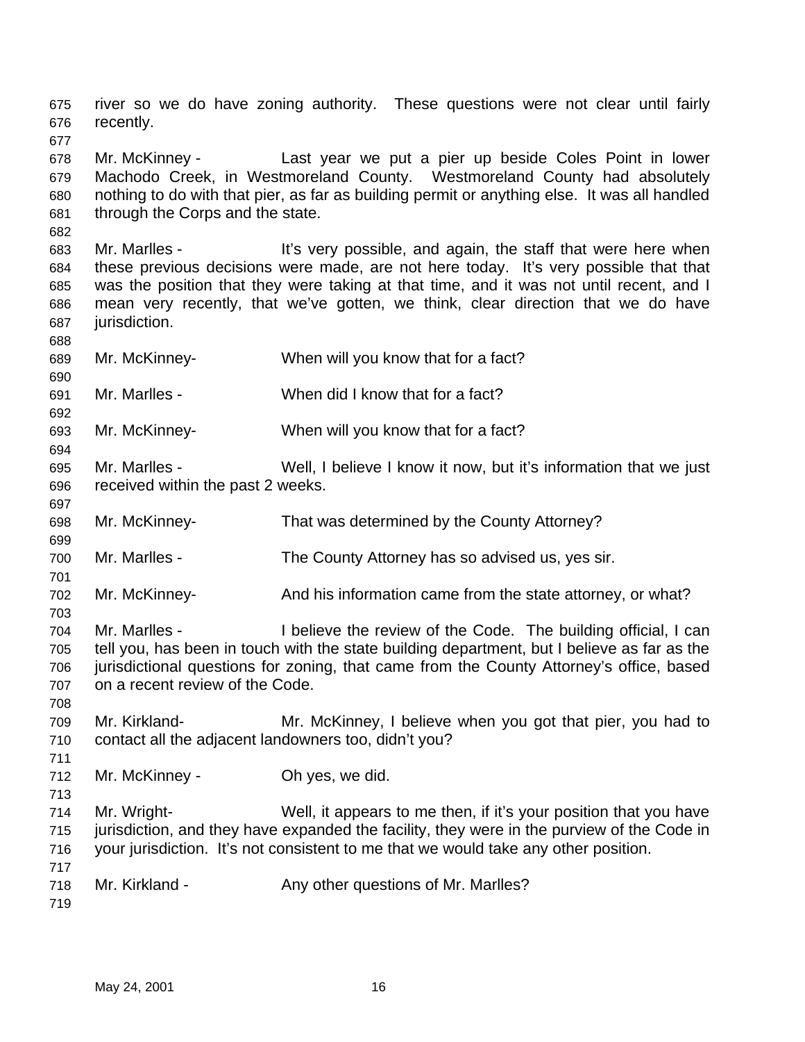river so we do have zoning authority. These questions were not clear until fairly recently.

Mr. McKinney - Last year we put a pier up beside Coles Point in lower Machodo Creek, in Westmoreland County. Westmoreland County had absolutely nothing to do with that pier, as far as building permit or anything else. It was all handled through the Corps and the state.

Mr. Marlles - It's very possible, and again, the staff that were here when these previous decisions were made, are not here today. It's very possible that that was the position that they were taking at that time, and it was not until recent, and I mean very recently, that we've gotten, we think, clear direction that we do have jurisdiction.

Mr. McKinney- When will you know that for a fact?

Mr. Marlles - When did I know that for a fact?

Mr. McKinney- When will you know that for a fact?

Mr. Marlles - Well, I believe I know it now, but it's information that we just received within the past 2 weeks.

Mr. McKinney- That was determined by the County Attorney?

Mr. Marlles - The County Attorney has so advised us, yes sir.

Mr. McKinney- And his information came from the state attorney, or what?

Mr. Marlles - I believe the review of the Code. The building official, I can tell you, has been in touch with the state building department, but I believe as far as the jurisdictional questions for zoning, that came from the County Attorney's office, based on a recent review of the Code.

Mr. Kirkland- Mr. McKinney, I believe when you got that pier, you had to contact all the adjacent landowners too, didn't you?

Mr. McKinney - Oh yes, we did.

Mr. Wright- Well, it appears to me then, if it's your position that you have jurisdiction, and they have expanded the facility, they were in the purview of the Code in your jurisdiction. It's not consistent to me that we would take any other position.

Mr. Kirkland - Any other questions of Mr. Marlles?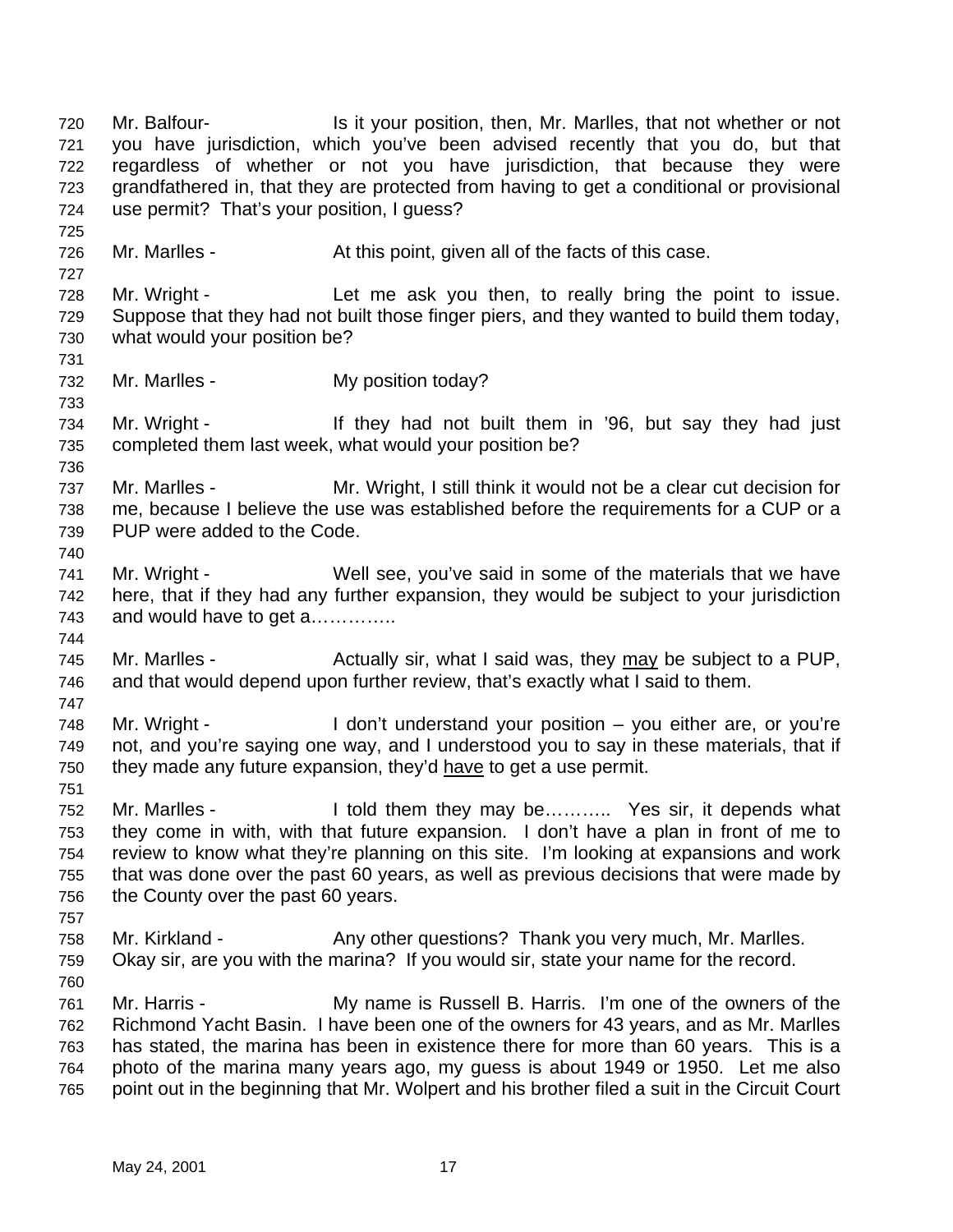720 Mr. Balfour- Is it your position, then, Mr. Marlles, that not whether or not
721 you have jurisdiction, which you've been advised recently that you do, but that
722 regardless of whether or not you have jurisdiction, that because they were
723 grandfathered in, that they are protected from having to get a conditional or provisional
724 use permit? That's your position, I guess?
725
726 Mr. Marlles - At this point, given all of the facts of this case.
727
728 Mr. Wright - Let me ask you then, to really bring the point to issue.
729 Suppose that they had not built those finger piers, and they wanted to build them today,
730 what would your position be?
731
732 Mr. Marlles - My position today?
733
734 Mr. Wright - If they had not built them in '96, but say they had just
735 completed them last week, what would your position be?
736
737 Mr. Marlles - Mr. Wright, I still think it would not be a clear cut decision for
738 me, because I believe the use was established before the requirements for a CUP or a
739 PUP were added to the Code.
740
741 Mr. Wright - Well see, you've said in some of the materials that we have
742 here, that if they had any further expansion, they would be subject to your jurisdiction
743 and would have to get a…………..
744
745 Mr. Marlles - Actually sir, what I said was, they <u>may</u> be subject to a PUP,
746 and that would depend upon further review, that's exactly what I said to them.
747
748 Mr. Wright - I don't understand your position – you either are, or you're
749 not, and you're saying one way, and I understood you to say in these materials, that if
750 they made any future expansion, they'd <u>have</u> to get a use permit.
751
752 Mr. Marlles - I told them they may be……….. Yes sir, it depends what
753 they come in with, with that future expansion. I don't have a plan in front of me to
754 review to know what they're planning on this site. I'm looking at expansions and work
755 that was done over the past 60 years, as well as previous decisions that were made by
756 the County over the past 60 years.
757
758 Mr. Kirkland - Any other questions? Thank you very much, Mr. Marlles.
759 Okay sir, are you with the marina? If you would sir, state your name for the record.
760
761 Mr. Harris - My name is Russell B. Harris. I'm one of the owners of the
762 Richmond Yacht Basin. I have been one of the owners for 43 years, and as Mr. Marlles
763 has stated, the marina has been in existence there for more than 60 years. This is a
764 photo of the marina many years ago, my guess is about 1949 or 1950. Let me also
765 point out in the beginning that Mr. Wolpert and his brother filed a suit in the Circuit Court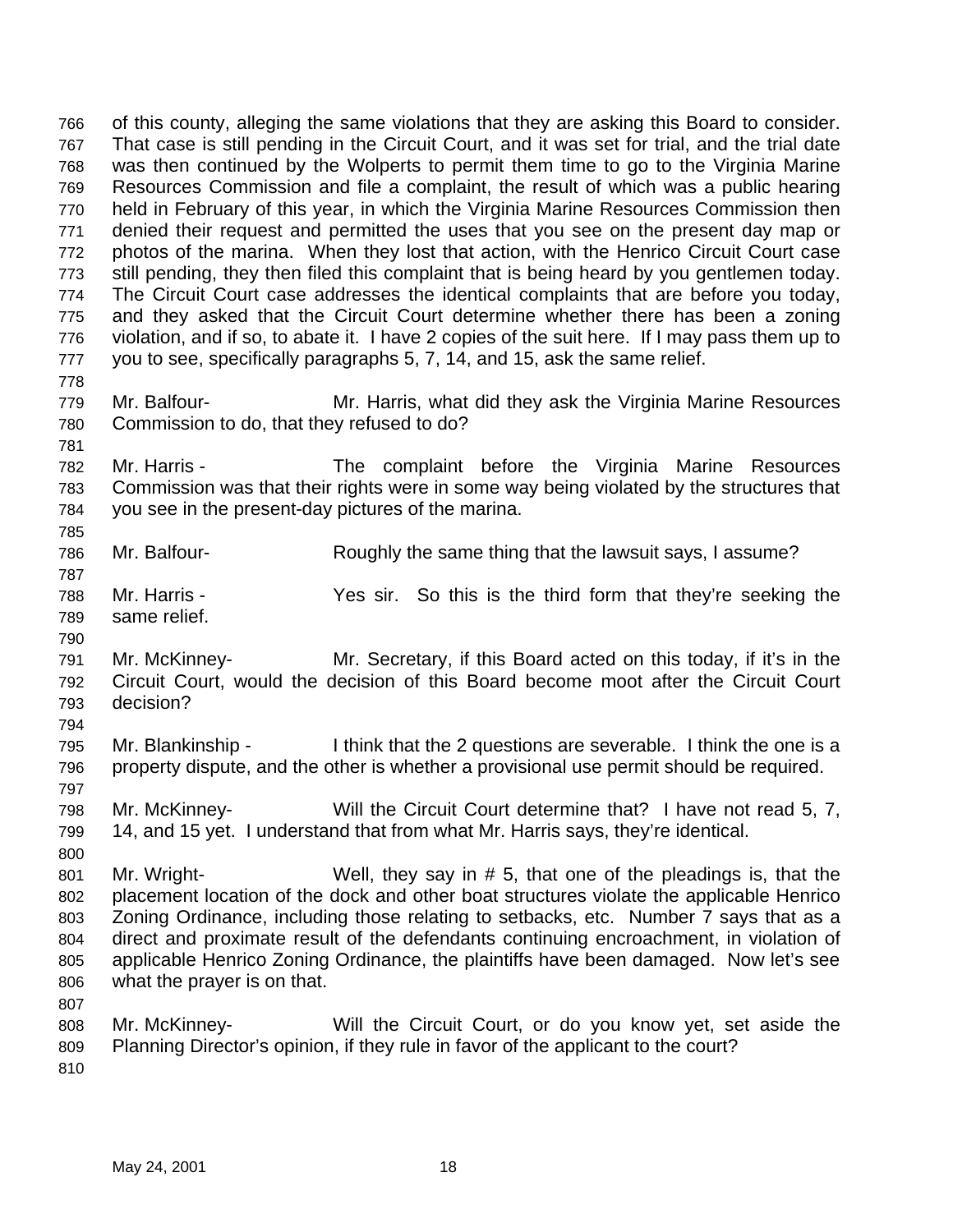of this county, alleging the same violations that they are asking this Board to consider. That case is still pending in the Circuit Court, and it was set for trial, and the trial date was then continued by the Wolperts to permit them time to go to the Virginia Marine Resources Commission and file a complaint, the result of which was a public hearing held in February of this year, in which the Virginia Marine Resources Commission then denied their request and permitted the uses that you see on the present day map or photos of the marina. When they lost that action, with the Henrico Circuit Court case still pending, they then filed this complaint that is being heard by you gentlemen today. The Circuit Court case addresses the identical complaints that are before you today, and they asked that the Circuit Court determine whether there has been a zoning violation, and if so, to abate it. I have 2 copies of the suit here. If I may pass them up to you to see, specifically paragraphs 5, 7, 14, and 15, ask the same relief.

Mr. Balfour- Mr. Harris, what did they ask the Virginia Marine Resources Commission to do, that they refused to do?

Mr. Harris - The complaint before the Virginia Marine Resources Commission was that their rights were in some way being violated by the structures that you see in the present-day pictures of the marina.

Mr. Balfour- Roughly the same thing that the lawsuit says, I assume?

Mr. Harris - Yes sir. So this is the third form that they're seeking the same relief.

Mr. McKinney- Mr. Secretary, if this Board acted on this today, if it's in the Circuit Court, would the decision of this Board become moot after the Circuit Court decision?

Mr. Blankinship - I think that the 2 questions are severable. I think the one is a property dispute, and the other is whether a provisional use permit should be required.

Mr. McKinney- Will the Circuit Court determine that? I have not read 5, 7, 14, and 15 yet. I understand that from what Mr. Harris says, they're identical.

Mr. Wright- Well, they say in # 5, that one of the pleadings is, that the placement location of the dock and other boat structures violate the applicable Henrico Zoning Ordinance, including those relating to setbacks, etc. Number 7 says that as a direct and proximate result of the defendants continuing encroachment, in violation of applicable Henrico Zoning Ordinance, the plaintiffs have been damaged. Now let's see what the prayer is on that.

Mr. McKinney- Will the Circuit Court, or do you know yet, set aside the Planning Director's opinion, if they rule in favor of the applicant to the court?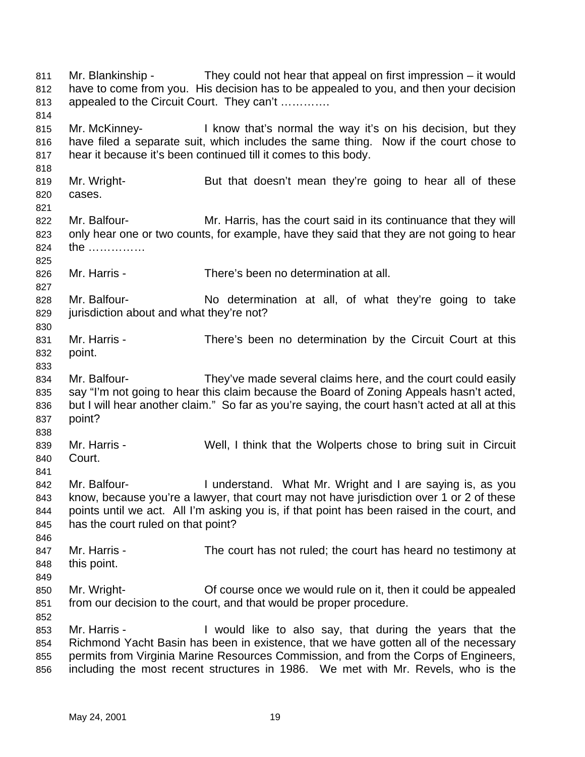Mr. Blankinship - They could not hear that appeal on first impression – it would have to come from you. His decision has to be appealed to you, and then your decision appealed to the Circuit Court. They can't ………….

Mr. McKinney- I know that's normal the way it's on his decision, but they have filed a separate suit, which includes the same thing. Now if the court chose to hear it because it's been continued till it comes to this body.

Mr. Wright- But that doesn't mean they're going to hear all of these cases.

Mr. Balfour- Mr. Harris, has the court said in its continuance that they will only hear one or two counts, for example, have they said that they are not going to hear the ……………

Mr. Harris - There's been no determination at all.

Mr. Balfour- No determination at all, of what they're going to take jurisdiction about and what they're not?

Mr. Harris - There's been no determination by the Circuit Court at this point.

Mr. Balfour- They've made several claims here, and the court could easily say "I'm not going to hear this claim because the Board of Zoning Appeals hasn't acted, but I will hear another claim." So far as you're saying, the court hasn't acted at all at this point?

Mr. Harris - Well, I think that the Wolperts chose to bring suit in Circuit Court.

Mr. Balfour- I understand. What Mr. Wright and I are saying is, as you know, because you're a lawyer, that court may not have jurisdiction over 1 or 2 of these points until we act. All I'm asking you is, if that point has been raised in the court, and has the court ruled on that point?

Mr. Harris - The court has not ruled; the court has heard no testimony at this point.

Mr. Wright- Of course once we would rule on it, then it could be appealed from our decision to the court, and that would be proper procedure.

Mr. Harris - I would like to also say, that during the years that the Richmond Yacht Basin has been in existence, that we have gotten all of the necessary permits from Virginia Marine Resources Commission, and from the Corps of Engineers, including the most recent structures in 1986. We met with Mr. Revels, who is the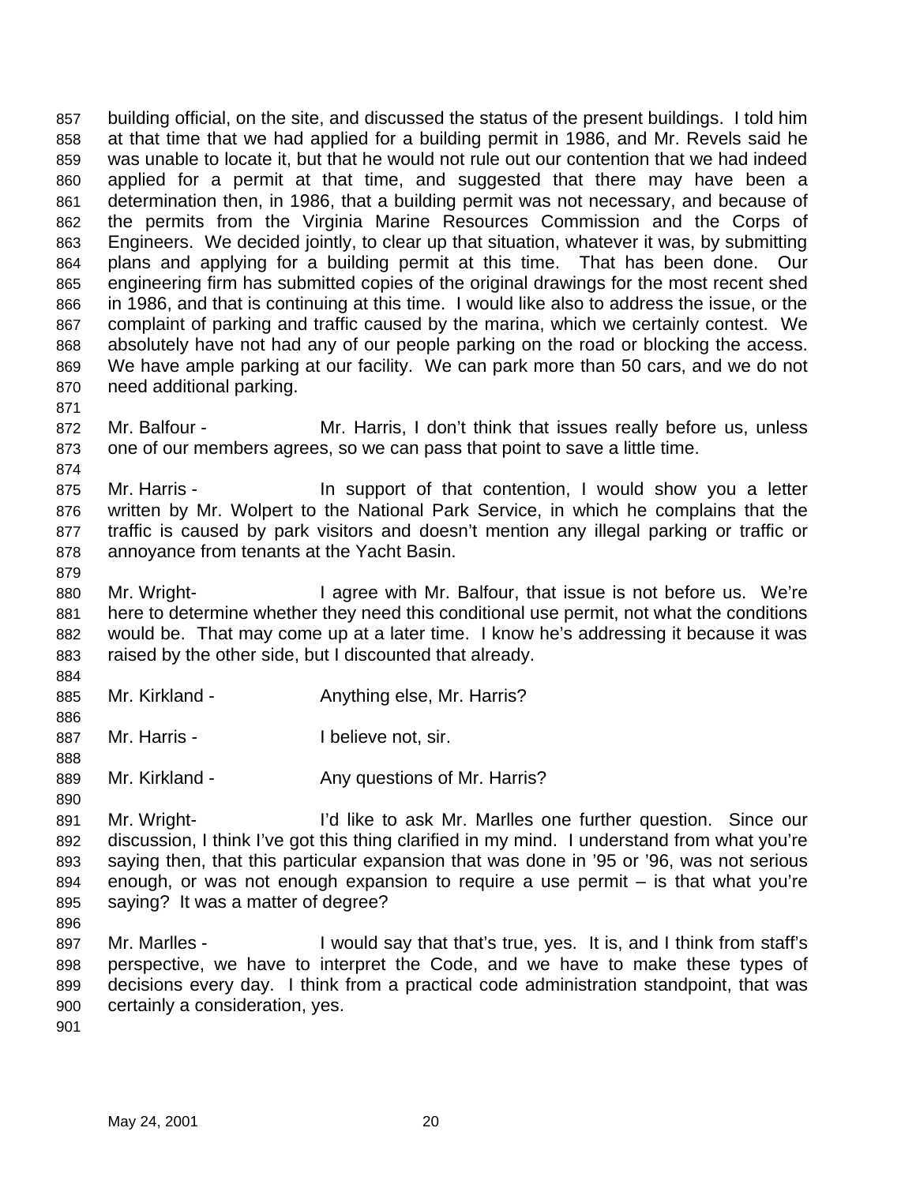building official, on the site, and discussed the status of the present buildings. I told him at that time that we had applied for a building permit in 1986, and Mr. Revels said he was unable to locate it, but that he would not rule out our contention that we had indeed applied for a permit at that time, and suggested that there may have been a determination then, in 1986, that a building permit was not necessary, and because of the permits from the Virginia Marine Resources Commission and the Corps of Engineers. We decided jointly, to clear up that situation, whatever it was, by submitting plans and applying for a building permit at this time. That has been done. Our engineering firm has submitted copies of the original drawings for the most recent shed in 1986, and that is continuing at this time. I would like also to address the issue, or the complaint of parking and traffic caused by the marina, which we certainly contest. We absolutely have not had any of our people parking on the road or blocking the access. We have ample parking at our facility. We can park more than 50 cars, and we do not need additional parking.

Mr. Balfour - Mr. Harris, I don't think that issues really before us, unless one of our members agrees, so we can pass that point to save a little time.

Mr. Harris - In support of that contention, I would show you a letter written by Mr. Wolpert to the National Park Service, in which he complains that the traffic is caused by park visitors and doesn't mention any illegal parking or traffic or annoyance from tenants at the Yacht Basin.

Mr. Wright- I agree with Mr. Balfour, that issue is not before us. We're here to determine whether they need this conditional use permit, not what the conditions would be. That may come up at a later time. I know he's addressing it because it was raised by the other side, but I discounted that already.

Mr. Kirkland - Anything else, Mr. Harris?

Mr. Harris - I believe not, sir.

Mr. Kirkland - Any questions of Mr. Harris?

Mr. Wright- I'd like to ask Mr. Marlles one further question. Since our discussion, I think I've got this thing clarified in my mind. I understand from what you're saying then, that this particular expansion that was done in '95 or '96, was not serious enough, or was not enough expansion to require a use permit – is that what you're saying? It was a matter of degree?

Mr. Marlles - I would say that that's true, yes. It is, and I think from staff's perspective, we have to interpret the Code, and we have to make these types of decisions every day. I think from a practical code administration standpoint, that was certainly a consideration, yes.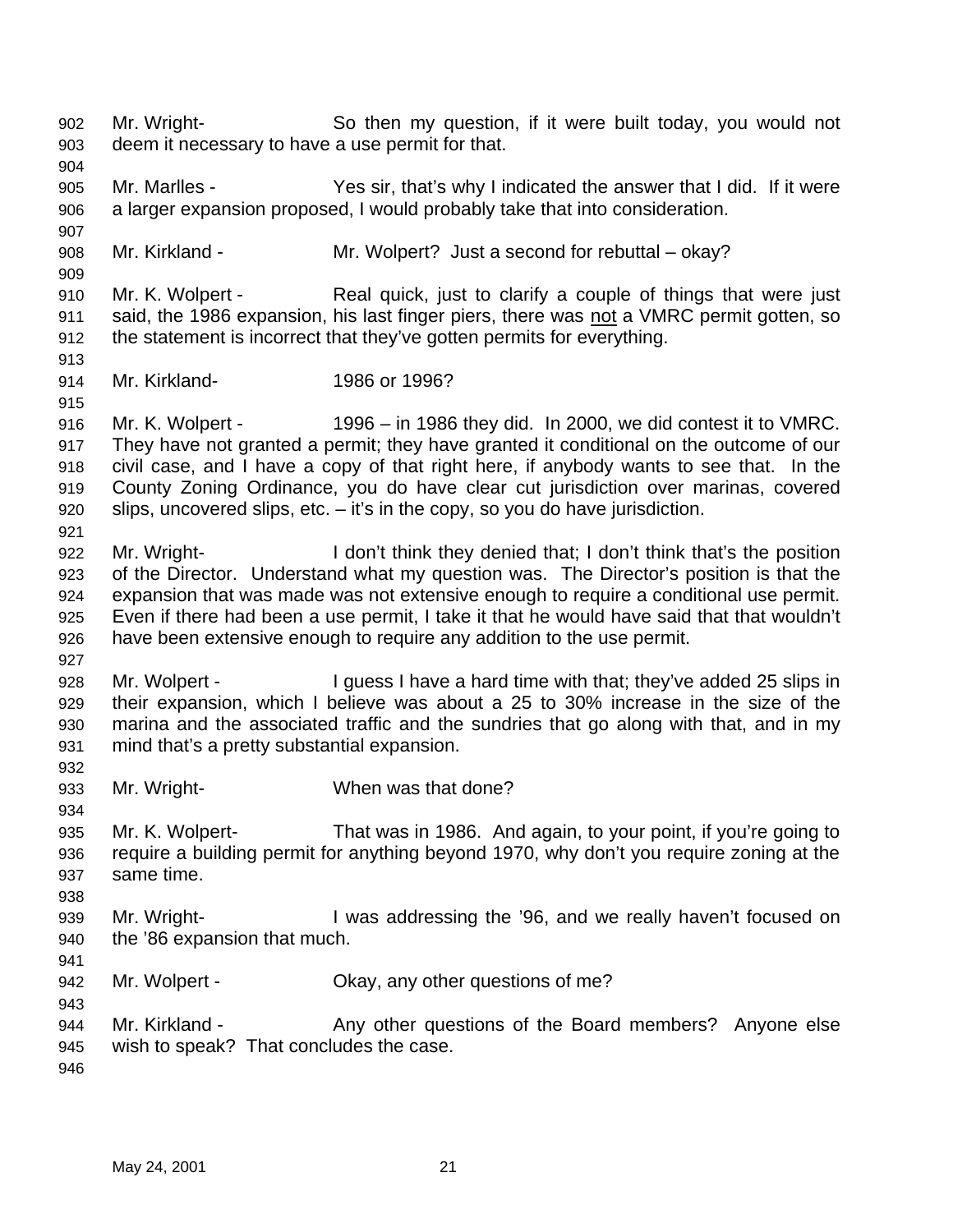Mr. Wright- So then my question, if it were built today, you would not deem it necessary to have a use permit for that.

Mr. Marlles - Yes sir, that's why I indicated the answer that I did. If it were a larger expansion proposed, I would probably take that into consideration.

Mr. Kirkland - Mr. Wolpert? Just a second for rebuttal – okay?

Mr. K. Wolpert - Real quick, just to clarify a couple of things that were just said, the 1986 expansion, his last finger piers, there was not a VMRC permit gotten, so the statement is incorrect that they've gotten permits for everything.

Mr. Kirkland- 1986 or 1996?

Mr. K. Wolpert - 1996 – in 1986 they did. In 2000, we did contest it to VMRC. They have not granted a permit; they have granted it conditional on the outcome of our civil case, and I have a copy of that right here, if anybody wants to see that. In the County Zoning Ordinance, you do have clear cut jurisdiction over marinas, covered slips, uncovered slips, etc. – it's in the copy, so you do have jurisdiction.

Mr. Wright- I don't think they denied that; I don't think that's the position of the Director. Understand what my question was. The Director's position is that the expansion that was made was not extensive enough to require a conditional use permit. Even if there had been a use permit, I take it that he would have said that that wouldn't have been extensive enough to require any addition to the use permit.

Mr. Wolpert - I guess I have a hard time with that; they've added 25 slips in their expansion, which I believe was about a 25 to 30% increase in the size of the marina and the associated traffic and the sundries that go along with that, and in my mind that's a pretty substantial expansion.

Mr. Wright- When was that done?

Mr. K. Wolpert- That was in 1986. And again, to your point, if you're going to require a building permit for anything beyond 1970, why don't you require zoning at the same time.

Mr. Wright- I was addressing the '96, and we really haven't focused on the '86 expansion that much.

Mr. Wolpert - Okay, any other questions of me?

Mr. Kirkland - Any other questions of the Board members? Anyone else wish to speak? That concludes the case.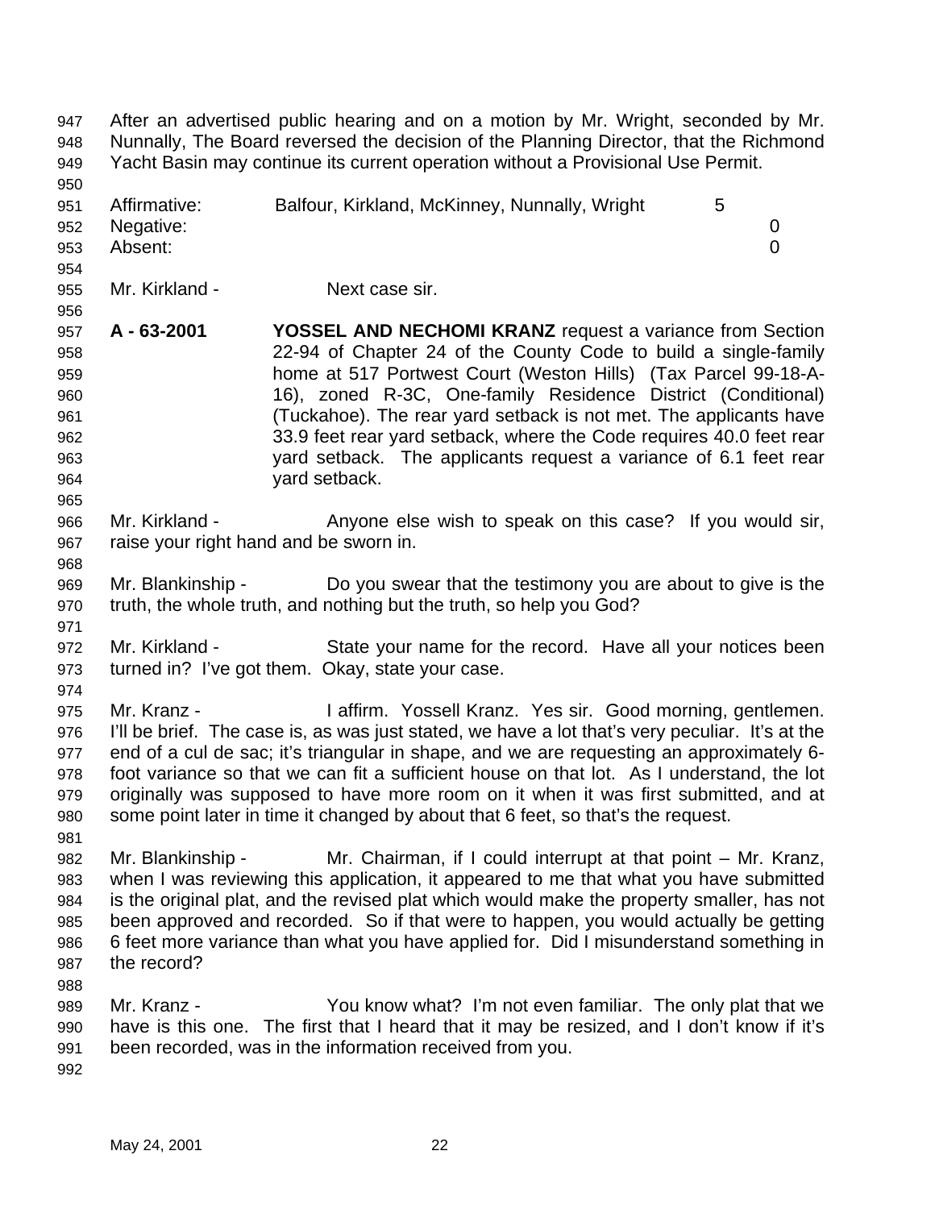After an advertised public hearing and on a motion by Mr. Wright, seconded by Mr. Nunnally, The Board reversed the decision of the Planning Director, that the Richmond Yacht Basin may continue its current operation without a Provisional Use Permit.

| | | |
|---|---|---|
| Affirmative: | Balfour, Kirkland, McKinney, Nunnally, Wright | 5 |
| Negative: | | 0 |
| Absent: | | 0 |

Mr. Kirkland - Next case sir.

**A - 63-2001** **YOSSEL AND NECHOMI KRANZ** request a variance from Section 22-94 of Chapter 24 of the County Code to build a single-family home at 517 Portwest Court (Weston Hills) (Tax Parcel 99-18-A-16), zoned R-3C, One-family Residence District (Conditional) (Tuckahoe). The rear yard setback is not met. The applicants have 33.9 feet rear yard setback, where the Code requires 40.0 feet rear yard setback. The applicants request a variance of 6.1 feet rear yard setback.

Mr. Kirkland - Anyone else wish to speak on this case? If you would sir, raise your right hand and be sworn in.

Mr. Blankinship - Do you swear that the testimony you are about to give is the truth, the whole truth, and nothing but the truth, so help you God?

Mr. Kirkland - State your name for the record. Have all your notices been turned in? I've got them. Okay, state your case.

Mr. Kranz - I affirm. Yossell Kranz. Yes sir. Good morning, gentlemen. I'll be brief. The case is, as was just stated, we have a lot that's very peculiar. It's at the end of a cul de sac; it's triangular in shape, and we are requesting an approximately 6-foot variance so that we can fit a sufficient house on that lot. As I understand, the lot originally was supposed to have more room on it when it was first submitted, and at some point later in time it changed by about that 6 feet, so that's the request.

Mr. Blankinship - Mr. Chairman, if I could interrupt at that point – Mr. Kranz, when I was reviewing this application, it appeared to me that what you have submitted is the original plat, and the revised plat which would make the property smaller, has not been approved and recorded. So if that were to happen, you would actually be getting 6 feet more variance than what you have applied for. Did I misunderstand something in the record?

Mr. Kranz - You know what? I'm not even familiar. The only plat that we have is this one. The first that I heard that it may be resized, and I don't know if it's been recorded, was in the information received from you.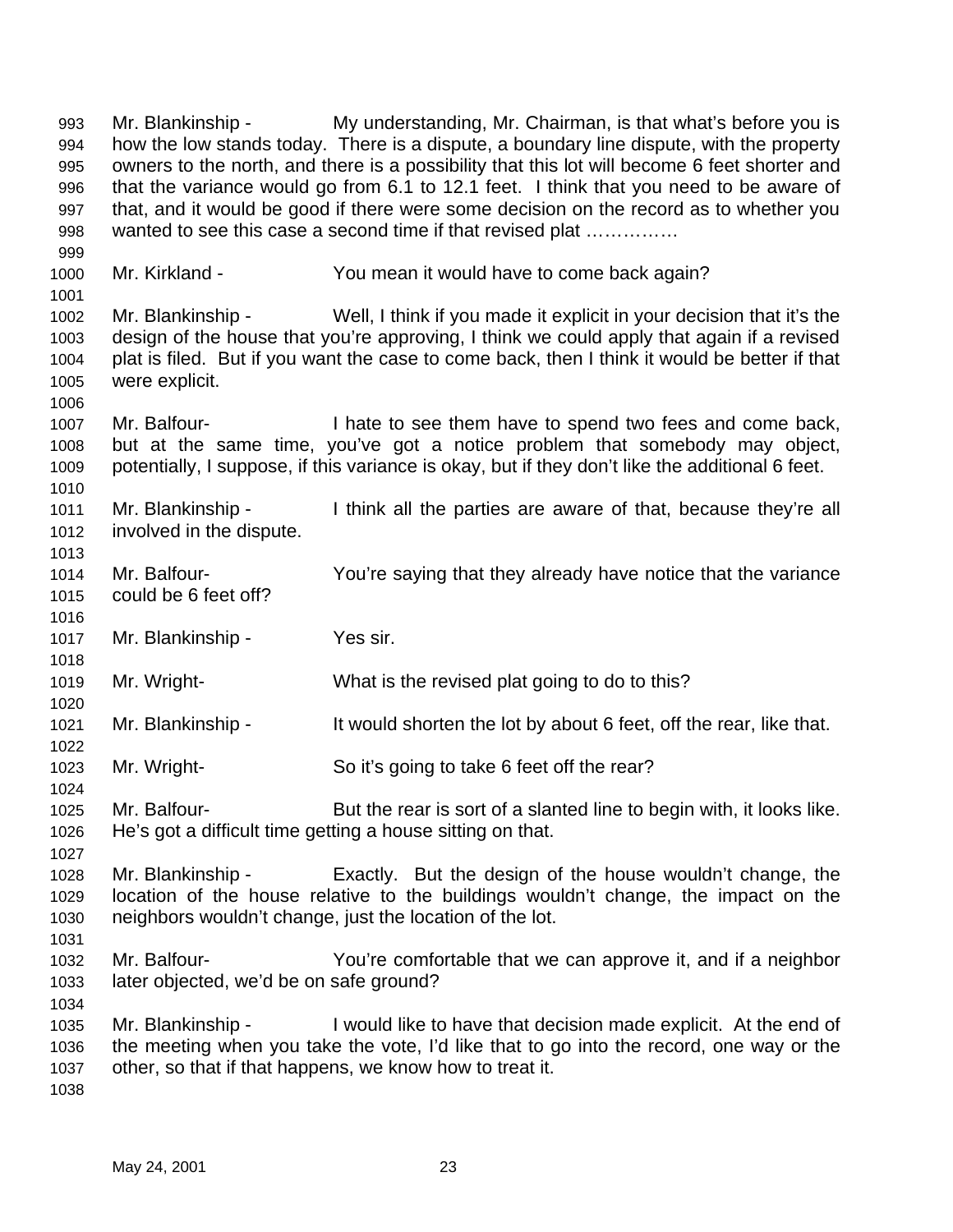Mr. Blankinship - My understanding, Mr. Chairman, is that what's before you is how the low stands today. There is a dispute, a boundary line dispute, with the property owners to the north, and there is a possibility that this lot will become 6 feet shorter and that the variance would go from 6.1 to 12.1 feet. I think that you need to be aware of that, and it would be good if there were some decision on the record as to whether you wanted to see this case a second time if that revised plat ……………

Mr. Kirkland - You mean it would have to come back again?

Mr. Blankinship - Well, I think if you made it explicit in your decision that it's the design of the house that you're approving, I think we could apply that again if a revised plat is filed. But if you want the case to come back, then I think it would be better if that were explicit.

Mr. Balfour- I hate to see them have to spend two fees and come back, but at the same time, you've got a notice problem that somebody may object, potentially, I suppose, if this variance is okay, but if they don't like the additional 6 feet.

Mr. Blankinship - I think all the parties are aware of that, because they're all involved in the dispute.

Mr. Balfour- You're saying that they already have notice that the variance could be 6 feet off?

Mr. Blankinship - Yes sir.

Mr. Wright- What is the revised plat going to do to this?

Mr. Blankinship - It would shorten the lot by about 6 feet, off the rear, like that.

Mr. Wright- So it's going to take 6 feet off the rear?

Mr. Balfour- But the rear is sort of a slanted line to begin with, it looks like. He's got a difficult time getting a house sitting on that.

Mr. Blankinship - Exactly. But the design of the house wouldn't change, the location of the house relative to the buildings wouldn't change, the impact on the neighbors wouldn't change, just the location of the lot.

Mr. Balfour- You're comfortable that we can approve it, and if a neighbor later objected, we'd be on safe ground?

Mr. Blankinship - I would like to have that decision made explicit. At the end of the meeting when you take the vote, I'd like that to go into the record, one way or the other, so that if that happens, we know how to treat it.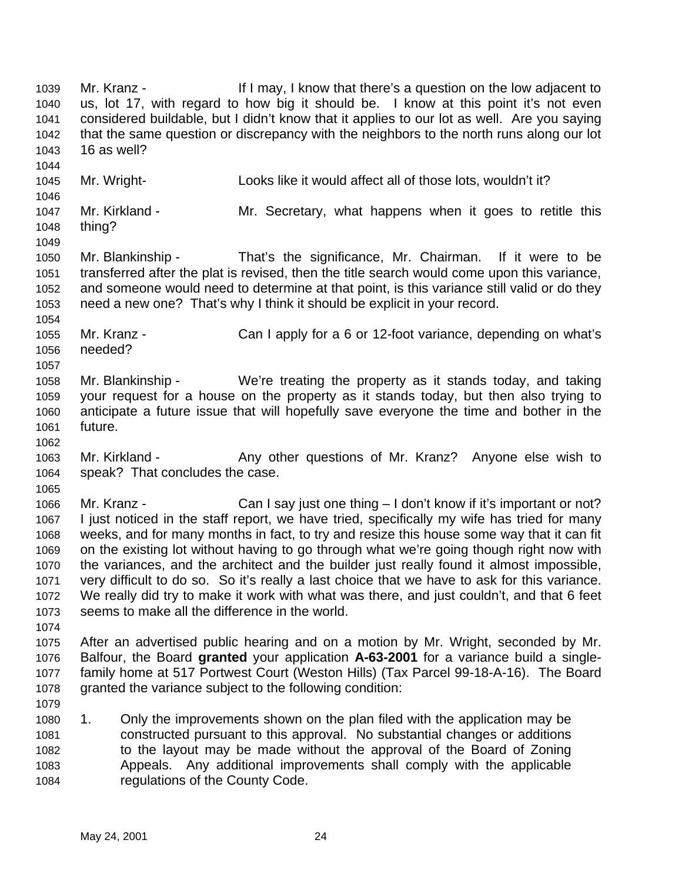Mr. Kranz - If I may, I know that there's a question on the low adjacent to us, lot 17, with regard to how big it should be. I know at this point it's not even considered buildable, but I didn't know that it applies to our lot as well. Are you saying that the same question or discrepancy with the neighbors to the north runs along our lot 16 as well?

Mr. Wright- Looks like it would affect all of those lots, wouldn't it?

Mr. Kirkland - Mr. Secretary, what happens when it goes to retitle this thing?

Mr. Blankinship - That's the significance, Mr. Chairman. If it were to be transferred after the plat is revised, then the title search would come upon this variance, and someone would need to determine at that point, is this variance still valid or do they need a new one? That's why I think it should be explicit in your record.

Mr. Kranz - Can I apply for a 6 or 12-foot variance, depending on what's needed?

Mr. Blankinship - We're treating the property as it stands today, and taking your request for a house on the property as it stands today, but then also trying to anticipate a future issue that will hopefully save everyone the time and bother in the future.

Mr. Kirkland - Any other questions of Mr. Kranz? Anyone else wish to speak? That concludes the case.

Mr. Kranz - Can I say just one thing – I don't know if it's important or not? I just noticed in the staff report, we have tried, specifically my wife has tried for many weeks, and for many months in fact, to try and resize this house some way that it can fit on the existing lot without having to go through what we're going though right now with the variances, and the architect and the builder just really found it almost impossible, very difficult to do so. So it's really a last choice that we have to ask for this variance. We really did try to make it work with what was there, and just couldn't, and that 6 feet seems to make all the difference in the world.

After an advertised public hearing and on a motion by Mr. Wright, seconded by Mr. Balfour, the Board **granted** your application **A-63-2001** for a variance build a single-family home at 517 Portwest Court (Weston Hills) (Tax Parcel 99-18-A-16). The Board granted the variance subject to the following condition:

1. Only the improvements shown on the plan filed with the application may be constructed pursuant to this approval. No substantial changes or additions to the layout may be made without the approval of the Board of Zoning Appeals. Any additional improvements shall comply with the applicable regulations of the County Code.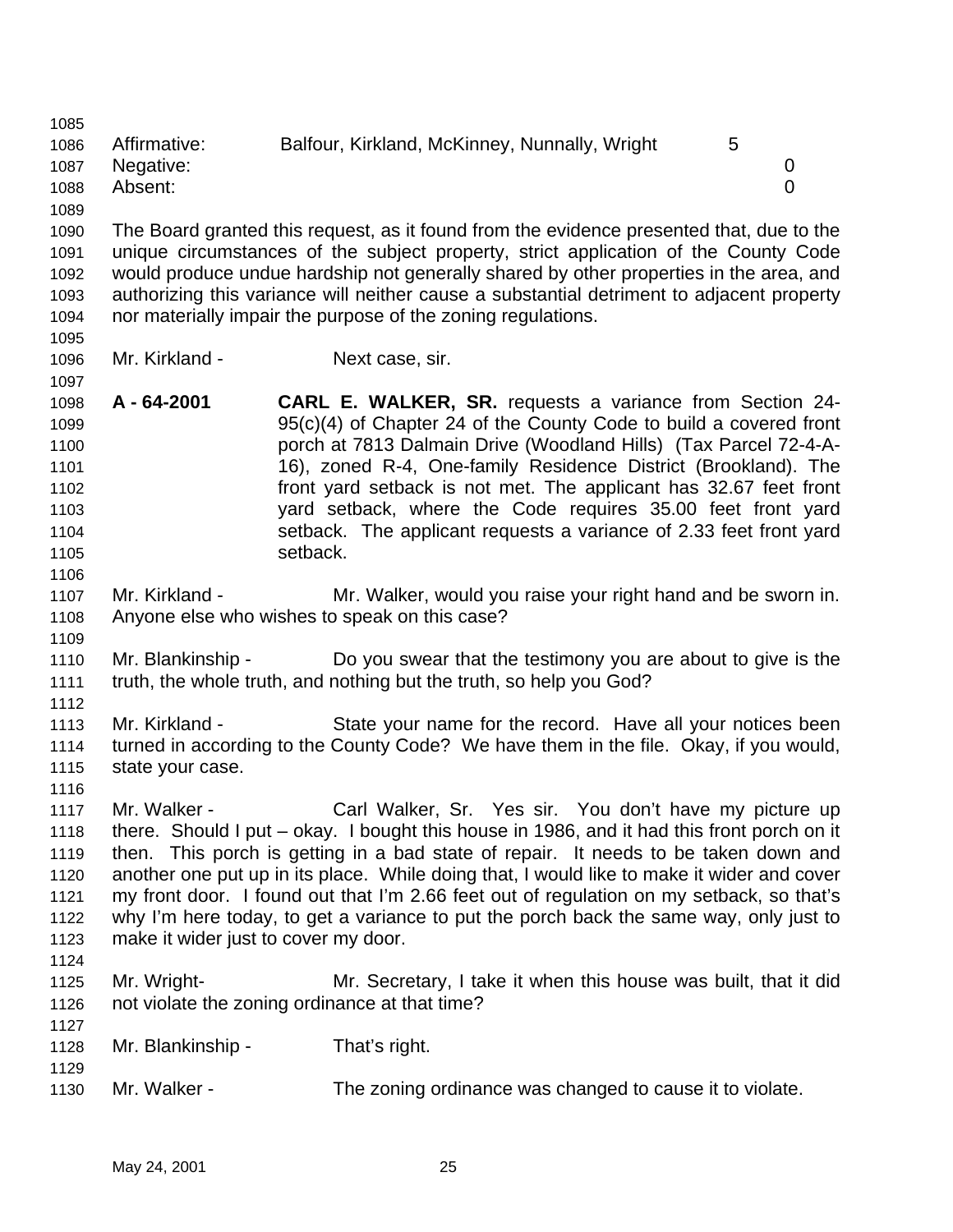| | | |
|---|---|---|
| Affirmative: | Balfour, Kirkland, McKinney, Nunnally, Wright | 5 |
| Negative: | | 0 |
| Absent: | | 0 |

The Board granted this request, as it found from the evidence presented that, due to the unique circumstances of the subject property, strict application of the County Code would produce undue hardship not generally shared by other properties in the area, and authorizing this variance will neither cause a substantial detriment to adjacent property nor materially impair the purpose of the zoning regulations.

Mr. Kirkland - Next case, sir.

**A - 64-2001** **CARL E. WALKER, SR.** requests a variance from Section 24-95(c)(4) of Chapter 24 of the County Code to build a covered front porch at 7813 Dalmain Drive (Woodland Hills) (Tax Parcel 72-4-A-16), zoned R-4, One-family Residence District (Brookland). The front yard setback is not met. The applicant has 32.67 feet front yard setback, where the Code requires 35.00 feet front yard setback. The applicant requests a variance of 2.33 feet front yard setback.

Mr. Kirkland - Mr. Walker, would you raise your right hand and be sworn in. Anyone else who wishes to speak on this case?

Mr. Blankinship - Do you swear that the testimony you are about to give is the truth, the whole truth, and nothing but the truth, so help you God?

Mr. Kirkland - State your name for the record. Have all your notices been turned in according to the County Code? We have them in the file. Okay, if you would, state your case.

Mr. Walker - Carl Walker, Sr. Yes sir. You don't have my picture up there. Should I put – okay. I bought this house in 1986, and it had this front porch on it then. This porch is getting in a bad state of repair. It needs to be taken down and another one put up in its place. While doing that, I would like to make it wider and cover my front door. I found out that I'm 2.66 feet out of regulation on my setback, so that's why I'm here today, to get a variance to put the porch back the same way, only just to make it wider just to cover my door.

Mr. Wright- Mr. Secretary, I take it when this house was built, that it did not violate the zoning ordinance at that time?

Mr. Blankinship - That's right.

Mr. Walker - The zoning ordinance was changed to cause it to violate.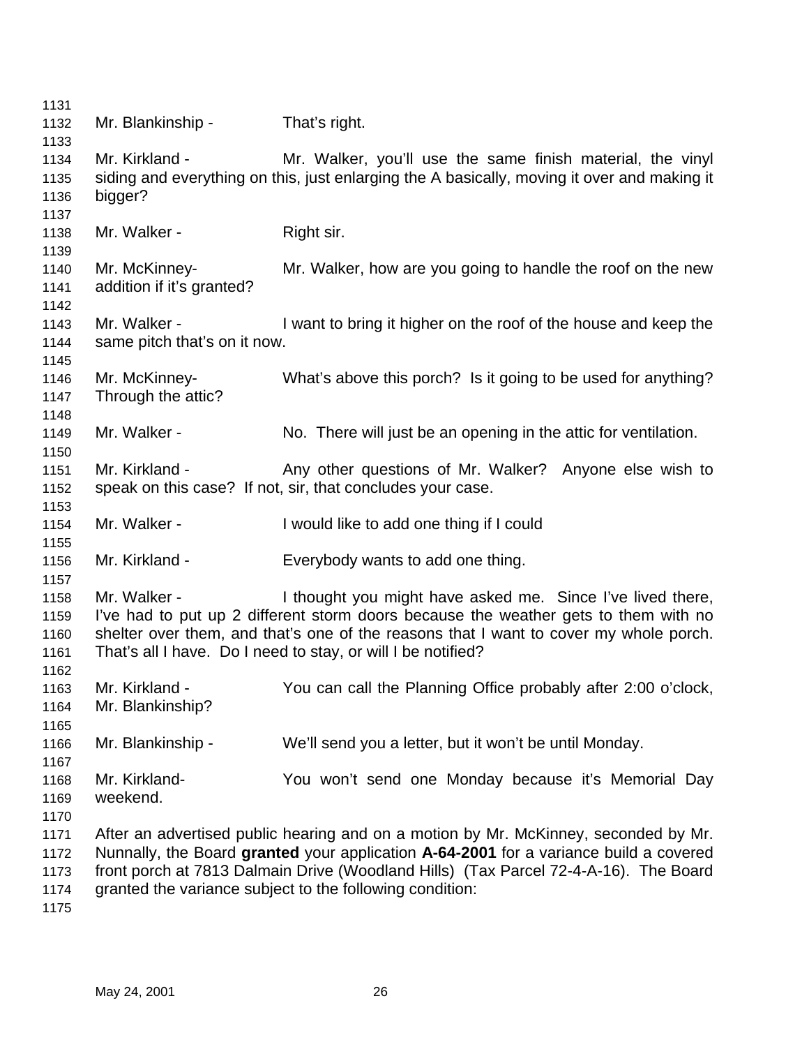Mr. Blankinship - That's right.

Mr. Kirkland - Mr. Walker, you'll use the same finish material, the vinyl siding and everything on this, just enlarging the A basically, moving it over and making it bigger?

Mr. Walker - Right sir.

Mr. McKinney- Mr. Walker, how are you going to handle the roof on the new addition if it's granted?

Mr. Walker - I want to bring it higher on the roof of the house and keep the same pitch that's on it now.

Mr. McKinney- What's above this porch? Is it going to be used for anything? Through the attic?

Mr. Walker - No. There will just be an opening in the attic for ventilation.

Mr. Kirkland - Any other questions of Mr. Walker? Anyone else wish to speak on this case? If not, sir, that concludes your case.

Mr. Walker - I would like to add one thing if I could

Mr. Kirkland - Everybody wants to add one thing.

Mr. Walker - I thought you might have asked me. Since I've lived there, I've had to put up 2 different storm doors because the weather gets to them with no shelter over them, and that's one of the reasons that I want to cover my whole porch. That's all I have. Do I need to stay, or will I be notified?

Mr. Kirkland - You can call the Planning Office probably after 2:00 o'clock, Mr. Blankinship?

Mr. Blankinship - We'll send you a letter, but it won't be until Monday.

Mr. Kirkland- You won't send one Monday because it's Memorial Day weekend.

After an advertised public hearing and on a motion by Mr. McKinney, seconded by Mr. Nunnally, the Board **granted** your application **A-64-2001** for a variance build a covered front porch at 7813 Dalmain Drive (Woodland Hills) (Tax Parcel 72-4-A-16). The Board granted the variance subject to the following condition: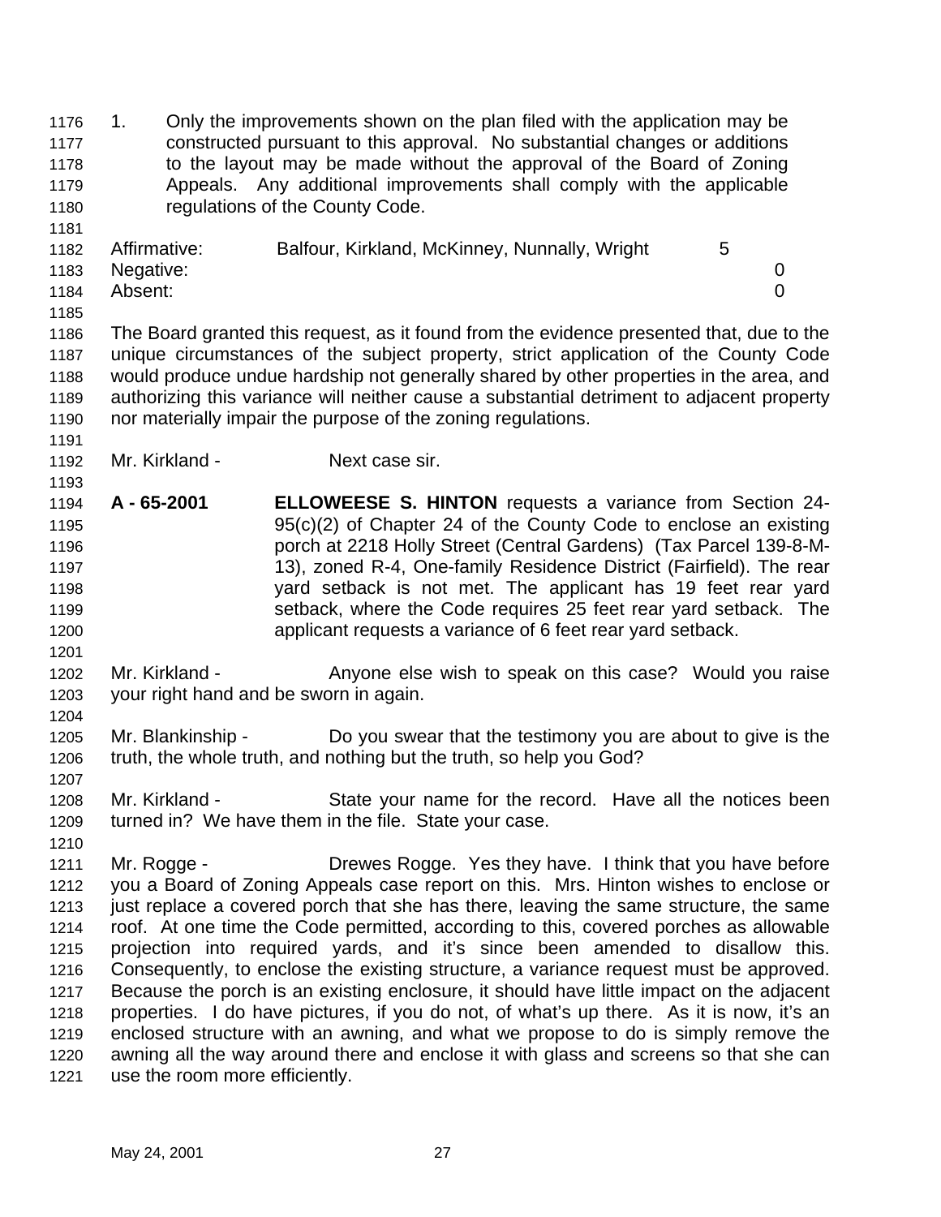1. Only the improvements shown on the plan filed with the application may be constructed pursuant to this approval. No substantial changes or additions to the layout may be made without the approval of the Board of Zoning Appeals. Any additional improvements shall comply with the applicable regulations of the County Code.

| | | |
|---|---|---|
| Affirmative: | Balfour, Kirkland, McKinney, Nunnally, Wright | 5 |
| Negative: | | 0 |
| Absent: | | 0 |

The Board granted this request, as it found from the evidence presented that, due to the unique circumstances of the subject property, strict application of the County Code would produce undue hardship not generally shared by other properties in the area, and authorizing this variance will neither cause a substantial detriment to adjacent property nor materially impair the purpose of the zoning regulations.

Mr. Kirkland - Next case sir.

**A - 65-2001** **ELLOWEESE S. HINTON** requests a variance from Section 24-95(c)(2) of Chapter 24 of the County Code to enclose an existing porch at 2218 Holly Street (Central Gardens) (Tax Parcel 139-8-M-13), zoned R-4, One-family Residence District (Fairfield). The rear yard setback is not met. The applicant has 19 feet rear yard setback, where the Code requires 25 feet rear yard setback. The applicant requests a variance of 6 feet rear yard setback.

Mr. Kirkland - Anyone else wish to speak on this case? Would you raise your right hand and be sworn in again.

Mr. Blankinship - Do you swear that the testimony you are about to give is the truth, the whole truth, and nothing but the truth, so help you God?

Mr. Kirkland - State your name for the record. Have all the notices been turned in? We have them in the file. State your case.

Mr. Rogge - Drewes Rogge. Yes they have. I think that you have before you a Board of Zoning Appeals case report on this. Mrs. Hinton wishes to enclose or just replace a covered porch that she has there, leaving the same structure, the same roof. At one time the Code permitted, according to this, covered porches as allowable projection into required yards, and it's since been amended to disallow this. Consequently, to enclose the existing structure, a variance request must be approved. Because the porch is an existing enclosure, it should have little impact on the adjacent properties. I do have pictures, if you do not, of what's up there. As it is now, it's an enclosed structure with an awning, and what we propose to do is simply remove the awning all the way around there and enclose it with glass and screens so that she can use the room more efficiently.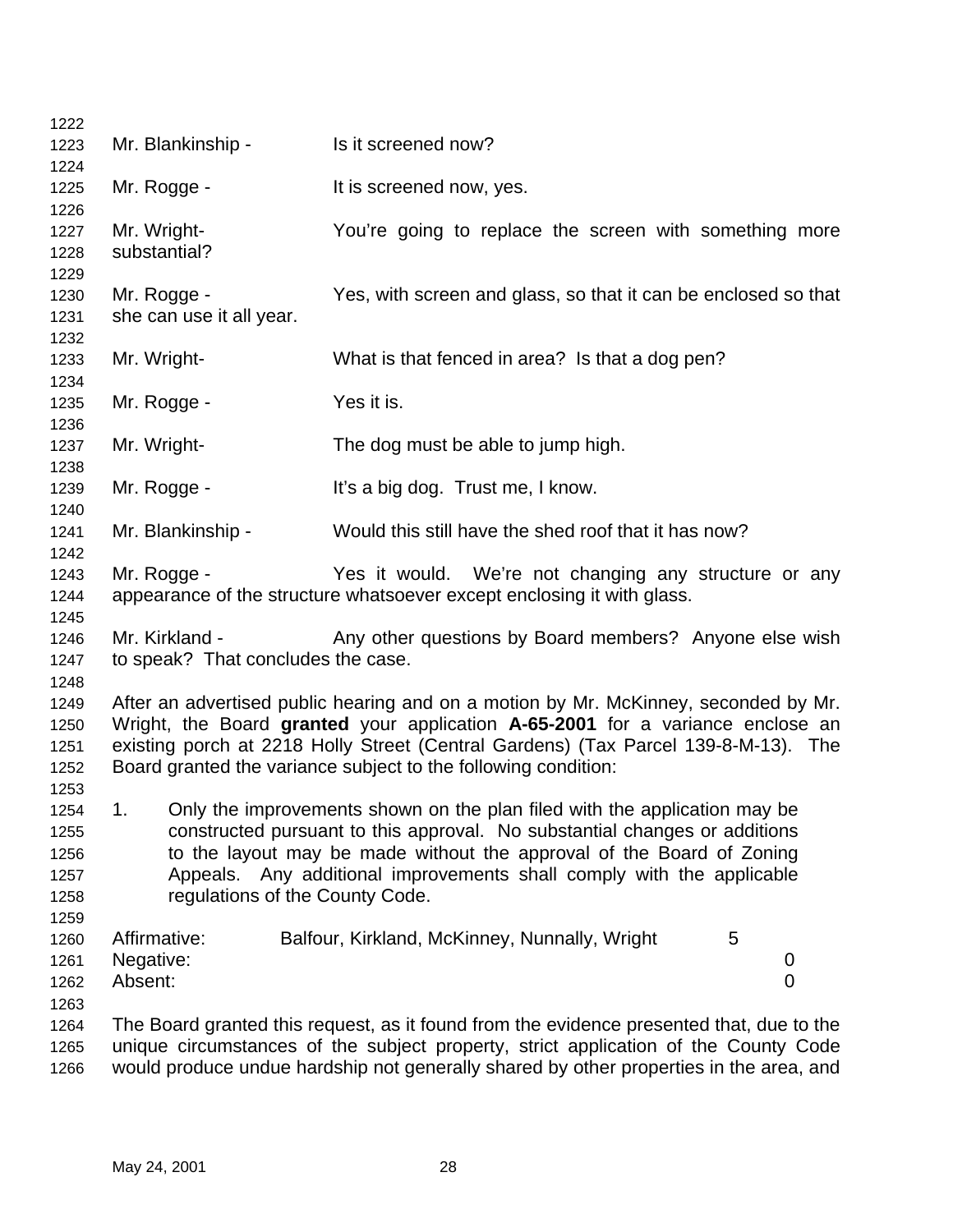Mr. Blankinship - Is it screened now?

Mr. Rogge - It is screened now, yes.

Mr. Wright- You're going to replace the screen with something more substantial?

Mr. Rogge - Yes, with screen and glass, so that it can be enclosed so that she can use it all year.

Mr. Wright- What is that fenced in area? Is that a dog pen?

Mr. Rogge - Yes it is.

Mr. Wright- The dog must be able to jump high.

Mr. Rogge - It's a big dog. Trust me, I know.

Mr. Blankinship - Would this still have the shed roof that it has now?

Mr. Rogge - Yes it would. We're not changing any structure or any appearance of the structure whatsoever except enclosing it with glass.

Mr. Kirkland - Any other questions by Board members? Anyone else wish to speak? That concludes the case.

After an advertised public hearing and on a motion by Mr. McKinney, seconded by Mr. Wright, the Board **granted** your application **A-65-2001** for a variance enclose an existing porch at 2218 Holly Street (Central Gardens) (Tax Parcel 139-8-M-13). The Board granted the variance subject to the following condition:

1. Only the improvements shown on the plan filed with the application may be constructed pursuant to this approval. No substantial changes or additions to the layout may be made without the approval of the Board of Zoning Appeals. Any additional improvements shall comply with the applicable regulations of the County Code.

| | | |
|---|---|---|
| Affirmative: | Balfour, Kirkland, McKinney, Nunnally, Wright | 5 |
| Negative: | | 0 |
| Absent: | | 0 |

The Board granted this request, as it found from the evidence presented that, due to the unique circumstances of the subject property, strict application of the County Code would produce undue hardship not generally shared by other properties in the area, and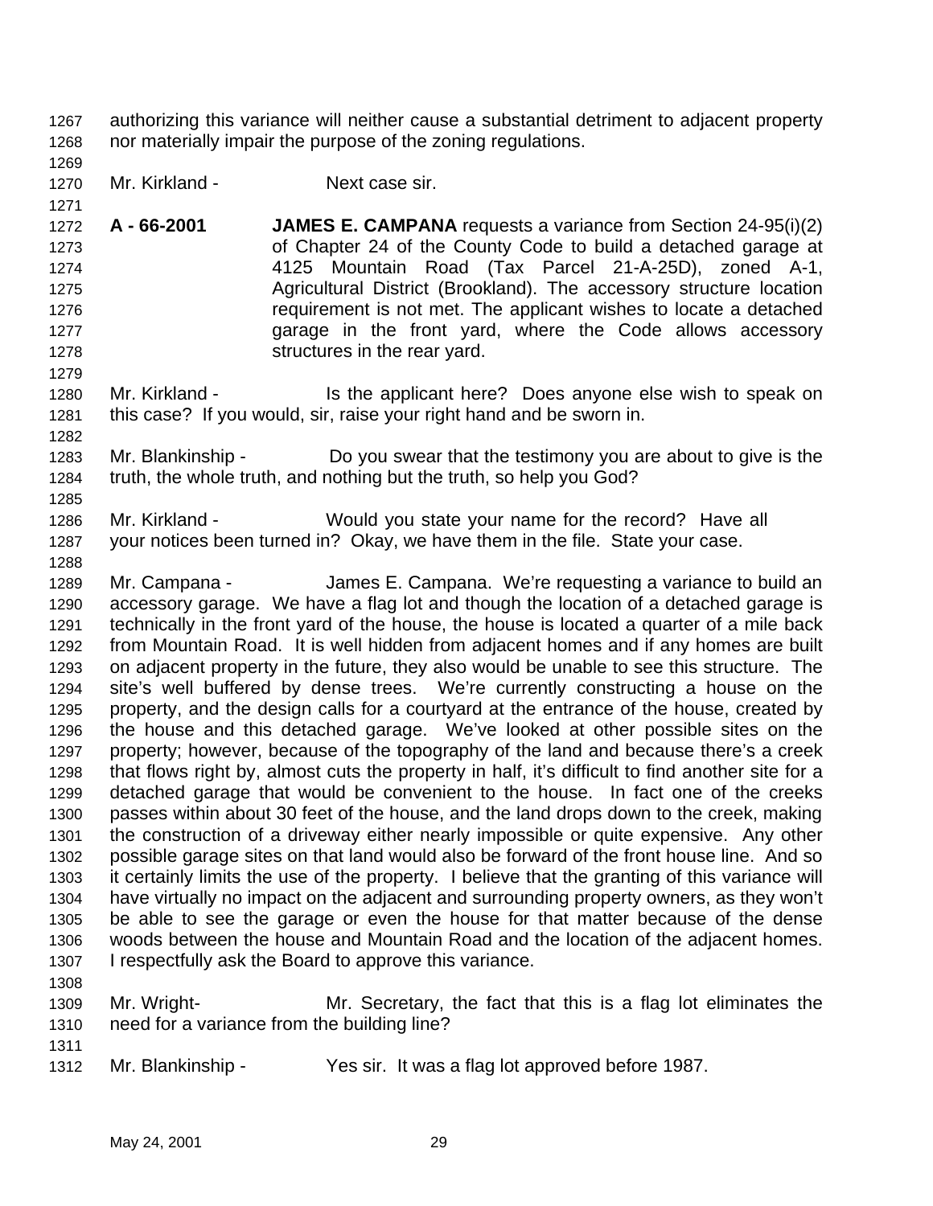authorizing this variance will neither cause a substantial detriment to adjacent property nor materially impair the purpose of the zoning regulations.

Mr. Kirkland - Next case sir.

**A - 66-2001** **JAMES E. CAMPANA** requests a variance from Section 24-95(i)(2) of Chapter 24 of the County Code to build a detached garage at 4125 Mountain Road (Tax Parcel 21-A-25D), zoned A-1, Agricultural District (Brookland). The accessory structure location requirement is not met. The applicant wishes to locate a detached garage in the front yard, where the Code allows accessory structures in the rear yard.

Mr. Kirkland - Is the applicant here? Does anyone else wish to speak on this case? If you would, sir, raise your right hand and be sworn in.

Mr. Blankinship - Do you swear that the testimony you are about to give is the truth, the whole truth, and nothing but the truth, so help you God?

Mr. Kirkland - Would you state your name for the record? Have all your notices been turned in? Okay, we have them in the file. State your case.

Mr. Campana - James E. Campana. We're requesting a variance to build an accessory garage. We have a flag lot and though the location of a detached garage is technically in the front yard of the house, the house is located a quarter of a mile back from Mountain Road. It is well hidden from adjacent homes and if any homes are built on adjacent property in the future, they also would be unable to see this structure. The site's well buffered by dense trees. We're currently constructing a house on the property, and the design calls for a courtyard at the entrance of the house, created by the house and this detached garage. We've looked at other possible sites on the property; however, because of the topography of the land and because there's a creek that flows right by, almost cuts the property in half, it's difficult to find another site for a detached garage that would be convenient to the house. In fact one of the creeks passes within about 30 feet of the house, and the land drops down to the creek, making the construction of a driveway either nearly impossible or quite expensive. Any other possible garage sites on that land would also be forward of the front house line. And so it certainly limits the use of the property. I believe that the granting of this variance will have virtually no impact on the adjacent and surrounding property owners, as they won't be able to see the garage or even the house for that matter because of the dense woods between the house and Mountain Road and the location of the adjacent homes. I respectfully ask the Board to approve this variance.

Mr. Wright- Mr. Secretary, the fact that this is a flag lot eliminates the need for a variance from the building line?

Mr. Blankinship - Yes sir. It was a flag lot approved before 1987.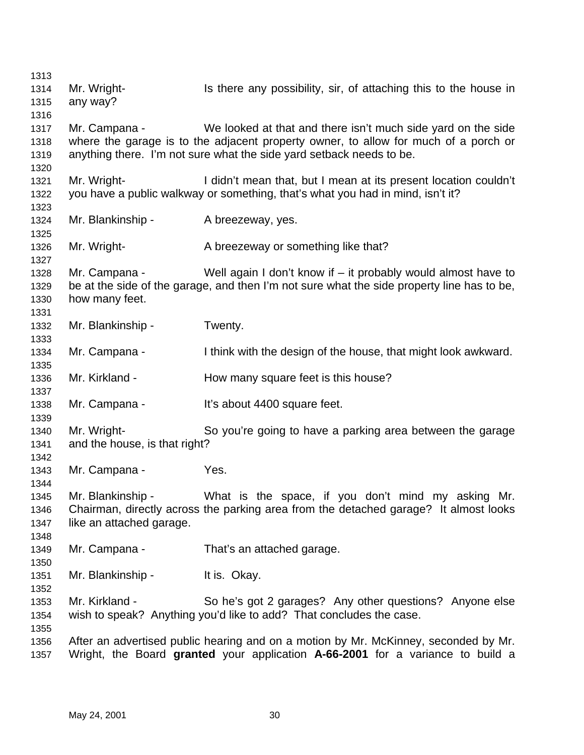Mr. Wright- Is there any possibility, sir, of attaching this to the house in any way?

Mr. Campana - We looked at that and there isn't much side yard on the side where the garage is to the adjacent property owner, to allow for much of a porch or anything there. I'm not sure what the side yard setback needs to be.

Mr. Wright- I didn't mean that, but I mean at its present location couldn't you have a public walkway or something, that's what you had in mind, isn't it?

Mr. Blankinship - A breezeway, yes.

Mr. Wright- A breezeway or something like that?

Mr. Campana - Well again I don't know if – it probably would almost have to be at the side of the garage, and then I'm not sure what the side property line has to be, how many feet.

Mr. Blankinship - Twenty.

Mr. Campana - I think with the design of the house, that might look awkward.

Mr. Kirkland - How many square feet is this house?

Mr. Campana - It's about 4400 square feet.

Mr. Wright- So you're going to have a parking area between the garage and the house, is that right?

Mr. Campana - Yes.

Mr. Blankinship - What is the space, if you don't mind my asking Mr. Chairman, directly across the parking area from the detached garage? It almost looks like an attached garage.

Mr. Campana - That's an attached garage.

Mr. Blankinship - It is. Okay.

Mr. Kirkland - So he's got 2 garages? Any other questions? Anyone else wish to speak? Anything you'd like to add? That concludes the case.

After an advertised public hearing and on a motion by Mr. McKinney, seconded by Mr. Wright, the Board **granted** your application **A-66-2001** for a variance to build a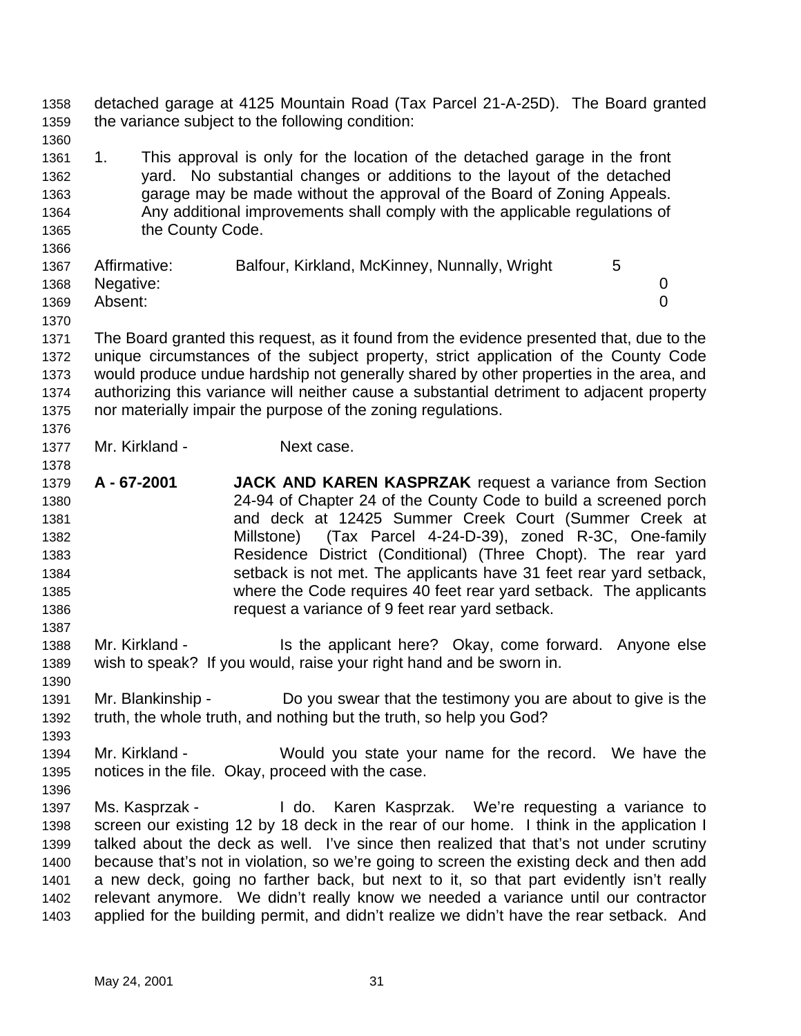detached garage at 4125 Mountain Road (Tax Parcel 21-A-25D). The Board granted the variance subject to the following condition:

1. This approval is only for the location of the detached garage in the front yard. No substantial changes or additions to the layout of the detached garage may be made without the approval of the Board of Zoning Appeals. Any additional improvements shall comply with the applicable regulations of the County Code.

| | | |
|---|---|---|
| Affirmative: | Balfour, Kirkland, McKinney, Nunnally, Wright | 5 |
| Negative: | | 0 |
| Absent: | | 0 |

The Board granted this request, as it found from the evidence presented that, due to the unique circumstances of the subject property, strict application of the County Code would produce undue hardship not generally shared by other properties in the area, and authorizing this variance will neither cause a substantial detriment to adjacent property nor materially impair the purpose of the zoning regulations.

Mr. Kirkland - Next case.

**A - 67-2001** **JACK AND KAREN KASPRZAK** request a variance from Section 24-94 of Chapter 24 of the County Code to build a screened porch and deck at 12425 Summer Creek Court (Summer Creek at Millstone) (Tax Parcel 4-24-D-39), zoned R-3C, One-family Residence District (Conditional) (Three Chopt). The rear yard setback is not met. The applicants have 31 feet rear yard setback, where the Code requires 40 feet rear yard setback. The applicants request a variance of 9 feet rear yard setback.

Mr. Kirkland - Is the applicant here? Okay, come forward. Anyone else wish to speak? If you would, raise your right hand and be sworn in.

Mr. Blankinship - Do you swear that the testimony you are about to give is the truth, the whole truth, and nothing but the truth, so help you God?

Mr. Kirkland - Would you state your name for the record. We have the notices in the file. Okay, proceed with the case.

Ms. Kasprzak - I do. Karen Kasprzak. We're requesting a variance to screen our existing 12 by 18 deck in the rear of our home. I think in the application I talked about the deck as well. I've since then realized that that's not under scrutiny because that's not in violation, so we're going to screen the existing deck and then add a new deck, going no farther back, but next to it, so that part evidently isn't really relevant anymore. We didn't really know we needed a variance until our contractor applied for the building permit, and didn't realize we didn't have the rear setback. And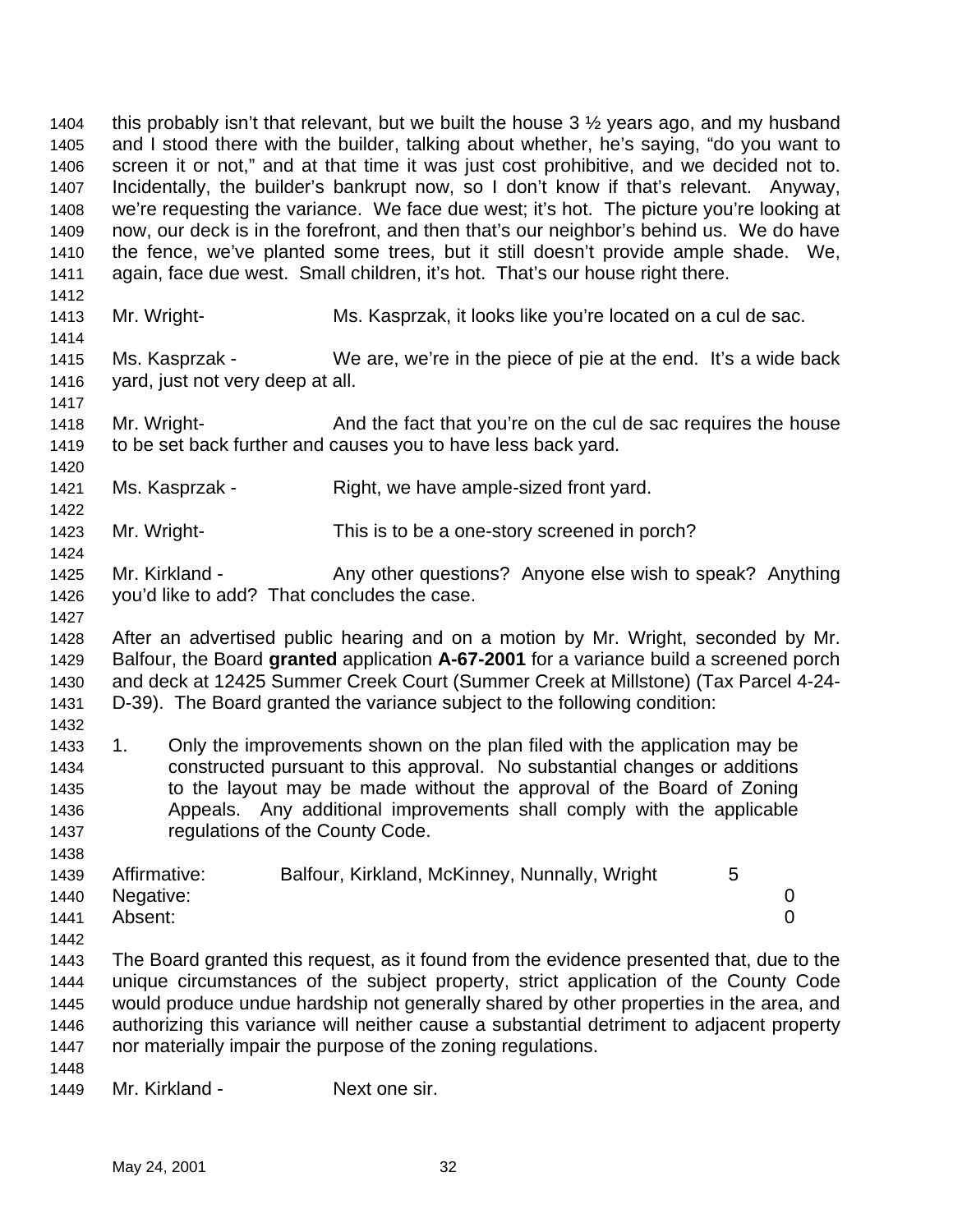this probably isn't that relevant, but we built the house 3 ½ years ago, and my husband and I stood there with the builder, talking about whether, he's saying, "do you want to screen it or not," and at that time it was just cost prohibitive, and we decided not to. Incidentally, the builder's bankrupt now, so I don't know if that's relevant. Anyway, we're requesting the variance. We face due west; it's hot. The picture you're looking at now, our deck is in the forefront, and then that's our neighbor's behind us. We do have the fence, we've planted some trees, but it still doesn't provide ample shade. We, again, face due west. Small children, it's hot. That's our house right there.

Mr. Wright- Ms. Kasprzak, it looks like you're located on a cul de sac.

Ms. Kasprzak - We are, we're in the piece of pie at the end. It's a wide back yard, just not very deep at all.

Mr. Wright- And the fact that you're on the cul de sac requires the house to be set back further and causes you to have less back yard.

Ms. Kasprzak - Right, we have ample-sized front yard.

Mr. Wright- This is to be a one-story screened in porch?

Mr. Kirkland - Any other questions? Anyone else wish to speak? Anything you'd like to add? That concludes the case.

After an advertised public hearing and on a motion by Mr. Wright, seconded by Mr. Balfour, the Board **granted** application **A-67-2001** for a variance build a screened porch and deck at 12425 Summer Creek Court (Summer Creek at Millstone) (Tax Parcel 4-24-D-39). The Board granted the variance subject to the following condition:

1. Only the improvements shown on the plan filed with the application may be constructed pursuant to this approval. No substantial changes or additions to the layout may be made without the approval of the Board of Zoning Appeals. Any additional improvements shall comply with the applicable regulations of the County Code.

| | | |
|---|---|---|
| Affirmative: | Balfour, Kirkland, McKinney, Nunnally, Wright | 5 |
| Negative: | | 0 |
| Absent: | | 0 |

The Board granted this request, as it found from the evidence presented that, due to the unique circumstances of the subject property, strict application of the County Code would produce undue hardship not generally shared by other properties in the area, and authorizing this variance will neither cause a substantial detriment to adjacent property nor materially impair the purpose of the zoning regulations.

Mr. Kirkland - Next one sir.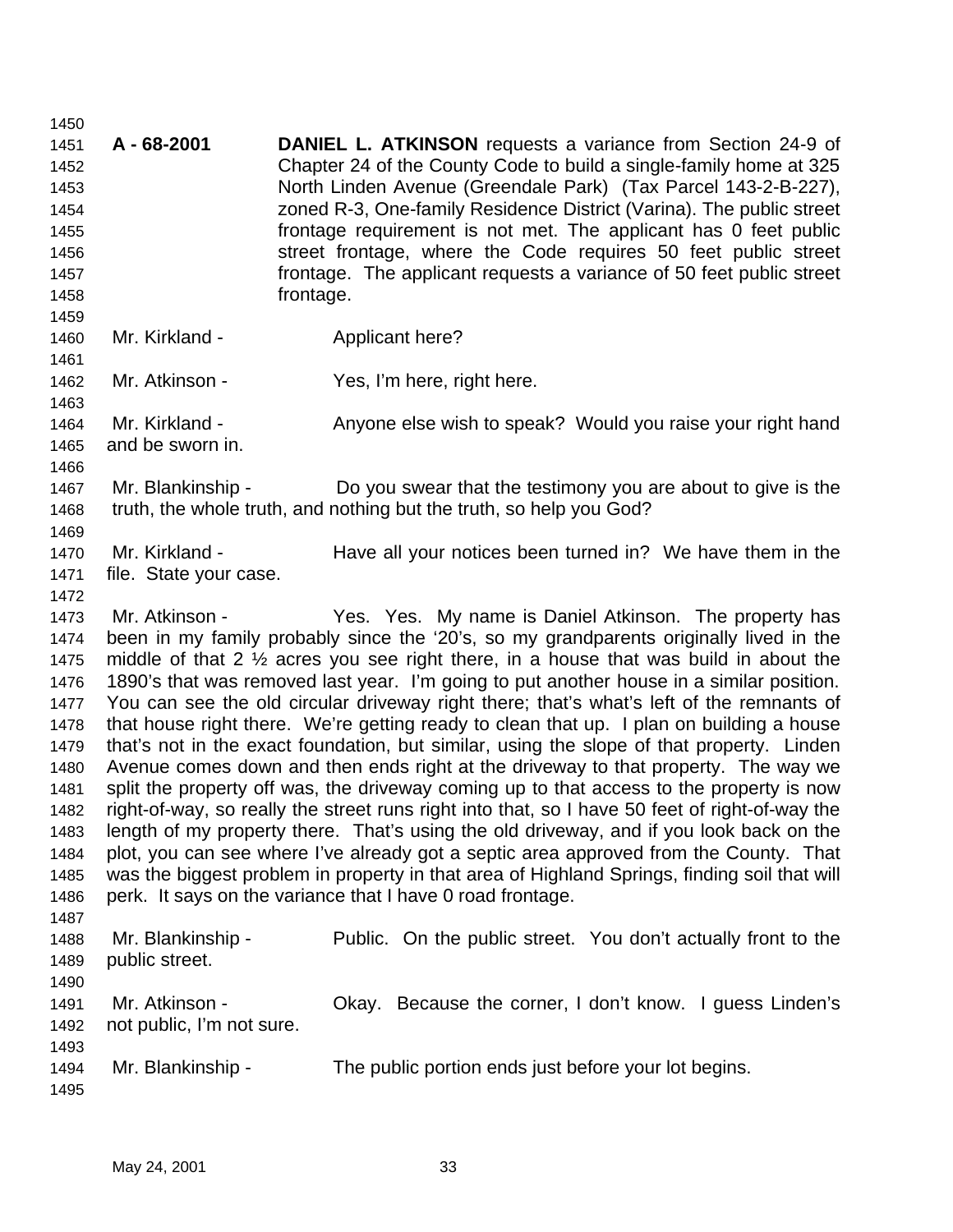**A - 68-2001** **DANIEL L. ATKINSON** requests a variance from Section 24-9 of Chapter 24 of the County Code to build a single-family home at 325 North Linden Avenue (Greendale Park) (Tax Parcel 143-2-B-227), zoned R-3, One-family Residence District (Varina). The public street frontage requirement is not met. The applicant has 0 feet public street frontage, where the Code requires 50 feet public street frontage. The applicant requests a variance of 50 feet public street frontage.

Mr. Kirkland - Applicant here?

Mr. Atkinson - Yes, I'm here, right here.

Mr. Kirkland - Anyone else wish to speak? Would you raise your right hand and be sworn in.

Mr. Blankinship - Do you swear that the testimony you are about to give is the truth, the whole truth, and nothing but the truth, so help you God?

Mr. Kirkland - Have all your notices been turned in? We have them in the file. State your case.

Mr. Atkinson - Yes. Yes. My name is Daniel Atkinson. The property has been in my family probably since the '20's, so my grandparents originally lived in the middle of that 2 ½ acres you see right there, in a house that was build in about the 1890's that was removed last year. I'm going to put another house in a similar position. You can see the old circular driveway right there; that's what's left of the remnants of that house right there. We're getting ready to clean that up. I plan on building a house that's not in the exact foundation, but similar, using the slope of that property. Linden Avenue comes down and then ends right at the driveway to that property. The way we split the property off was, the driveway coming up to that access to the property is now right-of-way, so really the street runs right into that, so I have 50 feet of right-of-way the length of my property there. That's using the old driveway, and if you look back on the plot, you can see where I've already got a septic area approved from the County. That was the biggest problem in property in that area of Highland Springs, finding soil that will perk. It says on the variance that I have 0 road frontage.

Mr. Blankinship - Public. On the public street. You don't actually front to the public street.

Mr. Atkinson - Okay. Because the corner, I don't know. I guess Linden's not public, I'm not sure.

Mr. Blankinship - The public portion ends just before your lot begins.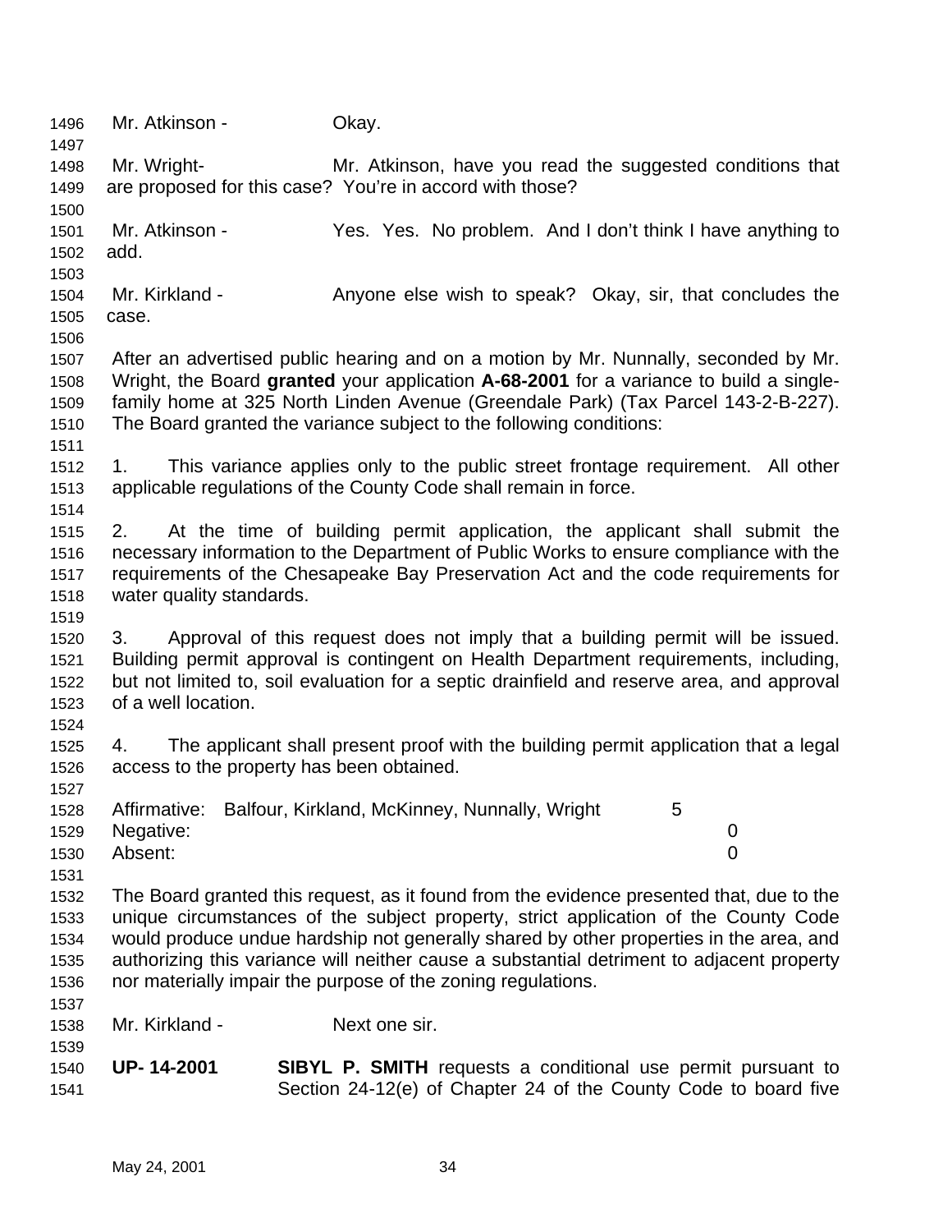Mr. Atkinson - Okay.

Mr. Wright- Mr. Atkinson, have you read the suggested conditions that are proposed for this case? You're in accord with those?

Mr. Atkinson - Yes. Yes. No problem. And I don't think I have anything to add.

Mr. Kirkland - Anyone else wish to speak? Okay, sir, that concludes the case.

After an advertised public hearing and on a motion by Mr. Nunnally, seconded by Mr. Wright, the Board **granted** your application **A-68-2001** for a variance to build a single-family home at 325 North Linden Avenue (Greendale Park) (Tax Parcel 143-2-B-227). The Board granted the variance subject to the following conditions:

1. This variance applies only to the public street frontage requirement. All other applicable regulations of the County Code shall remain in force.

2. At the time of building permit application, the applicant shall submit the necessary information to the Department of Public Works to ensure compliance with the requirements of the Chesapeake Bay Preservation Act and the code requirements for water quality standards.

3. Approval of this request does not imply that a building permit will be issued. Building permit approval is contingent on Health Department requirements, including, but not limited to, soil evaluation for a septic drainfield and reserve area, and approval of a well location.

4. The applicant shall present proof with the building permit application that a legal access to the property has been obtained.

| | | |
|---|---|---|
| Affirmative: | Balfour, Kirkland, McKinney, Nunnally, Wright | 5 |
| Negative: | | 0 |
| Absent: | | 0 |

The Board granted this request, as it found from the evidence presented that, due to the unique circumstances of the subject property, strict application of the County Code would produce undue hardship not generally shared by other properties in the area, and authorizing this variance will neither cause a substantial detriment to adjacent property nor materially impair the purpose of the zoning regulations.

Mr. Kirkland - Next one sir.

**UP- 14-2001** **SIBYL P. SMITH** requests a conditional use permit pursuant to Section 24-12(e) of Chapter 24 of the County Code to board five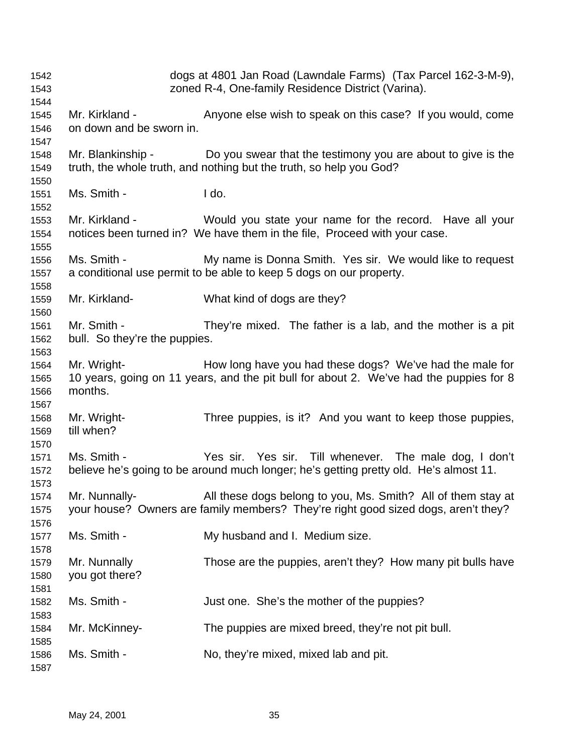dogs at 4801 Jan Road (Lawndale Farms) (Tax Parcel 162-3-M-9), zoned R-4, One-family Residence District (Varina).

Mr. Kirkland - Anyone else wish to speak on this case? If you would, come on down and be sworn in.

Mr. Blankinship - Do you swear that the testimony you are about to give is the truth, the whole truth, and nothing but the truth, so help you God?

Ms. Smith - I do.

Mr. Kirkland - Would you state your name for the record. Have all your notices been turned in? We have them in the file, Proceed with your case.

Ms. Smith - My name is Donna Smith. Yes sir. We would like to request a conditional use permit to be able to keep 5 dogs on our property.

Mr. Kirkland- What kind of dogs are they?

Mr. Smith - They're mixed. The father is a lab, and the mother is a pit bull. So they're the puppies.

Mr. Wright- How long have you had these dogs? We've had the male for 10 years, going on 11 years, and the pit bull for about 2. We've had the puppies for 8 months.

Mr. Wright- Three puppies, is it? And you want to keep those puppies, till when?

Ms. Smith - Yes sir. Yes sir. Till whenever. The male dog, I don't believe he's going to be around much longer; he's getting pretty old. He's almost 11.

Mr. Nunnally- All these dogs belong to you, Ms. Smith? All of them stay at your house? Owners are family members? They're right good sized dogs, aren't they?

Ms. Smith - My husband and I. Medium size.

Mr. Nunnally Those are the puppies, aren't they? How many pit bulls have you got there?

Ms. Smith - Just one. She's the mother of the puppies?

Mr. McKinney- The puppies are mixed breed, they're not pit bull.

Ms. Smith - No, they're mixed, mixed lab and pit.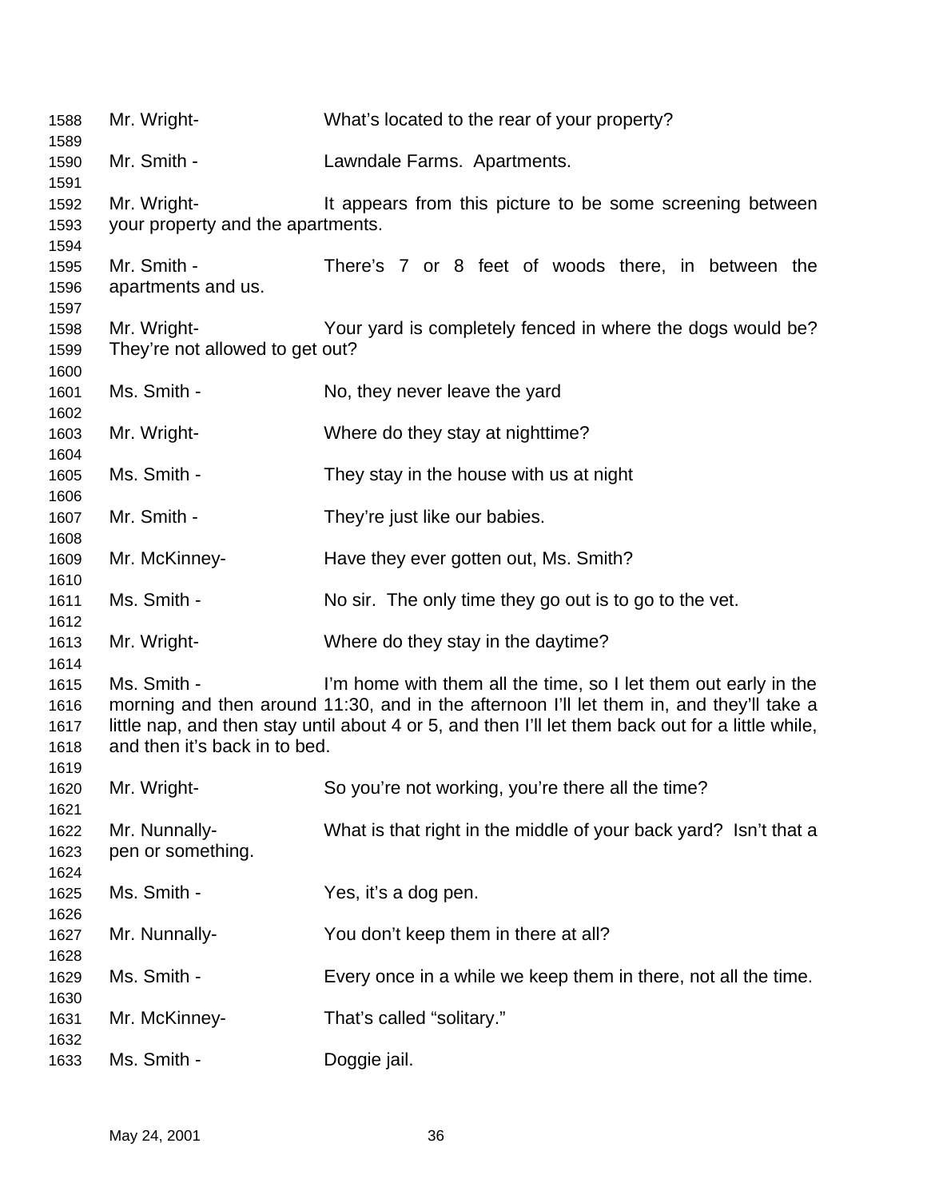Mr. Wright- What's located to the rear of your property?

Mr. Smith - Lawndale Farms. Apartments.

Mr. Wright- It appears from this picture to be some screening between your property and the apartments.

Mr. Smith - There's 7 or 8 feet of woods there, in between the apartments and us.

Mr. Wright- Your yard is completely fenced in where the dogs would be? They're not allowed to get out?

Ms. Smith - No, they never leave the yard

Mr. Wright- Where do they stay at nighttime?

Ms. Smith - They stay in the house with us at night

Mr. Smith - They're just like our babies.

Mr. McKinney- Have they ever gotten out, Ms. Smith?

Ms. Smith - No sir. The only time they go out is to go to the vet.

Mr. Wright- Where do they stay in the daytime?

Ms. Smith - I'm home with them all the time, so I let them out early in the morning and then around 11:30, and in the afternoon I'll let them in, and they'll take a little nap, and then stay until about 4 or 5, and then I'll let them back out for a little while, and then it's back in to bed.

Mr. Wright- So you're not working, you're there all the time?

Mr. Nunnally- What is that right in the middle of your back yard? Isn't that a pen or something.

Ms. Smith - Yes, it's a dog pen.

Mr. Nunnally- You don't keep them in there at all?

Ms. Smith - Every once in a while we keep them in there, not all the time.

Mr. McKinney- That's called "solitary."

Ms. Smith - Doggie jail.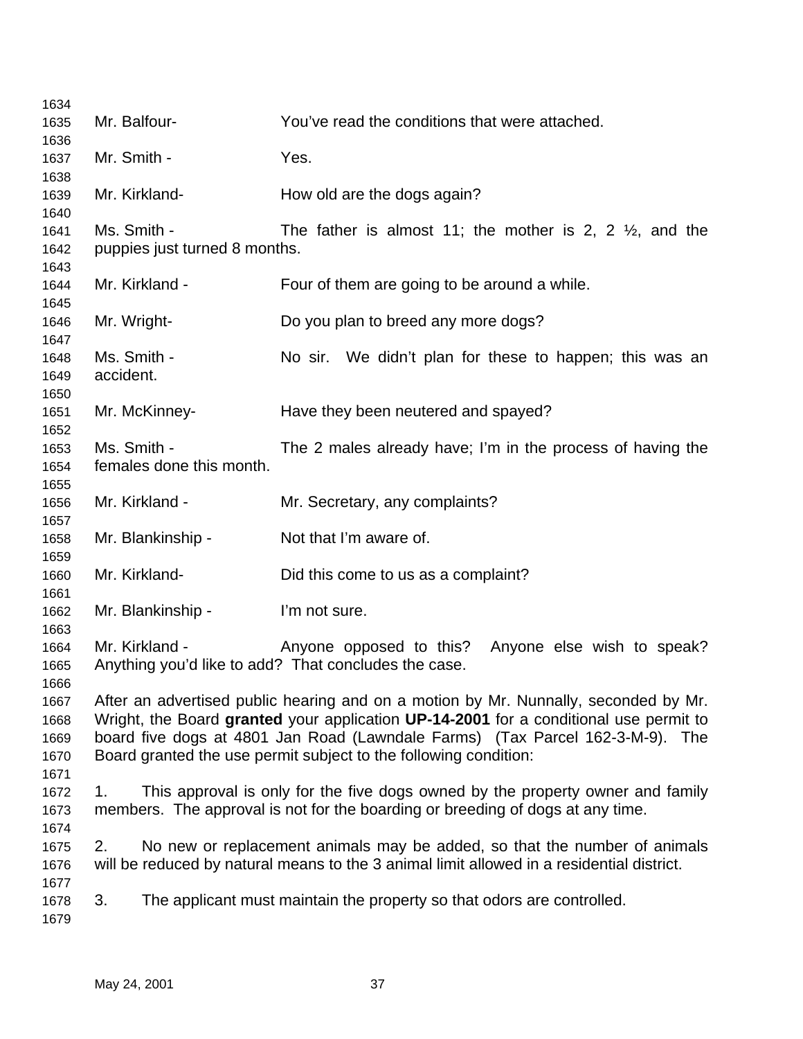Mr. Balfour- You've read the conditions that were attached.

Mr. Smith - Yes.

Mr. Kirkland- How old are the dogs again?

Ms. Smith - The father is almost 11; the mother is 2, 2 ½, and the puppies just turned 8 months.

Mr. Kirkland - Four of them are going to be around a while.

Mr. Wright- Do you plan to breed any more dogs?

Ms. Smith - No sir. We didn't plan for these to happen; this was an accident.

Mr. McKinney- Have they been neutered and spayed?

Ms. Smith - The 2 males already have; I'm in the process of having the females done this month.

Mr. Kirkland - Mr. Secretary, any complaints?

Mr. Blankinship - Not that I'm aware of.

Mr. Kirkland- Did this come to us as a complaint?

Mr. Blankinship - I'm not sure.

Mr. Kirkland - Anyone opposed to this? Anyone else wish to speak? Anything you'd like to add? That concludes the case.

After an advertised public hearing and on a motion by Mr. Nunnally, seconded by Mr. Wright, the Board **granted** your application **UP-14-2001** for a conditional use permit to board five dogs at 4801 Jan Road (Lawndale Farms) (Tax Parcel 162-3-M-9). The Board granted the use permit subject to the following condition:

1. This approval is only for the five dogs owned by the property owner and family members. The approval is not for the boarding or breeding of dogs at any time.

2. No new or replacement animals may be added, so that the number of animals will be reduced by natural means to the 3 animal limit allowed in a residential district.

3. The applicant must maintain the property so that odors are controlled.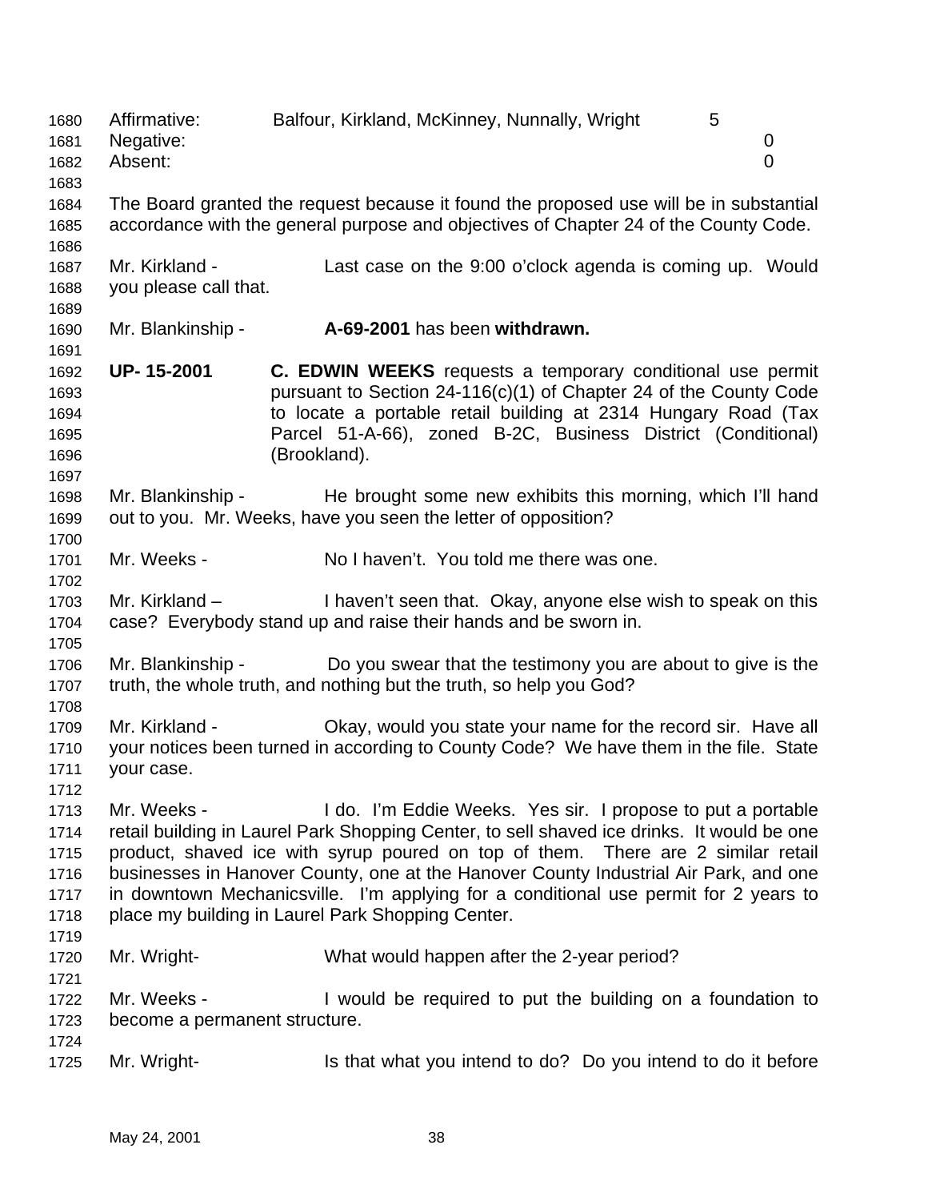Affirmative: Balfour, Kirkland, McKinney, Nunnally, Wright 5
Negative: 0
Absent: 0

The Board granted the request because it found the proposed use will be in substantial accordance with the general purpose and objectives of Chapter 24 of the County Code.

Mr. Kirkland - Last case on the 9:00 o'clock agenda is coming up. Would you please call that.

Mr. Blankinship - **A-69-2001** has been **withdrawn.**

**UP- 15-2001** **C. EDWIN WEEKS** requests a temporary conditional use permit pursuant to Section 24-116(c)(1) of Chapter 24 of the County Code to locate a portable retail building at 2314 Hungary Road (Tax Parcel 51-A-66), zoned B-2C, Business District (Conditional) (Brookland).

Mr. Blankinship - He brought some new exhibits this morning, which I'll hand out to you. Mr. Weeks, have you seen the letter of opposition?

Mr. Weeks - No I haven't. You told me there was one.

Mr. Kirkland – I haven't seen that. Okay, anyone else wish to speak on this case? Everybody stand up and raise their hands and be sworn in.

Mr. Blankinship - Do you swear that the testimony you are about to give is the truth, the whole truth, and nothing but the truth, so help you God?

Mr. Kirkland - Okay, would you state your name for the record sir. Have all your notices been turned in according to County Code? We have them in the file. State your case.

Mr. Weeks - I do. I'm Eddie Weeks. Yes sir. I propose to put a portable retail building in Laurel Park Shopping Center, to sell shaved ice drinks. It would be one product, shaved ice with syrup poured on top of them. There are 2 similar retail businesses in Hanover County, one at the Hanover County Industrial Air Park, and one in downtown Mechanicsville. I'm applying for a conditional use permit for 2 years to place my building in Laurel Park Shopping Center.

Mr. Wright- What would happen after the 2-year period?

Mr. Weeks - I would be required to put the building on a foundation to become a permanent structure.

Mr. Wright- Is that what you intend to do? Do you intend to do it before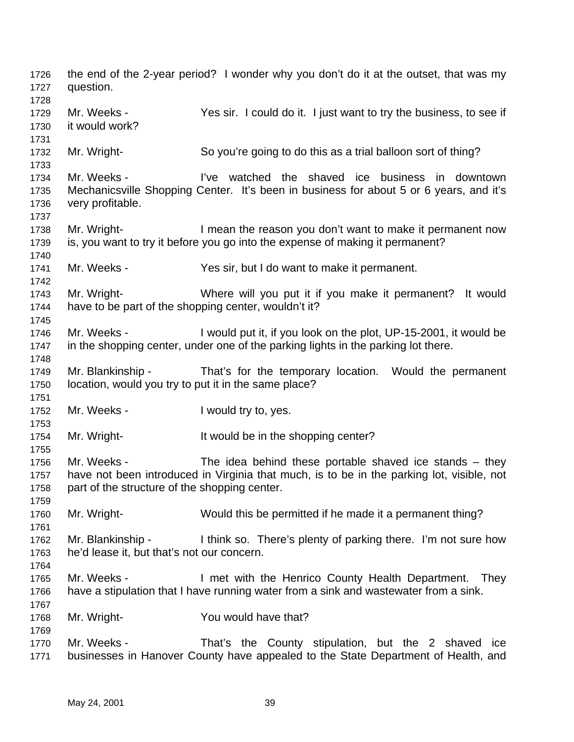the end of the 2-year period? I wonder why you don't do it at the outset, that was my question.

Mr. Weeks - Yes sir. I could do it. I just want to try the business, to see if it would work?

Mr. Wright- So you're going to do this as a trial balloon sort of thing?

Mr. Weeks - I've watched the shaved ice business in downtown Mechanicsville Shopping Center. It's been in business for about 5 or 6 years, and it's very profitable.

Mr. Wright- I mean the reason you don't want to make it permanent now is, you want to try it before you go into the expense of making it permanent?

Mr. Weeks - Yes sir, but I do want to make it permanent.

Mr. Wright- Where will you put it if you make it permanent? It would have to be part of the shopping center, wouldn't it?

Mr. Weeks - I would put it, if you look on the plot, UP-15-2001, it would be in the shopping center, under one of the parking lights in the parking lot there.

Mr. Blankinship - That's for the temporary location. Would the permanent location, would you try to put it in the same place?

Mr. Weeks - I would try to, yes.

Mr. Wright- It would be in the shopping center?

Mr. Weeks - The idea behind these portable shaved ice stands – they have not been introduced in Virginia that much, is to be in the parking lot, visible, not part of the structure of the shopping center.

Mr. Wright- Would this be permitted if he made it a permanent thing?

Mr. Blankinship - I think so. There's plenty of parking there. I'm not sure how he'd lease it, but that's not our concern.

Mr. Weeks - I met with the Henrico County Health Department. They have a stipulation that I have running water from a sink and wastewater from a sink.

Mr. Wright- You would have that?

Mr. Weeks - That's the County stipulation, but the 2 shaved ice businesses in Hanover County have appealed to the State Department of Health, and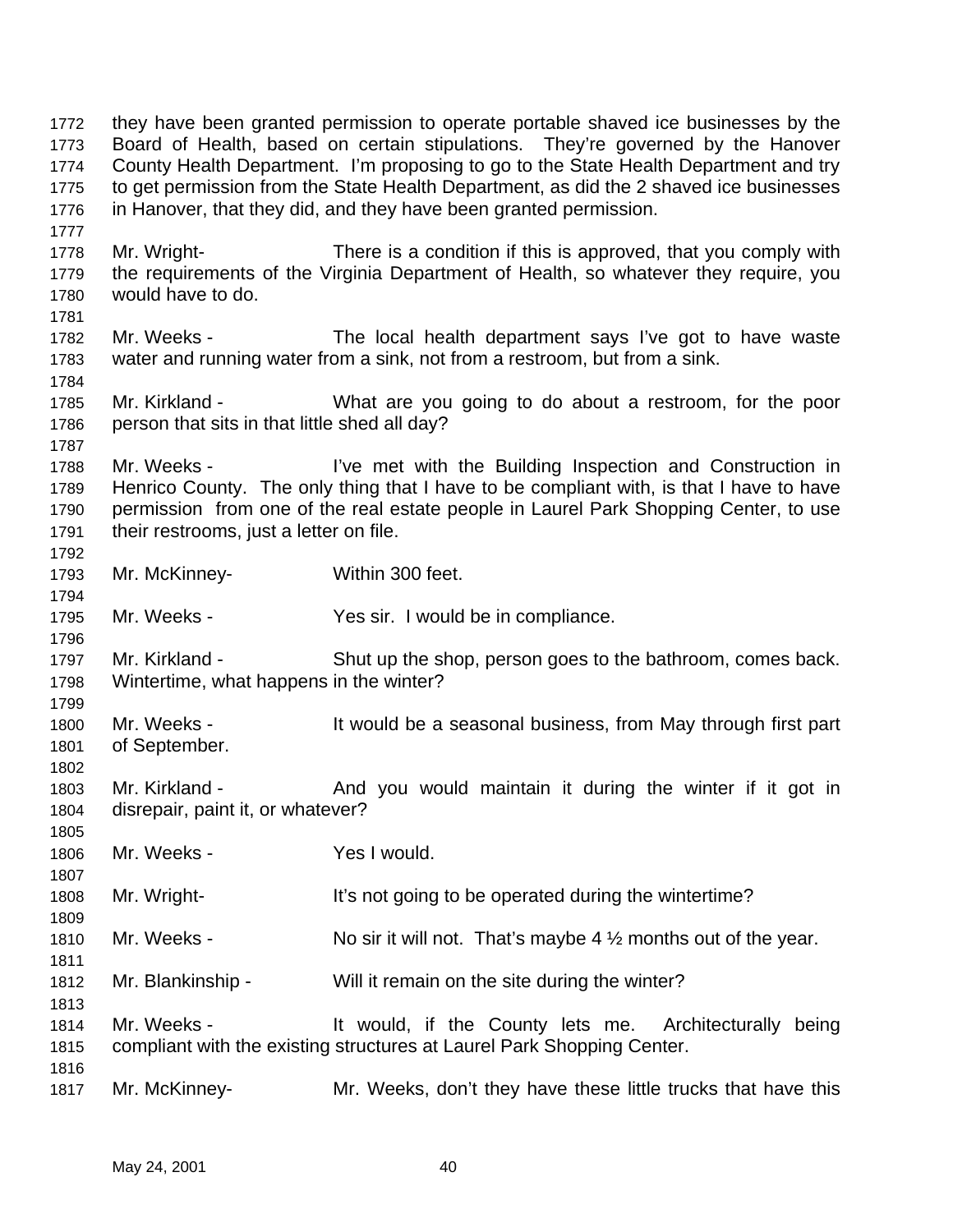they have been granted permission to operate portable shaved ice businesses by the Board of Health, based on certain stipulations. They're governed by the Hanover County Health Department. I'm proposing to go to the State Health Department and try to get permission from the State Health Department, as did the 2 shaved ice businesses in Hanover, that they did, and they have been granted permission.

Mr. Wright- There is a condition if this is approved, that you comply with the requirements of the Virginia Department of Health, so whatever they require, you would have to do.

Mr. Weeks - The local health department says I've got to have waste water and running water from a sink, not from a restroom, but from a sink.

Mr. Kirkland - What are you going to do about a restroom, for the poor person that sits in that little shed all day?

Mr. Weeks - I've met with the Building Inspection and Construction in Henrico County. The only thing that I have to be compliant with, is that I have to have permission from one of the real estate people in Laurel Park Shopping Center, to use their restrooms, just a letter on file.

Mr. McKinney- Within 300 feet.

Mr. Weeks - Yes sir. I would be in compliance.

Mr. Kirkland - Shut up the shop, person goes to the bathroom, comes back. Wintertime, what happens in the winter?

Mr. Weeks - It would be a seasonal business, from May through first part of September.

Mr. Kirkland - And you would maintain it during the winter if it got in disrepair, paint it, or whatever?

Mr. Weeks - Yes I would.

Mr. Wright- It's not going to be operated during the wintertime?

Mr. Weeks - No sir it will not. That's maybe 4 ½ months out of the year.

Mr. Blankinship - Will it remain on the site during the winter?

Mr. Weeks - It would, if the County lets me. Architecturally being compliant with the existing structures at Laurel Park Shopping Center.

Mr. McKinney- Mr. Weeks, don't they have these little trucks that have this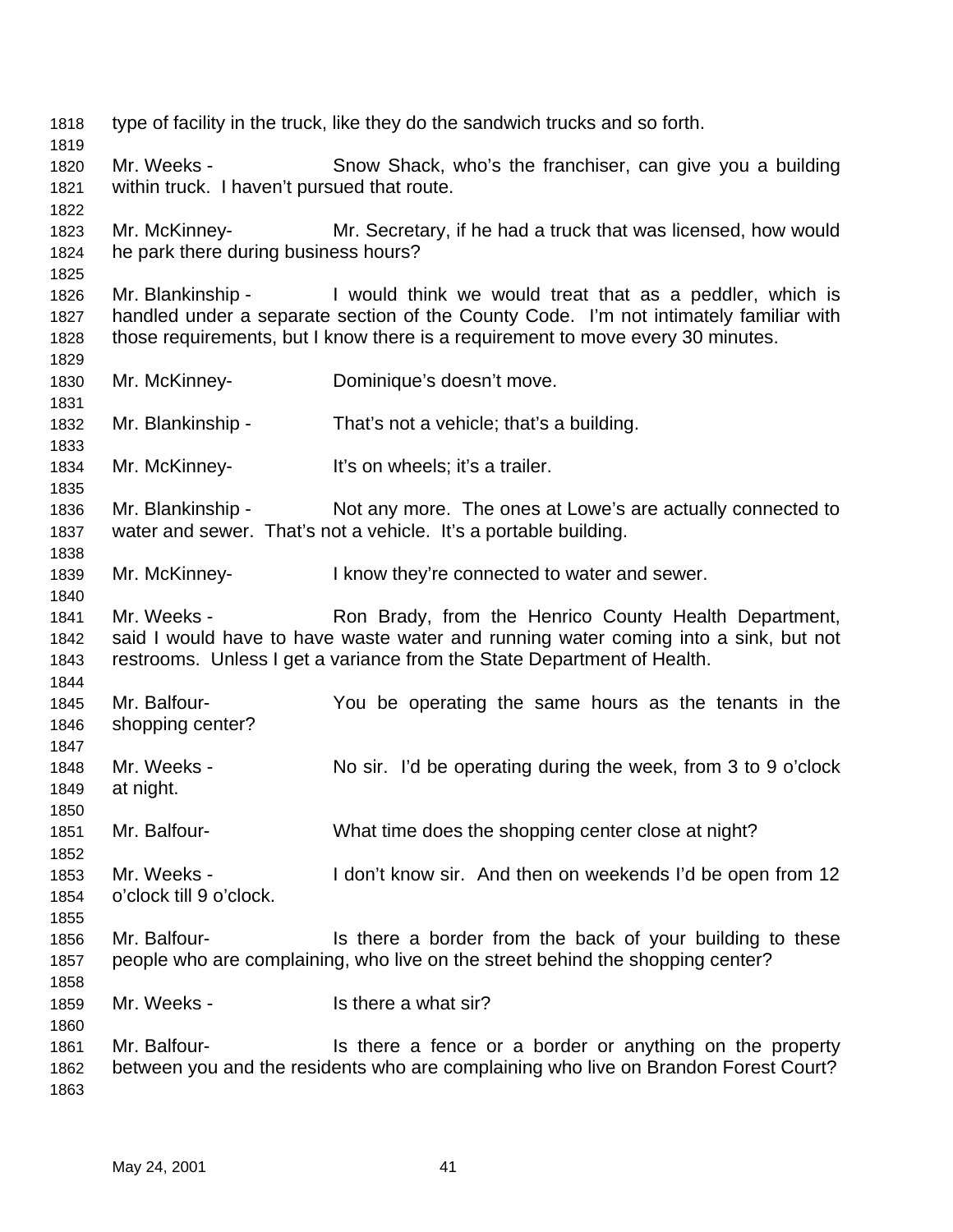type of facility in the truck, like they do the sandwich trucks and so forth.

Mr. Weeks - Snow Shack, who's the franchiser, can give you a building within truck. I haven't pursued that route.

Mr. McKinney- Mr. Secretary, if he had a truck that was licensed, how would he park there during business hours?

Mr. Blankinship - I would think we would treat that as a peddler, which is handled under a separate section of the County Code. I'm not intimately familiar with those requirements, but I know there is a requirement to move every 30 minutes.

Mr. McKinney- Dominique's doesn't move.

Mr. Blankinship - That's not a vehicle; that's a building.

Mr. McKinney- It's on wheels; it's a trailer.

Mr. Blankinship - Not any more. The ones at Lowe's are actually connected to water and sewer. That's not a vehicle. It's a portable building.

Mr. McKinney- I know they're connected to water and sewer.

Mr. Weeks - Ron Brady, from the Henrico County Health Department, said I would have to have waste water and running water coming into a sink, but not restrooms. Unless I get a variance from the State Department of Health.

Mr. Balfour- You be operating the same hours as the tenants in the shopping center?

Mr. Weeks - No sir. I'd be operating during the week, from 3 to 9 o'clock at night.

Mr. Balfour- What time does the shopping center close at night?

Mr. Weeks - I don't know sir. And then on weekends I'd be open from 12 o'clock till 9 o'clock.

Mr. Balfour- Is there a border from the back of your building to these people who are complaining, who live on the street behind the shopping center?

Mr. Weeks - Is there a what sir?

Mr. Balfour- Is there a fence or a border or anything on the property between you and the residents who are complaining who live on Brandon Forest Court?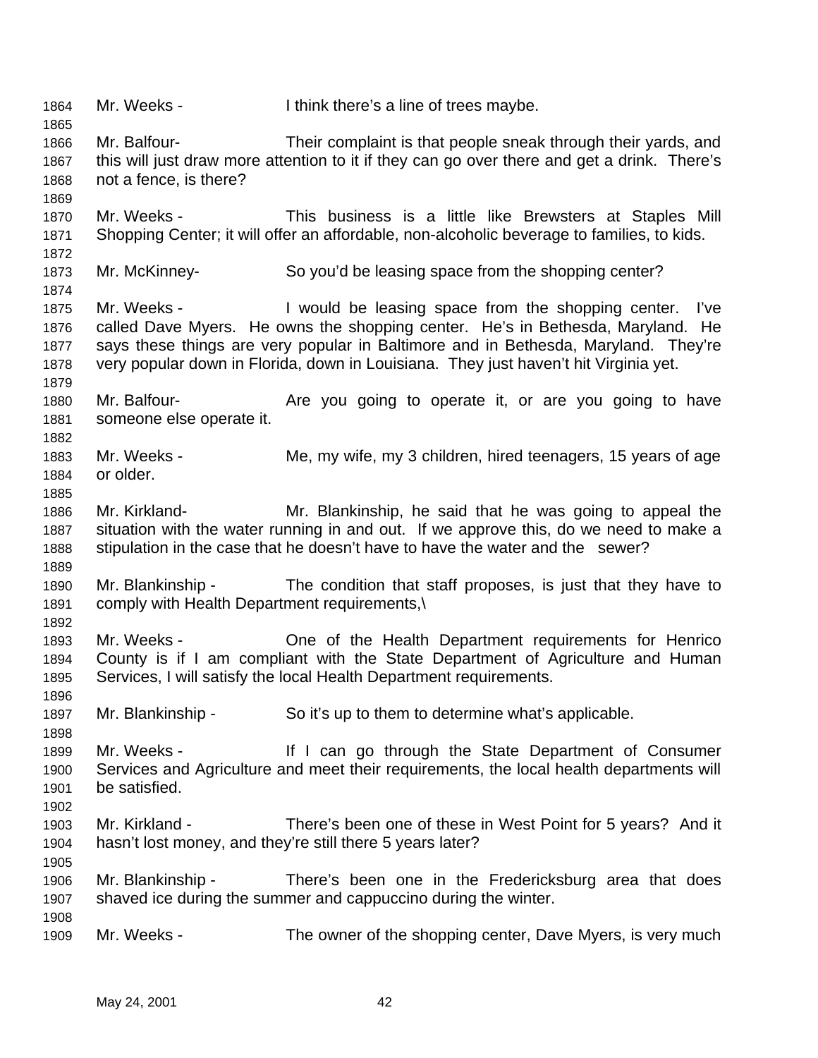Mr. Weeks - I think there's a line of trees maybe.

Mr. Balfour- Their complaint is that people sneak through their yards, and this will just draw more attention to it if they can go over there and get a drink. There's not a fence, is there?

Mr. Weeks - This business is a little like Brewsters at Staples Mill Shopping Center; it will offer an affordable, non-alcoholic beverage to families, to kids.

Mr. McKinney- So you'd be leasing space from the shopping center?

Mr. Weeks - I would be leasing space from the shopping center. I've called Dave Myers. He owns the shopping center. He's in Bethesda, Maryland. He says these things are very popular in Baltimore and in Bethesda, Maryland. They're very popular down in Florida, down in Louisiana. They just haven't hit Virginia yet.

Mr. Balfour- Are you going to operate it, or are you going to have someone else operate it.

Mr. Weeks - Me, my wife, my 3 children, hired teenagers, 15 years of age or older.

Mr. Kirkland- Mr. Blankinship, he said that he was going to appeal the situation with the water running in and out. If we approve this, do we need to make a stipulation in the case that he doesn't have to have the water and the sewer?

Mr. Blankinship - The condition that staff proposes, is just that they have to comply with Health Department requirements,\

Mr. Weeks - One of the Health Department requirements for Henrico County is if I am compliant with the State Department of Agriculture and Human Services, I will satisfy the local Health Department requirements.

Mr. Blankinship - So it's up to them to determine what's applicable.

Mr. Weeks - If I can go through the State Department of Consumer Services and Agriculture and meet their requirements, the local health departments will be satisfied.

Mr. Kirkland - There's been one of these in West Point for 5 years? And it hasn't lost money, and they're still there 5 years later?

Mr. Blankinship - There's been one in the Fredericksburg area that does shaved ice during the summer and cappuccino during the winter.

Mr. Weeks - The owner of the shopping center, Dave Myers, is very much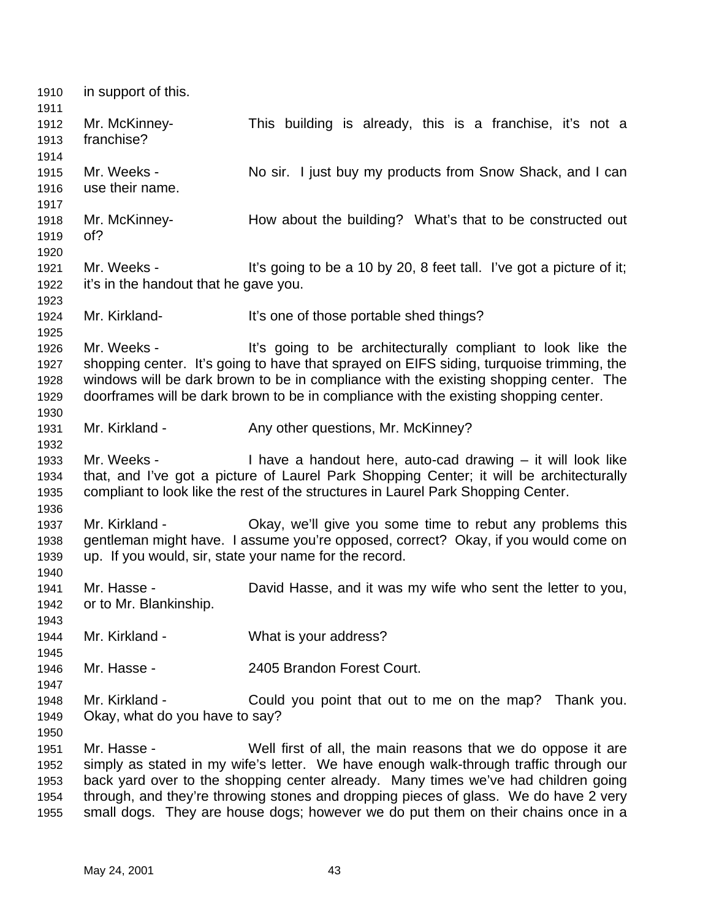in support of this.

Mr. McKinney- This building is already, this is a franchise, it's not a franchise?

Mr. Weeks - No sir. I just buy my products from Snow Shack, and I can use their name.

Mr. McKinney- How about the building? What's that to be constructed out of?

Mr. Weeks - It's going to be a 10 by 20, 8 feet tall. I've got a picture of it; it's in the handout that he gave you.

Mr. Kirkland- It's one of those portable shed things?

Mr. Weeks - It's going to be architecturally compliant to look like the shopping center. It's going to have that sprayed on EIFS siding, turquoise trimming, the windows will be dark brown to be in compliance with the existing shopping center. The doorframes will be dark brown to be in compliance with the existing shopping center.

Mr. Kirkland - Any other questions, Mr. McKinney?

Mr. Weeks - I have a handout here, auto-cad drawing – it will look like that, and I've got a picture of Laurel Park Shopping Center; it will be architecturally compliant to look like the rest of the structures in Laurel Park Shopping Center.

Mr. Kirkland - Okay, we'll give you some time to rebut any problems this gentleman might have. I assume you're opposed, correct? Okay, if you would come on up. If you would, sir, state your name for the record.

Mr. Hasse - David Hasse, and it was my wife who sent the letter to you, or to Mr. Blankinship.

Mr. Kirkland - What is your address?

Mr. Hasse - 2405 Brandon Forest Court.

Mr. Kirkland - Could you point that out to me on the map? Thank you. Okay, what do you have to say?

Mr. Hasse - Well first of all, the main reasons that we do oppose it are simply as stated in my wife's letter. We have enough walk-through traffic through our back yard over to the shopping center already. Many times we've had children going through, and they're throwing stones and dropping pieces of glass. We do have 2 very small dogs. They are house dogs; however we do put them on their chains once in a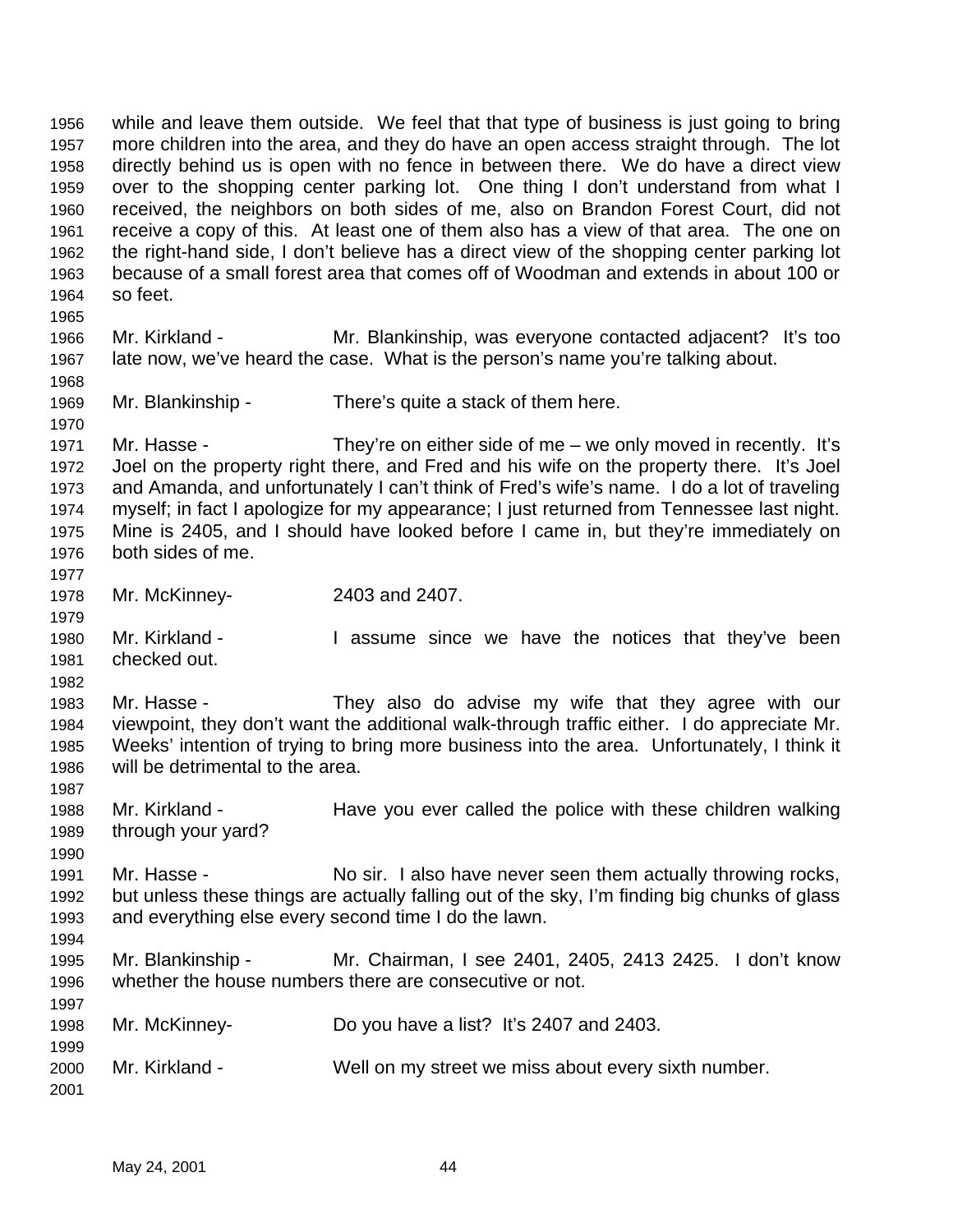while and leave them outside. We feel that that type of business is just going to bring more children into the area, and they do have an open access straight through. The lot directly behind us is open with no fence in between there. We do have a direct view over to the shopping center parking lot. One thing I don't understand from what I received, the neighbors on both sides of me, also on Brandon Forest Court, did not receive a copy of this. At least one of them also has a view of that area. The one on the right-hand side, I don't believe has a direct view of the shopping center parking lot because of a small forest area that comes off of Woodman and extends in about 100 or so feet.

Mr. Kirkland - Mr. Blankinship, was everyone contacted adjacent? It's too late now, we've heard the case. What is the person's name you're talking about.

Mr. Blankinship - There's quite a stack of them here.

Mr. Hasse - They're on either side of me – we only moved in recently. It's Joel on the property right there, and Fred and his wife on the property there. It's Joel and Amanda, and unfortunately I can't think of Fred's wife's name. I do a lot of traveling myself; in fact I apologize for my appearance; I just returned from Tennessee last night. Mine is 2405, and I should have looked before I came in, but they're immediately on both sides of me.

Mr. McKinney- 2403 and 2407.

Mr. Kirkland - I assume since we have the notices that they've been checked out.

Mr. Hasse - They also do advise my wife that they agree with our viewpoint, they don't want the additional walk-through traffic either. I do appreciate Mr. Weeks' intention of trying to bring more business into the area. Unfortunately, I think it will be detrimental to the area.

Mr. Kirkland - Have you ever called the police with these children walking through your yard?

Mr. Hasse - No sir. I also have never seen them actually throwing rocks, but unless these things are actually falling out of the sky, I'm finding big chunks of glass and everything else every second time I do the lawn.

Mr. Blankinship - Mr. Chairman, I see 2401, 2405, 2413 2425. I don't know whether the house numbers there are consecutive or not.

Mr. McKinney- Do you have a list? It's 2407 and 2403.

Mr. Kirkland - Well on my street we miss about every sixth number.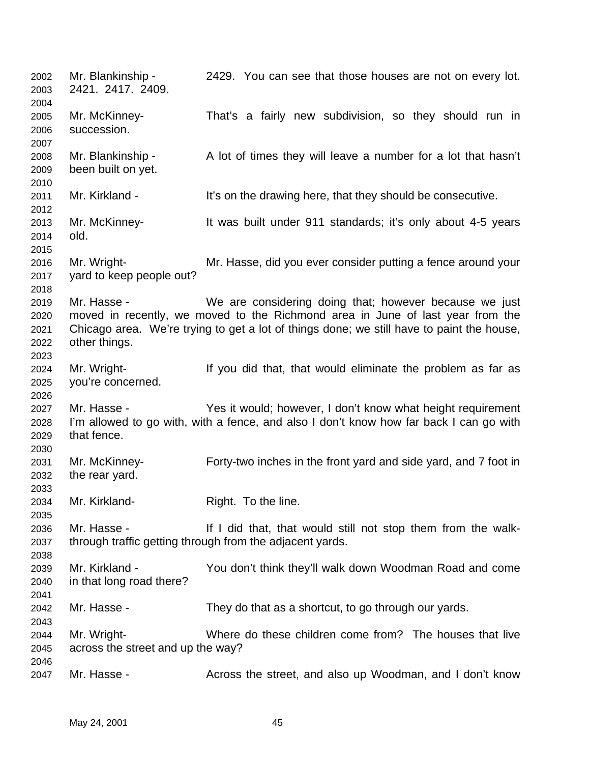Mr. Blankinship - 2429. You can see that those houses are not on every lot. 2421. 2417. 2409.

Mr. McKinney- That's a fairly new subdivision, so they should run in succession.

Mr. Blankinship - A lot of times they will leave a number for a lot that hasn't been built on yet.

Mr. Kirkland - It's on the drawing here, that they should be consecutive.

Mr. McKinney- It was built under 911 standards; it's only about 4-5 years old.

Mr. Wright- Mr. Hasse, did you ever consider putting a fence around your yard to keep people out?

Mr. Hasse - We are considering doing that; however because we just moved in recently, we moved to the Richmond area in June of last year from the Chicago area. We're trying to get a lot of things done; we still have to paint the house, other things.

Mr. Wright- If you did that, that would eliminate the problem as far as you're concerned.

Mr. Hasse - Yes it would; however, I don't know what height requirement I'm allowed to go with, with a fence, and also I don't know how far back I can go with that fence.

Mr. McKinney- Forty-two inches in the front yard and side yard, and 7 foot in the rear yard.

Mr. Kirkland- Right. To the line.

Mr. Hasse - If I did that, that would still not stop them from the walk-through traffic getting through from the adjacent yards.

Mr. Kirkland - You don't think they'll walk down Woodman Road and come in that long road there?

Mr. Hasse - They do that as a shortcut, to go through our yards.

Mr. Wright- Where do these children come from? The houses that live across the street and up the way?

Mr. Hasse - Across the street, and also up Woodman, and I don't know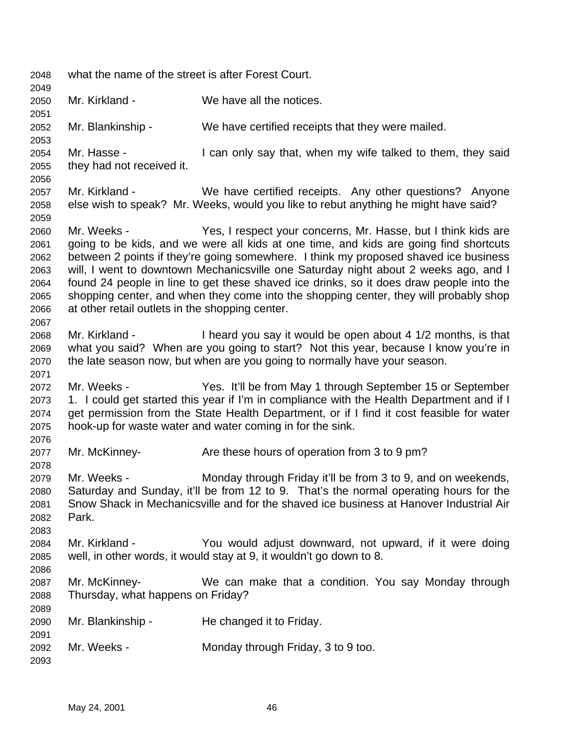what the name of the street is after Forest Court.

Mr. Kirkland - We have all the notices.

Mr. Blankinship - We have certified receipts that they were mailed.

Mr. Hasse - I can only say that, when my wife talked to them, they said they had not received it.

Mr. Kirkland - We have certified receipts. Any other questions? Anyone else wish to speak? Mr. Weeks, would you like to rebut anything he might have said?

Mr. Weeks - Yes, I respect your concerns, Mr. Hasse, but I think kids are going to be kids, and we were all kids at one time, and kids are going find shortcuts between 2 points if they're going somewhere. I think my proposed shaved ice business will, I went to downtown Mechanicsville one Saturday night about 2 weeks ago, and I found 24 people in line to get these shaved ice drinks, so it does draw people into the shopping center, and when they come into the shopping center, they will probably shop at other retail outlets in the shopping center.

Mr. Kirkland - I heard you say it would be open about 4 1/2 months, is that what you said? When are you going to start? Not this year, because I know you're in the late season now, but when are you going to normally have your season.

Mr. Weeks - Yes. It'll be from May 1 through September 15 or September 1. I could get started this year if I'm in compliance with the Health Department and if I get permission from the State Health Department, or if I find it cost feasible for water hook-up for waste water and water coming in for the sink.

Mr. McKinney- Are these hours of operation from 3 to 9 pm?

Mr. Weeks - Monday through Friday it'll be from 3 to 9, and on weekends, Saturday and Sunday, it'll be from 12 to 9. That's the normal operating hours for the Snow Shack in Mechanicsville and for the shaved ice business at Hanover Industrial Air Park.

Mr. Kirkland - You would adjust downward, not upward, if it were doing well, in other words, it would stay at 9, it wouldn't go down to 8.

Mr. McKinney- We can make that a condition. You say Monday through Thursday, what happens on Friday?

Mr. Blankinship - He changed it to Friday.

Mr. Weeks - Monday through Friday, 3 to 9 too.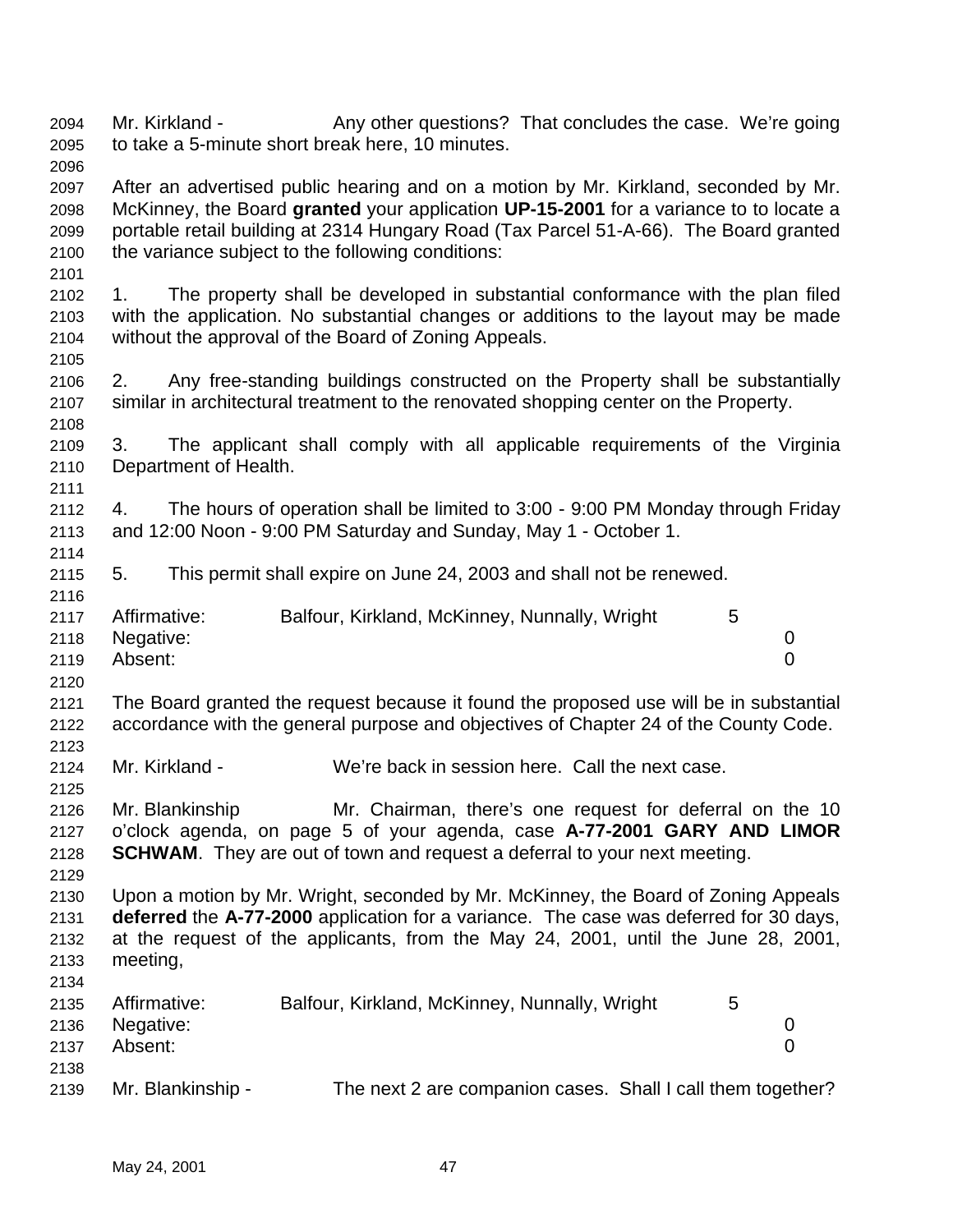Mr. Kirkland - Any other questions? That concludes the case. We're going to take a 5-minute short break here, 10 minutes.

After an advertised public hearing and on a motion by Mr. Kirkland, seconded by Mr. McKinney, the Board **granted** your application **UP-15-2001** for a variance to to locate a portable retail building at 2314 Hungary Road (Tax Parcel 51-A-66). The Board granted the variance subject to the following conditions:

1. The property shall be developed in substantial conformance with the plan filed with the application. No substantial changes or additions to the layout may be made without the approval of the Board of Zoning Appeals.

2. Any free-standing buildings constructed on the Property shall be substantially similar in architectural treatment to the renovated shopping center on the Property.

3. The applicant shall comply with all applicable requirements of the Virginia Department of Health.

4. The hours of operation shall be limited to 3:00 - 9:00 PM Monday through Friday and 12:00 Noon - 9:00 PM Saturday and Sunday, May 1 - October 1.

5. This permit shall expire on June 24, 2003 and shall not be renewed.

| | | |
|---|---|---|
| Affirmative: | Balfour, Kirkland, McKinney, Nunnally, Wright | 5 |
| Negative: | | 0 |
| Absent: | | 0 |

The Board granted the request because it found the proposed use will be in substantial accordance with the general purpose and objectives of Chapter 24 of the County Code.

Mr. Kirkland - We're back in session here. Call the next case.

Mr. Blankinship Mr. Chairman, there's one request for deferral on the 10 o'clock agenda, on page 5 of your agenda, case **A-77-2001 GARY AND LIMOR SCHWAM**. They are out of town and request a deferral to your next meeting.

Upon a motion by Mr. Wright, seconded by Mr. McKinney, the Board of Zoning Appeals **deferred** the **A-77-2000** application for a variance. The case was deferred for 30 days, at the request of the applicants, from the May 24, 2001, until the June 28, 2001, meeting,

| | | |
|---|---|---|
| Affirmative: | Balfour, Kirkland, McKinney, Nunnally, Wright | 5 |
| Negative: | | 0 |
| Absent: | | 0 |

Mr. Blankinship - The next 2 are companion cases. Shall I call them together?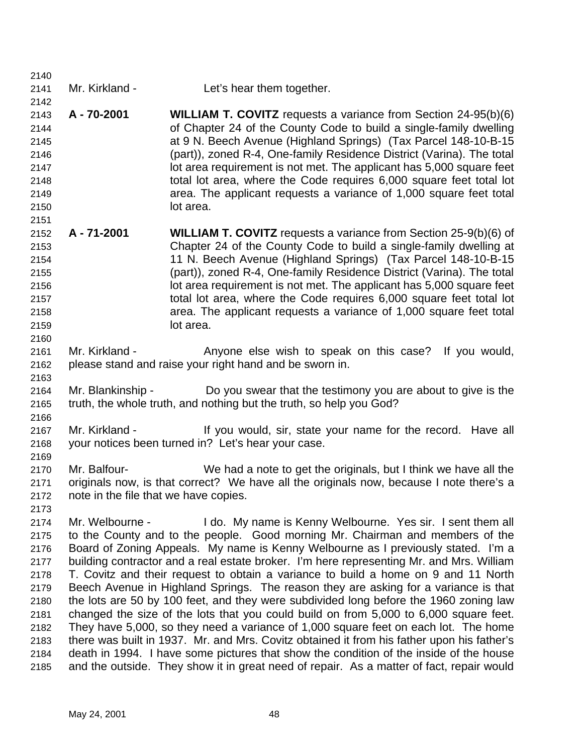Mr. Kirkland - Let's hear them together.

**A - 70-2001** **WILLIAM T. COVITZ** requests a variance from Section 24-95(b)(6) of Chapter 24 of the County Code to build a single-family dwelling at 9 N. Beech Avenue (Highland Springs) (Tax Parcel 148-10-B-15 (part)), zoned R-4, One-family Residence District (Varina). The total lot area requirement is not met. The applicant has 5,000 square feet total lot area, where the Code requires 6,000 square feet total lot area. The applicant requests a variance of 1,000 square feet total lot area.

**A - 71-2001** **WILLIAM T. COVITZ** requests a variance from Section 25-9(b)(6) of Chapter 24 of the County Code to build a single-family dwelling at 11 N. Beech Avenue (Highland Springs) (Tax Parcel 148-10-B-15 (part)), zoned R-4, One-family Residence District (Varina). The total lot area requirement is not met. The applicant has 5,000 square feet total lot area, where the Code requires 6,000 square feet total lot area. The applicant requests a variance of 1,000 square feet total lot area.

Mr. Kirkland - Anyone else wish to speak on this case? If you would, please stand and raise your right hand and be sworn in.

Mr. Blankinship - Do you swear that the testimony you are about to give is the truth, the whole truth, and nothing but the truth, so help you God?

Mr. Kirkland - If you would, sir, state your name for the record. Have all your notices been turned in? Let's hear your case.

Mr. Balfour- We had a note to get the originals, but I think we have all the originals now, is that correct? We have all the originals now, because I note there's a note in the file that we have copies.

Mr. Welbourne - I do. My name is Kenny Welbourne. Yes sir. I sent them all to the County and to the people. Good morning Mr. Chairman and members of the Board of Zoning Appeals. My name is Kenny Welbourne as I previously stated. I'm a building contractor and a real estate broker. I'm here representing Mr. and Mrs. William T. Covitz and their request to obtain a variance to build a home on 9 and 11 North Beech Avenue in Highland Springs. The reason they are asking for a variance is that the lots are 50 by 100 feet, and they were subdivided long before the 1960 zoning law changed the size of the lots that you could build on from 5,000 to 6,000 square feet. They have 5,000, so they need a variance of 1,000 square feet on each lot. The home there was built in 1937. Mr. and Mrs. Covitz obtained it from his father upon his father's death in 1994. I have some pictures that show the condition of the inside of the house and the outside. They show it in great need of repair. As a matter of fact, repair would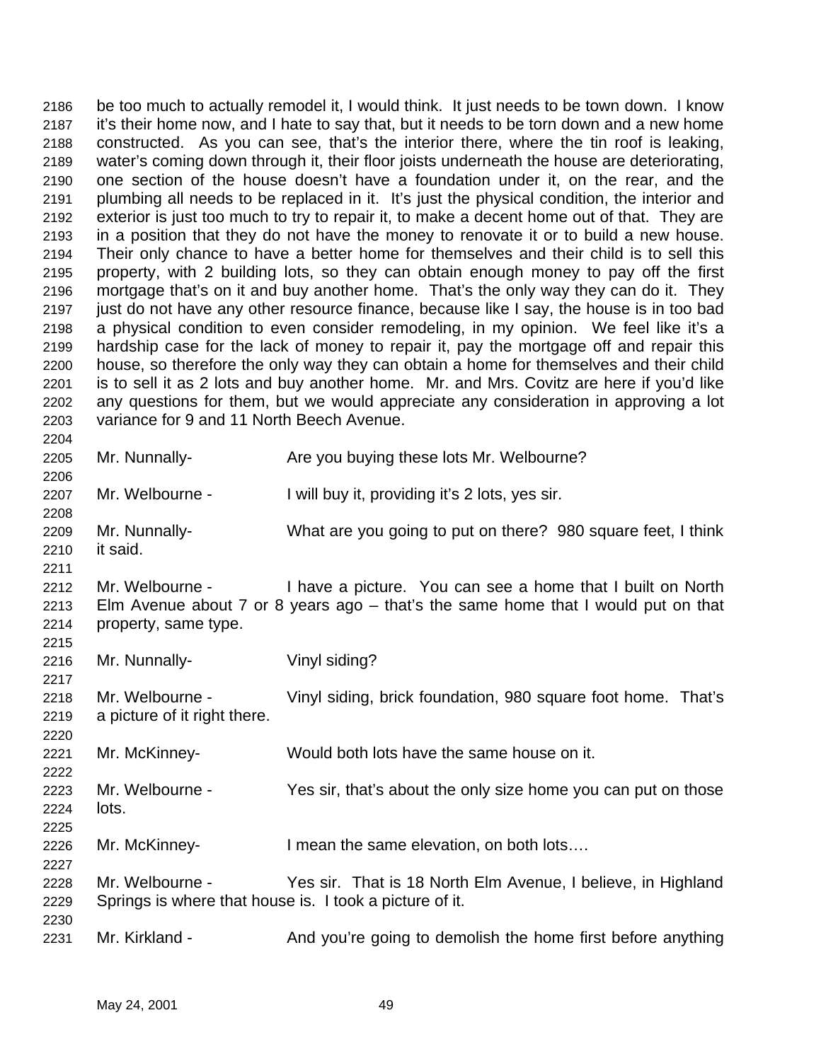be too much to actually remodel it, I would think. It just needs to be town down. I know it's their home now, and I hate to say that, but it needs to be torn down and a new home constructed. As you can see, that's the interior there, where the tin roof is leaking, water's coming down through it, their floor joists underneath the house are deteriorating, one section of the house doesn't have a foundation under it, on the rear, and the plumbing all needs to be replaced in it. It's just the physical condition, the interior and exterior is just too much to try to repair it, to make a decent home out of that. They are in a position that they do not have the money to renovate it or to build a new house. Their only chance to have a better home for themselves and their child is to sell this property, with 2 building lots, so they can obtain enough money to pay off the first mortgage that's on it and buy another home. That's the only way they can do it. They just do not have any other resource finance, because like I say, the house is in too bad a physical condition to even consider remodeling, in my opinion. We feel like it's a hardship case for the lack of money to repair it, pay the mortgage off and repair this house, so therefore the only way they can obtain a home for themselves and their child is to sell it as 2 lots and buy another home. Mr. and Mrs. Covitz are here if you'd like any questions for them, but we would appreciate any consideration in approving a lot variance for 9 and 11 North Beech Avenue.

Mr. Nunnally- Are you buying these lots Mr. Welbourne?

Mr. Welbourne - I will buy it, providing it's 2 lots, yes sir.

Mr. Nunnally- What are you going to put on there? 980 square feet, I think it said.

Mr. Welbourne - I have a picture. You can see a home that I built on North Elm Avenue about 7 or 8 years ago – that's the same home that I would put on that property, same type.

Mr. Nunnally- Vinyl siding?

Mr. Welbourne - Vinyl siding, brick foundation, 980 square foot home. That's a picture of it right there.

Mr. McKinney- Would both lots have the same house on it.

Mr. Welbourne - Yes sir, that's about the only size home you can put on those lots.

Mr. McKinney- I mean the same elevation, on both lots….

Mr. Welbourne - Yes sir. That is 18 North Elm Avenue, I believe, in Highland Springs is where that house is. I took a picture of it.

Mr. Kirkland - And you're going to demolish the home first before anything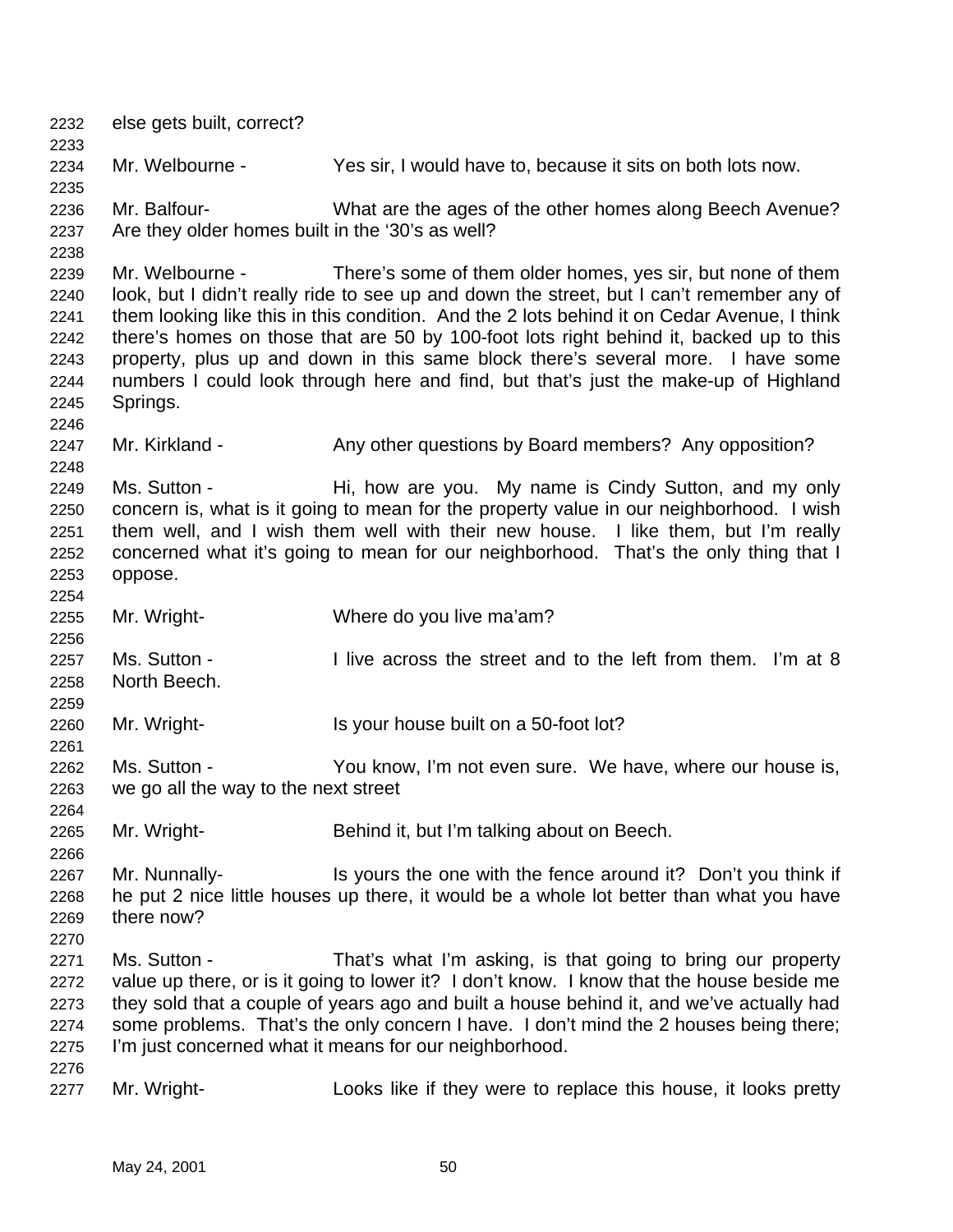else gets built, correct?

Mr. Welbourne - Yes sir, I would have to, because it sits on both lots now.

Mr. Balfour- What are the ages of the other homes along Beech Avenue? Are they older homes built in the '30's as well?

Mr. Welbourne - There's some of them older homes, yes sir, but none of them look, but I didn't really ride to see up and down the street, but I can't remember any of them looking like this in this condition. And the 2 lots behind it on Cedar Avenue, I think there's homes on those that are 50 by 100-foot lots right behind it, backed up to this property, plus up and down in this same block there's several more. I have some numbers I could look through here and find, but that's just the make-up of Highland Springs.

Mr. Kirkland - Any other questions by Board members? Any opposition?

Ms. Sutton - Hi, how are you. My name is Cindy Sutton, and my only concern is, what is it going to mean for the property value in our neighborhood. I wish them well, and I wish them well with their new house. I like them, but I'm really concerned what it's going to mean for our neighborhood. That's the only thing that I oppose.

Mr. Wright- Where do you live ma'am?

Ms. Sutton - I live across the street and to the left from them. I'm at 8 North Beech.

Mr. Wright- Is your house built on a 50-foot lot?

Ms. Sutton - You know, I'm not even sure. We have, where our house is, we go all the way to the next street

Mr. Wright- Behind it, but I'm talking about on Beech.

Mr. Nunnally- Is yours the one with the fence around it? Don't you think if he put 2 nice little houses up there, it would be a whole lot better than what you have there now?

Ms. Sutton - That's what I'm asking, is that going to bring our property value up there, or is it going to lower it? I don't know. I know that the house beside me they sold that a couple of years ago and built a house behind it, and we've actually had some problems. That's the only concern I have. I don't mind the 2 houses being there; I'm just concerned what it means for our neighborhood.

Mr. Wright- Looks like if they were to replace this house, it looks pretty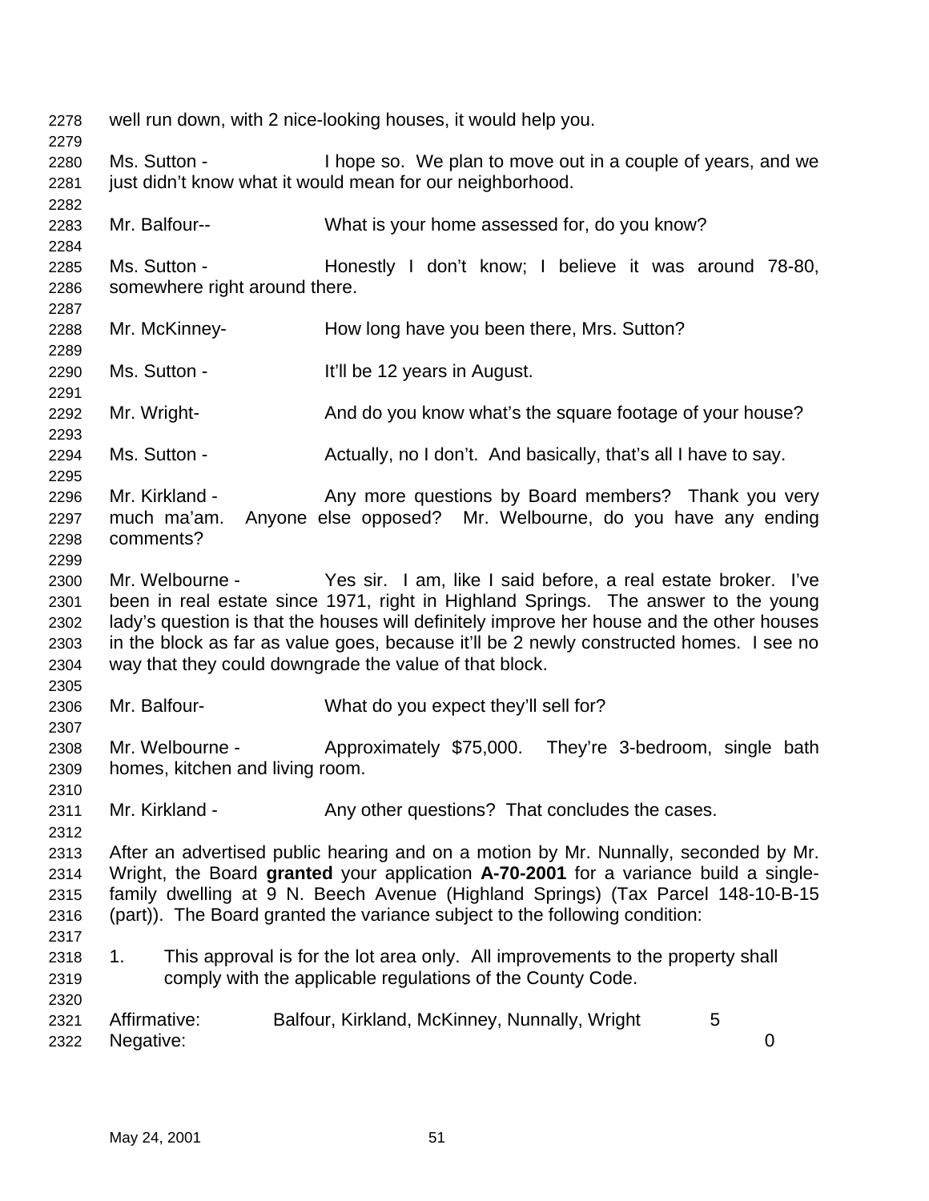well run down, with 2 nice-looking houses, it would help you.

Ms. Sutton - I hope so. We plan to move out in a couple of years, and we just didn't know what it would mean for our neighborhood.

Mr. Balfour-- What is your home assessed for, do you know?

Ms. Sutton - Honestly I don't know; I believe it was around 78-80, somewhere right around there.

Mr. McKinney- How long have you been there, Mrs. Sutton?

Ms. Sutton - It'll be 12 years in August.

Mr. Wright- And do you know what's the square footage of your house?

Ms. Sutton - Actually, no I don't. And basically, that's all I have to say.

Mr. Kirkland - Any more questions by Board members? Thank you very much ma'am. Anyone else opposed? Mr. Welbourne, do you have any ending comments?

Mr. Welbourne - Yes sir. I am, like I said before, a real estate broker. I've been in real estate since 1971, right in Highland Springs. The answer to the young lady's question is that the houses will definitely improve her house and the other houses in the block as far as value goes, because it'll be 2 newly constructed homes. I see no way that they could downgrade the value of that block.

Mr. Balfour- What do you expect they'll sell for?

Mr. Welbourne - Approximately $75,000. They're 3-bedroom, single bath homes, kitchen and living room.

Mr. Kirkland - Any other questions? That concludes the cases.

After an advertised public hearing and on a motion by Mr. Nunnally, seconded by Mr. Wright, the Board **granted** your application **A-70-2001** for a variance build a single-family dwelling at 9 N. Beech Avenue (Highland Springs) (Tax Parcel 148-10-B-15 (part)). The Board granted the variance subject to the following condition:

1. This approval is for the lot area only. All improvements to the property shall comply with the applicable regulations of the County Code.

Affirmative: Balfour, Kirkland, McKinney, Nunnally, Wright 5
Negative: 0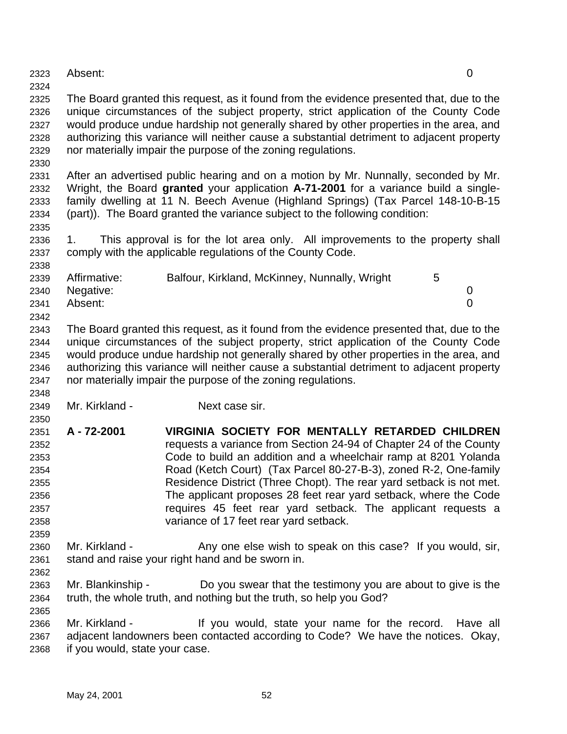Absent: 0

The Board granted this request, as it found from the evidence presented that, due to the unique circumstances of the subject property, strict application of the County Code would produce undue hardship not generally shared by other properties in the area, and authorizing this variance will neither cause a substantial detriment to adjacent property nor materially impair the purpose of the zoning regulations.

After an advertised public hearing and on a motion by Mr. Nunnally, seconded by Mr. Wright, the Board **granted** your application **A-71-2001** for a variance build a single-family dwelling at 11 N. Beech Avenue (Highland Springs) (Tax Parcel 148-10-B-15 (part)). The Board granted the variance subject to the following condition:

1. This approval is for the lot area only. All improvements to the property shall comply with the applicable regulations of the County Code.

| | | |
|---|---|---|
| Affirmative: | Balfour, Kirkland, McKinney, Nunnally, Wright | 5 |
| Negative: | | 0 |
| Absent: | | 0 |

The Board granted this request, as it found from the evidence presented that, due to the unique circumstances of the subject property, strict application of the County Code would produce undue hardship not generally shared by other properties in the area, and authorizing this variance will neither cause a substantial detriment to adjacent property nor materially impair the purpose of the zoning regulations.

Mr. Kirkland - Next case sir.

**A - 72-2001** **VIRGINIA SOCIETY FOR MENTALLY RETARDED CHILDREN** requests a variance from Section 24-94 of Chapter 24 of the County Code to build an addition and a wheelchair ramp at 8201 Yolanda Road (Ketch Court) (Tax Parcel 80-27-B-3), zoned R-2, One-family Residence District (Three Chopt). The rear yard setback is not met. The applicant proposes 28 feet rear yard setback, where the Code requires 45 feet rear yard setback. The applicant requests a variance of 17 feet rear yard setback.

Mr. Kirkland - Any one else wish to speak on this case? If you would, sir, stand and raise your right hand and be sworn in.

Mr. Blankinship - Do you swear that the testimony you are about to give is the truth, the whole truth, and nothing but the truth, so help you God?

Mr. Kirkland - If you would, state your name for the record. Have all adjacent landowners been contacted according to Code? We have the notices. Okay, if you would, state your case.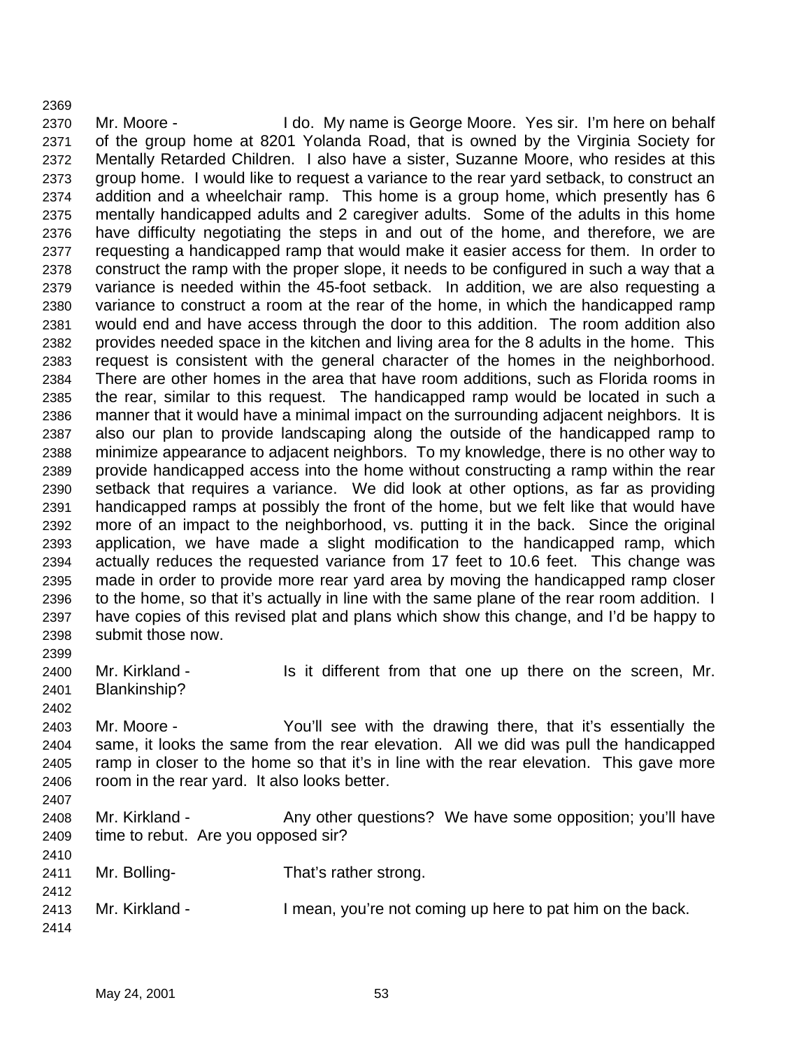Mr. Moore - I do. My name is George Moore. Yes sir. I'm here on behalf of the group home at 8201 Yolanda Road, that is owned by the Virginia Society for Mentally Retarded Children. I also have a sister, Suzanne Moore, who resides at this group home. I would like to request a variance to the rear yard setback, to construct an addition and a wheelchair ramp. This home is a group home, which presently has 6 mentally handicapped adults and 2 caregiver adults. Some of the adults in this home have difficulty negotiating the steps in and out of the home, and therefore, we are requesting a handicapped ramp that would make it easier access for them. In order to construct the ramp with the proper slope, it needs to be configured in such a way that a variance is needed within the 45-foot setback. In addition, we are also requesting a variance to construct a room at the rear of the home, in which the handicapped ramp would end and have access through the door to this addition. The room addition also provides needed space in the kitchen and living area for the 8 adults in the home. This request is consistent with the general character of the homes in the neighborhood. There are other homes in the area that have room additions, such as Florida rooms in the rear, similar to this request. The handicapped ramp would be located in such a manner that it would have a minimal impact on the surrounding adjacent neighbors. It is also our plan to provide landscaping along the outside of the handicapped ramp to minimize appearance to adjacent neighbors. To my knowledge, there is no other way to provide handicapped access into the home without constructing a ramp within the rear setback that requires a variance. We did look at other options, as far as providing handicapped ramps at possibly the front of the home, but we felt like that would have more of an impact to the neighborhood, vs. putting it in the back. Since the original application, we have made a slight modification to the handicapped ramp, which actually reduces the requested variance from 17 feet to 10.6 feet. This change was made in order to provide more rear yard area by moving the handicapped ramp closer to the home, so that it's actually in line with the same plane of the rear room addition. I have copies of this revised plat and plans which show this change, and I'd be happy to submit those now.

Mr. Kirkland - Is it different from that one up there on the screen, Mr. Blankinship?

Mr. Moore - You'll see with the drawing there, that it's essentially the same, it looks the same from the rear elevation. All we did was pull the handicapped ramp in closer to the home so that it's in line with the rear elevation. This gave more room in the rear yard. It also looks better.

Mr. Kirkland - Any other questions? We have some opposition; you'll have time to rebut. Are you opposed sir?

Mr. Bolling- That's rather strong.

Mr. Kirkland - I mean, you're not coming up here to pat him on the back.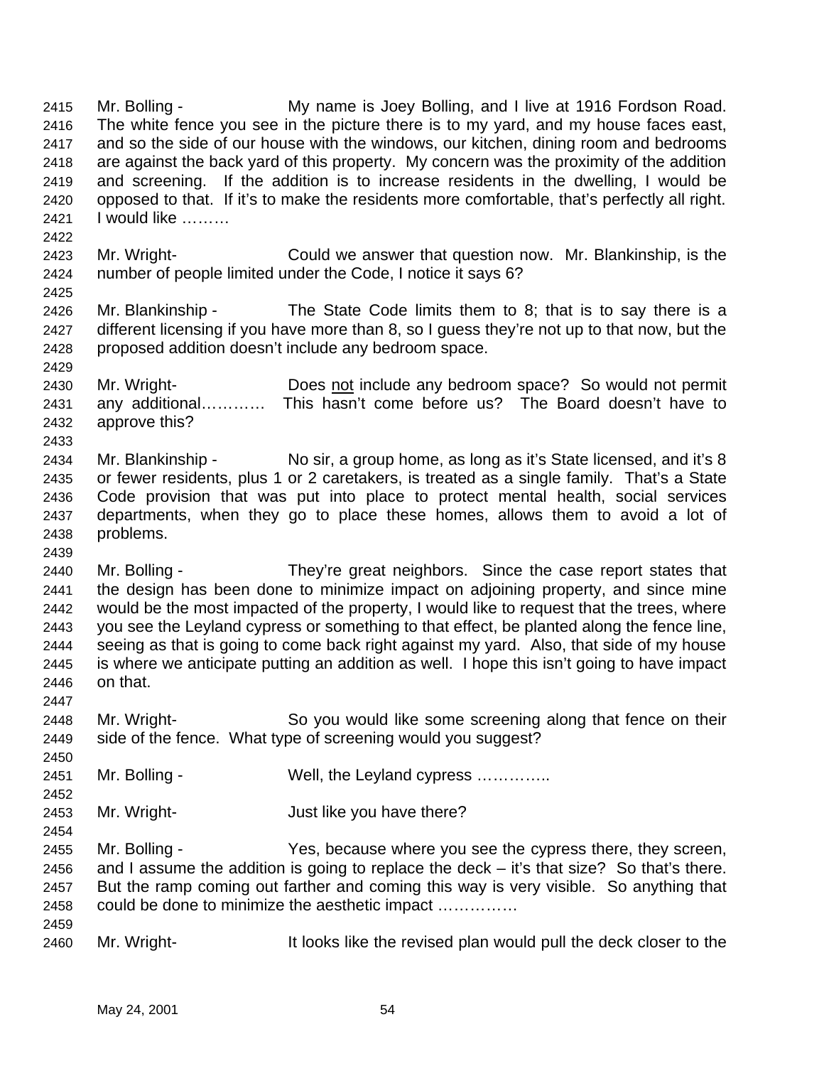Mr. Bolling - My name is Joey Bolling, and I live at 1916 Fordson Road. The white fence you see in the picture there is to my yard, and my house faces east, and so the side of our house with the windows, our kitchen, dining room and bedrooms are against the back yard of this property. My concern was the proximity of the addition and screening. If the addition is to increase residents in the dwelling, I would be opposed to that. If it's to make the residents more comfortable, that's perfectly all right. I would like ………

Mr. Wright- Could we answer that question now. Mr. Blankinship, is the number of people limited under the Code, I notice it says 6?

Mr. Blankinship - The State Code limits them to 8; that is to say there is a different licensing if you have more than 8, so I guess they're not up to that now, but the proposed addition doesn't include any bedroom space.

Mr. Wright- Does not include any bedroom space? So would not permit any additional………… This hasn't come before us? The Board doesn't have to approve this?

Mr. Blankinship - No sir, a group home, as long as it's State licensed, and it's 8 or fewer residents, plus 1 or 2 caretakers, is treated as a single family. That's a State Code provision that was put into place to protect mental health, social services departments, when they go to place these homes, allows them to avoid a lot of problems.

Mr. Bolling - They're great neighbors. Since the case report states that the design has been done to minimize impact on adjoining property, and since mine would be the most impacted of the property, I would like to request that the trees, where you see the Leyland cypress or something to that effect, be planted along the fence line, seeing as that is going to come back right against my yard. Also, that side of my house is where we anticipate putting an addition as well. I hope this isn't going to have impact on that.

Mr. Wright- So you would like some screening along that fence on their side of the fence. What type of screening would you suggest?

Mr. Bolling - Well, the Leyland cypress …………..

Mr. Wright- Just like you have there?

Mr. Bolling - Yes, because where you see the cypress there, they screen, and I assume the addition is going to replace the deck – it's that size? So that's there. But the ramp coming out farther and coming this way is very visible. So anything that could be done to minimize the aesthetic impact ……………

Mr. Wright- It looks like the revised plan would pull the deck closer to the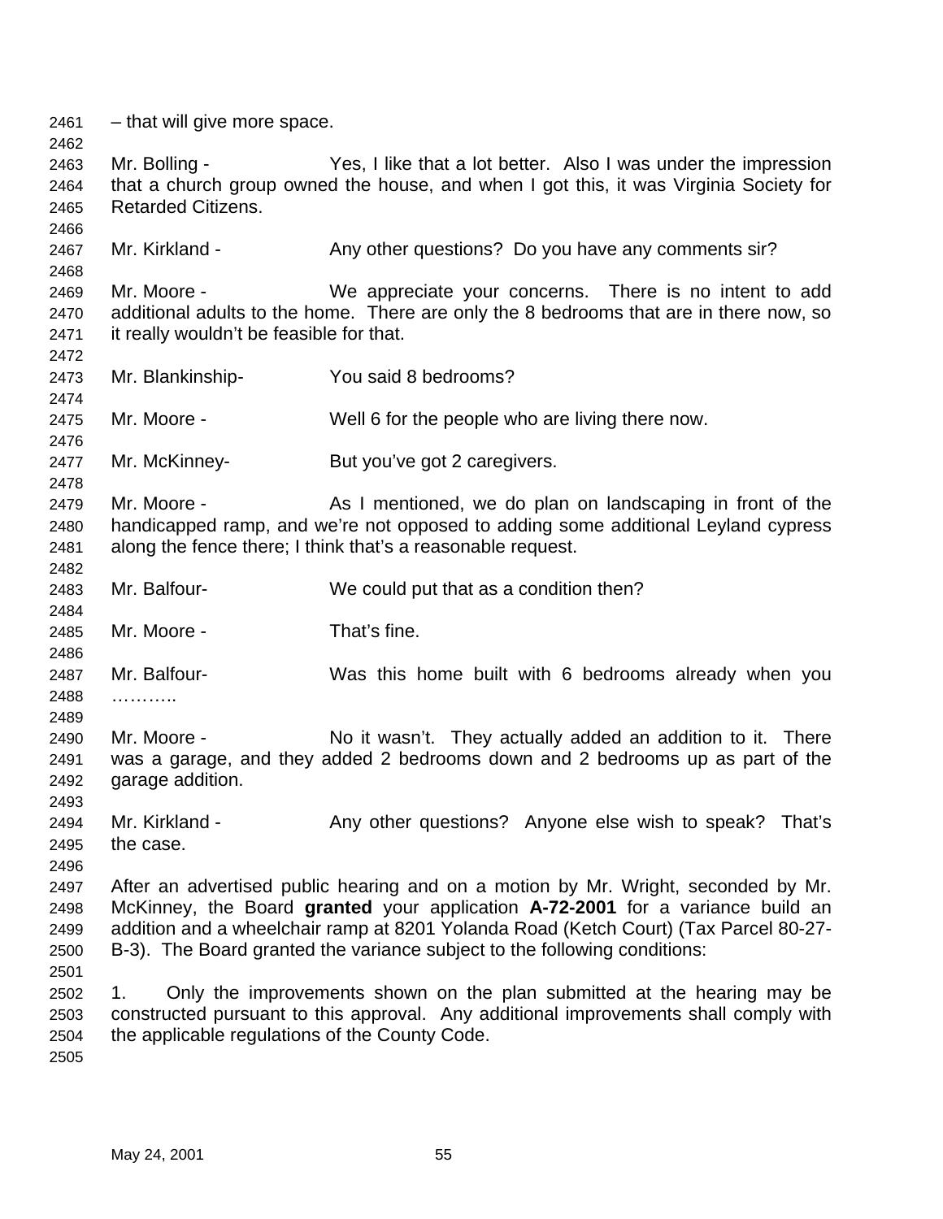– that will give more space.

Mr. Bolling - Yes, I like that a lot better. Also I was under the impression that a church group owned the house, and when I got this, it was Virginia Society for Retarded Citizens.

Mr. Kirkland - Any other questions? Do you have any comments sir?

Mr. Moore - We appreciate your concerns. There is no intent to add additional adults to the home. There are only the 8 bedrooms that are in there now, so it really wouldn't be feasible for that.

Mr. Blankinship- You said 8 bedrooms?

Mr. Moore - Well 6 for the people who are living there now.

Mr. McKinney- But you've got 2 caregivers.

Mr. Moore - As I mentioned, we do plan on landscaping in front of the handicapped ramp, and we're not opposed to adding some additional Leyland cypress along the fence there; I think that's a reasonable request.

Mr. Balfour- We could put that as a condition then?

Mr. Moore - That's fine.

Mr. Balfour- Was this home built with 6 bedrooms already when you ………..

Mr. Moore - No it wasn't. They actually added an addition to it. There was a garage, and they added 2 bedrooms down and 2 bedrooms up as part of the garage addition.

Mr. Kirkland - Any other questions? Anyone else wish to speak? That's the case.

After an advertised public hearing and on a motion by Mr. Wright, seconded by Mr. McKinney, the Board **granted** your application **A-72-2001** for a variance build an addition and a wheelchair ramp at 8201 Yolanda Road (Ketch Court) (Tax Parcel 80-27-B-3). The Board granted the variance subject to the following conditions:

1. Only the improvements shown on the plan submitted at the hearing may be constructed pursuant to this approval. Any additional improvements shall comply with the applicable regulations of the County Code.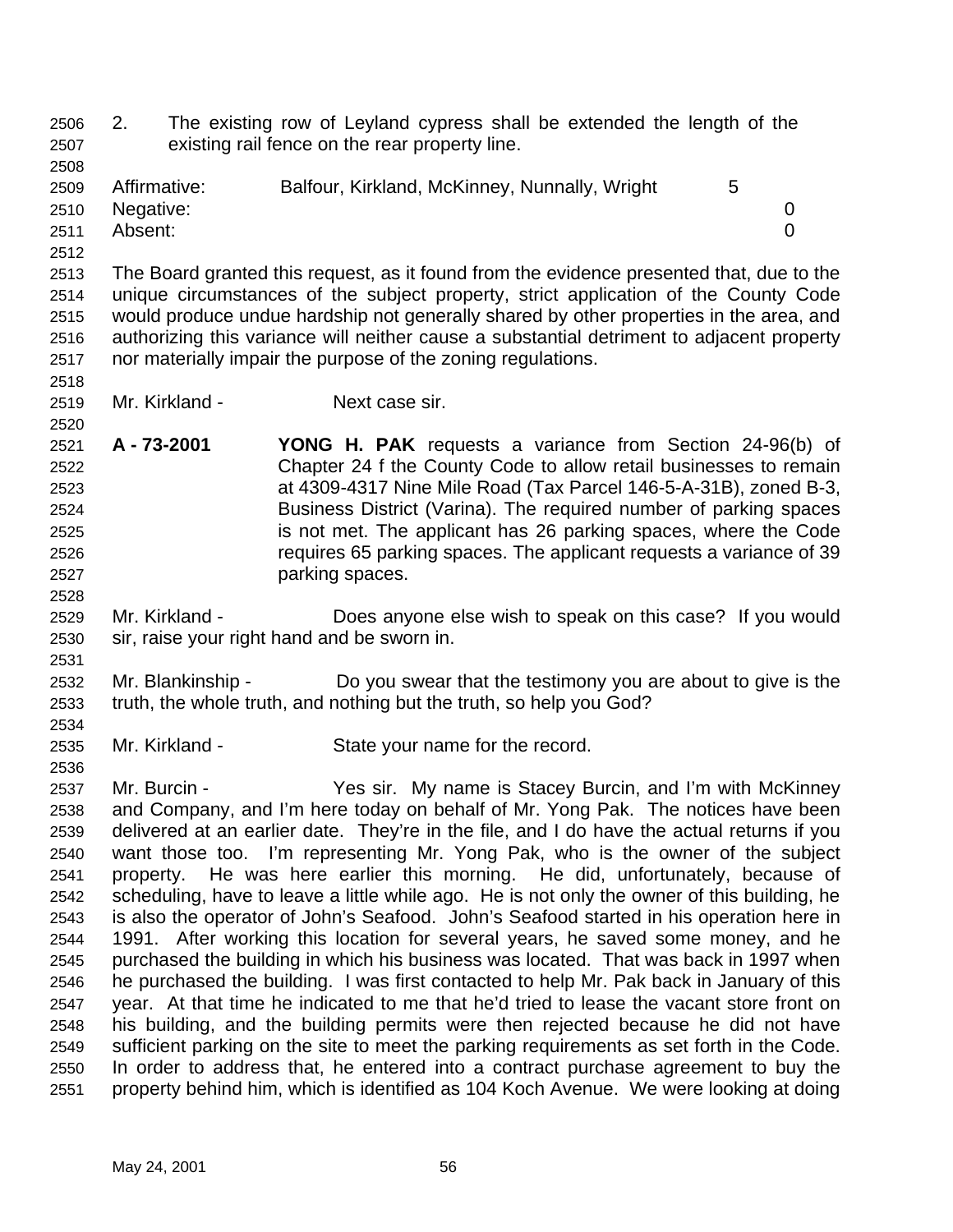2. The existing row of Leyland cypress shall be extended the length of the existing rail fence on the rear property line.

| | | |
|---|---|---|
| Affirmative: | Balfour, Kirkland, McKinney, Nunnally, Wright | 5 |
| Negative: | | 0 |
| Absent: | | 0 |

The Board granted this request, as it found from the evidence presented that, due to the unique circumstances of the subject property, strict application of the County Code would produce undue hardship not generally shared by other properties in the area, and authorizing this variance will neither cause a substantial detriment to adjacent property nor materially impair the purpose of the zoning regulations.

Mr. Kirkland - Next case sir.

**A - 73-2001** **YONG H. PAK** requests a variance from Section 24-96(b) of Chapter 24 f the County Code to allow retail businesses to remain at 4309-4317 Nine Mile Road (Tax Parcel 146-5-A-31B), zoned B-3, Business District (Varina). The required number of parking spaces is not met. The applicant has 26 parking spaces, where the Code requires 65 parking spaces. The applicant requests a variance of 39 parking spaces.

Mr. Kirkland - Does anyone else wish to speak on this case? If you would sir, raise your right hand and be sworn in.

Mr. Blankinship - Do you swear that the testimony you are about to give is the truth, the whole truth, and nothing but the truth, so help you God?

Mr. Kirkland - State your name for the record.

Mr. Burcin - Yes sir. My name is Stacey Burcin, and I'm with McKinney and Company, and I'm here today on behalf of Mr. Yong Pak. The notices have been delivered at an earlier date. They're in the file, and I do have the actual returns if you want those too. I'm representing Mr. Yong Pak, who is the owner of the subject property. He was here earlier this morning. He did, unfortunately, because of scheduling, have to leave a little while ago. He is not only the owner of this building, he is also the operator of John's Seafood. John's Seafood started in his operation here in 1991. After working this location for several years, he saved some money, and he purchased the building in which his business was located. That was back in 1997 when he purchased the building. I was first contacted to help Mr. Pak back in January of this year. At that time he indicated to me that he'd tried to lease the vacant store front on his building, and the building permits were then rejected because he did not have sufficient parking on the site to meet the parking requirements as set forth in the Code. In order to address that, he entered into a contract purchase agreement to buy the property behind him, which is identified as 104 Koch Avenue. We were looking at doing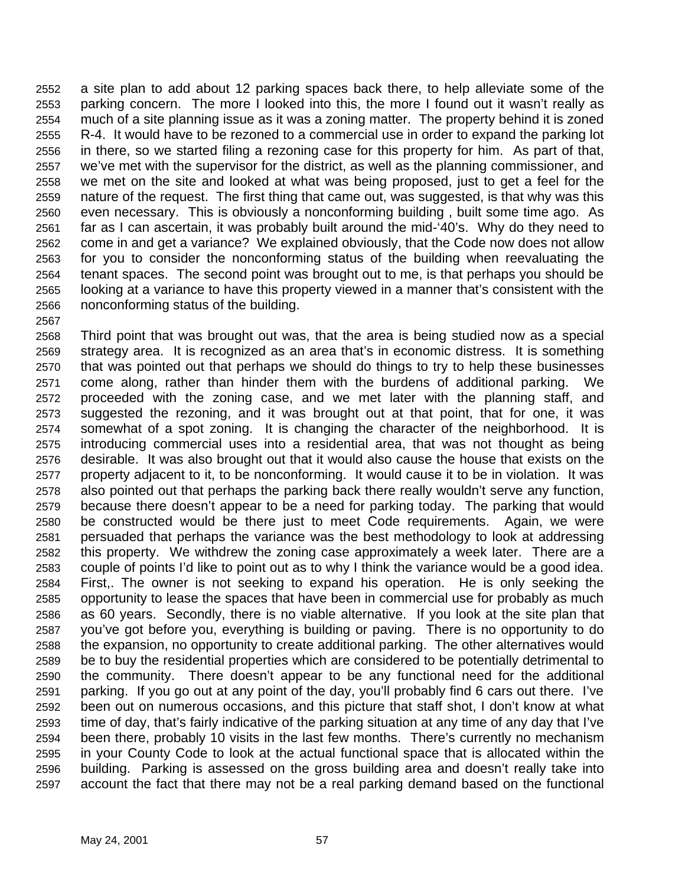a site plan to add about 12 parking spaces back there, to help alleviate some of the parking concern. The more I looked into this, the more I found out it wasn't really as much of a site planning issue as it was a zoning matter. The property behind it is zoned R-4. It would have to be rezoned to a commercial use in order to expand the parking lot in there, so we started filing a rezoning case for this property for him. As part of that, we've met with the supervisor for the district, as well as the planning commissioner, and we met on the site and looked at what was being proposed, just to get a feel for the nature of the request. The first thing that came out, was suggested, is that why was this even necessary. This is obviously a nonconforming building , built some time ago. As far as I can ascertain, it was probably built around the mid-'40's. Why do they need to come in and get a variance? We explained obviously, that the Code now does not allow for you to consider the nonconforming status of the building when reevaluating the tenant spaces. The second point was brought out to me, is that perhaps you should be looking at a variance to have this property viewed in a manner that's consistent with the nonconforming status of the building.

Third point that was brought out was, that the area is being studied now as a special strategy area. It is recognized as an area that's in economic distress. It is something that was pointed out that perhaps we should do things to try to help these businesses come along, rather than hinder them with the burdens of additional parking. We proceeded with the zoning case, and we met later with the planning staff, and suggested the rezoning, and it was brought out at that point, that for one, it was somewhat of a spot zoning. It is changing the character of the neighborhood. It is introducing commercial uses into a residential area, that was not thought as being desirable. It was also brought out that it would also cause the house that exists on the property adjacent to it, to be nonconforming. It would cause it to be in violation. It was also pointed out that perhaps the parking back there really wouldn't serve any function, because there doesn't appear to be a need for parking today. The parking that would be constructed would be there just to meet Code requirements. Again, we were persuaded that perhaps the variance was the best methodology to look at addressing this property. We withdrew the zoning case approximately a week later. There are a couple of points I'd like to point out as to why I think the variance would be a good idea. First,. The owner is not seeking to expand his operation. He is only seeking the opportunity to lease the spaces that have been in commercial use for probably as much as 60 years. Secondly, there is no viable alternative. If you look at the site plan that you've got before you, everything is building or paving. There is no opportunity to do the expansion, no opportunity to create additional parking. The other alternatives would be to buy the residential properties which are considered to be potentially detrimental to the community. There doesn't appear to be any functional need for the additional parking. If you go out at any point of the day, you'll probably find 6 cars out there. I've been out on numerous occasions, and this picture that staff shot, I don't know at what time of day, that's fairly indicative of the parking situation at any time of any day that I've been there, probably 10 visits in the last few months. There's currently no mechanism in your County Code to look at the actual functional space that is allocated within the building. Parking is assessed on the gross building area and doesn't really take into account the fact that there may not be a real parking demand based on the functional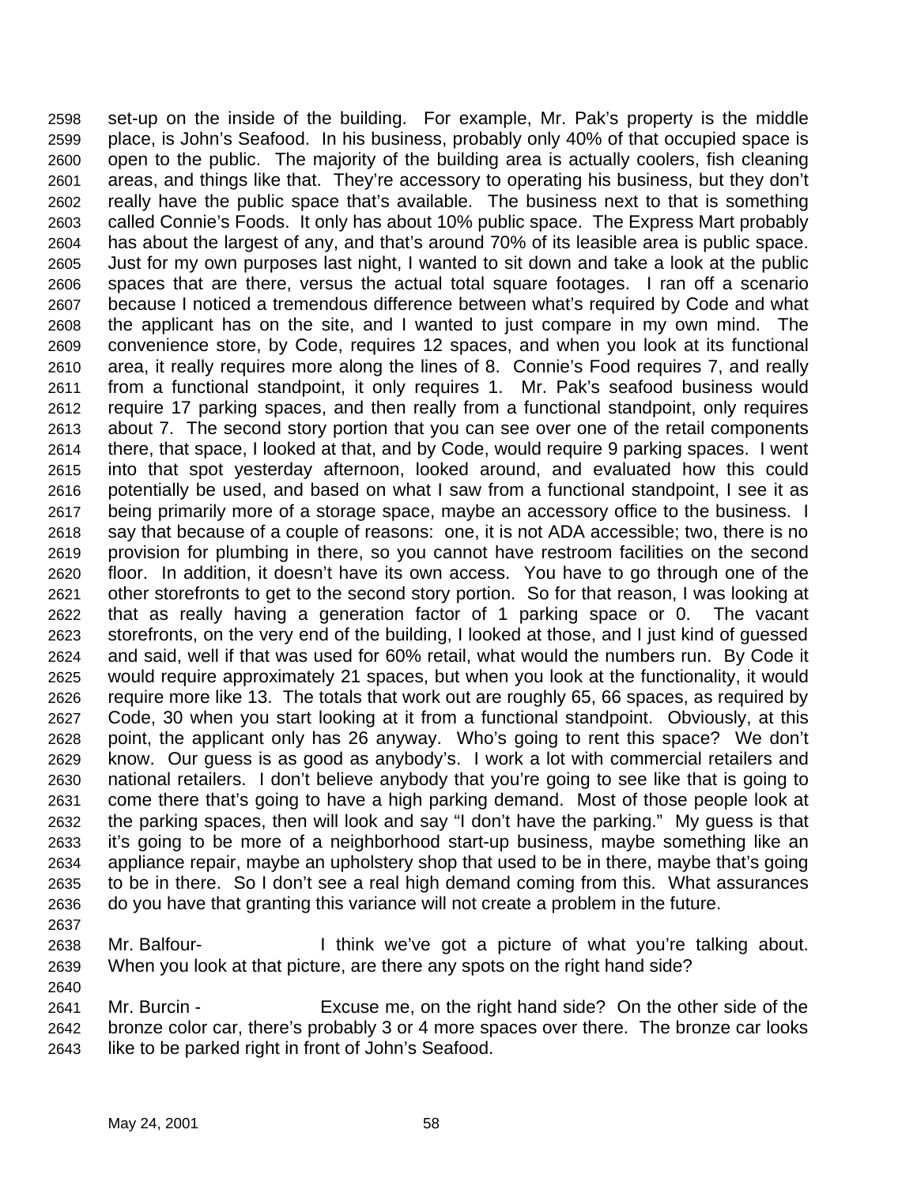set-up on the inside of the building. For example, Mr. Pak's property is the middle place, is John's Seafood. In his business, probably only 40% of that occupied space is open to the public. The majority of the building area is actually coolers, fish cleaning areas, and things like that. They're accessory to operating his business, but they don't really have the public space that's available. The business next to that is something called Connie's Foods. It only has about 10% public space. The Express Mart probably has about the largest of any, and that's around 70% of its leasible area is public space. Just for my own purposes last night, I wanted to sit down and take a look at the public spaces that are there, versus the actual total square footages. I ran off a scenario because I noticed a tremendous difference between what's required by Code and what the applicant has on the site, and I wanted to just compare in my own mind. The convenience store, by Code, requires 12 spaces, and when you look at its functional area, it really requires more along the lines of 8. Connie's Food requires 7, and really from a functional standpoint, it only requires 1. Mr. Pak's seafood business would require 17 parking spaces, and then really from a functional standpoint, only requires about 7. The second story portion that you can see over one of the retail components there, that space, I looked at that, and by Code, would require 9 parking spaces. I went into that spot yesterday afternoon, looked around, and evaluated how this could potentially be used, and based on what I saw from a functional standpoint, I see it as being primarily more of a storage space, maybe an accessory office to the business. I say that because of a couple of reasons: one, it is not ADA accessible; two, there is no provision for plumbing in there, so you cannot have restroom facilities on the second floor. In addition, it doesn't have its own access. You have to go through one of the other storefronts to get to the second story portion. So for that reason, I was looking at that as really having a generation factor of 1 parking space or 0. The vacant storefronts, on the very end of the building, I looked at those, and I just kind of guessed and said, well if that was used for 60% retail, what would the numbers run. By Code it would require approximately 21 spaces, but when you look at the functionality, it would require more like 13. The totals that work out are roughly 65, 66 spaces, as required by Code, 30 when you start looking at it from a functional standpoint. Obviously, at this point, the applicant only has 26 anyway. Who's going to rent this space? We don't know. Our guess is as good as anybody's. I work a lot with commercial retailers and national retailers. I don't believe anybody that you're going to see like that is going to come there that's going to have a high parking demand. Most of those people look at the parking spaces, then will look and say "I don't have the parking." My guess is that it's going to be more of a neighborhood start-up business, maybe something like an appliance repair, maybe an upholstery shop that used to be in there, maybe that's going to be in there. So I don't see a real high demand coming from this. What assurances do you have that granting this variance will not create a problem in the future.

Mr. Balfour- I think we've got a picture of what you're talking about. When you look at that picture, are there any spots on the right hand side?

Mr. Burcin - Excuse me, on the right hand side? On the other side of the bronze color car, there's probably 3 or 4 more spaces over there. The bronze car looks like to be parked right in front of John's Seafood.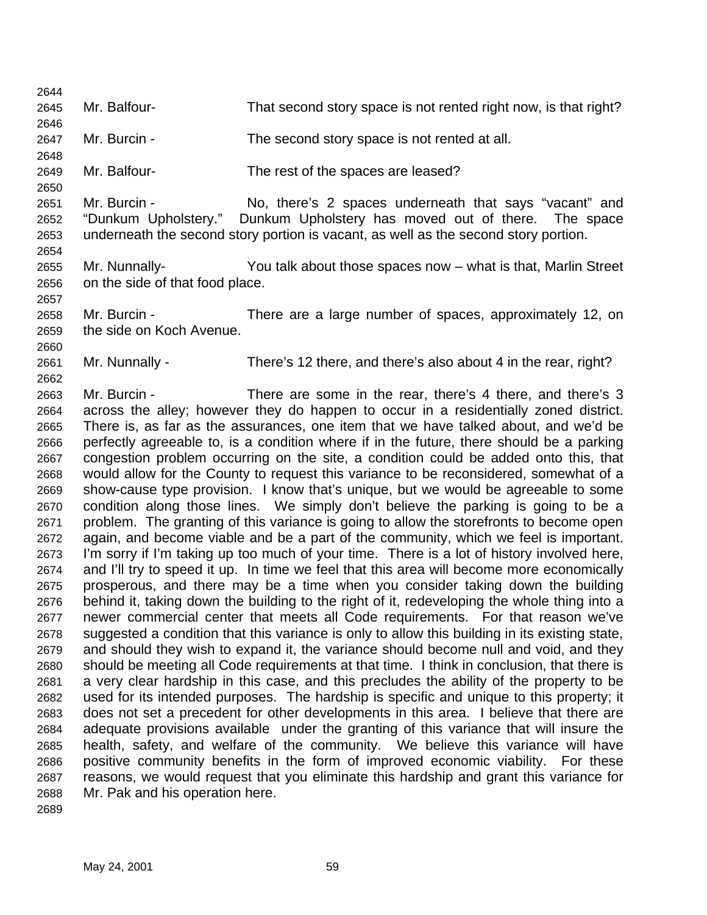Mr. Balfour- That second story space is not rented right now, is that right?

Mr. Burcin - The second story space is not rented at all.

Mr. Balfour- The rest of the spaces are leased?

Mr. Burcin - No, there's 2 spaces underneath that says "vacant" and "Dunkum Upholstery." Dunkum Upholstery has moved out of there. The space underneath the second story portion is vacant, as well as the second story portion.

Mr. Nunnally- You talk about those spaces now – what is that, Marlin Street on the side of that food place.

Mr. Burcin - There are a large number of spaces, approximately 12, on the side on Koch Avenue.

Mr. Nunnally - There's 12 there, and there's also about 4 in the rear, right?

Mr. Burcin - There are some in the rear, there's 4 there, and there's 3 across the alley; however they do happen to occur in a residentially zoned district. There is, as far as the assurances, one item that we have talked about, and we'd be perfectly agreeable to, is a condition where if in the future, there should be a parking congestion problem occurring on the site, a condition could be added onto this, that would allow for the County to request this variance to be reconsidered, somewhat of a show-cause type provision. I know that's unique, but we would be agreeable to some condition along those lines. We simply don't believe the parking is going to be a problem. The granting of this variance is going to allow the storefronts to become open again, and become viable and be a part of the community, which we feel is important. I'm sorry if I'm taking up too much of your time. There is a lot of history involved here, and I'll try to speed it up. In time we feel that this area will become more economically prosperous, and there may be a time when you consider taking down the building behind it, taking down the building to the right of it, redeveloping the whole thing into a newer commercial center that meets all Code requirements. For that reason we've suggested a condition that this variance is only to allow this building in its existing state, and should they wish to expand it, the variance should become null and void, and they should be meeting all Code requirements at that time. I think in conclusion, that there is a very clear hardship in this case, and this precludes the ability of the property to be used for its intended purposes. The hardship is specific and unique to this property; it does not set a precedent for other developments in this area. I believe that there are adequate provisions available under the granting of this variance that will insure the health, safety, and welfare of the community. We believe this variance will have positive community benefits in the form of improved economic viability. For these reasons, we would request that you eliminate this hardship and grant this variance for Mr. Pak and his operation here.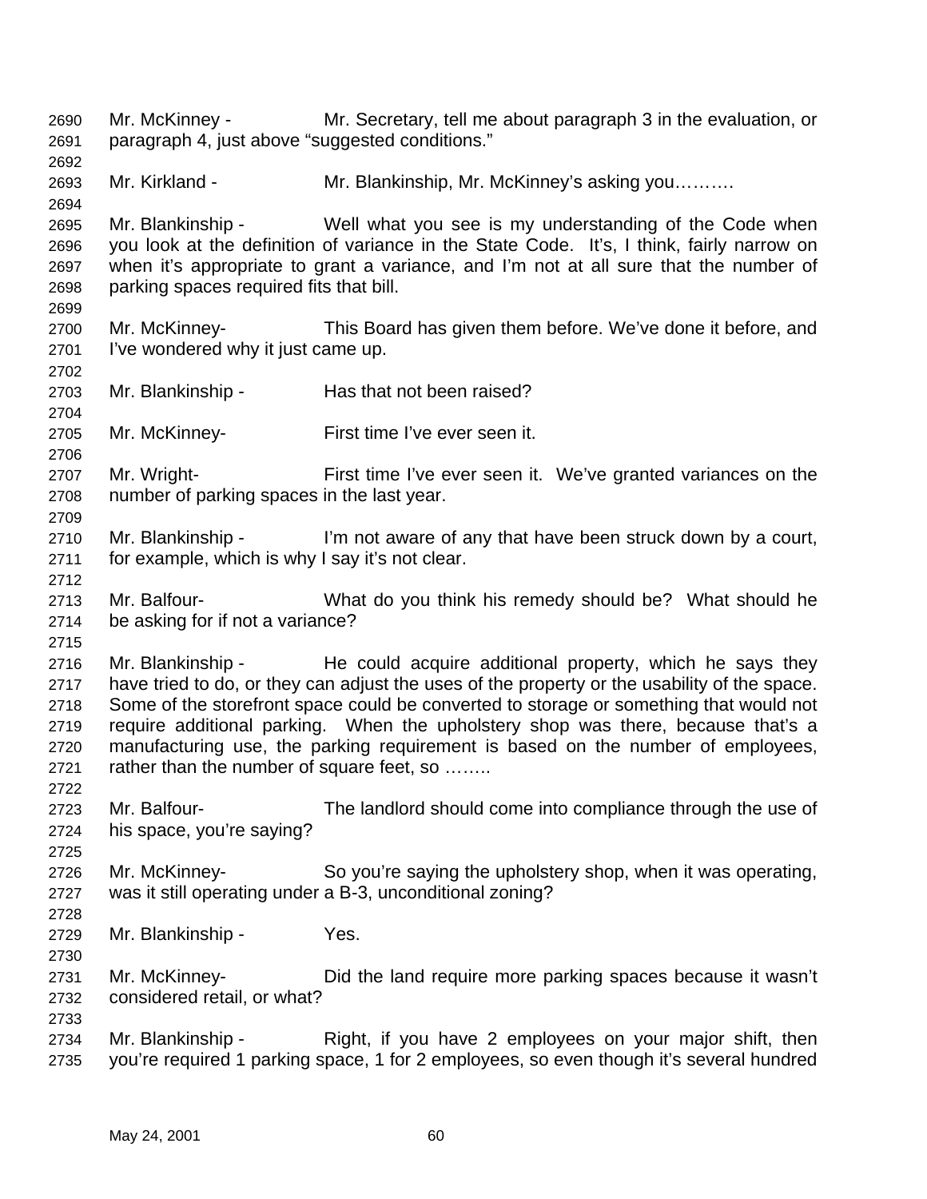Mr. McKinney - Mr. Secretary, tell me about paragraph 3 in the evaluation, or paragraph 4, just above "suggested conditions."

Mr. Kirkland - Mr. Blankinship, Mr. McKinney's asking you……….

Mr. Blankinship - Well what you see is my understanding of the Code when you look at the definition of variance in the State Code. It's, I think, fairly narrow on when it's appropriate to grant a variance, and I'm not at all sure that the number of parking spaces required fits that bill.

Mr. McKinney- This Board has given them before. We've done it before, and I've wondered why it just came up.

Mr. Blankinship - Has that not been raised?

Mr. McKinney- First time I've ever seen it.

Mr. Wright- First time I've ever seen it. We've granted variances on the number of parking spaces in the last year.

Mr. Blankinship - I'm not aware of any that have been struck down by a court, for example, which is why I say it's not clear.

Mr. Balfour- What do you think his remedy should be? What should he be asking for if not a variance?

Mr. Blankinship - He could acquire additional property, which he says they have tried to do, or they can adjust the uses of the property or the usability of the space. Some of the storefront space could be converted to storage or something that would not require additional parking. When the upholstery shop was there, because that's a manufacturing use, the parking requirement is based on the number of employees, rather than the number of square feet, so ……..

Mr. Balfour- The landlord should come into compliance through the use of his space, you're saying?

Mr. McKinney- So you're saying the upholstery shop, when it was operating, was it still operating under a B-3, unconditional zoning?

Mr. Blankinship - Yes.

Mr. McKinney- Did the land require more parking spaces because it wasn't considered retail, or what?

Mr. Blankinship - Right, if you have 2 employees on your major shift, then you're required 1 parking space, 1 for 2 employees, so even though it's several hundred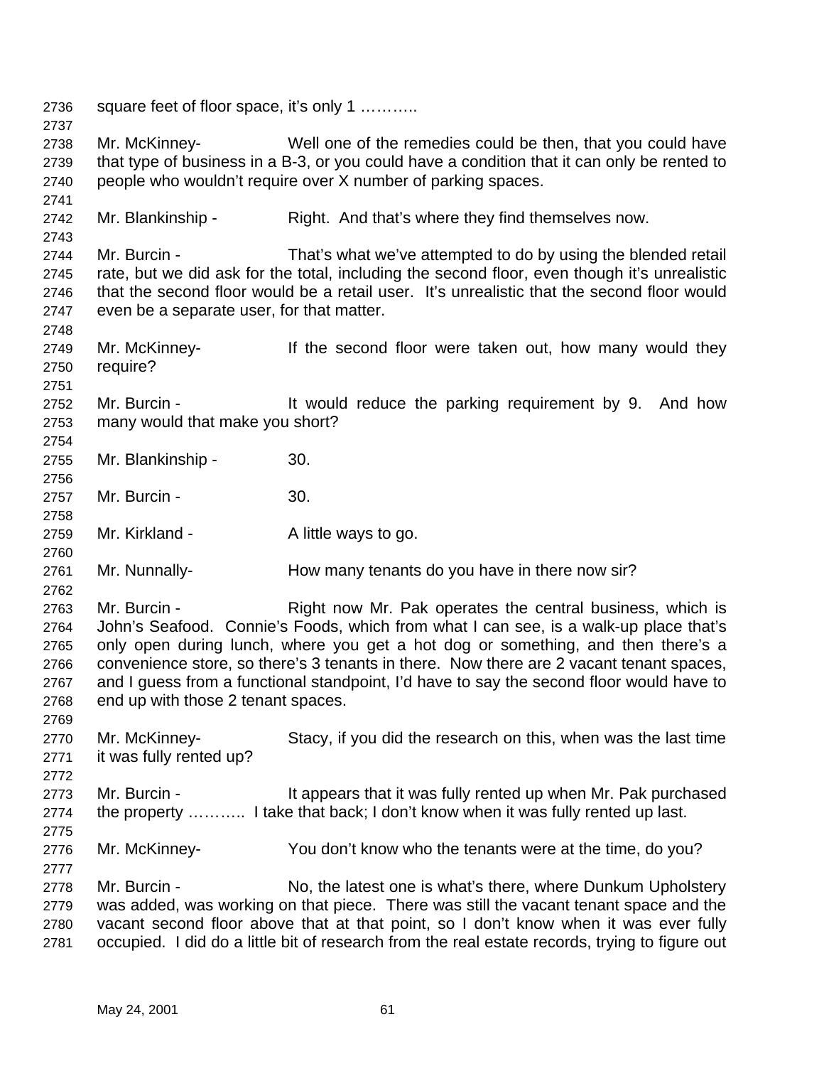square feet of floor space, it's only 1 ………..

Mr. McKinney- Well one of the remedies could be then, that you could have that type of business in a B-3, or you could have a condition that it can only be rented to people who wouldn't require over X number of parking spaces.

Mr. Blankinship - Right. And that's where they find themselves now.

Mr. Burcin - That's what we've attempted to do by using the blended retail rate, but we did ask for the total, including the second floor, even though it's unrealistic that the second floor would be a retail user. It's unrealistic that the second floor would even be a separate user, for that matter.

Mr. McKinney- If the second floor were taken out, how many would they require?

Mr. Burcin - It would reduce the parking requirement by 9. And how many would that make you short?

Mr. Blankinship - 30.

Mr. Burcin - 30.

Mr. Kirkland - A little ways to go.

Mr. Nunnally- How many tenants do you have in there now sir?

Mr. Burcin - Right now Mr. Pak operates the central business, which is John's Seafood. Connie's Foods, which from what I can see, is a walk-up place that's only open during lunch, where you get a hot dog or something, and then there's a convenience store, so there's 3 tenants in there. Now there are 2 vacant tenant spaces, and I guess from a functional standpoint, I'd have to say the second floor would have to end up with those 2 tenant spaces.

Mr. McKinney- Stacy, if you did the research on this, when was the last time it was fully rented up?

Mr. Burcin - It appears that it was fully rented up when Mr. Pak purchased the property ……….. I take that back; I don't know when it was fully rented up last.

Mr. McKinney- You don't know who the tenants were at the time, do you?

Mr. Burcin - No, the latest one is what's there, where Dunkum Upholstery was added, was working on that piece. There was still the vacant tenant space and the vacant second floor above that at that point, so I don't know when it was ever fully occupied. I did do a little bit of research from the real estate records, trying to figure out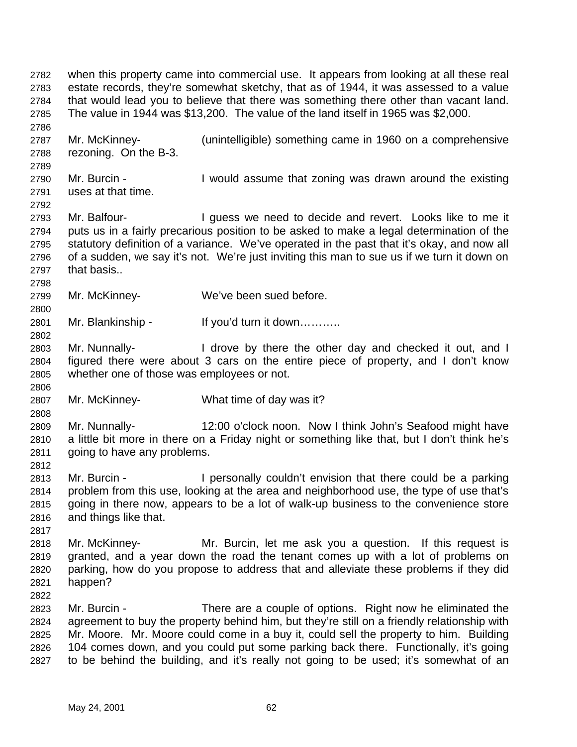when this property came into commercial use. It appears from looking at all these real estate records, they're somewhat sketchy, that as of 1944, it was assessed to a value that would lead you to believe that there was something there other than vacant land. The value in 1944 was $13,200. The value of the land itself in 1965 was $2,000.

Mr. McKinney- (unintelligible) something came in 1960 on a comprehensive rezoning. On the B-3.

Mr. Burcin - I would assume that zoning was drawn around the existing uses at that time.

Mr. Balfour- I guess we need to decide and revert. Looks like to me it puts us in a fairly precarious position to be asked to make a legal determination of the statutory definition of a variance. We've operated in the past that it's okay, and now all of a sudden, we say it's not. We're just inviting this man to sue us if we turn it down on that basis..

Mr. McKinney- We've been sued before.

Mr. Blankinship - If you'd turn it down………..

Mr. Nunnally- I drove by there the other day and checked it out, and I figured there were about 3 cars on the entire piece of property, and I don't know whether one of those was employees or not.

Mr. McKinney- What time of day was it?

Mr. Nunnally- 12:00 o'clock noon. Now I think John's Seafood might have a little bit more in there on a Friday night or something like that, but I don't think he's going to have any problems.

Mr. Burcin - I personally couldn't envision that there could be a parking problem from this use, looking at the area and neighborhood use, the type of use that's going in there now, appears to be a lot of walk-up business to the convenience store and things like that.

Mr. McKinney- Mr. Burcin, let me ask you a question. If this request is granted, and a year down the road the tenant comes up with a lot of problems on parking, how do you propose to address that and alleviate these problems if they did happen?

Mr. Burcin - There are a couple of options. Right now he eliminated the agreement to buy the property behind him, but they're still on a friendly relationship with Mr. Moore. Mr. Moore could come in a buy it, could sell the property to him. Building 104 comes down, and you could put some parking back there. Functionally, it's going to be behind the building, and it's really not going to be used; it's somewhat of an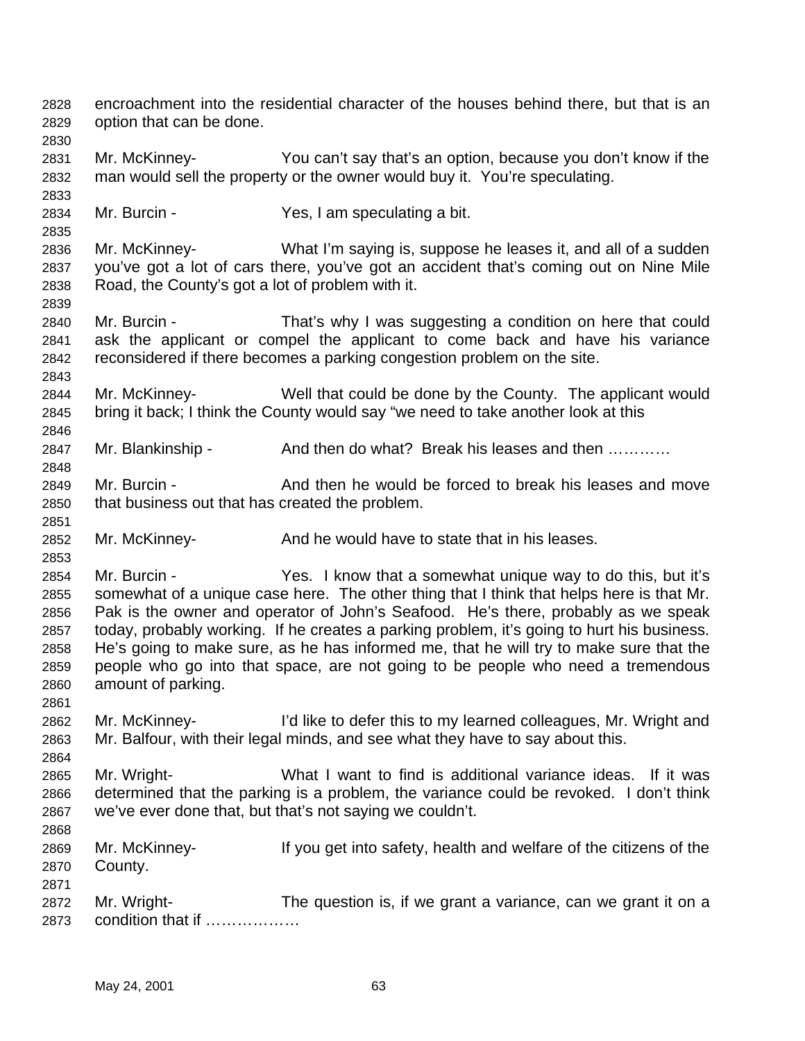encroachment into the residential character of the houses behind there, but that is an option that can be done.

Mr. McKinney- You can't say that's an option, because you don't know if the man would sell the property or the owner would buy it. You're speculating.

Mr. Burcin - Yes, I am speculating a bit.

Mr. McKinney- What I'm saying is, suppose he leases it, and all of a sudden you've got a lot of cars there, you've got an accident that's coming out on Nine Mile Road, the County's got a lot of problem with it.

Mr. Burcin - That's why I was suggesting a condition on here that could ask the applicant or compel the applicant to come back and have his variance reconsidered if there becomes a parking congestion problem on the site.

Mr. McKinney- Well that could be done by the County. The applicant would bring it back; I think the County would say "we need to take another look at this

Mr. Blankinship - And then do what? Break his leases and then …………

Mr. Burcin - And then he would be forced to break his leases and move that business out that has created the problem.

Mr. McKinney- And he would have to state that in his leases.

Mr. Burcin - Yes. I know that a somewhat unique way to do this, but it's somewhat of a unique case here. The other thing that I think that helps here is that Mr. Pak is the owner and operator of John's Seafood. He's there, probably as we speak today, probably working. If he creates a parking problem, it's going to hurt his business. He's going to make sure, as he has informed me, that he will try to make sure that the people who go into that space, are not going to be people who need a tremendous amount of parking.

Mr. McKinney- I'd like to defer this to my learned colleagues, Mr. Wright and Mr. Balfour, with their legal minds, and see what they have to say about this.

Mr. Wright- What I want to find is additional variance ideas. If it was determined that the parking is a problem, the variance could be revoked. I don't think we've ever done that, but that's not saying we couldn't.

Mr. McKinney- If you get into safety, health and welfare of the citizens of the County.

Mr. Wright- The question is, if we grant a variance, can we grant it on a condition that if ………………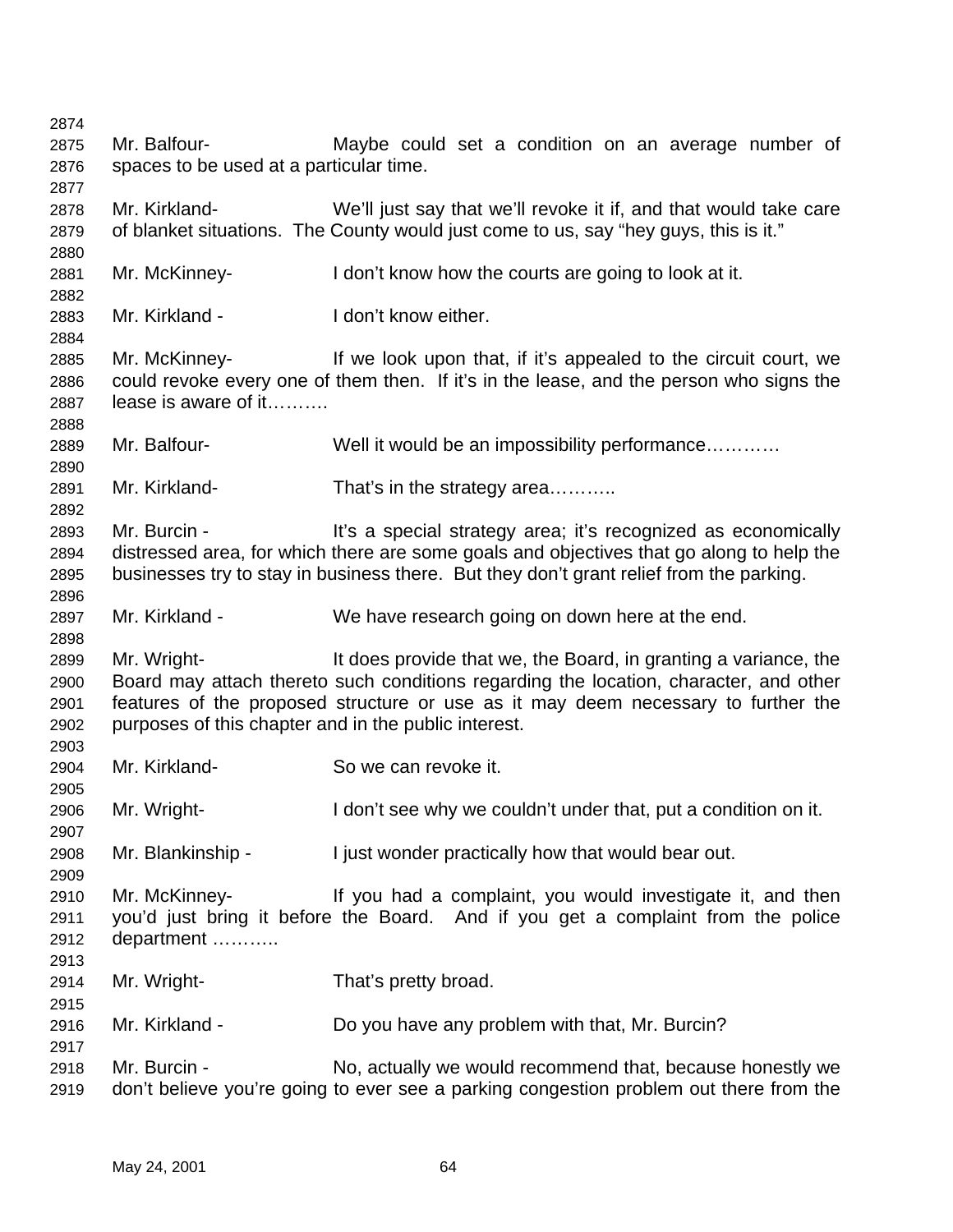Mr. Balfour- Maybe could set a condition on an average number of spaces to be used at a particular time.

Mr. Kirkland- We'll just say that we'll revoke it if, and that would take care of blanket situations. The County would just come to us, say "hey guys, this is it."

Mr. McKinney- I don't know how the courts are going to look at it.

Mr. Kirkland - I don't know either.

Mr. McKinney- If we look upon that, if it's appealed to the circuit court, we could revoke every one of them then. If it's in the lease, and the person who signs the lease is aware of it……….

Mr. Balfour- Well it would be an impossibility performance…………

Mr. Kirkland- That's in the strategy area………..

Mr. Burcin - It's a special strategy area; it's recognized as economically distressed area, for which there are some goals and objectives that go along to help the businesses try to stay in business there. But they don't grant relief from the parking.

Mr. Kirkland - We have research going on down here at the end.

Mr. Wright- It does provide that we, the Board, in granting a variance, the Board may attach thereto such conditions regarding the location, character, and other features of the proposed structure or use as it may deem necessary to further the purposes of this chapter and in the public interest.

Mr. Kirkland- So we can revoke it.

Mr. Wright- I don't see why we couldn't under that, put a condition on it.

Mr. Blankinship - I just wonder practically how that would bear out.

Mr. McKinney- If you had a complaint, you would investigate it, and then you'd just bring it before the Board. And if you get a complaint from the police department ………..

Mr. Wright- That's pretty broad.

Mr. Kirkland - Do you have any problem with that, Mr. Burcin?

Mr. Burcin - No, actually we would recommend that, because honestly we don't believe you're going to ever see a parking congestion problem out there from the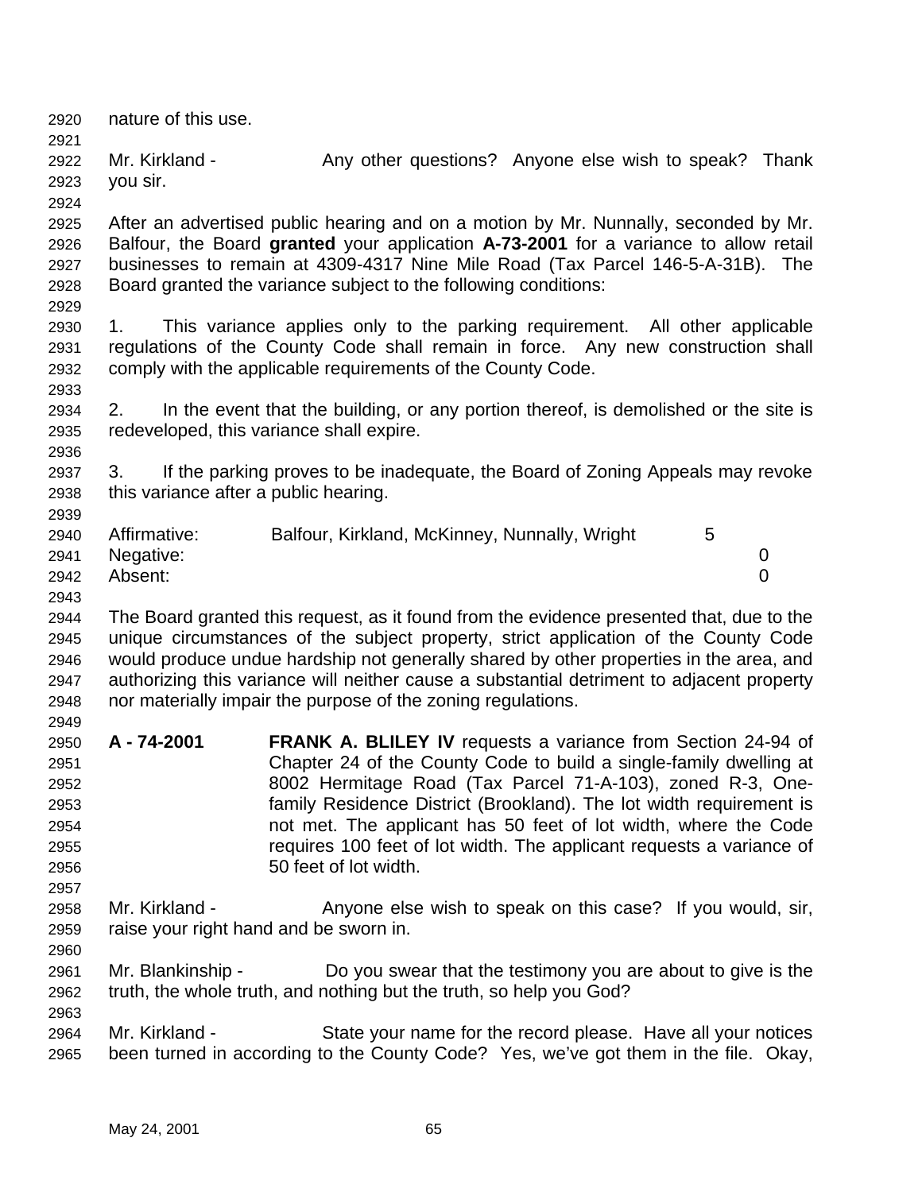nature of this use.

Mr. Kirkland - Any other questions? Anyone else wish to speak? Thank you sir.

After an advertised public hearing and on a motion by Mr. Nunnally, seconded by Mr. Balfour, the Board **granted** your application **A-73-2001** for a variance to allow retail businesses to remain at 4309-4317 Nine Mile Road (Tax Parcel 146-5-A-31B). The Board granted the variance subject to the following conditions:

1. This variance applies only to the parking requirement. All other applicable regulations of the County Code shall remain in force. Any new construction shall comply with the applicable requirements of the County Code.

2. In the event that the building, or any portion thereof, is demolished or the site is redeveloped, this variance shall expire.

3. If the parking proves to be inadequate, the Board of Zoning Appeals may revoke this variance after a public hearing.

| | | |
|---|---|---|
| Affirmative: | Balfour, Kirkland, McKinney, Nunnally, Wright | 5 |
| Negative: | | 0 |
| Absent: | | 0 |

The Board granted this request, as it found from the evidence presented that, due to the unique circumstances of the subject property, strict application of the County Code would produce undue hardship not generally shared by other properties in the area, and authorizing this variance will neither cause a substantial detriment to adjacent property nor materially impair the purpose of the zoning regulations.

**A - 74-2001** **FRANK A. BLILEY IV** requests a variance from Section 24-94 of Chapter 24 of the County Code to build a single-family dwelling at 8002 Hermitage Road (Tax Parcel 71-A-103), zoned R-3, One-family Residence District (Brookland). The lot width requirement is not met. The applicant has 50 feet of lot width, where the Code requires 100 feet of lot width. The applicant requests a variance of 50 feet of lot width.

Mr. Kirkland - Anyone else wish to speak on this case? If you would, sir, raise your right hand and be sworn in.

Mr. Blankinship - Do you swear that the testimony you are about to give is the truth, the whole truth, and nothing but the truth, so help you God?

Mr. Kirkland - State your name for the record please. Have all your notices been turned in according to the County Code? Yes, we've got them in the file. Okay,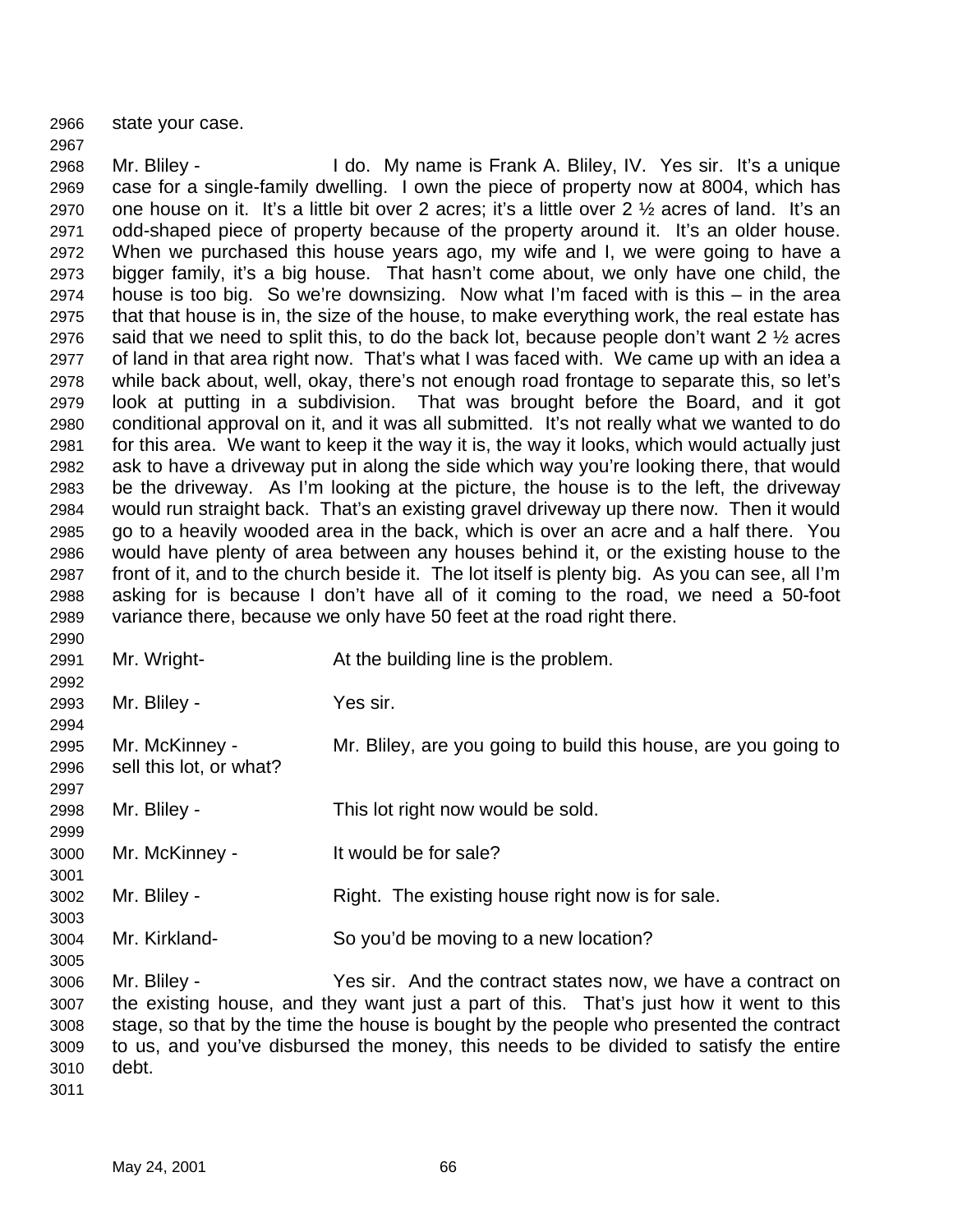state your case.

Mr. Bliley - I do. My name is Frank A. Bliley, IV. Yes sir. It's a unique case for a single-family dwelling. I own the piece of property now at 8004, which has one house on it. It's a little bit over 2 acres; it's a little over 2 ½ acres of land. It's an odd-shaped piece of property because of the property around it. It's an older house. When we purchased this house years ago, my wife and I, we were going to have a bigger family, it's a big house. That hasn't come about, we only have one child, the house is too big. So we're downsizing. Now what I'm faced with is this – in the area that that house is in, the size of the house, to make everything work, the real estate has said that we need to split this, to do the back lot, because people don't want 2 ½ acres of land in that area right now. That's what I was faced with. We came up with an idea a while back about, well, okay, there's not enough road frontage to separate this, so let's look at putting in a subdivision. That was brought before the Board, and it got conditional approval on it, and it was all submitted. It's not really what we wanted to do for this area. We want to keep it the way it is, the way it looks, which would actually just ask to have a driveway put in along the side which way you're looking there, that would be the driveway. As I'm looking at the picture, the house is to the left, the driveway would run straight back. That's an existing gravel driveway up there now. Then it would go to a heavily wooded area in the back, which is over an acre and a half there. You would have plenty of area between any houses behind it, or the existing house to the front of it, and to the church beside it. The lot itself is plenty big. As you can see, all I'm asking for is because I don't have all of it coming to the road, we need a 50-foot variance there, because we only have 50 feet at the road right there.

Mr. Wright- At the building line is the problem.

Mr. Bliley - Yes sir.

Mr. McKinney - Mr. Bliley, are you going to build this house, are you going to sell this lot, or what?

Mr. Bliley - This lot right now would be sold.

Mr. McKinney - It would be for sale?

Mr. Bliley - Right. The existing house right now is for sale.

Mr. Kirkland- So you'd be moving to a new location?

Mr. Bliley - Yes sir. And the contract states now, we have a contract on the existing house, and they want just a part of this. That's just how it went to this stage, so that by the time the house is bought by the people who presented the contract to us, and you've disbursed the money, this needs to be divided to satisfy the entire debt.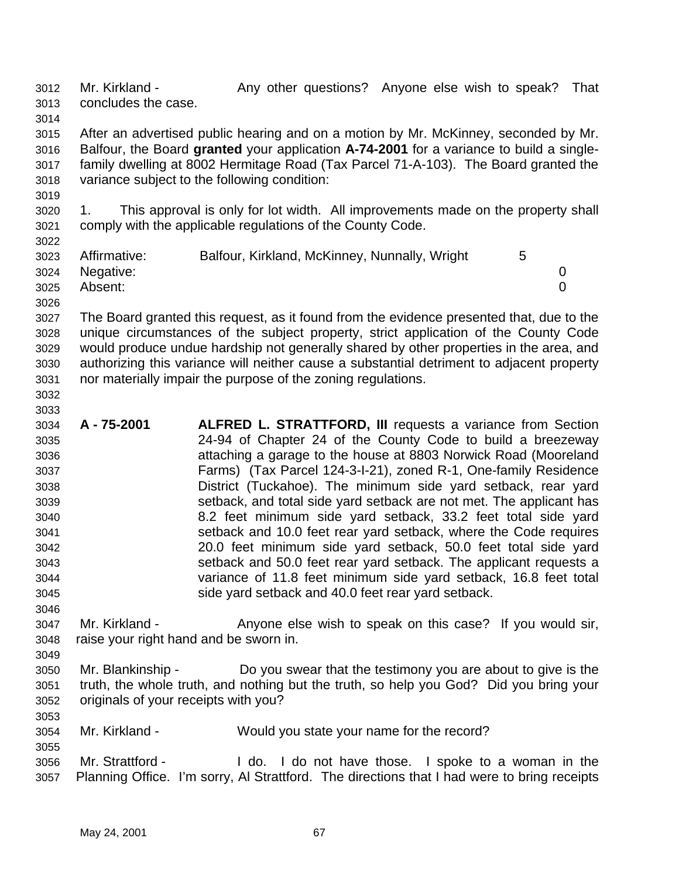Mr. Kirkland - Any other questions? Anyone else wish to speak? That concludes the case.

After an advertised public hearing and on a motion by Mr. McKinney, seconded by Mr. Balfour, the Board **granted** your application **A-74-2001** for a variance to build a single-family dwelling at 8002 Hermitage Road (Tax Parcel 71-A-103). The Board granted the variance subject to the following condition:

1. This approval is only for lot width. All improvements made on the property shall comply with the applicable regulations of the County Code.

| | | |
|---|---|---|
| Affirmative: | Balfour, Kirkland, McKinney, Nunnally, Wright | 5 |
| Negative: | | 0 |
| Absent: | | 0 |

The Board granted this request, as it found from the evidence presented that, due to the unique circumstances of the subject property, strict application of the County Code would produce undue hardship not generally shared by other properties in the area, and authorizing this variance will neither cause a substantial detriment to adjacent property nor materially impair the purpose of the zoning regulations.

**A - 75-2001** **ALFRED L. STRATTFORD, III** requests a variance from Section 24-94 of Chapter 24 of the County Code to build a breezeway attaching a garage to the house at 8803 Norwick Road (Mooreland Farms) (Tax Parcel 124-3-I-21), zoned R-1, One-family Residence District (Tuckahoe). The minimum side yard setback, rear yard setback, and total side yard setback are not met. The applicant has 8.2 feet minimum side yard setback, 33.2 feet total side yard setback and 10.0 feet rear yard setback, where the Code requires 20.0 feet minimum side yard setback, 50.0 feet total side yard setback and 50.0 feet rear yard setback. The applicant requests a variance of 11.8 feet minimum side yard setback, 16.8 feet total side yard setback and 40.0 feet rear yard setback.

Mr. Kirkland - Anyone else wish to speak on this case? If you would sir, raise your right hand and be sworn in.

Mr. Blankinship - Do you swear that the testimony you are about to give is the truth, the whole truth, and nothing but the truth, so help you God? Did you bring your originals of your receipts with you?

Mr. Kirkland - Would you state your name for the record?

Mr. Strattford - I do. I do not have those. I spoke to a woman in the Planning Office. I'm sorry, Al Strattford. The directions that I had were to bring receipts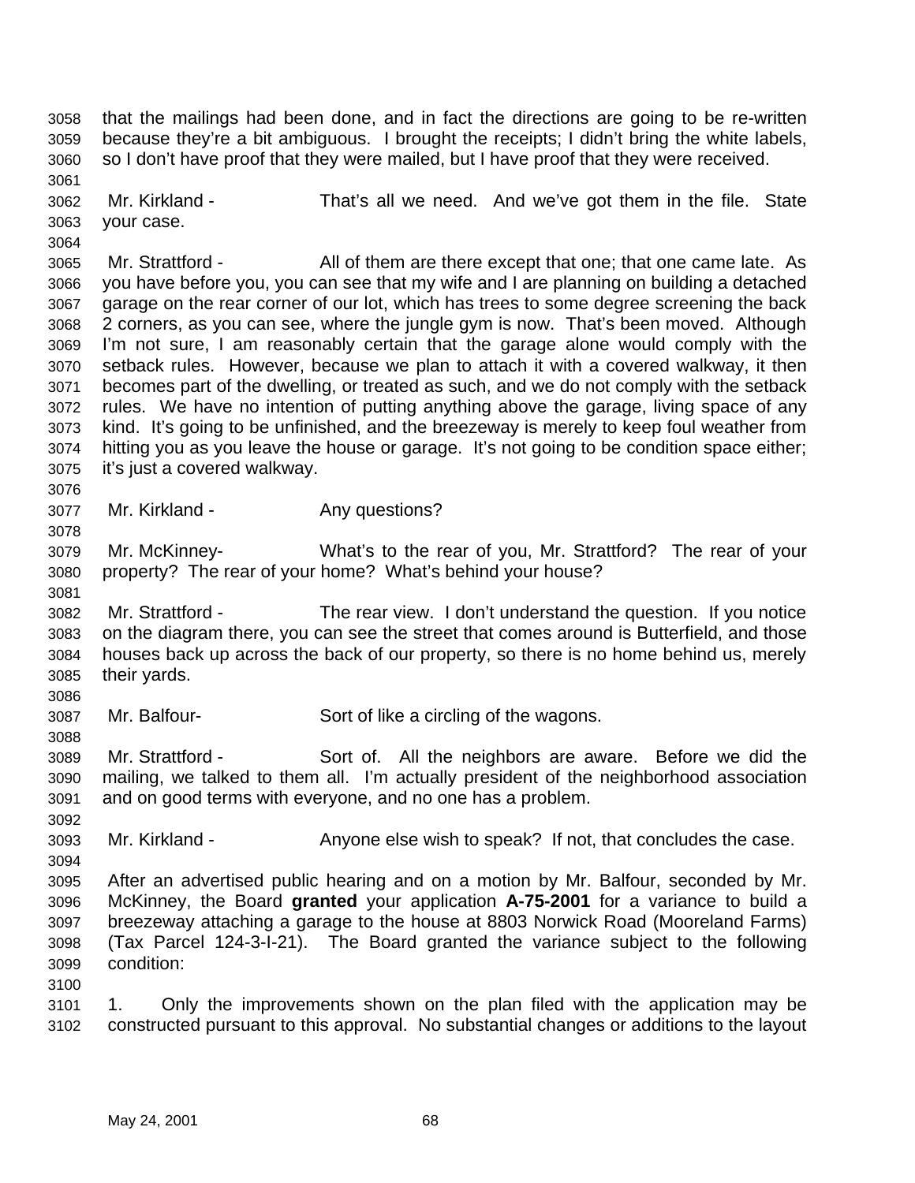that the mailings had been done, and in fact the directions are going to be re-written because they're a bit ambiguous. I brought the receipts; I didn't bring the white labels, so I don't have proof that they were mailed, but I have proof that they were received.

Mr. Kirkland - That's all we need. And we've got them in the file. State your case.

Mr. Strattford - All of them are there except that one; that one came late. As you have before you, you can see that my wife and I are planning on building a detached garage on the rear corner of our lot, which has trees to some degree screening the back 2 corners, as you can see, where the jungle gym is now. That's been moved. Although I'm not sure, I am reasonably certain that the garage alone would comply with the setback rules. However, because we plan to attach it with a covered walkway, it then becomes part of the dwelling, or treated as such, and we do not comply with the setback rules. We have no intention of putting anything above the garage, living space of any kind. It's going to be unfinished, and the breezeway is merely to keep foul weather from hitting you as you leave the house or garage. It's not going to be condition space either; it's just a covered walkway.

Mr. Kirkland - Any questions?

Mr. McKinney- What's to the rear of you, Mr. Strattford? The rear of your property? The rear of your home? What's behind your house?

Mr. Strattford - The rear view. I don't understand the question. If you notice on the diagram there, you can see the street that comes around is Butterfield, and those houses back up across the back of our property, so there is no home behind us, merely their yards.

Mr. Balfour- Sort of like a circling of the wagons.

Mr. Strattford - Sort of. All the neighbors are aware. Before we did the mailing, we talked to them all. I'm actually president of the neighborhood association and on good terms with everyone, and no one has a problem.

Mr. Kirkland - Anyone else wish to speak? If not, that concludes the case.

After an advertised public hearing and on a motion by Mr. Balfour, seconded by Mr. McKinney, the Board **granted** your application **A-75-2001** for a variance to build a breezeway attaching a garage to the house at 8803 Norwick Road (Mooreland Farms) (Tax Parcel 124-3-I-21). The Board granted the variance subject to the following condition:

1. Only the improvements shown on the plan filed with the application may be constructed pursuant to this approval. No substantial changes or additions to the layout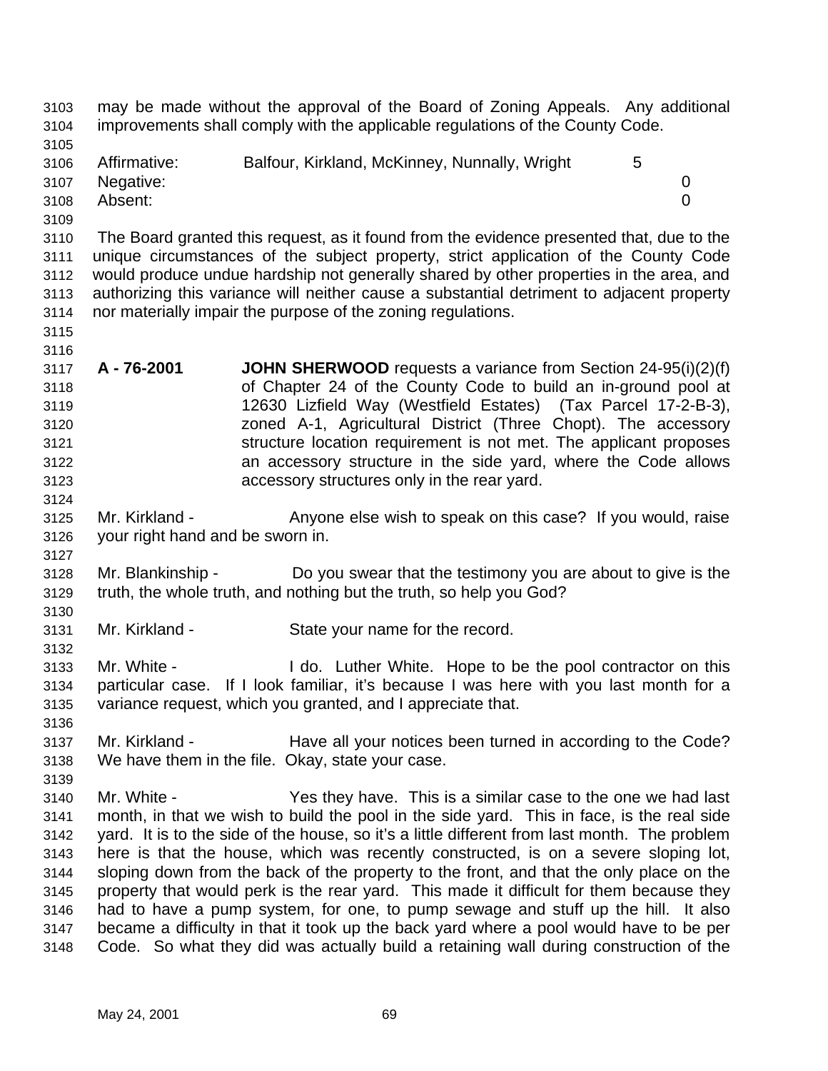may be made without the approval of the Board of Zoning Appeals. Any additional improvements shall comply with the applicable regulations of the County Code.

| | | |
|---|---|---|
| Affirmative: | Balfour, Kirkland, McKinney, Nunnally, Wright | 5 |
| Negative: | | 0 |
| Absent: | | 0 |

The Board granted this request, as it found from the evidence presented that, due to the unique circumstances of the subject property, strict application of the County Code would produce undue hardship not generally shared by other properties in the area, and authorizing this variance will neither cause a substantial detriment to adjacent property nor materially impair the purpose of the zoning regulations.

**A - 76-2001** **JOHN SHERWOOD** requests a variance from Section 24-95(i)(2)(f) of Chapter 24 of the County Code to build an in-ground pool at 12630 Lizfield Way (Westfield Estates) (Tax Parcel 17-2-B-3), zoned A-1, Agricultural District (Three Chopt). The accessory structure location requirement is not met. The applicant proposes an accessory structure in the side yard, where the Code allows accessory structures only in the rear yard.

Mr. Kirkland - Anyone else wish to speak on this case? If you would, raise your right hand and be sworn in.

Mr. Blankinship - Do you swear that the testimony you are about to give is the truth, the whole truth, and nothing but the truth, so help you God?

Mr. Kirkland - State your name for the record.

Mr. White - I do. Luther White. Hope to be the pool contractor on this particular case. If I look familiar, it's because I was here with you last month for a variance request, which you granted, and I appreciate that.

Mr. Kirkland - Have all your notices been turned in according to the Code? We have them in the file. Okay, state your case.

Mr. White - Yes they have. This is a similar case to the one we had last month, in that we wish to build the pool in the side yard. This in face, is the real side yard. It is to the side of the house, so it's a little different from last month. The problem here is that the house, which was recently constructed, is on a severe sloping lot, sloping down from the back of the property to the front, and that the only place on the property that would perk is the rear yard. This made it difficult for them because they had to have a pump system, for one, to pump sewage and stuff up the hill. It also became a difficulty in that it took up the back yard where a pool would have to be per Code. So what they did was actually build a retaining wall during construction of the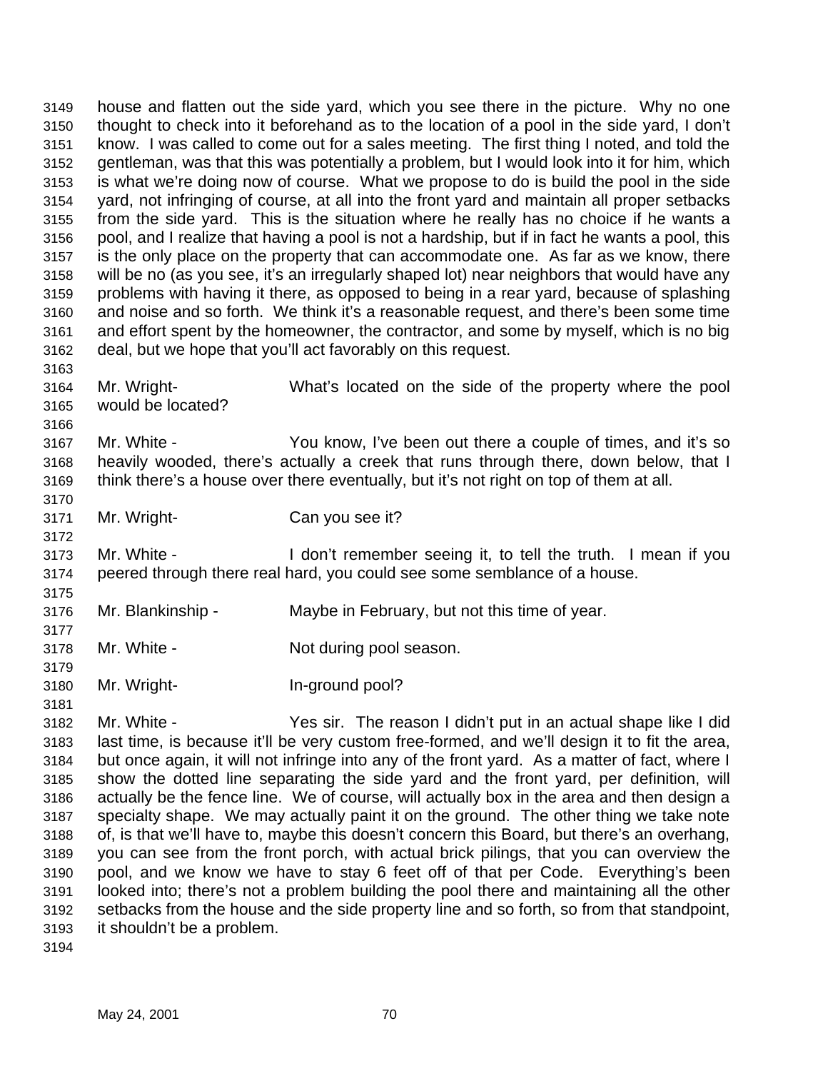house and flatten out the side yard, which you see there in the picture. Why no one thought to check into it beforehand as to the location of a pool in the side yard, I don't know. I was called to come out for a sales meeting. The first thing I noted, and told the gentleman, was that this was potentially a problem, but I would look into it for him, which is what we're doing now of course. What we propose to do is build the pool in the side yard, not infringing of course, at all into the front yard and maintain all proper setbacks from the side yard. This is the situation where he really has no choice if he wants a pool, and I realize that having a pool is not a hardship, but if in fact he wants a pool, this is the only place on the property that can accommodate one. As far as we know, there will be no (as you see, it's an irregularly shaped lot) near neighbors that would have any problems with having it there, as opposed to being in a rear yard, because of splashing and noise and so forth. We think it's a reasonable request, and there's been some time and effort spent by the homeowner, the contractor, and some by myself, which is no big deal, but we hope that you'll act favorably on this request.

Mr. Wright- What's located on the side of the property where the pool would be located?

Mr. White - You know, I've been out there a couple of times, and it's so heavily wooded, there's actually a creek that runs through there, down below, that I think there's a house over there eventually, but it's not right on top of them at all.

Mr. Wright- Can you see it?

Mr. White - I don't remember seeing it, to tell the truth. I mean if you peered through there real hard, you could see some semblance of a house.

Mr. Blankinship - Maybe in February, but not this time of year.

Mr. White - Not during pool season.

Mr. Wright- In-ground pool?

Mr. White - Yes sir. The reason I didn't put in an actual shape like I did last time, is because it'll be very custom free-formed, and we'll design it to fit the area, but once again, it will not infringe into any of the front yard. As a matter of fact, where I show the dotted line separating the side yard and the front yard, per definition, will actually be the fence line. We of course, will actually box in the area and then design a specialty shape. We may actually paint it on the ground. The other thing we take note of, is that we'll have to, maybe this doesn't concern this Board, but there's an overhang, you can see from the front porch, with actual brick pilings, that you can overview the pool, and we know we have to stay 6 feet off of that per Code. Everything's been looked into; there's not a problem building the pool there and maintaining all the other setbacks from the house and the side property line and so forth, so from that standpoint, it shouldn't be a problem.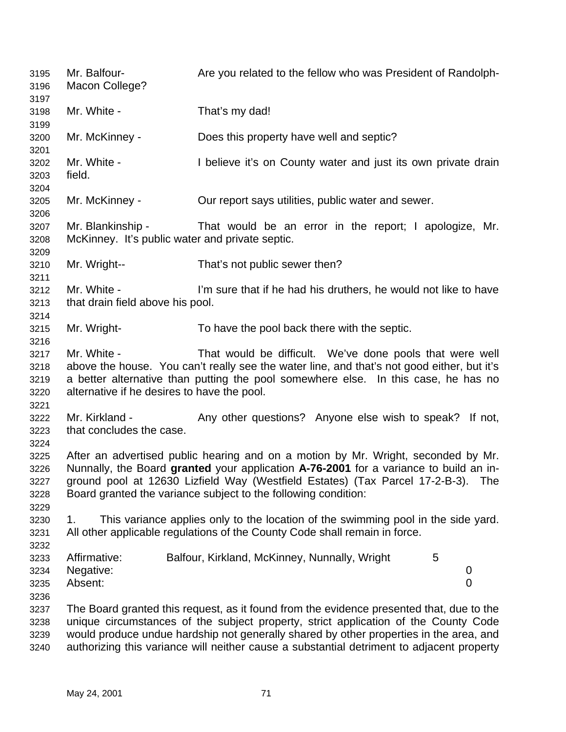Mr. Balfour- Are you related to the fellow who was President of Randolph-Macon College?

Mr. White - That's my dad!

Mr. McKinney - Does this property have well and septic?

Mr. White - I believe it's on County water and just its own private drain field.

Mr. McKinney - Our report says utilities, public water and sewer.

Mr. Blankinship - That would be an error in the report; I apologize, Mr. McKinney. It's public water and private septic.

Mr. Wright-- That's not public sewer then?

Mr. White - I'm sure that if he had his druthers, he would not like to have that drain field above his pool.

Mr. Wright- To have the pool back there with the septic.

Mr. White - That would be difficult. We've done pools that were well above the house. You can't really see the water line, and that's not good either, but it's a better alternative than putting the pool somewhere else. In this case, he has no alternative if he desires to have the pool.

Mr. Kirkland - Any other questions? Anyone else wish to speak? If not, that concludes the case.

After an advertised public hearing and on a motion by Mr. Wright, seconded by Mr. Nunnally, the Board **granted** your application **A-76-2001** for a variance to build an in-ground pool at 12630 Lizfield Way (Westfield Estates) (Tax Parcel 17-2-B-3). The Board granted the variance subject to the following condition:

1. This variance applies only to the location of the swimming pool in the side yard. All other applicable regulations of the County Code shall remain in force.

| | | |
|---|---|---|
| Affirmative: | Balfour, Kirkland, McKinney, Nunnally, Wright | 5 |
| Negative: | | 0 |
| Absent: | | 0 |

The Board granted this request, as it found from the evidence presented that, due to the unique circumstances of the subject property, strict application of the County Code would produce undue hardship not generally shared by other properties in the area, and authorizing this variance will neither cause a substantial detriment to adjacent property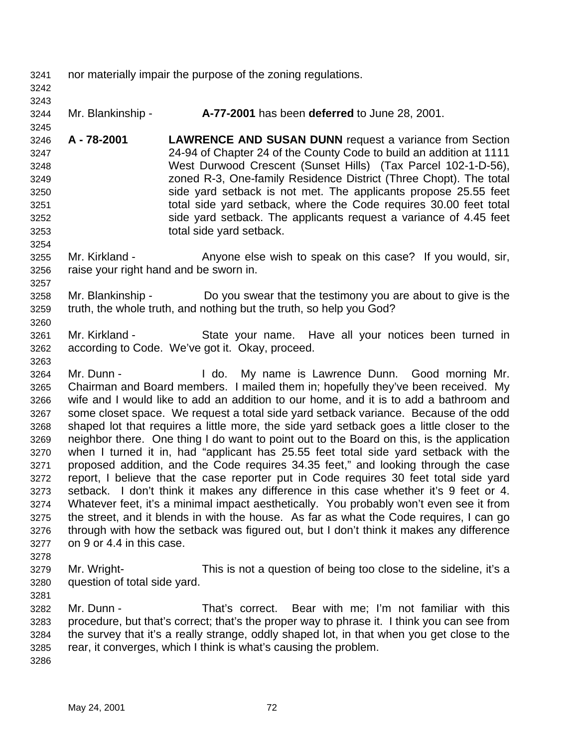nor materially impair the purpose of the zoning regulations.

Mr. Blankinship - **A-77-2001** has been **deferred** to June 28, 2001.

**A - 78-2001** **LAWRENCE AND SUSAN DUNN** request a variance from Section 24-94 of Chapter 24 of the County Code to build an addition at 1111 West Durwood Crescent (Sunset Hills) (Tax Parcel 102-1-D-56), zoned R-3, One-family Residence District (Three Chopt). The total side yard setback is not met. The applicants propose 25.55 feet total side yard setback, where the Code requires 30.00 feet total side yard setback. The applicants request a variance of 4.45 feet total side yard setback.

Mr. Kirkland - Anyone else wish to speak on this case? If you would, sir, raise your right hand and be sworn in.

Mr. Blankinship - Do you swear that the testimony you are about to give is the truth, the whole truth, and nothing but the truth, so help you God?

Mr. Kirkland - State your name. Have all your notices been turned in according to Code. We've got it. Okay, proceed.

Mr. Dunn - I do. My name is Lawrence Dunn. Good morning Mr. Chairman and Board members. I mailed them in; hopefully they've been received. My wife and I would like to add an addition to our home, and it is to add a bathroom and some closet space. We request a total side yard setback variance. Because of the odd shaped lot that requires a little more, the side yard setback goes a little closer to the neighbor there. One thing I do want to point out to the Board on this, is the application when I turned it in, had "applicant has 25.55 feet total side yard setback with the proposed addition, and the Code requires 34.35 feet," and looking through the case report, I believe that the case reporter put in Code requires 30 feet total side yard setback. I don't think it makes any difference in this case whether it's 9 feet or 4. Whatever feet, it's a minimal impact aesthetically. You probably won't even see it from the street, and it blends in with the house. As far as what the Code requires, I can go through with how the setback was figured out, but I don't think it makes any difference on 9 or 4.4 in this case.

Mr. Wright- This is not a question of being too close to the sideline, it's a question of total side yard.

Mr. Dunn - That's correct. Bear with me; I'm not familiar with this procedure, but that's correct; that's the proper way to phrase it. I think you can see from the survey that it's a really strange, oddly shaped lot, in that when you get close to the rear, it converges, which I think is what's causing the problem.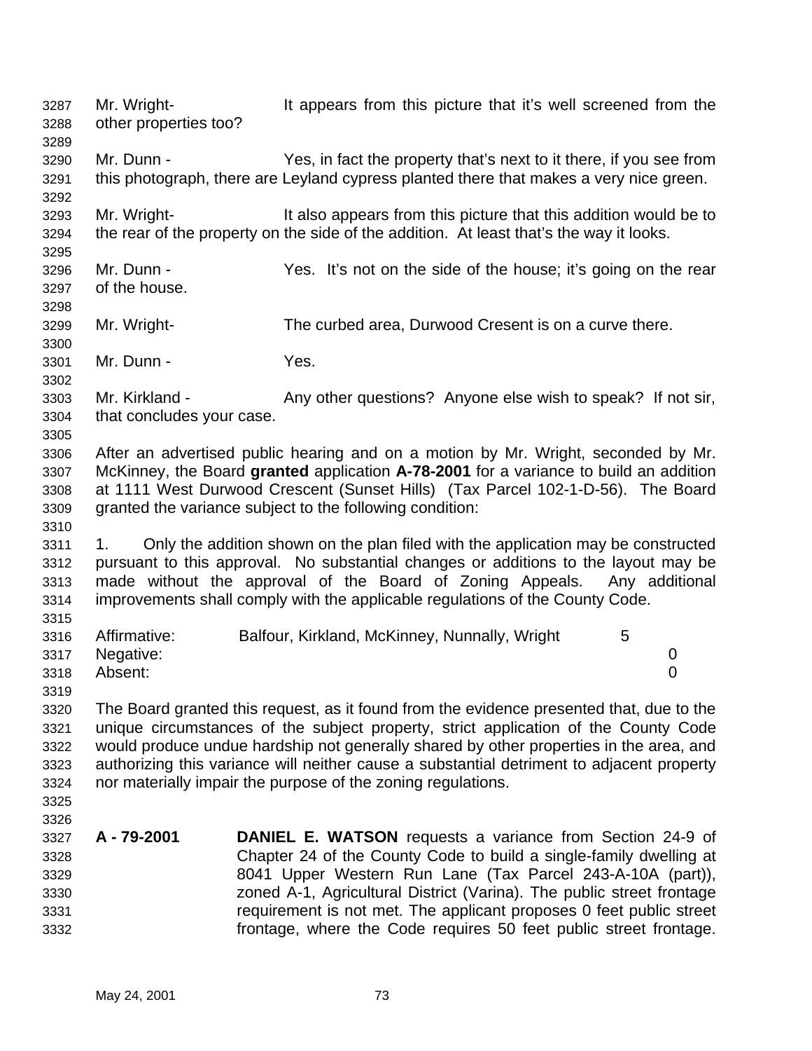Mr. Wright- It appears from this picture that it's well screened from the other properties too?

Mr. Dunn - Yes, in fact the property that's next to it there, if you see from this photograph, there are Leyland cypress planted there that makes a very nice green.

Mr. Wright- It also appears from this picture that this addition would be to the rear of the property on the side of the addition. At least that's the way it looks.

Mr. Dunn - Yes. It's not on the side of the house; it's going on the rear of the house.

Mr. Wright- The curbed area, Durwood Cresent is on a curve there.

Mr. Dunn - Yes.

Mr. Kirkland - Any other questions? Anyone else wish to speak? If not sir, that concludes your case.

After an advertised public hearing and on a motion by Mr. Wright, seconded by Mr. McKinney, the Board **granted** application **A-78-2001** for a variance to build an addition at 1111 West Durwood Crescent (Sunset Hills) (Tax Parcel 102-1-D-56). The Board granted the variance subject to the following condition:

1. Only the addition shown on the plan filed with the application may be constructed pursuant to this approval. No substantial changes or additions to the layout may be made without the approval of the Board of Zoning Appeals. Any additional improvements shall comply with the applicable regulations of the County Code.

| | | |
|---|---|---|
| Affirmative: | Balfour, Kirkland, McKinney, Nunnally, Wright | 5 |
| Negative: | | 0 |
| Absent: | | 0 |

The Board granted this request, as it found from the evidence presented that, due to the unique circumstances of the subject property, strict application of the County Code would produce undue hardship not generally shared by other properties in the area, and authorizing this variance will neither cause a substantial detriment to adjacent property nor materially impair the purpose of the zoning regulations.

**A - 79-2001** **DANIEL E. WATSON** requests a variance from Section 24-9 of Chapter 24 of the County Code to build a single-family dwelling at 8041 Upper Western Run Lane (Tax Parcel 243-A-10A (part)), zoned A-1, Agricultural District (Varina). The public street frontage requirement is not met. The applicant proposes 0 feet public street frontage, where the Code requires 50 feet public street frontage.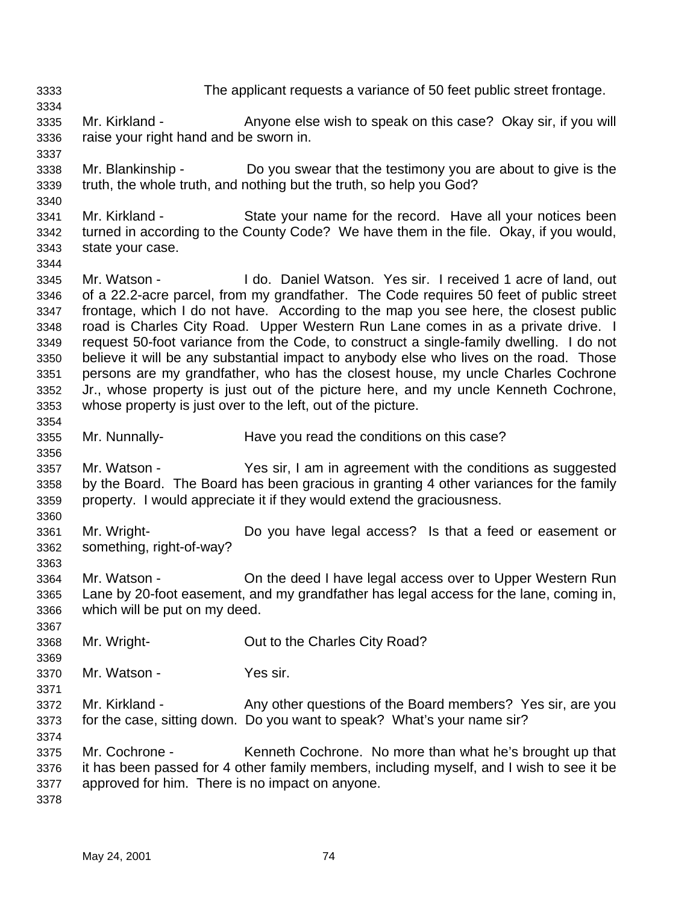The applicant requests a variance of 50 feet public street frontage.

Mr. Kirkland - Anyone else wish to speak on this case? Okay sir, if you will raise your right hand and be sworn in.

Mr. Blankinship - Do you swear that the testimony you are about to give is the truth, the whole truth, and nothing but the truth, so help you God?

Mr. Kirkland - State your name for the record. Have all your notices been turned in according to the County Code? We have them in the file. Okay, if you would, state your case.

Mr. Watson - I do. Daniel Watson. Yes sir. I received 1 acre of land, out of a 22.2-acre parcel, from my grandfather. The Code requires 50 feet of public street frontage, which I do not have. According to the map you see here, the closest public road is Charles City Road. Upper Western Run Lane comes in as a private drive. I request 50-foot variance from the Code, to construct a single-family dwelling. I do not believe it will be any substantial impact to anybody else who lives on the road. Those persons are my grandfather, who has the closest house, my uncle Charles Cochrone Jr., whose property is just out of the picture here, and my uncle Kenneth Cochrone, whose property is just over to the left, out of the picture.

Mr. Nunnally- Have you read the conditions on this case?

Mr. Watson - Yes sir, I am in agreement with the conditions as suggested by the Board. The Board has been gracious in granting 4 other variances for the family property. I would appreciate it if they would extend the graciousness.

Mr. Wright- Do you have legal access? Is that a feed or easement or something, right-of-way?

Mr. Watson - On the deed I have legal access over to Upper Western Run Lane by 20-foot easement, and my grandfather has legal access for the lane, coming in, which will be put on my deed.

Mr. Wright- Out to the Charles City Road?

Mr. Watson - Yes sir.

Mr. Kirkland - Any other questions of the Board members? Yes sir, are you for the case, sitting down. Do you want to speak? What's your name sir?

Mr. Cochrone - Kenneth Cochrone. No more than what he's brought up that it has been passed for 4 other family members, including myself, and I wish to see it be approved for him. There is no impact on anyone.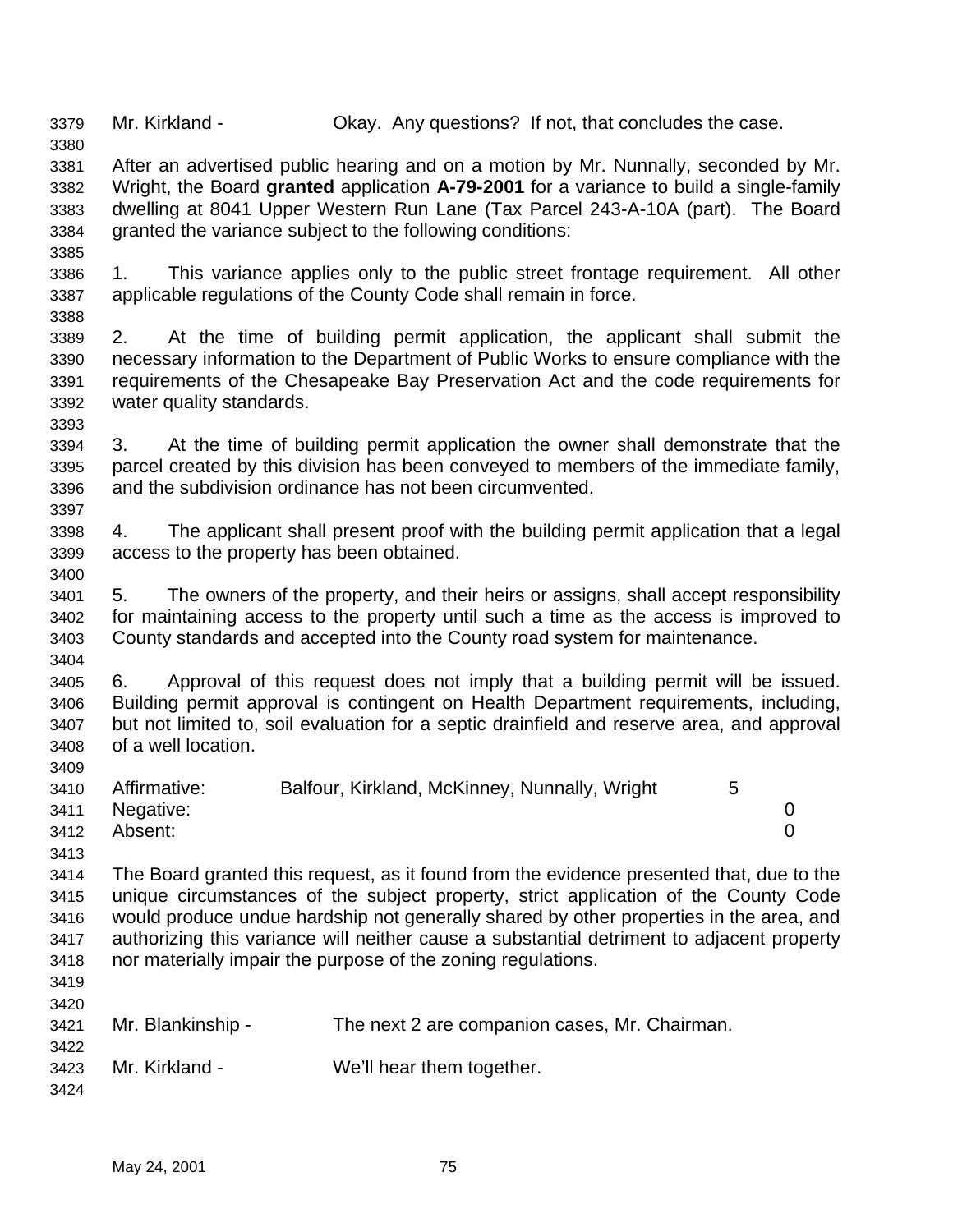Mr. Kirkland - Okay. Any questions? If not, that concludes the case.

After an advertised public hearing and on a motion by Mr. Nunnally, seconded by Mr. Wright, the Board **granted** application **A-79-2001** for a variance to build a single-family dwelling at 8041 Upper Western Run Lane (Tax Parcel 243-A-10A (part). The Board granted the variance subject to the following conditions:

1. This variance applies only to the public street frontage requirement. All other applicable regulations of the County Code shall remain in force.

2. At the time of building permit application, the applicant shall submit the necessary information to the Department of Public Works to ensure compliance with the requirements of the Chesapeake Bay Preservation Act and the code requirements for water quality standards.

3. At the time of building permit application the owner shall demonstrate that the parcel created by this division has been conveyed to members of the immediate family, and the subdivision ordinance has not been circumvented.

4. The applicant shall present proof with the building permit application that a legal access to the property has been obtained.

5. The owners of the property, and their heirs or assigns, shall accept responsibility for maintaining access to the property until such a time as the access is improved to County standards and accepted into the County road system for maintenance.

6. Approval of this request does not imply that a building permit will be issued. Building permit approval is contingent on Health Department requirements, including, but not limited to, soil evaluation for a septic drainfield and reserve area, and approval of a well location.

| | | |
|---|---|---|
| Affirmative: | Balfour, Kirkland, McKinney, Nunnally, Wright | 5 |
| Negative: | | 0 |
| Absent: | | 0 |

The Board granted this request, as it found from the evidence presented that, due to the unique circumstances of the subject property, strict application of the County Code would produce undue hardship not generally shared by other properties in the area, and authorizing this variance will neither cause a substantial detriment to adjacent property nor materially impair the purpose of the zoning regulations.

Mr. Blankinship - The next 2 are companion cases, Mr. Chairman.

Mr. Kirkland - We'll hear them together.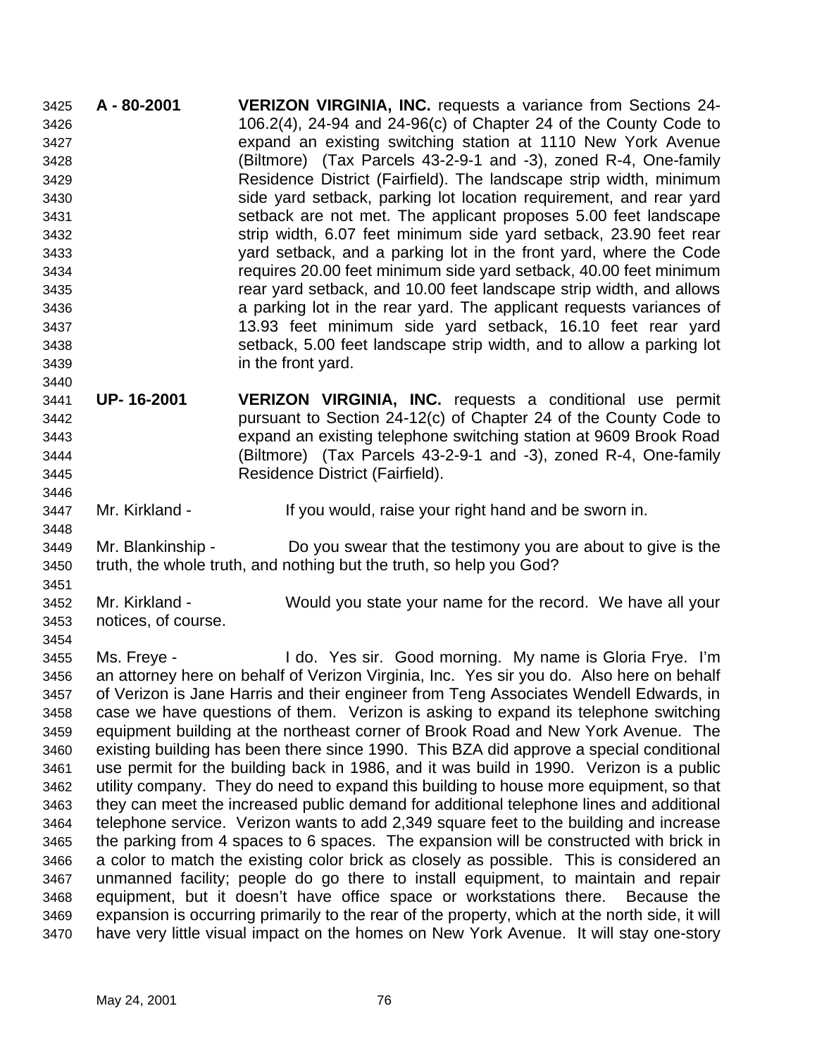**A - 80-2001** **VERIZON VIRGINIA, INC.** requests a variance from Sections 24-106.2(4), 24-94 and 24-96(c) of Chapter 24 of the County Code to expand an existing switching station at 1110 New York Avenue (Biltmore) (Tax Parcels 43-2-9-1 and -3), zoned R-4, One-family Residence District (Fairfield). The landscape strip width, minimum side yard setback, parking lot location requirement, and rear yard setback are not met. The applicant proposes 5.00 feet landscape strip width, 6.07 feet minimum side yard setback, 23.90 feet rear yard setback, and a parking lot in the front yard, where the Code requires 20.00 feet minimum side yard setback, 40.00 feet minimum rear yard setback, and 10.00 feet landscape strip width, and allows a parking lot in the rear yard. The applicant requests variances of 13.93 feet minimum side yard setback, 16.10 feet rear yard setback, 5.00 feet landscape strip width, and to allow a parking lot in the front yard.

**UP- 16-2001** **VERIZON VIRGINIA, INC.** requests a conditional use permit pursuant to Section 24-12(c) of Chapter 24 of the County Code to expand an existing telephone switching station at 9609 Brook Road (Biltmore) (Tax Parcels 43-2-9-1 and -3), zoned R-4, One-family Residence District (Fairfield).

Mr. Kirkland - If you would, raise your right hand and be sworn in.

Mr. Blankinship - Do you swear that the testimony you are about to give is the truth, the whole truth, and nothing but the truth, so help you God?

Mr. Kirkland - Would you state your name for the record. We have all your notices, of course.

Ms. Freye - I do. Yes sir. Good morning. My name is Gloria Frye. I'm an attorney here on behalf of Verizon Virginia, Inc. Yes sir you do. Also here on behalf of Verizon is Jane Harris and their engineer from Teng Associates Wendell Edwards, in case we have questions of them. Verizon is asking to expand its telephone switching equipment building at the northeast corner of Brook Road and New York Avenue. The existing building has been there since 1990. This BZA did approve a special conditional use permit for the building back in 1986, and it was build in 1990. Verizon is a public utility company. They do need to expand this building to house more equipment, so that they can meet the increased public demand for additional telephone lines and additional telephone service. Verizon wants to add 2,349 square feet to the building and increase the parking from 4 spaces to 6 spaces. The expansion will be constructed with brick in a color to match the existing color brick as closely as possible. This is considered an unmanned facility; people do go there to install equipment, to maintain and repair equipment, but it doesn't have office space or workstations there. Because the expansion is occurring primarily to the rear of the property, which at the north side, it will have very little visual impact on the homes on New York Avenue. It will stay one-story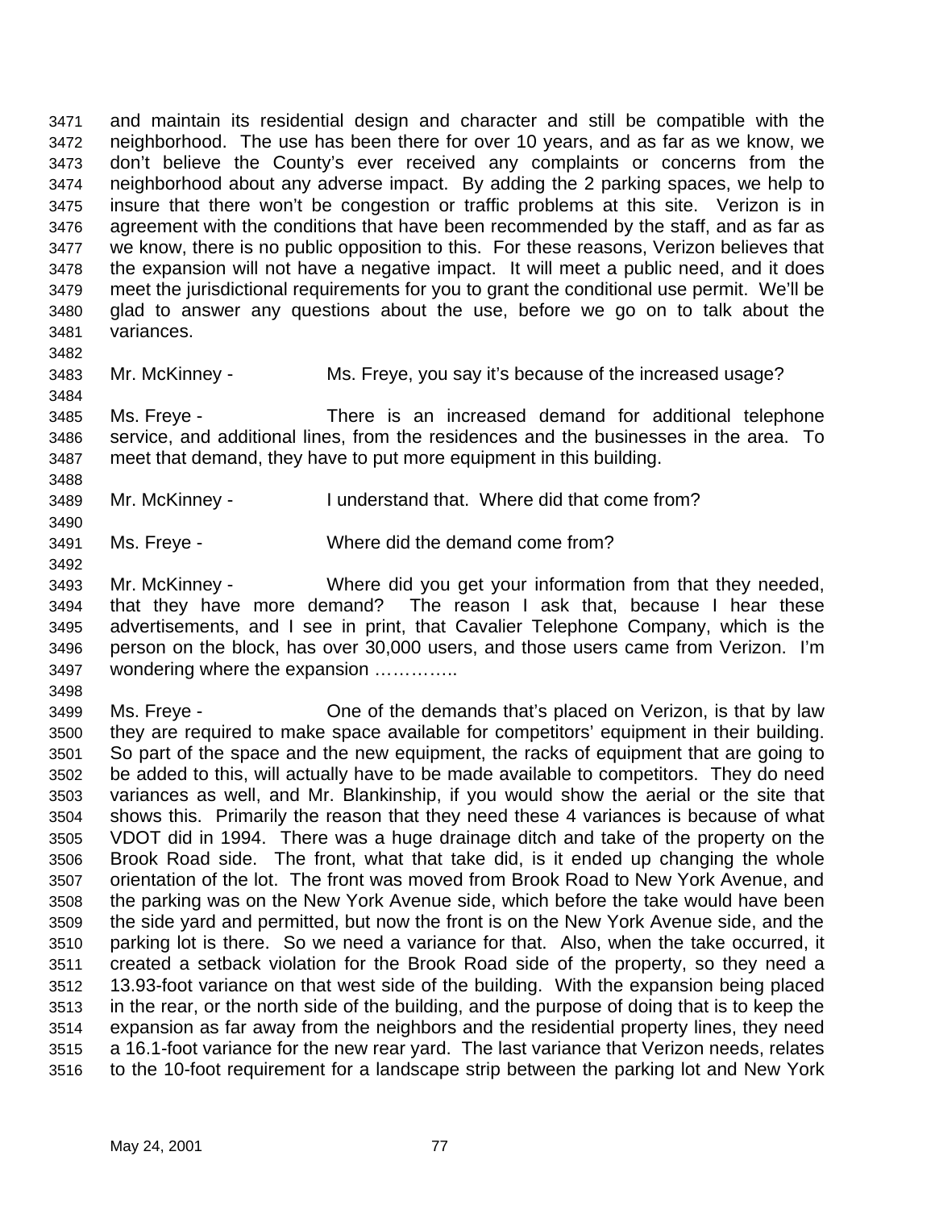and maintain its residential design and character and still be compatible with the neighborhood. The use has been there for over 10 years, and as far as we know, we don't believe the County's ever received any complaints or concerns from the neighborhood about any adverse impact. By adding the 2 parking spaces, we help to insure that there won't be congestion or traffic problems at this site. Verizon is in agreement with the conditions that have been recommended by the staff, and as far as we know, there is no public opposition to this. For these reasons, Verizon believes that the expansion will not have a negative impact. It will meet a public need, and it does meet the jurisdictional requirements for you to grant the conditional use permit. We'll be glad to answer any questions about the use, before we go on to talk about the variances.

Mr. McKinney - Ms. Freye, you say it's because of the increased usage?

Ms. Freye - There is an increased demand for additional telephone service, and additional lines, from the residences and the businesses in the area. To meet that demand, they have to put more equipment in this building.

Mr. McKinney - I understand that. Where did that come from?

Ms. Freye - Where did the demand come from?

Mr. McKinney - Where did you get your information from that they needed, that they have more demand? The reason I ask that, because I hear these advertisements, and I see in print, that Cavalier Telephone Company, which is the person on the block, has over 30,000 users, and those users came from Verizon. I'm wondering where the expansion …………..

Ms. Freye - One of the demands that's placed on Verizon, is that by law they are required to make space available for competitors' equipment in their building. So part of the space and the new equipment, the racks of equipment that are going to be added to this, will actually have to be made available to competitors. They do need variances as well, and Mr. Blankinship, if you would show the aerial or the site that shows this. Primarily the reason that they need these 4 variances is because of what VDOT did in 1994. There was a huge drainage ditch and take of the property on the Brook Road side. The front, what that take did, is it ended up changing the whole orientation of the lot. The front was moved from Brook Road to New York Avenue, and the parking was on the New York Avenue side, which before the take would have been the side yard and permitted, but now the front is on the New York Avenue side, and the parking lot is there. So we need a variance for that. Also, when the take occurred, it created a setback violation for the Brook Road side of the property, so they need a 13.93-foot variance on that west side of the building. With the expansion being placed in the rear, or the north side of the building, and the purpose of doing that is to keep the expansion as far away from the neighbors and the residential property lines, they need a 16.1-foot variance for the new rear yard. The last variance that Verizon needs, relates to the 10-foot requirement for a landscape strip between the parking lot and New York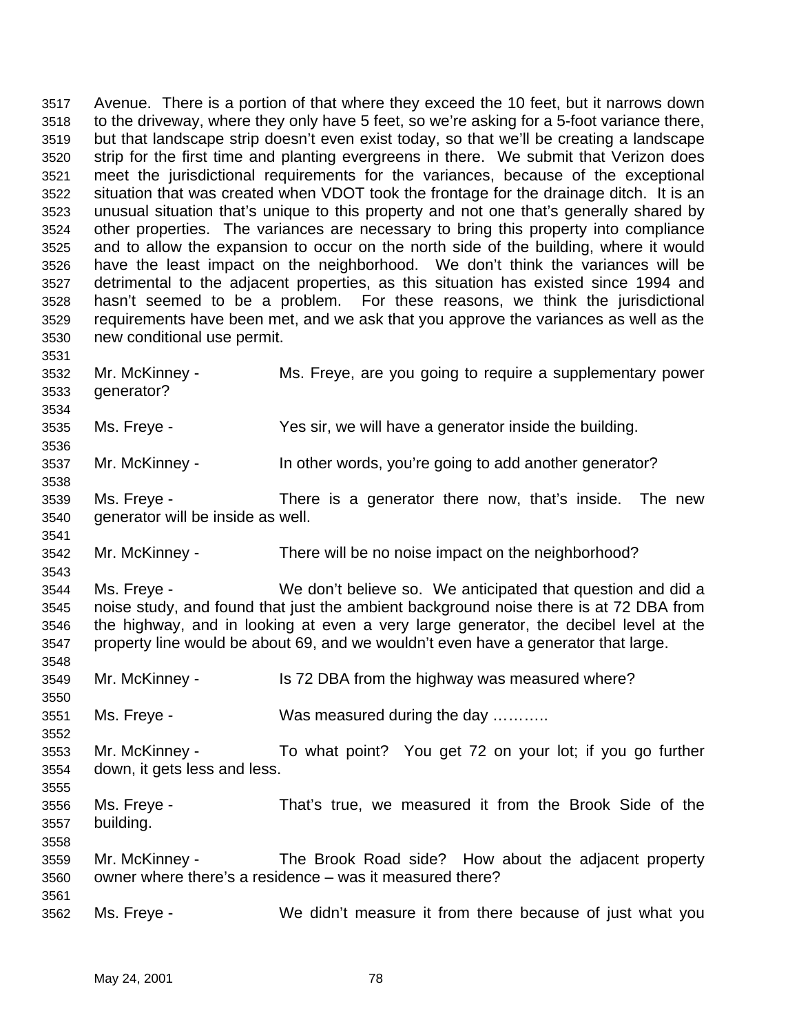Avenue. There is a portion of that where they exceed the 10 feet, but it narrows down to the driveway, where they only have 5 feet, so we're asking for a 5-foot variance there, but that landscape strip doesn't even exist today, so that we'll be creating a landscape strip for the first time and planting evergreens in there. We submit that Verizon does meet the jurisdictional requirements for the variances, because of the exceptional situation that was created when VDOT took the frontage for the drainage ditch. It is an unusual situation that's unique to this property and not one that's generally shared by other properties. The variances are necessary to bring this property into compliance and to allow the expansion to occur on the north side of the building, where it would have the least impact on the neighborhood. We don't think the variances will be detrimental to the adjacent properties, as this situation has existed since 1994 and hasn't seemed to be a problem. For these reasons, we think the jurisdictional requirements have been met, and we ask that you approve the variances as well as the new conditional use permit.

Mr. McKinney - Ms. Freye, are you going to require a supplementary power generator?

Ms. Freye - Yes sir, we will have a generator inside the building.

Mr. McKinney - In other words, you're going to add another generator?

Ms. Freye - There is a generator there now, that's inside. The new generator will be inside as well.

Mr. McKinney - There will be no noise impact on the neighborhood?

Ms. Freye - We don't believe so. We anticipated that question and did a noise study, and found that just the ambient background noise there is at 72 DBA from the highway, and in looking at even a very large generator, the decibel level at the property line would be about 69, and we wouldn't even have a generator that large.

Mr. McKinney - Is 72 DBA from the highway was measured where?

Ms. Freye - Was measured during the day ………..

Mr. McKinney - To what point? You get 72 on your lot; if you go further down, it gets less and less.

Ms. Freye - That's true, we measured it from the Brook Side of the building.

Mr. McKinney - The Brook Road side? How about the adjacent property owner where there's a residence – was it measured there?

Ms. Freye - We didn't measure it from there because of just what you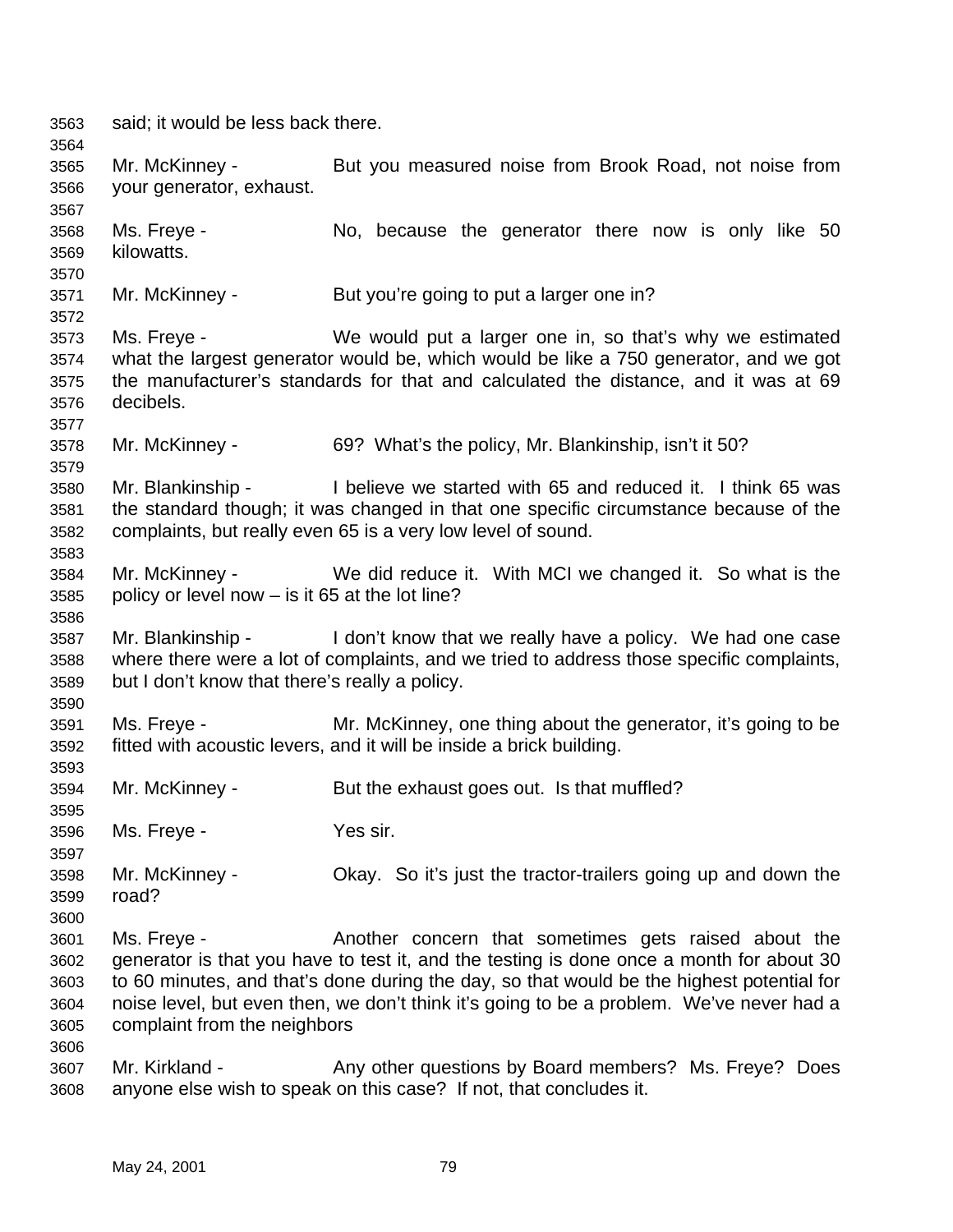said; it would be less back there.

Mr. McKinney - But you measured noise from Brook Road, not noise from your generator, exhaust.

Ms. Freye - No, because the generator there now is only like 50 kilowatts.

Mr. McKinney - But you're going to put a larger one in?

Ms. Freye - We would put a larger one in, so that's why we estimated what the largest generator would be, which would be like a 750 generator, and we got the manufacturer's standards for that and calculated the distance, and it was at 69 decibels.

Mr. McKinney - 69? What's the policy, Mr. Blankinship, isn't it 50?

Mr. Blankinship - I believe we started with 65 and reduced it. I think 65 was the standard though; it was changed in that one specific circumstance because of the complaints, but really even 65 is a very low level of sound.

Mr. McKinney - We did reduce it. With MCI we changed it. So what is the policy or level now – is it 65 at the lot line?

Mr. Blankinship - I don't know that we really have a policy. We had one case where there were a lot of complaints, and we tried to address those specific complaints, but I don't know that there's really a policy.

Ms. Freye - Mr. McKinney, one thing about the generator, it's going to be fitted with acoustic levers, and it will be inside a brick building.

Mr. McKinney - But the exhaust goes out. Is that muffled?

Ms. Freye - Yes sir.

Mr. McKinney - Okay. So it's just the tractor-trailers going up and down the road?

Ms. Freye - Another concern that sometimes gets raised about the generator is that you have to test it, and the testing is done once a month for about 30 to 60 minutes, and that's done during the day, so that would be the highest potential for noise level, but even then, we don't think it's going to be a problem. We've never had a complaint from the neighbors

Mr. Kirkland - Any other questions by Board members? Ms. Freye? Does anyone else wish to speak on this case? If not, that concludes it.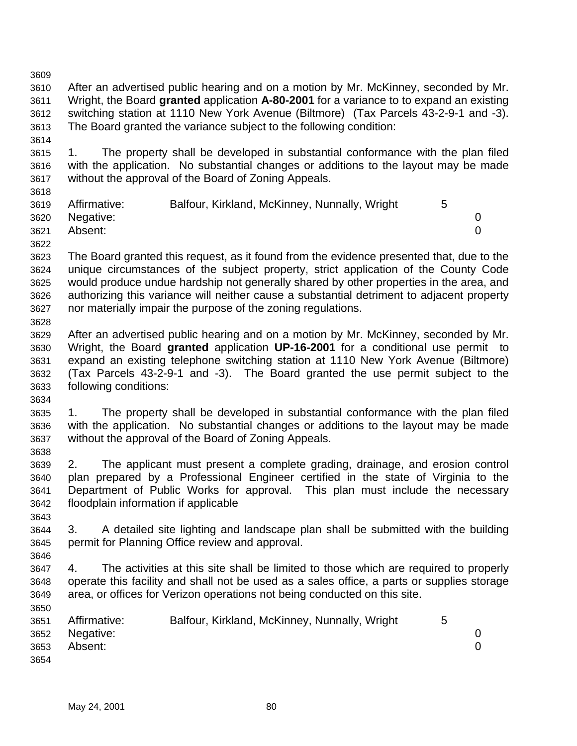After an advertised public hearing and on a motion by Mr. McKinney, seconded by Mr. Wright, the Board **granted** application **A-80-2001** for a variance to to expand an existing switching station at 1110 New York Avenue (Biltmore) (Tax Parcels 43-2-9-1 and -3). The Board granted the variance subject to the following condition:

1. The property shall be developed in substantial conformance with the plan filed with the application. No substantial changes or additions to the layout may be made without the approval of the Board of Zoning Appeals.

| | | |
|---|---|---|
| Affirmative: | Balfour, Kirkland, McKinney, Nunnally, Wright | 5 |
| Negative: | | 0 |
| Absent: | | 0 |

The Board granted this request, as it found from the evidence presented that, due to the unique circumstances of the subject property, strict application of the County Code would produce undue hardship not generally shared by other properties in the area, and authorizing this variance will neither cause a substantial detriment to adjacent property nor materially impair the purpose of the zoning regulations.

After an advertised public hearing and on a motion by Mr. McKinney, seconded by Mr. Wright, the Board **granted** application **UP-16-2001** for a conditional use permit to expand an existing telephone switching station at 1110 New York Avenue (Biltmore) (Tax Parcels 43-2-9-1 and -3). The Board granted the use permit subject to the following conditions:

1. The property shall be developed in substantial conformance with the plan filed with the application. No substantial changes or additions to the layout may be made without the approval of the Board of Zoning Appeals.

2. The applicant must present a complete grading, drainage, and erosion control plan prepared by a Professional Engineer certified in the state of Virginia to the Department of Public Works for approval. This plan must include the necessary floodplain information if applicable

3. A detailed site lighting and landscape plan shall be submitted with the building permit for Planning Office review and approval.

4. The activities at this site shall be limited to those which are required to properly operate this facility and shall not be used as a sales office, a parts or supplies storage area, or offices for Verizon operations not being conducted on this site.

| | | |
|---|---|---|
| Affirmative: | Balfour, Kirkland, McKinney, Nunnally, Wright | 5 |
| Negative: | | 0 |
| Absent: | | 0 |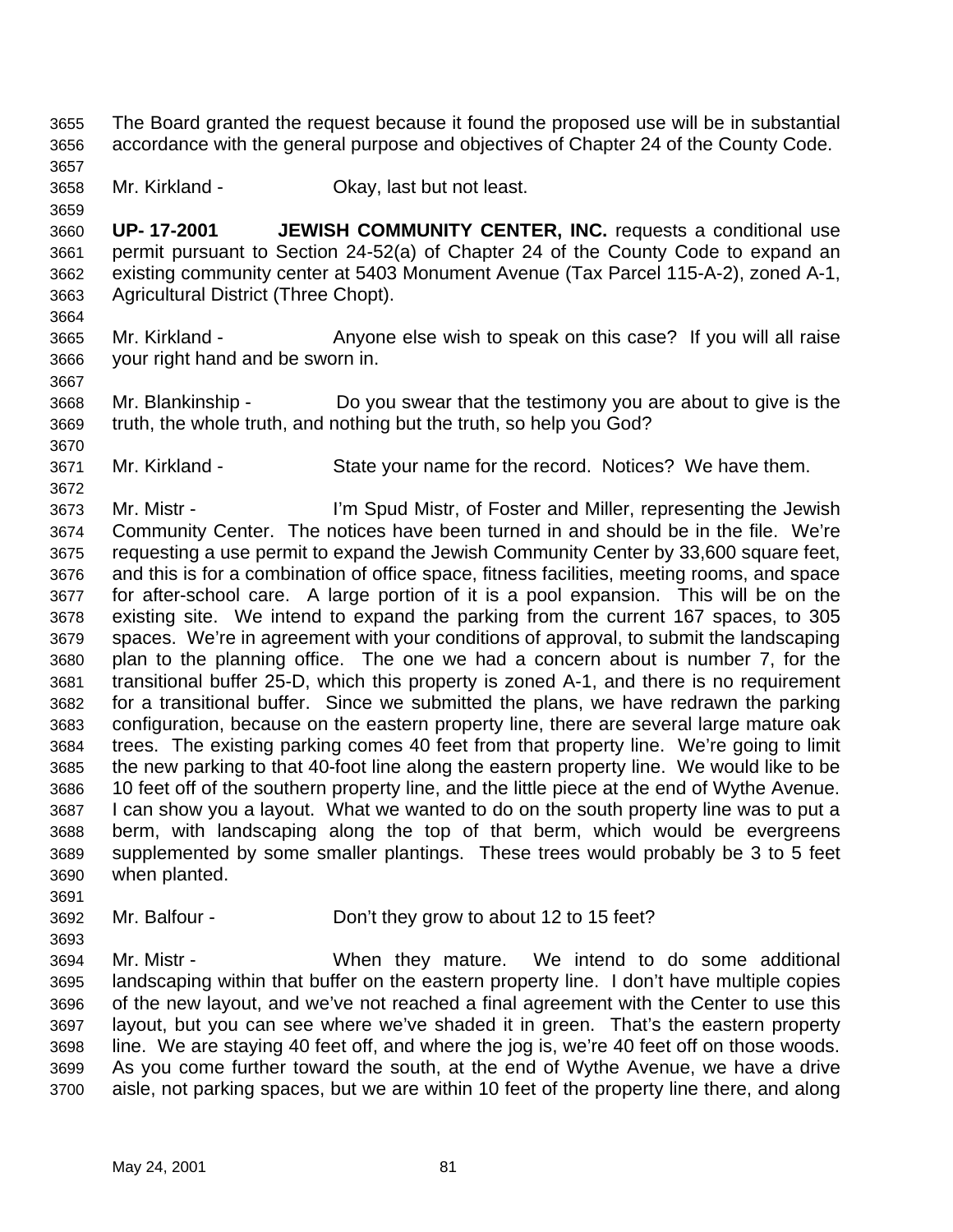The Board granted the request because it found the proposed use will be in substantial accordance with the general purpose and objectives of Chapter 24 of the County Code.

Mr. Kirkland - Okay, last but not least.

**UP- 17-2001 JEWISH COMMUNITY CENTER, INC.** requests a conditional use permit pursuant to Section 24-52(a) of Chapter 24 of the County Code to expand an existing community center at 5403 Monument Avenue (Tax Parcel 115-A-2), zoned A-1, Agricultural District (Three Chopt).

Mr. Kirkland - Anyone else wish to speak on this case? If you will all raise your right hand and be sworn in.

Mr. Blankinship - Do you swear that the testimony you are about to give is the truth, the whole truth, and nothing but the truth, so help you God?

Mr. Kirkland - State your name for the record. Notices? We have them.

Mr. Mistr - I'm Spud Mistr, of Foster and Miller, representing the Jewish Community Center. The notices have been turned in and should be in the file. We're requesting a use permit to expand the Jewish Community Center by 33,600 square feet, and this is for a combination of office space, fitness facilities, meeting rooms, and space for after-school care. A large portion of it is a pool expansion. This will be on the existing site. We intend to expand the parking from the current 167 spaces, to 305 spaces. We're in agreement with your conditions of approval, to submit the landscaping plan to the planning office. The one we had a concern about is number 7, for the transitional buffer 25-D, which this property is zoned A-1, and there is no requirement for a transitional buffer. Since we submitted the plans, we have redrawn the parking configuration, because on the eastern property line, there are several large mature oak trees. The existing parking comes 40 feet from that property line. We're going to limit the new parking to that 40-foot line along the eastern property line. We would like to be 10 feet off of the southern property line, and the little piece at the end of Wythe Avenue. I can show you a layout. What we wanted to do on the south property line was to put a berm, with landscaping along the top of that berm, which would be evergreens supplemented by some smaller plantings. These trees would probably be 3 to 5 feet when planted.

Mr. Balfour - Don't they grow to about 12 to 15 feet?

Mr. Mistr - When they mature. We intend to do some additional landscaping within that buffer on the eastern property line. I don't have multiple copies of the new layout, and we've not reached a final agreement with the Center to use this layout, but you can see where we've shaded it in green. That's the eastern property line. We are staying 40 feet off, and where the jog is, we're 40 feet off on those woods. As you come further toward the south, at the end of Wythe Avenue, we have a drive aisle, not parking spaces, but we are within 10 feet of the property line there, and along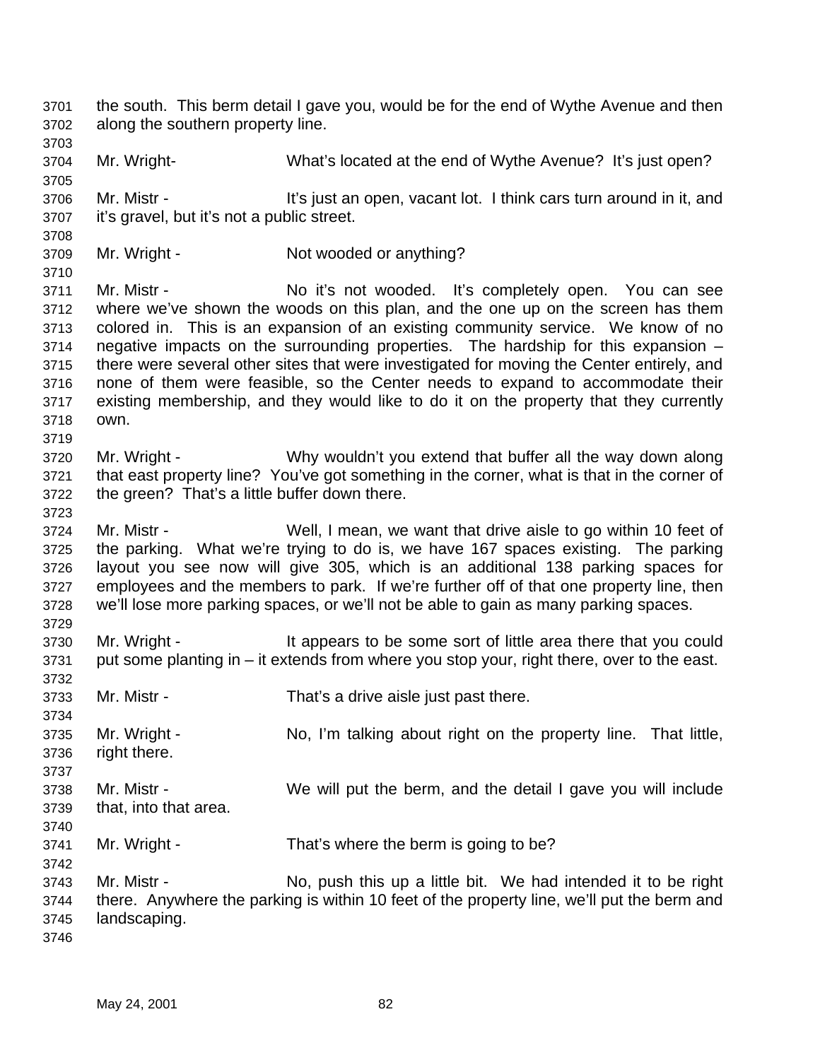the south. This berm detail I gave you, would be for the end of Wythe Avenue and then along the southern property line.

Mr. Wright- What's located at the end of Wythe Avenue? It's just open?

Mr. Mistr - It's just an open, vacant lot. I think cars turn around in it, and it's gravel, but it's not a public street.

Mr. Wright - Not wooded or anything?

Mr. Mistr - No it's not wooded. It's completely open. You can see where we've shown the woods on this plan, and the one up on the screen has them colored in. This is an expansion of an existing community service. We know of no negative impacts on the surrounding properties. The hardship for this expansion – there were several other sites that were investigated for moving the Center entirely, and none of them were feasible, so the Center needs to expand to accommodate their existing membership, and they would like to do it on the property that they currently own.

Mr. Wright - Why wouldn't you extend that buffer all the way down along that east property line? You've got something in the corner, what is that in the corner of the green? That's a little buffer down there.

Mr. Mistr - Well, I mean, we want that drive aisle to go within 10 feet of the parking. What we're trying to do is, we have 167 spaces existing. The parking layout you see now will give 305, which is an additional 138 parking spaces for employees and the members to park. If we're further off of that one property line, then we'll lose more parking spaces, or we'll not be able to gain as many parking spaces.

Mr. Wright - It appears to be some sort of little area there that you could put some planting in – it extends from where you stop your, right there, over to the east.

Mr. Mistr - That's a drive aisle just past there.

Mr. Wright - No, I'm talking about right on the property line. That little, right there.

Mr. Mistr - We will put the berm, and the detail I gave you will include that, into that area.

Mr. Wright - That's where the berm is going to be?

Mr. Mistr - No, push this up a little bit. We had intended it to be right there. Anywhere the parking is within 10 feet of the property line, we'll put the berm and landscaping.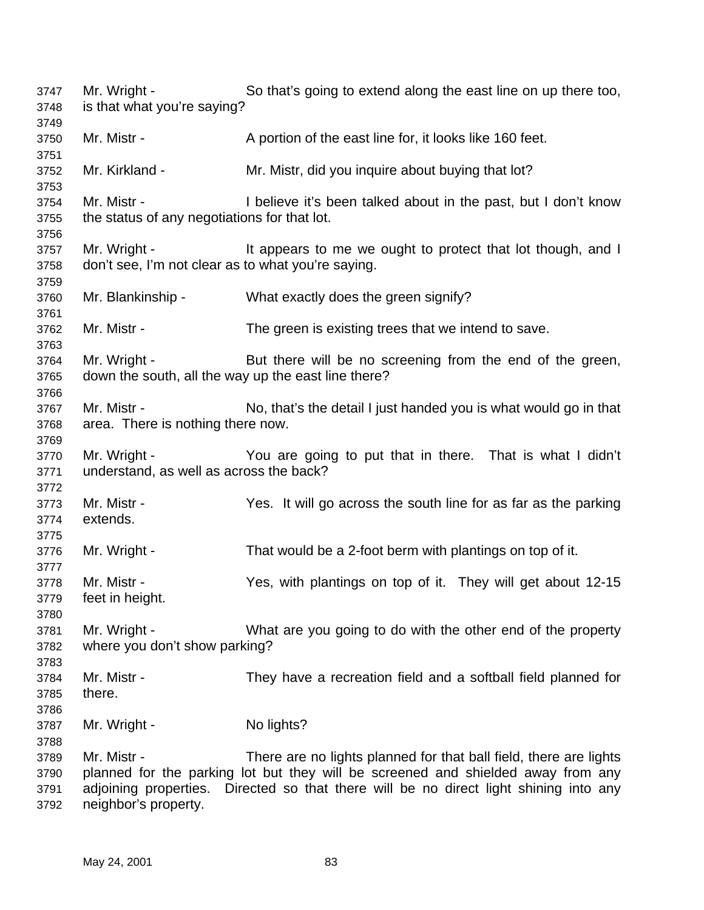Mr. Wright - So that's going to extend along the east line on up there too, is that what you're saying?

Mr. Mistr - A portion of the east line for, it looks like 160 feet.

Mr. Kirkland - Mr. Mistr, did you inquire about buying that lot?

Mr. Mistr - I believe it's been talked about in the past, but I don't know the status of any negotiations for that lot.

Mr. Wright - It appears to me we ought to protect that lot though, and I don't see, I'm not clear as to what you're saying.

Mr. Blankinship - What exactly does the green signify?

Mr. Mistr - The green is existing trees that we intend to save.

Mr. Wright - But there will be no screening from the end of the green, down the south, all the way up the east line there?

Mr. Mistr - No, that's the detail I just handed you is what would go in that area. There is nothing there now.

Mr. Wright - You are going to put that in there. That is what I didn't understand, as well as across the back?

Mr. Mistr - Yes. It will go across the south line for as far as the parking extends.

Mr. Wright - That would be a 2-foot berm with plantings on top of it.

Mr. Mistr - Yes, with plantings on top of it. They will get about 12-15 feet in height.

Mr. Wright - What are you going to do with the other end of the property where you don't show parking?

Mr. Mistr - They have a recreation field and a softball field planned for there.

Mr. Wright - No lights?

Mr. Mistr - There are no lights planned for that ball field, there are lights planned for the parking lot but they will be screened and shielded away from any adjoining properties. Directed so that there will be no direct light shining into any neighbor's property.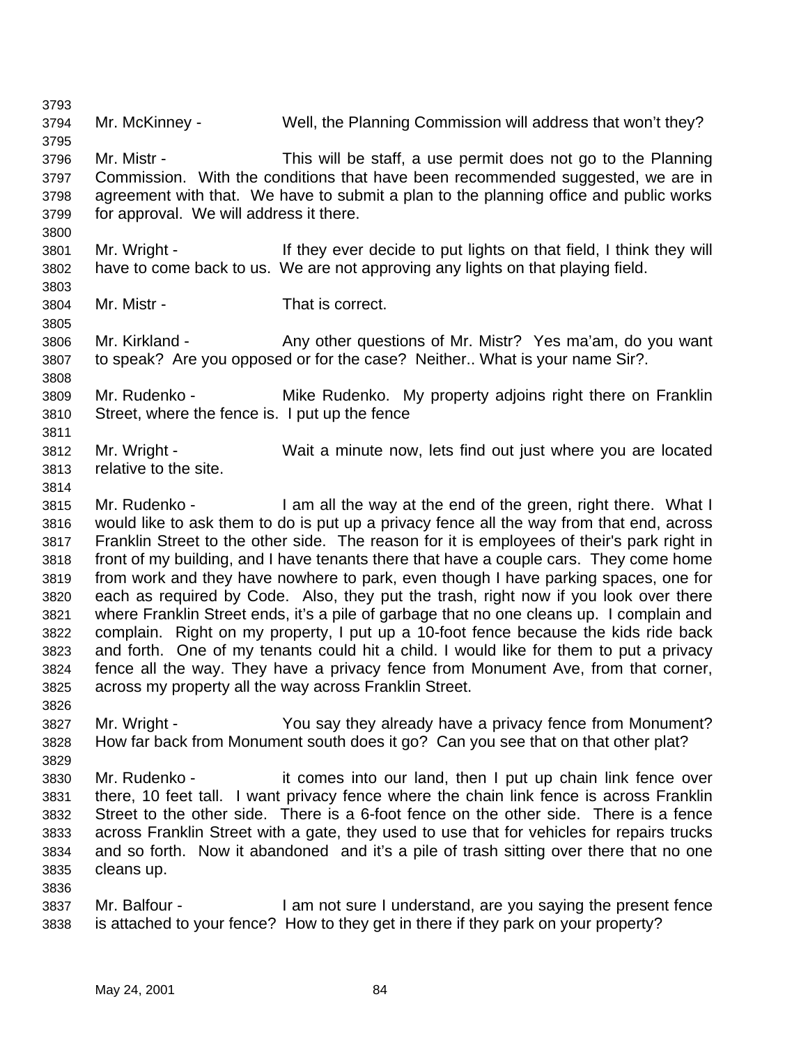Mr. McKinney - Well, the Planning Commission will address that won't they?

Mr. Mistr - This will be staff, a use permit does not go to the Planning Commission. With the conditions that have been recommended suggested, we are in agreement with that. We have to submit a plan to the planning office and public works for approval. We will address it there.

Mr. Wright - If they ever decide to put lights on that field, I think they will have to come back to us. We are not approving any lights on that playing field.

Mr. Mistr - That is correct.

Mr. Kirkland - Any other questions of Mr. Mistr? Yes ma'am, do you want to speak? Are you opposed or for the case? Neither.. What is your name Sir?.

Mr. Rudenko - Mike Rudenko. My property adjoins right there on Franklin Street, where the fence is. I put up the fence

Mr. Wright - Wait a minute now, lets find out just where you are located relative to the site.

Mr. Rudenko - I am all the way at the end of the green, right there. What I would like to ask them to do is put up a privacy fence all the way from that end, across Franklin Street to the other side. The reason for it is employees of their's park right in front of my building, and I have tenants there that have a couple cars. They come home from work and they have nowhere to park, even though I have parking spaces, one for each as required by Code. Also, they put the trash, right now if you look over there where Franklin Street ends, it's a pile of garbage that no one cleans up. I complain and complain. Right on my property, I put up a 10-foot fence because the kids ride back and forth. One of my tenants could hit a child. I would like for them to put a privacy fence all the way. They have a privacy fence from Monument Ave, from that corner, across my property all the way across Franklin Street.

Mr. Wright - You say they already have a privacy fence from Monument? How far back from Monument south does it go? Can you see that on that other plat?

Mr. Rudenko - it comes into our land, then I put up chain link fence over there, 10 feet tall. I want privacy fence where the chain link fence is across Franklin Street to the other side. There is a 6-foot fence on the other side. There is a fence across Franklin Street with a gate, they used to use that for vehicles for repairs trucks and so forth. Now it abandoned and it's a pile of trash sitting over there that no one cleans up.

Mr. Balfour - I am not sure I understand, are you saying the present fence is attached to your fence? How to they get in there if they park on your property?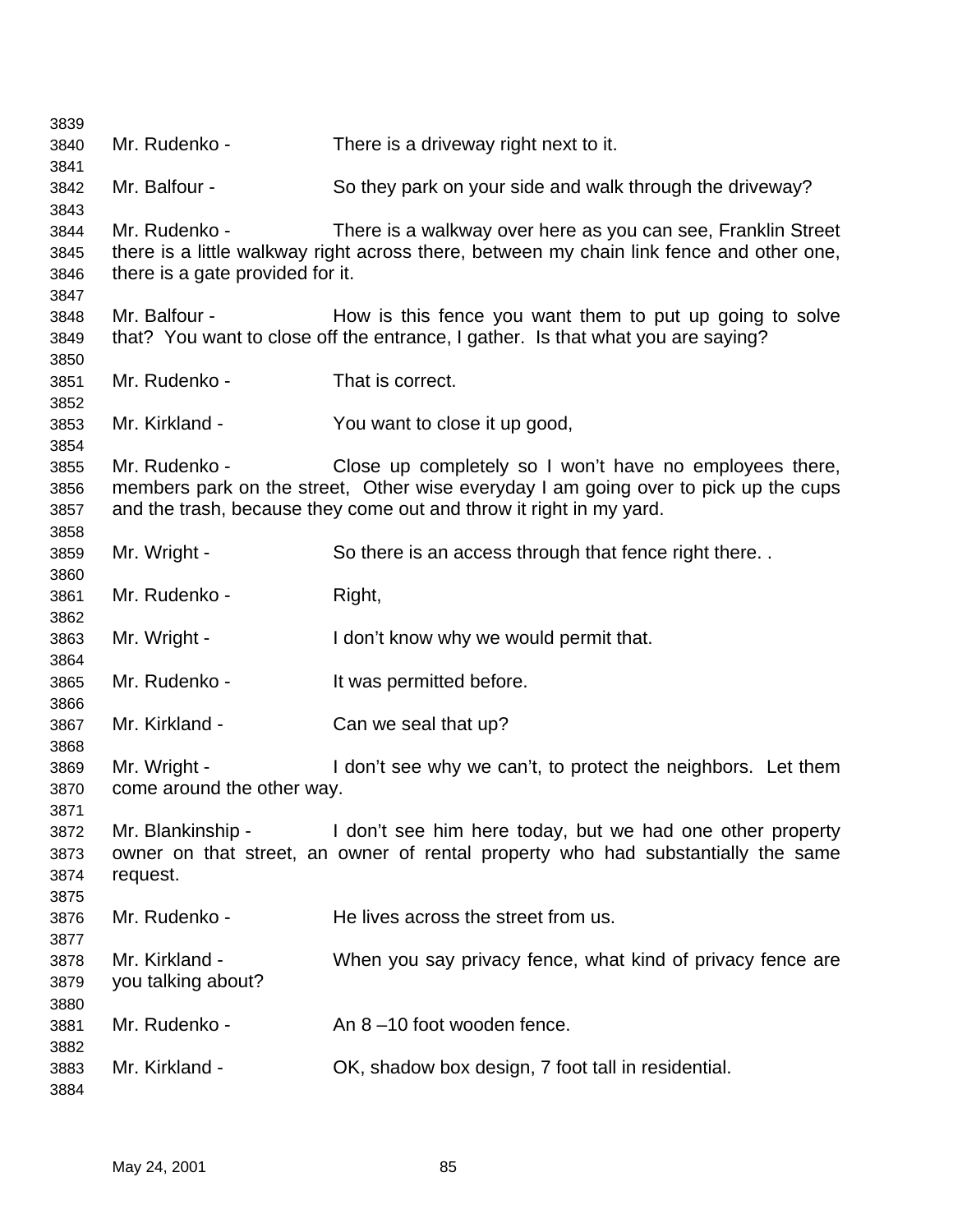Mr. Rudenko - There is a driveway right next to it.

Mr. Balfour - So they park on your side and walk through the driveway?

Mr. Rudenko - There is a walkway over here as you can see, Franklin Street there is a little walkway right across there, between my chain link fence and other one, there is a gate provided for it.

Mr. Balfour - How is this fence you want them to put up going to solve that? You want to close off the entrance, I gather. Is that what you are saying?

Mr. Rudenko - That is correct.

Mr. Kirkland - You want to close it up good,

Mr. Rudenko - Close up completely so I won't have no employees there, members park on the street, Other wise everyday I am going over to pick up the cups and the trash, because they come out and throw it right in my yard.

Mr. Wright - So there is an access through that fence right there. .

Mr. Rudenko - Right,

Mr. Wright - I don't know why we would permit that.

Mr. Rudenko - It was permitted before.

Mr. Kirkland - Can we seal that up?

Mr. Wright - I don't see why we can't, to protect the neighbors. Let them come around the other way.

Mr. Blankinship - I don't see him here today, but we had one other property owner on that street, an owner of rental property who had substantially the same request.

Mr. Rudenko - He lives across the street from us.

Mr. Kirkland - When you say privacy fence, what kind of privacy fence are you talking about?

Mr. Rudenko - An 8 –10 foot wooden fence.

Mr. Kirkland - OK, shadow box design, 7 foot tall in residential.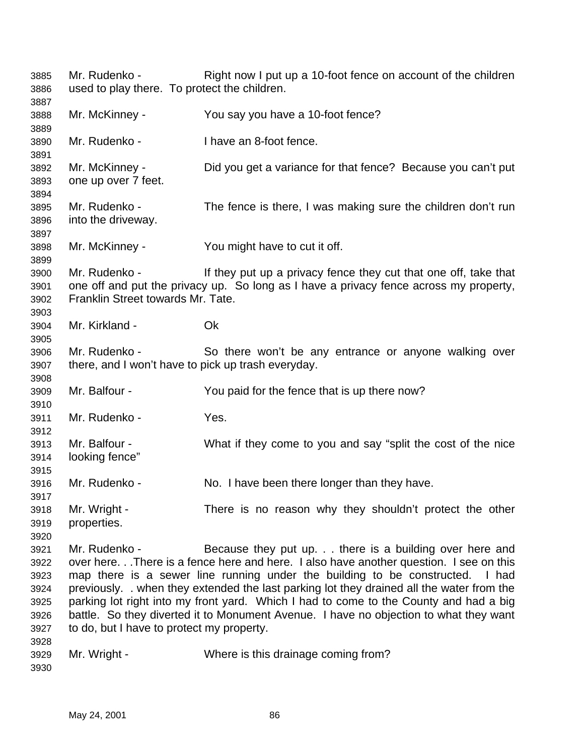Mr. Rudenko - Right now I put up a 10-foot fence on account of the children used to play there. To protect the children.

Mr. McKinney - You say you have a 10-foot fence?

Mr. Rudenko - I have an 8-foot fence.

Mr. McKinney - Did you get a variance for that fence? Because you can't put one up over 7 feet.

Mr. Rudenko - The fence is there, I was making sure the children don't run into the driveway.

Mr. McKinney - You might have to cut it off.

Mr. Rudenko - If they put up a privacy fence they cut that one off, take that one off and put the privacy up. So long as I have a privacy fence across my property, Franklin Street towards Mr. Tate.

Mr. Kirkland - Ok

Mr. Rudenko - So there won't be any entrance or anyone walking over there, and I won't have to pick up trash everyday.

Mr. Balfour - You paid for the fence that is up there now?

Mr. Rudenko - Yes.

Mr. Balfour - What if they come to you and say "split the cost of the nice looking fence"

Mr. Rudenko - No. I have been there longer than they have.

Mr. Wright - There is no reason why they shouldn't protect the other properties.

Mr. Rudenko - Because they put up. . . there is a building over here and over here. . .There is a fence here and here. I also have another question. I see on this map there is a sewer line running under the building to be constructed. I had previously. . when they extended the last parking lot they drained all the water from the parking lot right into my front yard. Which I had to come to the County and had a big battle. So they diverted it to Monument Avenue. I have no objection to what they want to do, but I have to protect my property.

Mr. Wright - Where is this drainage coming from?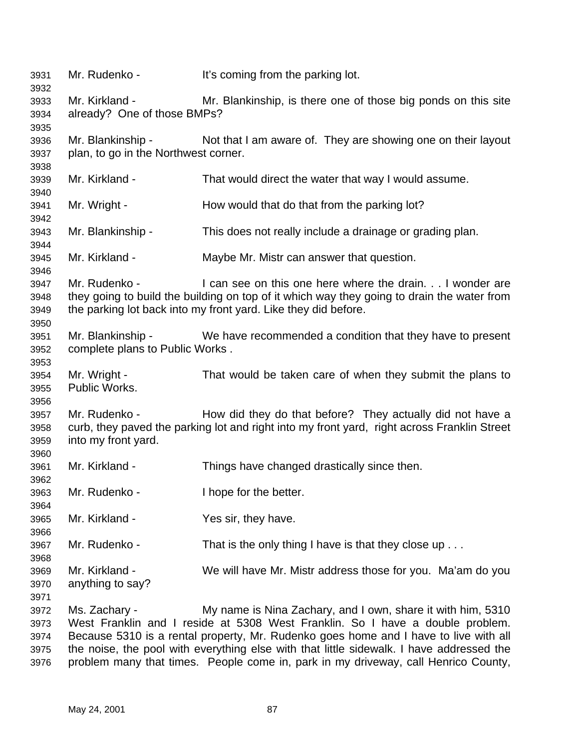Mr. Rudenko - It's coming from the parking lot.

Mr. Kirkland - Mr. Blankinship, is there one of those big ponds on this site already? One of those BMPs?

Mr. Blankinship - Not that I am aware of. They are showing one on their layout plan, to go in the Northwest corner.

Mr. Kirkland - That would direct the water that way I would assume.

Mr. Wright - How would that do that from the parking lot?

Mr. Blankinship - This does not really include a drainage or grading plan.

Mr. Kirkland - Maybe Mr. Mistr can answer that question.

Mr. Rudenko - I can see on this one here where the drain. . . I wonder are they going to build the building on top of it which way they going to drain the water from the parking lot back into my front yard. Like they did before.

Mr. Blankinship - We have recommended a condition that they have to present complete plans to Public Works .

Mr. Wright - That would be taken care of when they submit the plans to Public Works.

Mr. Rudenko - How did they do that before? They actually did not have a curb, they paved the parking lot and right into my front yard, right across Franklin Street into my front yard.

Mr. Kirkland - Things have changed drastically since then.

Mr. Rudenko - I hope for the better.

Mr. Kirkland - Yes sir, they have.

Mr. Rudenko - That is the only thing I have is that they close up . . .

Mr. Kirkland - We will have Mr. Mistr address those for you. Ma'am do you anything to say?

Ms. Zachary - My name is Nina Zachary, and I own, share it with him, 5310 West Franklin and I reside at 5308 West Franklin. So I have a double problem. Because 5310 is a rental property, Mr. Rudenko goes home and I have to live with all the noise, the pool with everything else with that little sidewalk. I have addressed the problem many that times. People come in, park in my driveway, call Henrico County,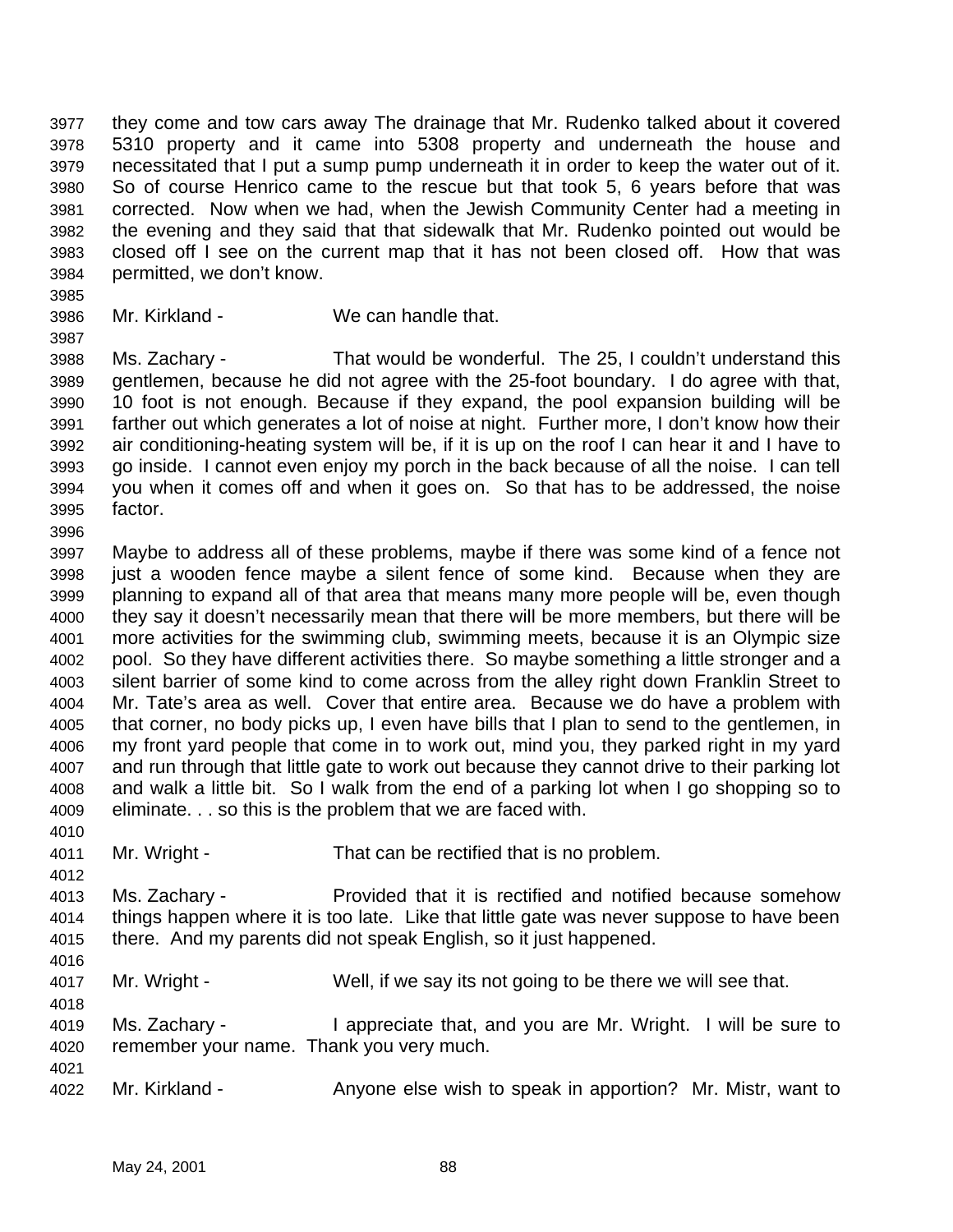they come and tow cars away The drainage that Mr. Rudenko talked about it covered 5310 property and it came into 5308 property and underneath the house and necessitated that I put a sump pump underneath it in order to keep the water out of it. So of course Henrico came to the rescue but that took 5, 6 years before that was corrected. Now when we had, when the Jewish Community Center had a meeting in the evening and they said that that sidewalk that Mr. Rudenko pointed out would be closed off I see on the current map that it has not been closed off. How that was permitted, we don't know.

Mr. Kirkland - We can handle that.

Ms. Zachary - That would be wonderful. The 25, I couldn't understand this gentlemen, because he did not agree with the 25-foot boundary. I do agree with that, 10 foot is not enough. Because if they expand, the pool expansion building will be farther out which generates a lot of noise at night. Further more, I don't know how their air conditioning-heating system will be, if it is up on the roof I can hear it and I have to go inside. I cannot even enjoy my porch in the back because of all the noise. I can tell you when it comes off and when it goes on. So that has to be addressed, the noise factor.

Maybe to address all of these problems, maybe if there was some kind of a fence not just a wooden fence maybe a silent fence of some kind. Because when they are planning to expand all of that area that means many more people will be, even though they say it doesn't necessarily mean that there will be more members, but there will be more activities for the swimming club, swimming meets, because it is an Olympic size pool. So they have different activities there. So maybe something a little stronger and a silent barrier of some kind to come across from the alley right down Franklin Street to Mr. Tate's area as well. Cover that entire area. Because we do have a problem with that corner, no body picks up, I even have bills that I plan to send to the gentlemen, in my front yard people that come in to work out, mind you, they parked right in my yard and run through that little gate to work out because they cannot drive to their parking lot and walk a little bit. So I walk from the end of a parking lot when I go shopping so to eliminate. . . so this is the problem that we are faced with.

Mr. Wright - That can be rectified that is no problem.

Ms. Zachary - Provided that it is rectified and notified because somehow things happen where it is too late. Like that little gate was never suppose to have been there. And my parents did not speak English, so it just happened.

Mr. Wright - Well, if we say its not going to be there we will see that.

Ms. Zachary - I appreciate that, and you are Mr. Wright. I will be sure to remember your name. Thank you very much.

Mr. Kirkland - Anyone else wish to speak in apportion? Mr. Mistr, want to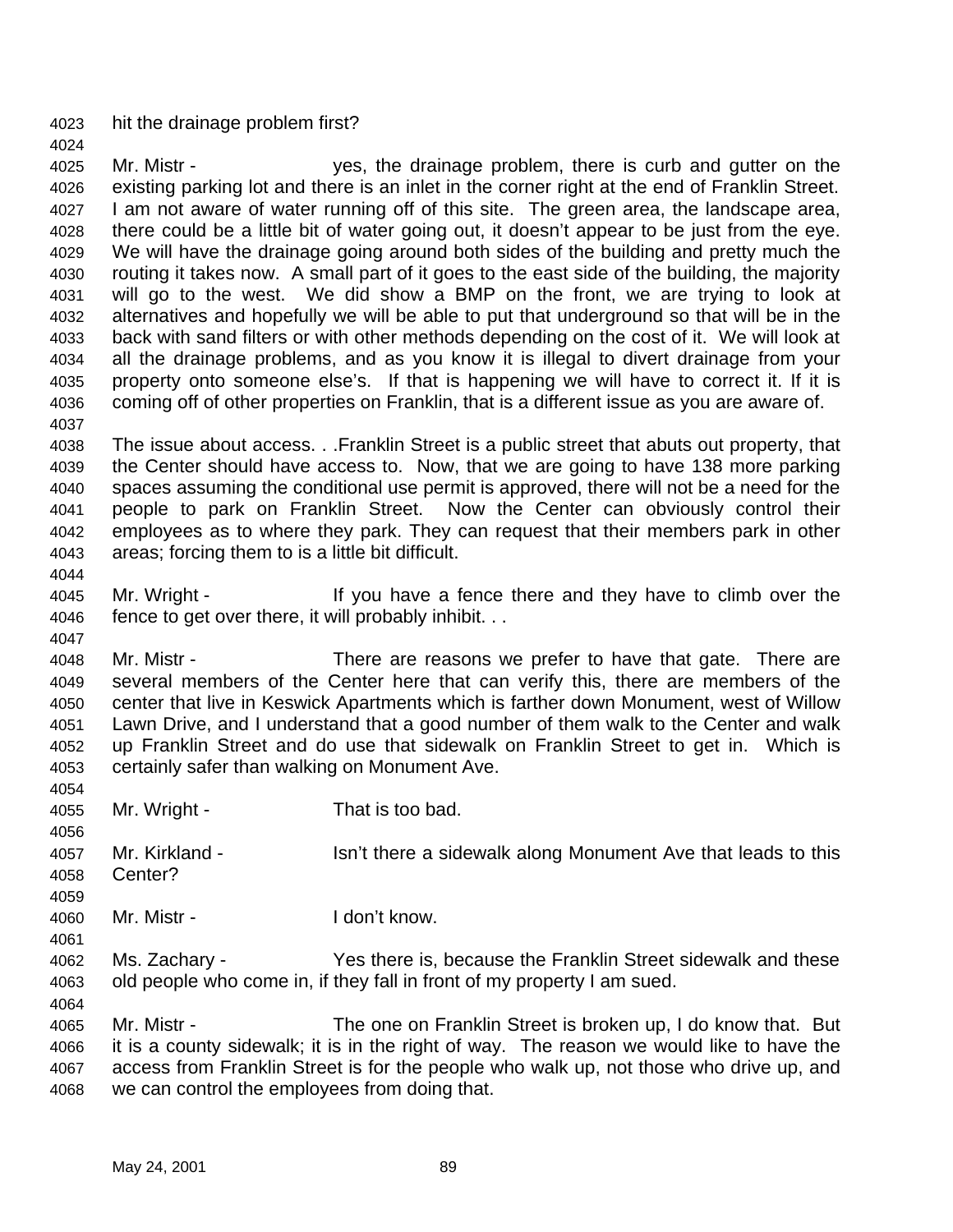hit the drainage problem first?

Mr. Mistr - yes, the drainage problem, there is curb and gutter on the existing parking lot and there is an inlet in the corner right at the end of Franklin Street. I am not aware of water running off of this site. The green area, the landscape area, there could be a little bit of water going out, it doesn't appear to be just from the eye. We will have the drainage going around both sides of the building and pretty much the routing it takes now. A small part of it goes to the east side of the building, the majority will go to the west. We did show a BMP on the front, we are trying to look at alternatives and hopefully we will be able to put that underground so that will be in the back with sand filters or with other methods depending on the cost of it. We will look at all the drainage problems, and as you know it is illegal to divert drainage from your property onto someone else's. If that is happening we will have to correct it. If it is coming off of other properties on Franklin, that is a different issue as you are aware of.

The issue about access. . .Franklin Street is a public street that abuts out property, that the Center should have access to. Now, that we are going to have 138 more parking spaces assuming the conditional use permit is approved, there will not be a need for the people to park on Franklin Street. Now the Center can obviously control their employees as to where they park. They can request that their members park in other areas; forcing them to is a little bit difficult.

Mr. Wright - If you have a fence there and they have to climb over the fence to get over there, it will probably inhibit. . .

Mr. Mistr - There are reasons we prefer to have that gate. There are several members of the Center here that can verify this, there are members of the center that live in Keswick Apartments which is farther down Monument, west of Willow Lawn Drive, and I understand that a good number of them walk to the Center and walk up Franklin Street and do use that sidewalk on Franklin Street to get in. Which is certainly safer than walking on Monument Ave.

Mr. Wright - That is too bad.

Mr. Kirkland - Isn't there a sidewalk along Monument Ave that leads to this Center?

Mr. Mistr - I don't know.

Ms. Zachary - Yes there is, because the Franklin Street sidewalk and these old people who come in, if they fall in front of my property I am sued.

Mr. Mistr - The one on Franklin Street is broken up, I do know that. But it is a county sidewalk; it is in the right of way. The reason we would like to have the access from Franklin Street is for the people who walk up, not those who drive up, and we can control the employees from doing that.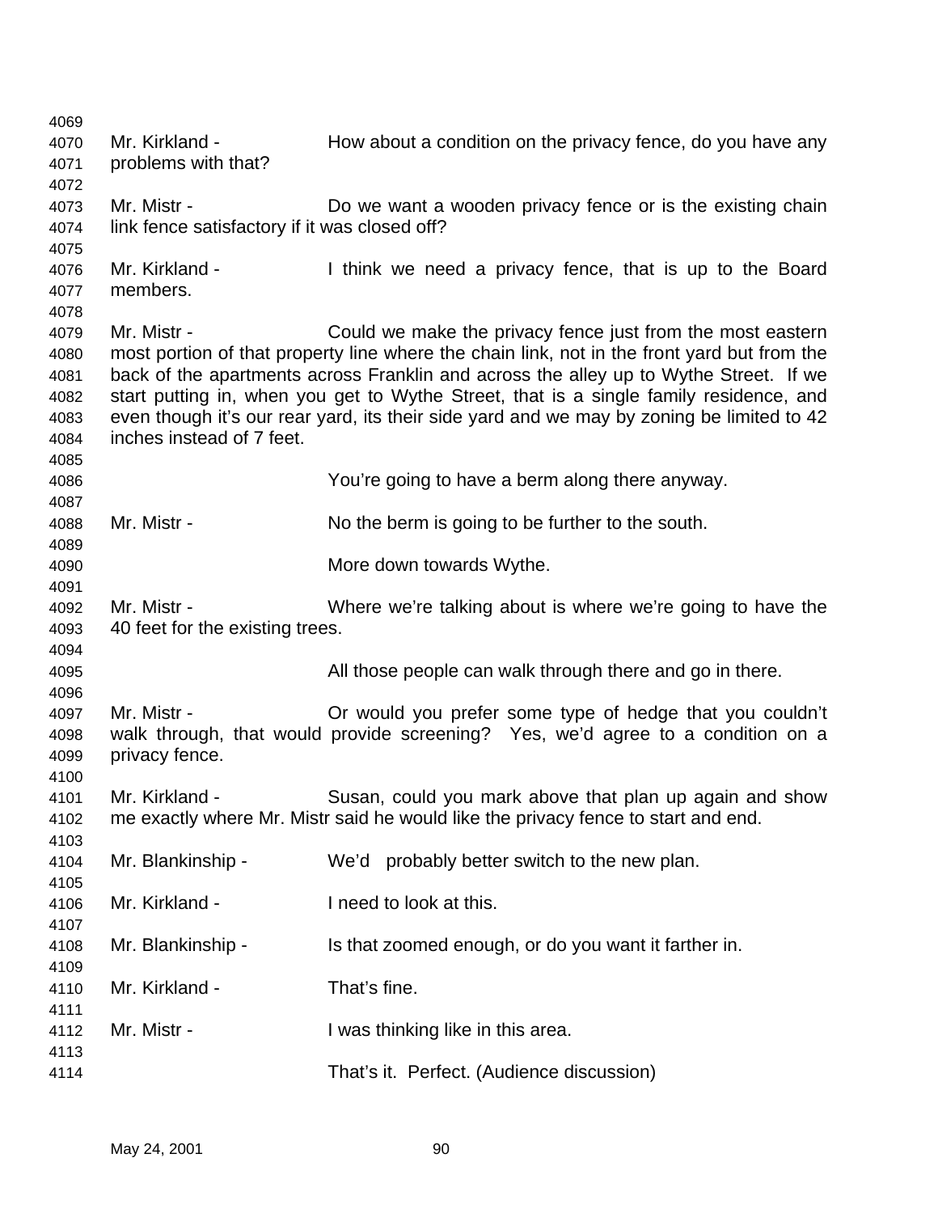4069

4070 Mr. Kirkland - How about a condition on the privacy fence, do you have any
4071 problems with that?
4072

4073 Mr. Mistr - Do we want a wooden privacy fence or is the existing chain
4074 link fence satisfactory if it was closed off?
4075

4076 Mr. Kirkland - I think we need a privacy fence, that is up to the Board
4077 members.
4078

4079 Mr. Mistr - Could we make the privacy fence just from the most eastern
4080 most portion of that property line where the chain link, not in the front yard but from the
4081 back of the apartments across Franklin and across the alley up to Wythe Street. If we
4082 start putting in, when you get to Wythe Street, that is a single family residence, and
4083 even though it's our rear yard, its their side yard and we may by zoning be limited to 42
4084 inches instead of 7 feet.
4085

4086 You're going to have a berm along there anyway.
4087

4088 Mr. Mistr - No the berm is going to be further to the south.
4089

4090 More down towards Wythe.
4091

4092 Mr. Mistr - Where we're talking about is where we're going to have the
4093 40 feet for the existing trees.
4094

4095 All those people can walk through there and go in there.
4096

4097 Mr. Mistr - Or would you prefer some type of hedge that you couldn't
4098 walk through, that would provide screening? Yes, we'd agree to a condition on a
4099 privacy fence.
4100

4101 Mr. Kirkland - Susan, could you mark above that plan up again and show
4102 me exactly where Mr. Mistr said he would like the privacy fence to start and end.
4103

4104 Mr. Blankinship - We'd probably better switch to the new plan.
4105

4106 Mr. Kirkland - I need to look at this.
4107

4108 Mr. Blankinship - Is that zoomed enough, or do you want it farther in.
4109

4110 Mr. Kirkland - That's fine.
4111

4112 Mr. Mistr - I was thinking like in this area.
4113

4114 That's it. Perfect. (Audience discussion)

May 24, 2001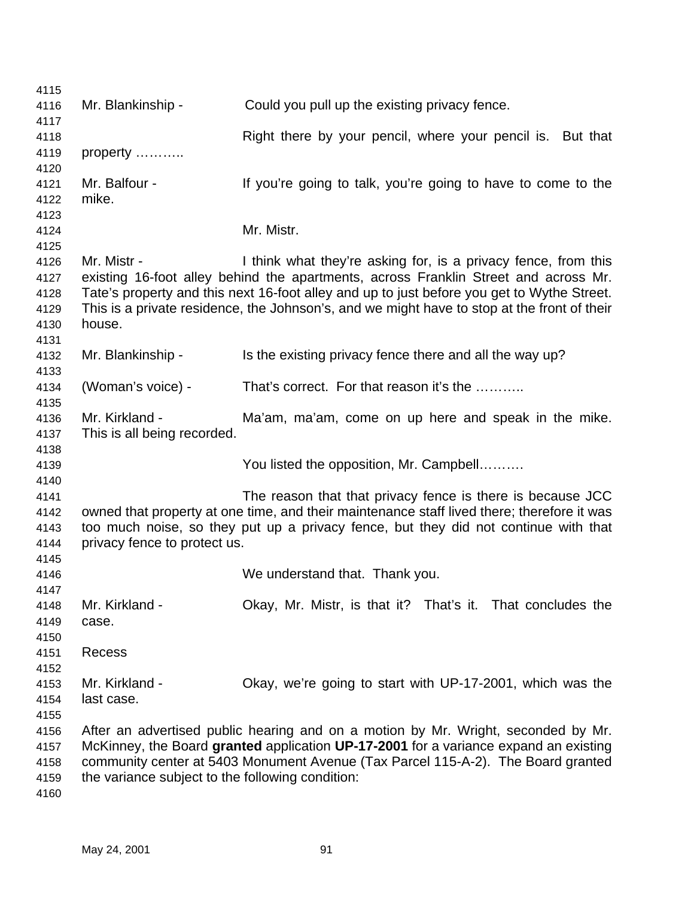Mr. Blankinship - Could you pull up the existing privacy fence.

Right there by your pencil, where your pencil is. But that property ………..

Mr. Balfour - If you're going to talk, you're going to have to come to the mike.

Mr. Mistr.

Mr. Mistr - I think what they're asking for, is a privacy fence, from this existing 16-foot alley behind the apartments, across Franklin Street and across Mr. Tate's property and this next 16-foot alley and up to just before you get to Wythe Street. This is a private residence, the Johnson's, and we might have to stop at the front of their house.

Mr. Blankinship - Is the existing privacy fence there and all the way up?

(Woman's voice) - That's correct. For that reason it's the ………..

Mr. Kirkland - Ma'am, ma'am, come on up here and speak in the mike. This is all being recorded.

You listed the opposition, Mr. Campbell……….

The reason that that privacy fence is there is because JCC owned that property at one time, and their maintenance staff lived there; therefore it was too much noise, so they put up a privacy fence, but they did not continue with that privacy fence to protect us.

We understand that. Thank you.

Mr. Kirkland - Okay, Mr. Mistr, is that it? That's it. That concludes the case.

Recess

Mr. Kirkland - Okay, we're going to start with UP-17-2001, which was the last case.

After an advertised public hearing and on a motion by Mr. Wright, seconded by Mr. McKinney, the Board **granted** application **UP-17-2001** for a variance expand an existing community center at 5403 Monument Avenue (Tax Parcel 115-A-2). The Board granted the variance subject to the following condition: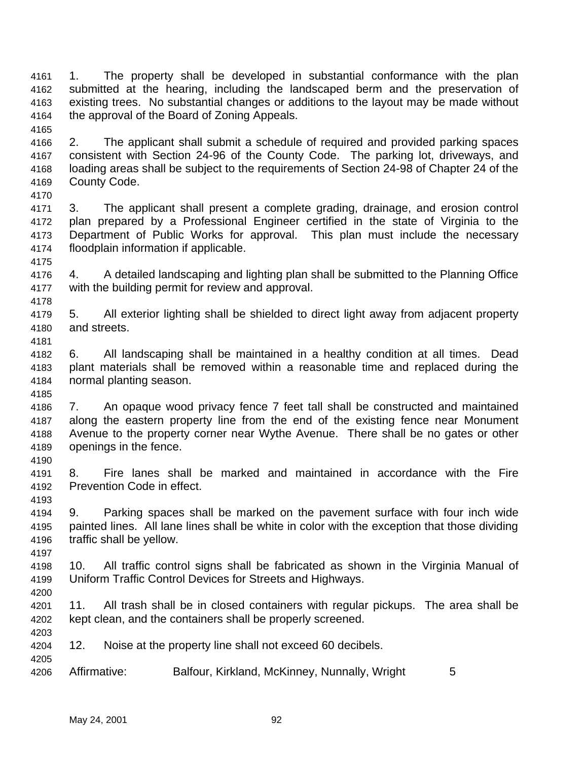1. The property shall be developed in substantial conformance with the plan submitted at the hearing, including the landscaped berm and the preservation of existing trees. No substantial changes or additions to the layout may be made without the approval of the Board of Zoning Appeals.

2. The applicant shall submit a schedule of required and provided parking spaces consistent with Section 24-96 of the County Code. The parking lot, driveways, and loading areas shall be subject to the requirements of Section 24-98 of Chapter 24 of the County Code.

3. The applicant shall present a complete grading, drainage, and erosion control plan prepared by a Professional Engineer certified in the state of Virginia to the Department of Public Works for approval. This plan must include the necessary floodplain information if applicable.

4. A detailed landscaping and lighting plan shall be submitted to the Planning Office with the building permit for review and approval.

5. All exterior lighting shall be shielded to direct light away from adjacent property and streets.

6. All landscaping shall be maintained in a healthy condition at all times. Dead plant materials shall be removed within a reasonable time and replaced during the normal planting season.

7. An opaque wood privacy fence 7 feet tall shall be constructed and maintained along the eastern property line from the end of the existing fence near Monument Avenue to the property corner near Wythe Avenue. There shall be no gates or other openings in the fence.

8. Fire lanes shall be marked and maintained in accordance with the Fire Prevention Code in effect.

9. Parking spaces shall be marked on the pavement surface with four inch wide painted lines. All lane lines shall be white in color with the exception that those dividing traffic shall be yellow.

10. All traffic control signs shall be fabricated as shown in the Virginia Manual of Uniform Traffic Control Devices for Streets and Highways.

11. All trash shall be in closed containers with regular pickups. The area shall be kept clean, and the containers shall be properly screened.

12. Noise at the property line shall not exceed 60 decibels.

Affirmative: Balfour, Kirkland, McKinney, Nunnally, Wright 5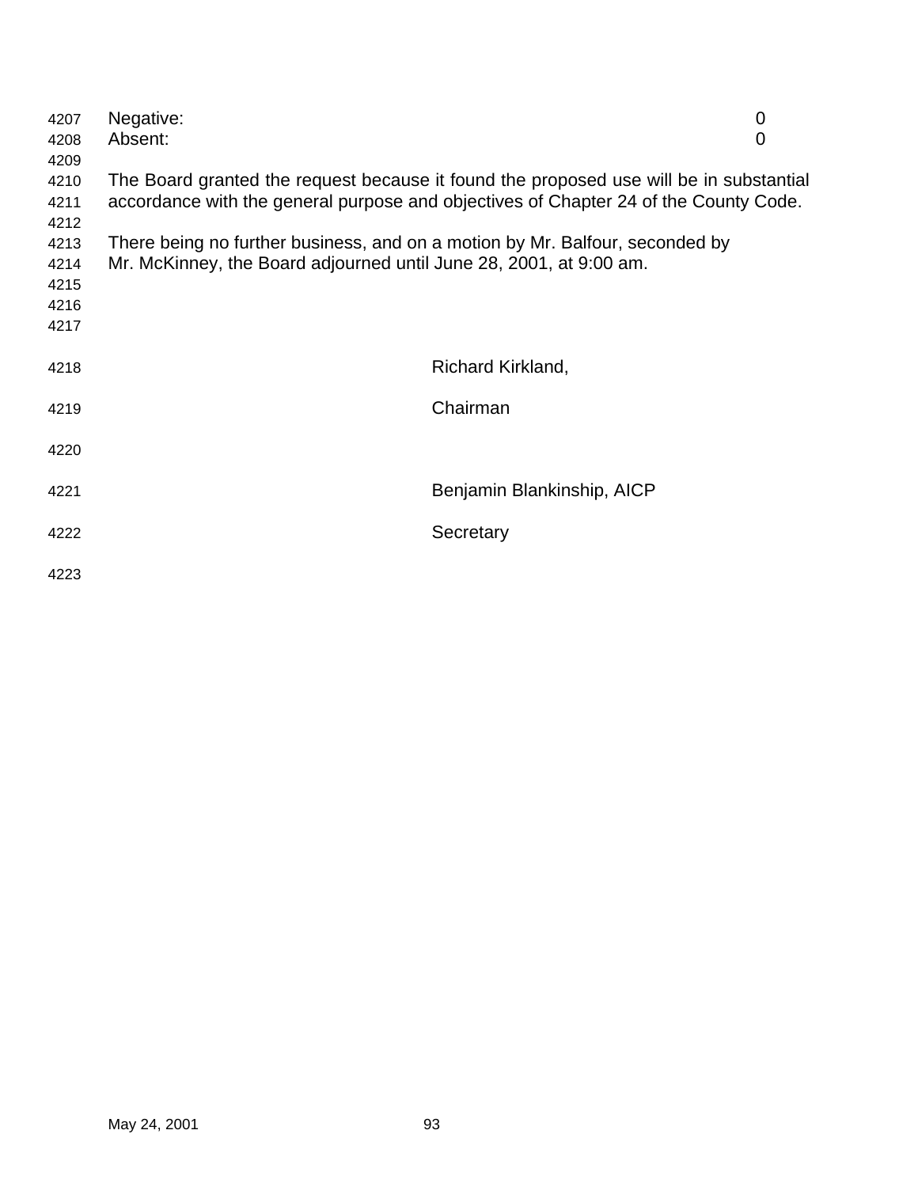| | |
|---|---|
| Negative: | 0 |
| Absent: | 0 |

The Board granted the request because it found the proposed use will be in substantial accordance with the general purpose and objectives of Chapter 24 of the County Code.

There being no further business, and on a motion by Mr. Balfour, seconded by Mr. McKinney, the Board adjourned until June 28, 2001, at 9:00 am.

Richard Kirkland,

Chairman

Benjamin Blankinship, AICP

Secretary